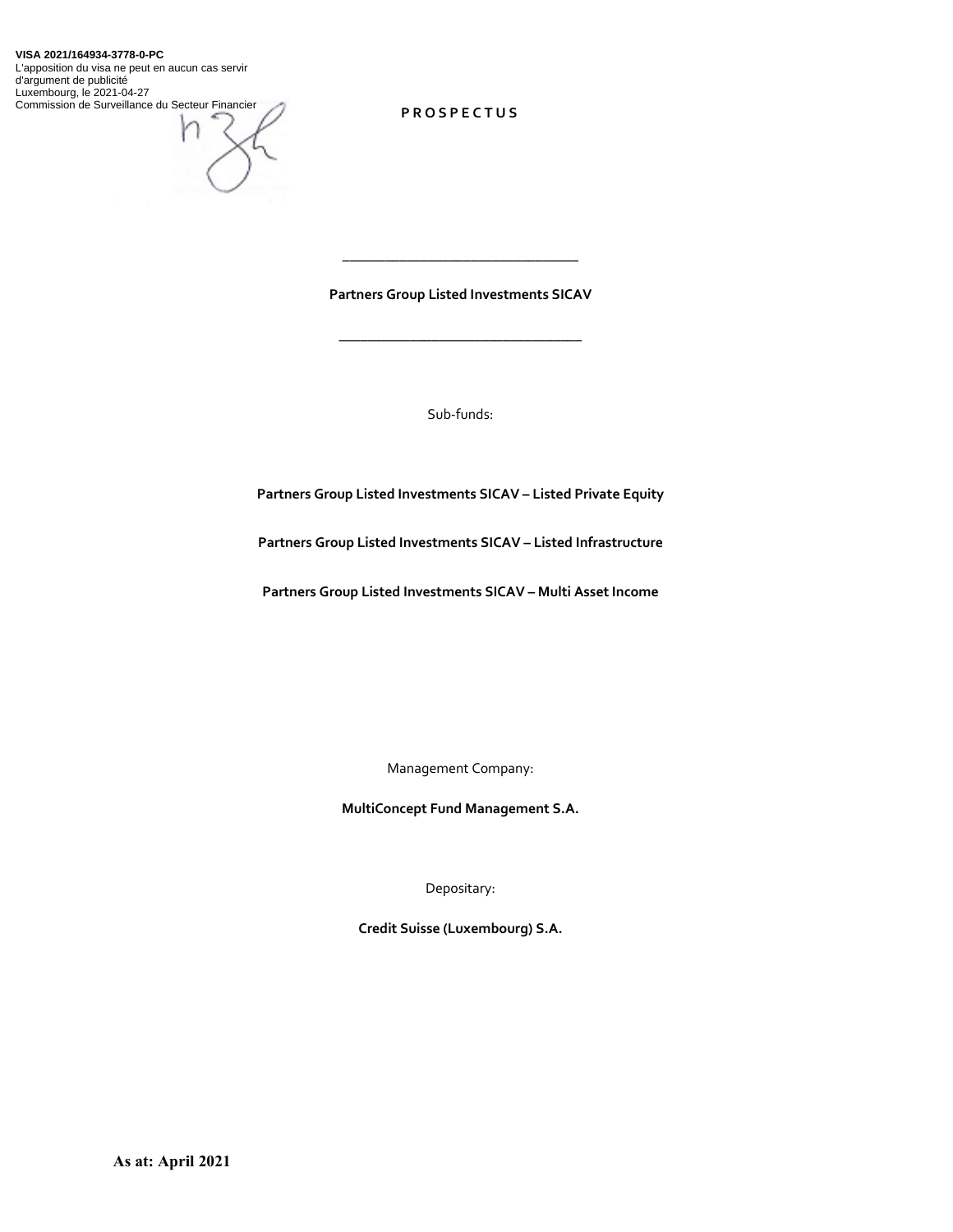**VISA 2021/164934-3778-0-PC**
L'apposition du visa ne peut en aucun cas servir d'argument de publicité
Luxembourg, le 2021-04-27
Commission de Surveillance du Secteur Financier

# PROSPECTUS

---

**Partners Group Listed Investments SICAV**

---

Sub-funds:

**Partners Group Listed Investments SICAV – Listed Private Equity**

**Partners Group Listed Investments SICAV – Listed Infrastructure**

**Partners Group Listed Investments SICAV – Multi Asset Income**

Management Company:

**MultiConcept Fund Management S.A.**

Depositary:

**Credit Suisse (Luxembourg) S.A.**

**As at: April 2021**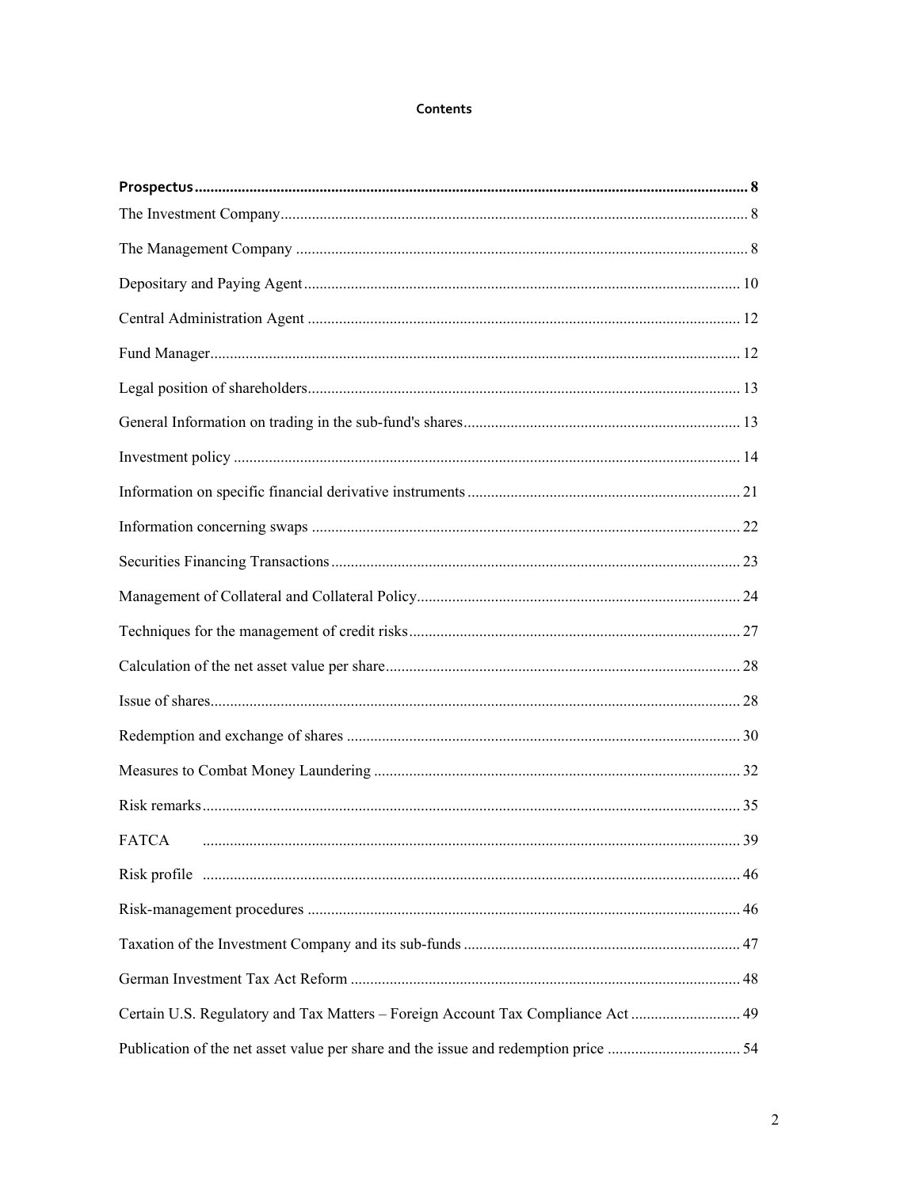# Contents

| | |
|---|---|
| **Prospectus** | **8** |
| The Investment Company | 8 |
| The Management Company | 8 |
| Depositary and Paying Agent | 10 |
| Central Administration Agent | 12 |
| Fund Manager | 12 |
| Legal position of shareholders | 13 |
| General Information on trading in the sub-fund's shares | 13 |
| Investment policy | 14 |
| Information on specific financial derivative instruments | 21 |
| Information concerning swaps | 22 |
| Securities Financing Transactions | 23 |
| Management of Collateral and Collateral Policy | 24 |
| Techniques for the management of credit risks | 27 |
| Calculation of the net asset value per share | 28 |
| Issue of shares | 28 |
| Redemption and exchange of shares | 30 |
| Measures to Combat Money Laundering | 32 |
| Risk remarks | 35 |
| FATCA | 39 |
| Risk profile | 46 |
| Risk-management procedures | 46 |
| Taxation of the Investment Company and its sub-funds | 47 |
| German Investment Tax Act Reform | 48 |
| Certain U.S. Regulatory and Tax Matters – Foreign Account Tax Compliance Act | 49 |
| Publication of the net asset value per share and the issue and redemption price | 54 |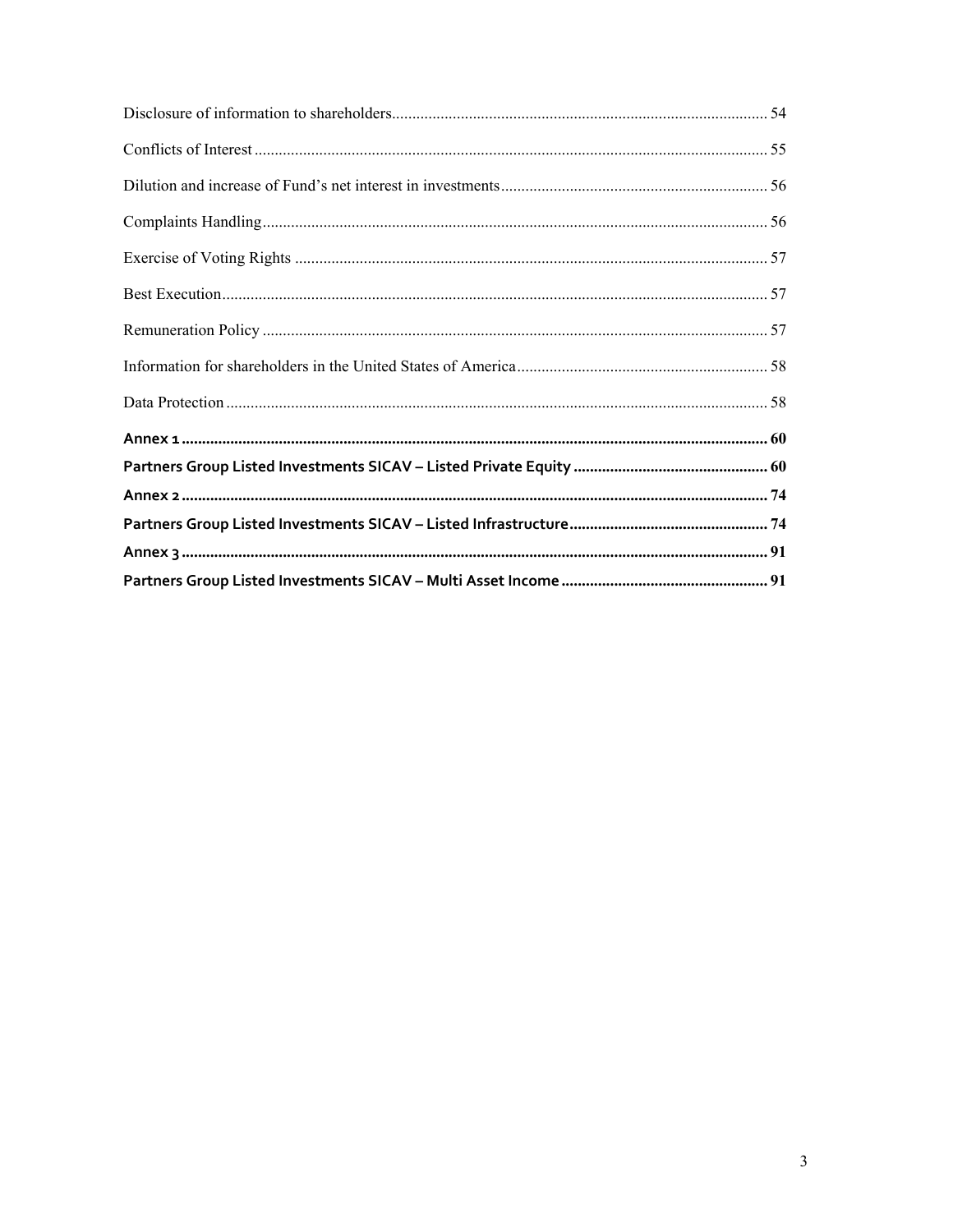Disclosure of information to shareholders ........................................................................................ 54

Conflicts of Interest ........................................................................................................................ 55

Dilution and increase of Fund's net interest in investments ............................................................. 56

Complaints Handling ....................................................................................................................... 56

Exercise of Voting Rights ................................................................................................................ 57

Best Execution ................................................................................................................................. 57

Remuneration Policy ....................................................................................................................... 57

Information for shareholders in the United States of America ......................................................... 58

Data Protection ............................................................................................................................... 58

**Annex 1 ....................................................................................................................................... 60**

**Partners Group Listed Investments SICAV – Listed Private Equity ............................................ 60**

**Annex 2 ....................................................................................................................................... 74**

**Partners Group Listed Investments SICAV – Listed Infrastructure ............................................. 74**

**Annex 3 ....................................................................................................................................... 91**

**Partners Group Listed Investments SICAV – Multi Asset Income ............................................... 91**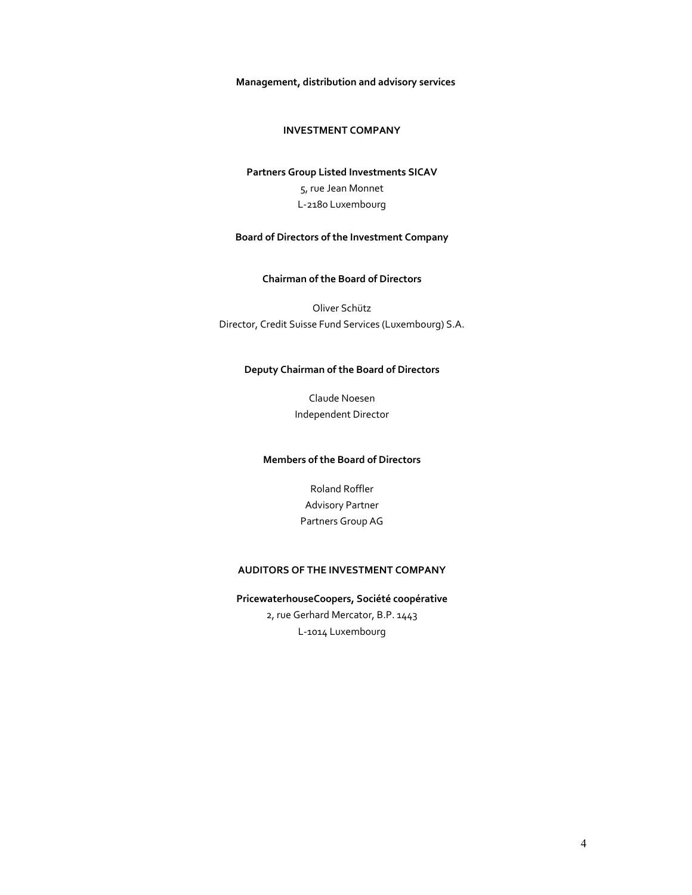**Management, distribution and advisory services**

## INVESTMENT COMPANY

**Partners Group Listed Investments SICAV**
5, rue Jean Monnet
L-2180 Luxembourg

**Board of Directors of the Investment Company**

**Chairman of the Board of Directors**

Oliver Schütz
Director, Credit Suisse Fund Services (Luxembourg) S.A.

**Deputy Chairman of the Board of Directors**

Claude Noesen
Independent Director

**Members of the Board of Directors**

Roland Roffler
Advisory Partner
Partners Group AG

## AUDITORS OF THE INVESTMENT COMPANY

**PricewaterhouseCoopers, Société coopérative**
2, rue Gerhard Mercator, B.P. 1443
L-1014 Luxembourg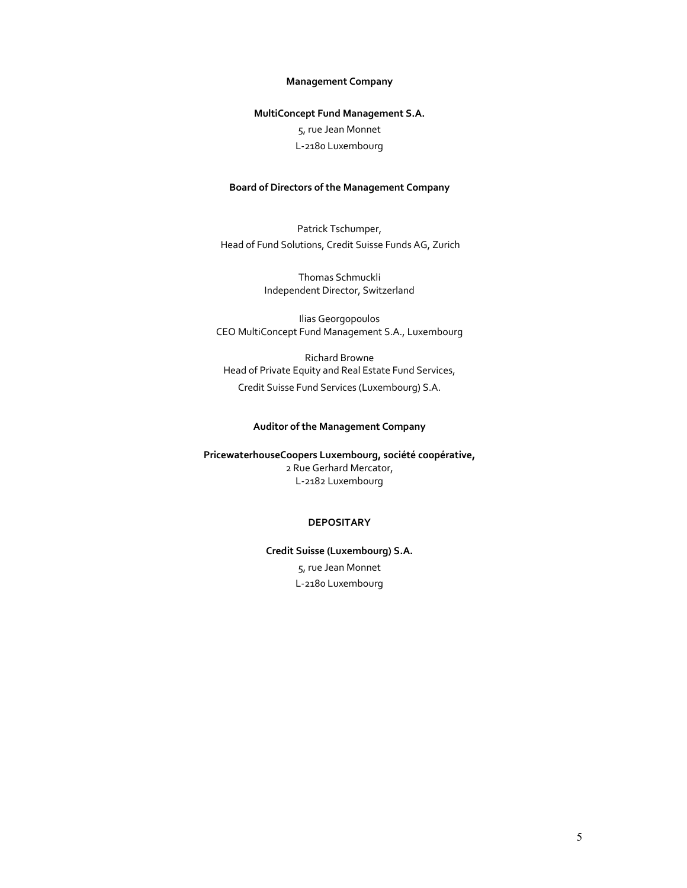**Management Company**

**MultiConcept Fund Management S.A.**

5, rue Jean Monnet

L-2180 Luxembourg

**Board of Directors of the Management Company**

Patrick Tschumper,
Head of Fund Solutions, Credit Suisse Funds AG, Zurich

Thomas Schmuckli
Independent Director, Switzerland

Ilias Georgopoulos
CEO MultiConcept Fund Management S.A., Luxembourg

Richard Browne
Head of Private Equity and Real Estate Fund Services,
Credit Suisse Fund Services (Luxembourg) S.A.

**Auditor of the Management Company**

**PricewaterhouseCoopers Luxembourg, société coopérative,**
2 Rue Gerhard Mercator,
L-2182 Luxembourg

**DEPOSITARY**

**Credit Suisse (Luxembourg) S.A.**

5, rue Jean Monnet

L-2180 Luxembourg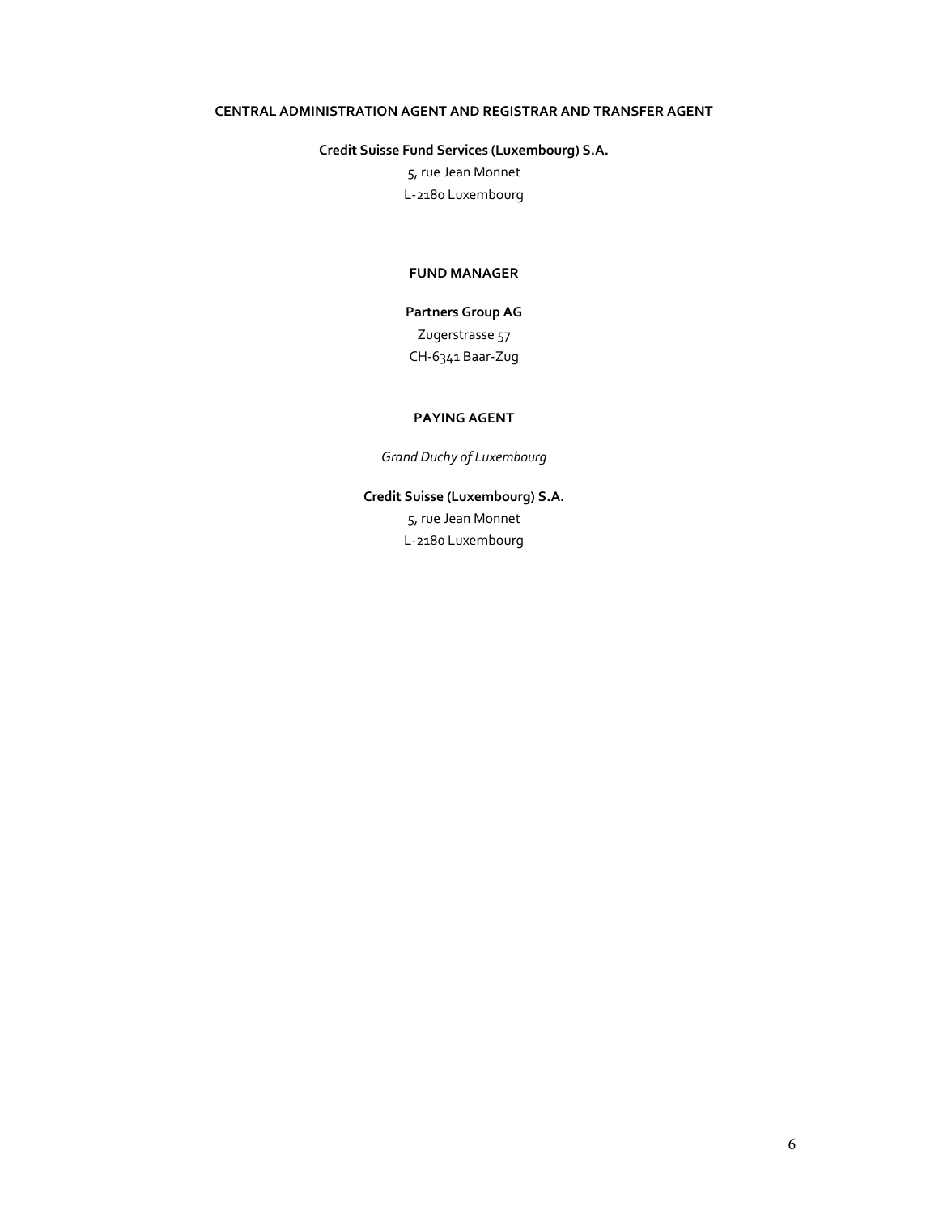**CENTRAL ADMINISTRATION AGENT AND REGISTRAR AND TRANSFER AGENT**

**Credit Suisse Fund Services (Luxembourg) S.A.**

5, rue Jean Monnet

L-2180 Luxembourg

**FUND MANAGER**

**Partners Group AG**

Zugerstrasse 57

CH-6341 Baar-Zug

**PAYING AGENT**

*Grand Duchy of Luxembourg*

**Credit Suisse (Luxembourg) S.A.**

5, rue Jean Monnet

L-2180 Luxembourg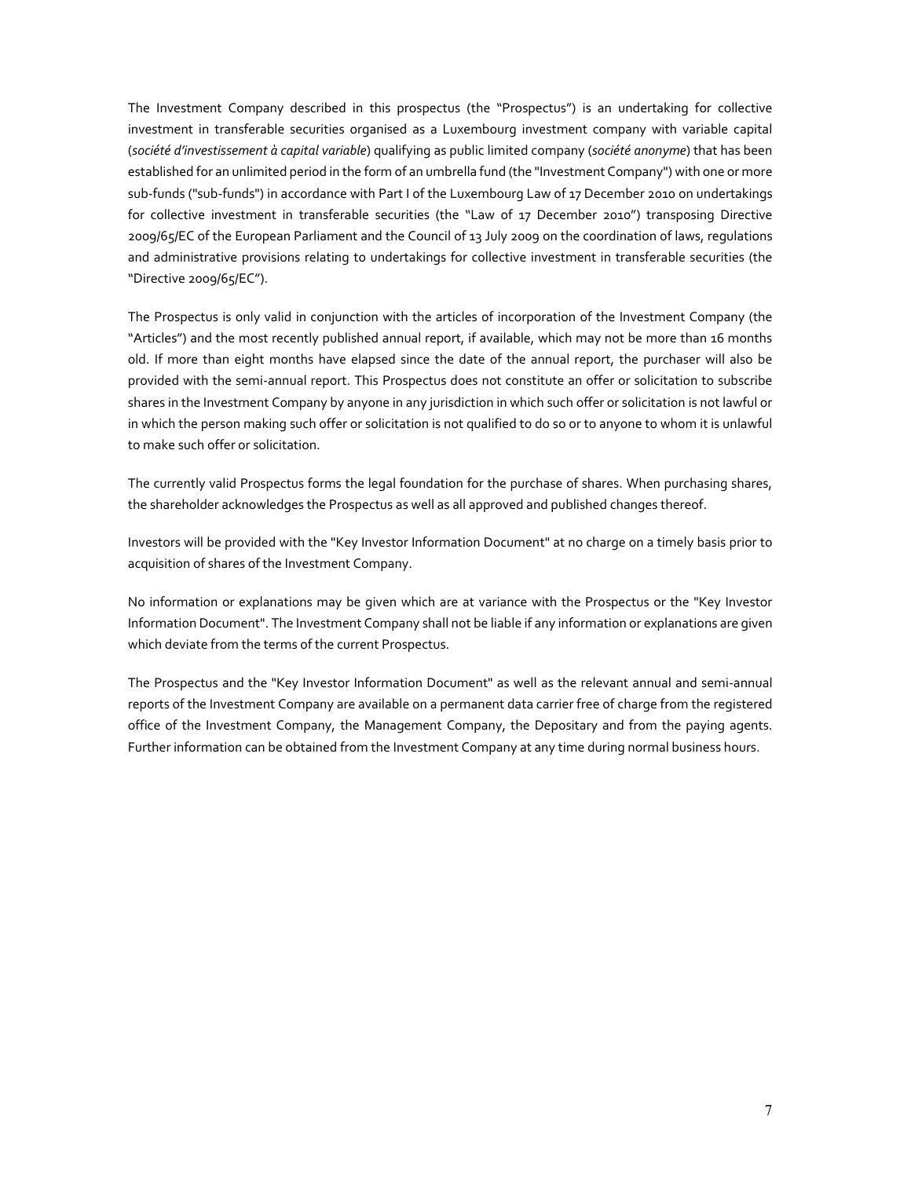The Investment Company described in this prospectus (the "Prospectus") is an undertaking for collective investment in transferable securities organised as a Luxembourg investment company with variable capital (*société d'investissement à capital variable*) qualifying as public limited company (*société anonyme*) that has been established for an unlimited period in the form of an umbrella fund (the "Investment Company") with one or more sub-funds ("sub-funds") in accordance with Part I of the Luxembourg Law of 17 December 2010 on undertakings for collective investment in transferable securities (the "Law of 17 December 2010") transposing Directive 2009/65/EC of the European Parliament and the Council of 13 July 2009 on the coordination of laws, regulations and administrative provisions relating to undertakings for collective investment in transferable securities (the "Directive 2009/65/EC").

The Prospectus is only valid in conjunction with the articles of incorporation of the Investment Company (the "Articles") and the most recently published annual report, if available, which may not be more than 16 months old. If more than eight months have elapsed since the date of the annual report, the purchaser will also be provided with the semi-annual report. This Prospectus does not constitute an offer or solicitation to subscribe shares in the Investment Company by anyone in any jurisdiction in which such offer or solicitation is not lawful or in which the person making such offer or solicitation is not qualified to do so or to anyone to whom it is unlawful to make such offer or solicitation.

The currently valid Prospectus forms the legal foundation for the purchase of shares. When purchasing shares, the shareholder acknowledges the Prospectus as well as all approved and published changes thereof.

Investors will be provided with the "Key Investor Information Document" at no charge on a timely basis prior to acquisition of shares of the Investment Company.

No information or explanations may be given which are at variance with the Prospectus or the "Key Investor Information Document". The Investment Company shall not be liable if any information or explanations are given which deviate from the terms of the current Prospectus.

The Prospectus and the "Key Investor Information Document" as well as the relevant annual and semi-annual reports of the Investment Company are available on a permanent data carrier free of charge from the registered office of the Investment Company, the Management Company, the Depositary and from the paying agents. Further information can be obtained from the Investment Company at any time during normal business hours.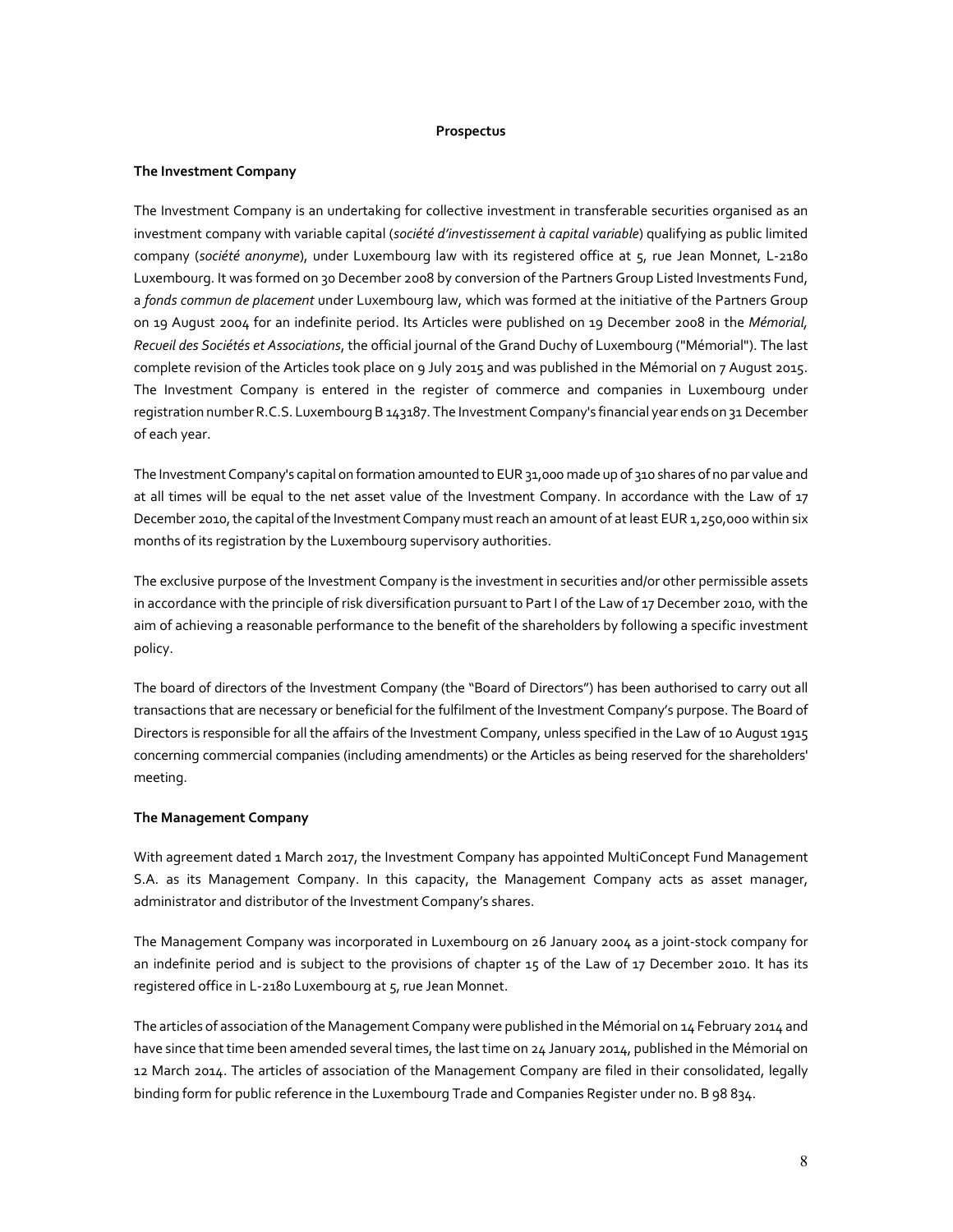# Prospectus

## The Investment Company

The Investment Company is an undertaking for collective investment in transferable securities organised as an investment company with variable capital (*société d'investissement à capital variable*) qualifying as public limited company (*société anonyme*), under Luxembourg law with its registered office at 5, rue Jean Monnet, L-2180 Luxembourg. It was formed on 30 December 2008 by conversion of the Partners Group Listed Investments Fund, a *fonds commun de placement* under Luxembourg law, which was formed at the initiative of the Partners Group on 19 August 2004 for an indefinite period. Its Articles were published on 19 December 2008 in the *Mémorial, Recueil des Sociétés et Associations*, the official journal of the Grand Duchy of Luxembourg ("Mémorial"). The last complete revision of the Articles took place on 9 July 2015 and was published in the Mémorial on 7 August 2015. The Investment Company is entered in the register of commerce and companies in Luxembourg under registration number R.C.S. Luxembourg B 143187. The Investment Company's financial year ends on 31 December of each year.

The Investment Company's capital on formation amounted to EUR 31,000 made up of 310 shares of no par value and at all times will be equal to the net asset value of the Investment Company. In accordance with the Law of 17 December 2010, the capital of the Investment Company must reach an amount of at least EUR 1,250,000 within six months of its registration by the Luxembourg supervisory authorities.

The exclusive purpose of the Investment Company is the investment in securities and/or other permissible assets in accordance with the principle of risk diversification pursuant to Part I of the Law of 17 December 2010, with the aim of achieving a reasonable performance to the benefit of the shareholders by following a specific investment policy.

The board of directors of the Investment Company (the "Board of Directors") has been authorised to carry out all transactions that are necessary or beneficial for the fulfilment of the Investment Company's purpose. The Board of Directors is responsible for all the affairs of the Investment Company, unless specified in the Law of 10 August 1915 concerning commercial companies (including amendments) or the Articles as being reserved for the shareholders' meeting.

## The Management Company

With agreement dated 1 March 2017, the Investment Company has appointed MultiConcept Fund Management S.A. as its Management Company. In this capacity, the Management Company acts as asset manager, administrator and distributor of the Investment Company's shares.

The Management Company was incorporated in Luxembourg on 26 January 2004 as a joint-stock company for an indefinite period and is subject to the provisions of chapter 15 of the Law of 17 December 2010. It has its registered office in L-2180 Luxembourg at 5, rue Jean Monnet.

The articles of association of the Management Company were published in the Mémorial on 14 February 2014 and have since that time been amended several times, the last time on 24 January 2014, published in the Mémorial on 12 March 2014. The articles of association of the Management Company are filed in their consolidated, legally binding form for public reference in the Luxembourg Trade and Companies Register under no. B 98 834.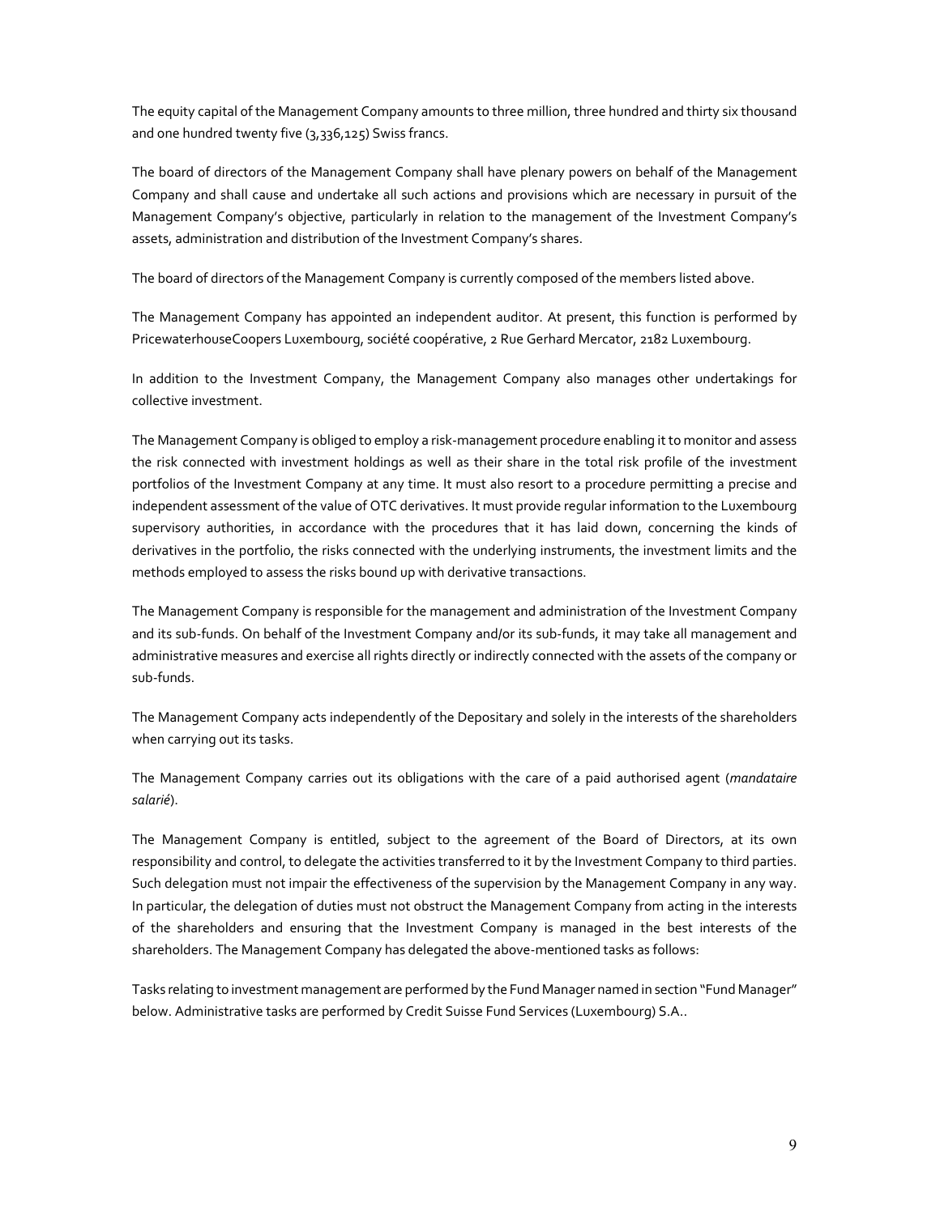The equity capital of the Management Company amounts to three million, three hundred and thirty six thousand and one hundred twenty five (3,336,125) Swiss francs.

The board of directors of the Management Company shall have plenary powers on behalf of the Management Company and shall cause and undertake all such actions and provisions which are necessary in pursuit of the Management Company's objective, particularly in relation to the management of the Investment Company's assets, administration and distribution of the Investment Company's shares.

The board of directors of the Management Company is currently composed of the members listed above.

The Management Company has appointed an independent auditor. At present, this function is performed by PricewaterhouseCoopers Luxembourg, société coopérative, 2 Rue Gerhard Mercator, 2182 Luxembourg.

In addition to the Investment Company, the Management Company also manages other undertakings for collective investment.

The Management Company is obliged to employ a risk-management procedure enabling it to monitor and assess the risk connected with investment holdings as well as their share in the total risk profile of the investment portfolios of the Investment Company at any time. It must also resort to a procedure permitting a precise and independent assessment of the value of OTC derivatives. It must provide regular information to the Luxembourg supervisory authorities, in accordance with the procedures that it has laid down, concerning the kinds of derivatives in the portfolio, the risks connected with the underlying instruments, the investment limits and the methods employed to assess the risks bound up with derivative transactions.

The Management Company is responsible for the management and administration of the Investment Company and its sub-funds. On behalf of the Investment Company and/or its sub-funds, it may take all management and administrative measures and exercise all rights directly or indirectly connected with the assets of the company or sub-funds.

The Management Company acts independently of the Depositary and solely in the interests of the shareholders when carrying out its tasks.

The Management Company carries out its obligations with the care of a paid authorised agent (*mandataire salarié*).

The Management Company is entitled, subject to the agreement of the Board of Directors, at its own responsibility and control, to delegate the activities transferred to it by the Investment Company to third parties. Such delegation must not impair the effectiveness of the supervision by the Management Company in any way. In particular, the delegation of duties must not obstruct the Management Company from acting in the interests of the shareholders and ensuring that the Investment Company is managed in the best interests of the shareholders. The Management Company has delegated the above-mentioned tasks as follows:

Tasks relating to investment management are performed by the Fund Manager named in section "Fund Manager" below. Administrative tasks are performed by Credit Suisse Fund Services (Luxembourg) S.A..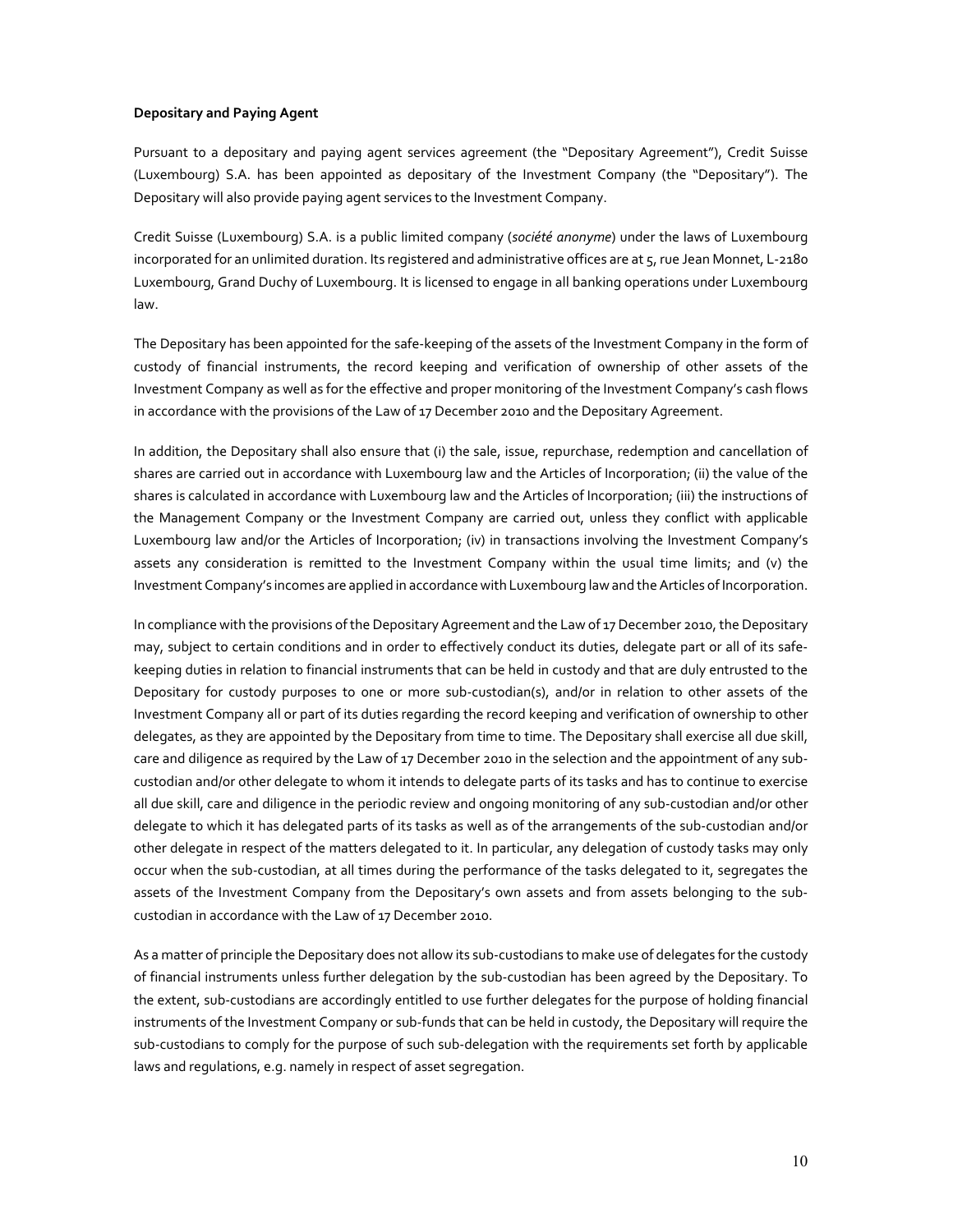**Depositary and Paying Agent**

Pursuant to a depositary and paying agent services agreement (the "Depositary Agreement"), Credit Suisse (Luxembourg) S.A. has been appointed as depositary of the Investment Company (the "Depositary"). The Depositary will also provide paying agent services to the Investment Company.

Credit Suisse (Luxembourg) S.A. is a public limited company (*société anonyme*) under the laws of Luxembourg incorporated for an unlimited duration. Its registered and administrative offices are at 5, rue Jean Monnet, L-2180 Luxembourg, Grand Duchy of Luxembourg. It is licensed to engage in all banking operations under Luxembourg law.

The Depositary has been appointed for the safe-keeping of the assets of the Investment Company in the form of custody of financial instruments, the record keeping and verification of ownership of other assets of the Investment Company as well as for the effective and proper monitoring of the Investment Company's cash flows in accordance with the provisions of the Law of 17 December 2010 and the Depositary Agreement.

In addition, the Depositary shall also ensure that (i) the sale, issue, repurchase, redemption and cancellation of shares are carried out in accordance with Luxembourg law and the Articles of Incorporation; (ii) the value of the shares is calculated in accordance with Luxembourg law and the Articles of Incorporation; (iii) the instructions of the Management Company or the Investment Company are carried out, unless they conflict with applicable Luxembourg law and/or the Articles of Incorporation; (iv) in transactions involving the Investment Company's assets any consideration is remitted to the Investment Company within the usual time limits; and (v) the Investment Company's incomes are applied in accordance with Luxembourg law and the Articles of Incorporation.

In compliance with the provisions of the Depositary Agreement and the Law of 17 December 2010, the Depositary may, subject to certain conditions and in order to effectively conduct its duties, delegate part or all of its safe-keeping duties in relation to financial instruments that can be held in custody and that are duly entrusted to the Depositary for custody purposes to one or more sub-custodian(s), and/or in relation to other assets of the Investment Company all or part of its duties regarding the record keeping and verification of ownership to other delegates, as they are appointed by the Depositary from time to time. The Depositary shall exercise all due skill, care and diligence as required by the Law of 17 December 2010 in the selection and the appointment of any sub-custodian and/or other delegate to whom it intends to delegate parts of its tasks and has to continue to exercise all due skill, care and diligence in the periodic review and ongoing monitoring of any sub-custodian and/or other delegate to which it has delegated parts of its tasks as well as of the arrangements of the sub-custodian and/or other delegate in respect of the matters delegated to it. In particular, any delegation of custody tasks may only occur when the sub-custodian, at all times during the performance of the tasks delegated to it, segregates the assets of the Investment Company from the Depositary's own assets and from assets belonging to the sub-custodian in accordance with the Law of 17 December 2010.

As a matter of principle the Depositary does not allow its sub-custodians to make use of delegates for the custody of financial instruments unless further delegation by the sub-custodian has been agreed by the Depositary. To the extent, sub-custodians are accordingly entitled to use further delegates for the purpose of holding financial instruments of the Investment Company or sub-funds that can be held in custody, the Depositary will require the sub-custodians to comply for the purpose of such sub-delegation with the requirements set forth by applicable laws and regulations, e.g. namely in respect of asset segregation.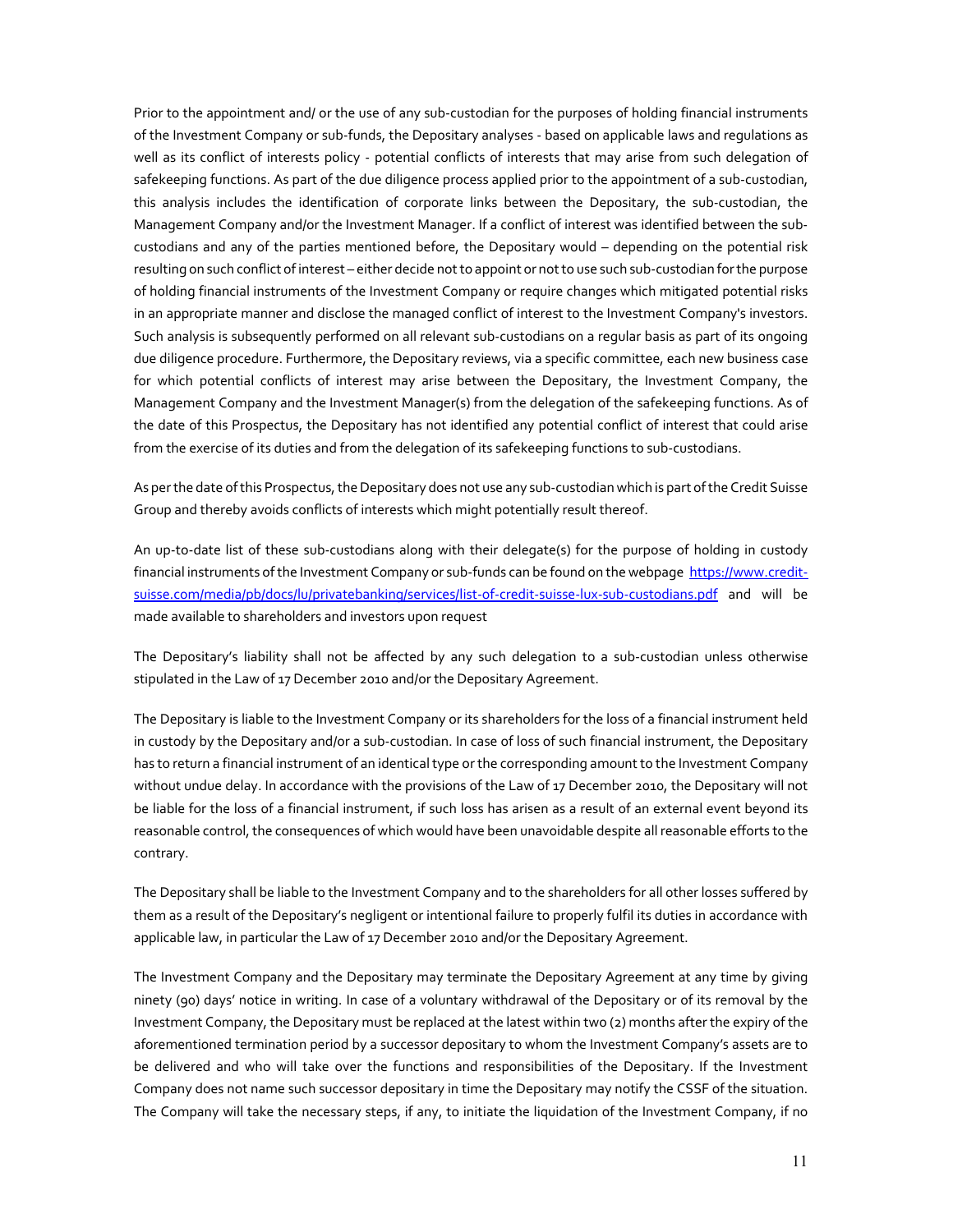Prior to the appointment and/ or the use of any sub-custodian for the purposes of holding financial instruments of the Investment Company or sub-funds, the Depositary analyses - based on applicable laws and regulations as well as its conflict of interests policy - potential conflicts of interests that may arise from such delegation of safekeeping functions. As part of the due diligence process applied prior to the appointment of a sub-custodian, this analysis includes the identification of corporate links between the Depositary, the sub-custodian, the Management Company and/or the Investment Manager. If a conflict of interest was identified between the sub-custodians and any of the parties mentioned before, the Depositary would – depending on the potential risk resulting on such conflict of interest – either decide not to appoint or not to use such sub-custodian for the purpose of holding financial instruments of the Investment Company or require changes which mitigated potential risks in an appropriate manner and disclose the managed conflict of interest to the Investment Company's investors. Such analysis is subsequently performed on all relevant sub-custodians on a regular basis as part of its ongoing due diligence procedure. Furthermore, the Depositary reviews, via a specific committee, each new business case for which potential conflicts of interest may arise between the Depositary, the Investment Company, the Management Company and the Investment Manager(s) from the delegation of the safekeeping functions. As of the date of this Prospectus, the Depositary has not identified any potential conflict of interest that could arise from the exercise of its duties and from the delegation of its safekeeping functions to sub-custodians.

As per the date of this Prospectus, the Depositary does not use any sub-custodian which is part of the Credit Suisse Group and thereby avoids conflicts of interests which might potentially result thereof.

An up-to-date list of these sub-custodians along with their delegate(s) for the purpose of holding in custody financial instruments of the Investment Company or sub-funds can be found on the webpage [https://www.credit-suisse.com/media/pb/docs/lu/privatebanking/services/list-of-credit-suisse-lux-sub-custodians.pdf](https://www.credit-suisse.com/media/pb/docs/lu/privatebanking/services/list-of-credit-suisse-lux-sub-custodians.pdf) and will be made available to shareholders and investors upon request

The Depositary's liability shall not be affected by any such delegation to a sub-custodian unless otherwise stipulated in the Law of 17 December 2010 and/or the Depositary Agreement.

The Depositary is liable to the Investment Company or its shareholders for the loss of a financial instrument held in custody by the Depositary and/or a sub-custodian. In case of loss of such financial instrument, the Depositary has to return a financial instrument of an identical type or the corresponding amount to the Investment Company without undue delay. In accordance with the provisions of the Law of 17 December 2010, the Depositary will not be liable for the loss of a financial instrument, if such loss has arisen as a result of an external event beyond its reasonable control, the consequences of which would have been unavoidable despite all reasonable efforts to the contrary.

The Depositary shall be liable to the Investment Company and to the shareholders for all other losses suffered by them as a result of the Depositary's negligent or intentional failure to properly fulfil its duties in accordance with applicable law, in particular the Law of 17 December 2010 and/or the Depositary Agreement.

The Investment Company and the Depositary may terminate the Depositary Agreement at any time by giving ninety (90) days' notice in writing. In case of a voluntary withdrawal of the Depositary or of its removal by the Investment Company, the Depositary must be replaced at the latest within two (2) months after the expiry of the aforementioned termination period by a successor depositary to whom the Investment Company's assets are to be delivered and who will take over the functions and responsibilities of the Depositary. If the Investment Company does not name such successor depositary in time the Depositary may notify the CSSF of the situation. The Company will take the necessary steps, if any, to initiate the liquidation of the Investment Company, if no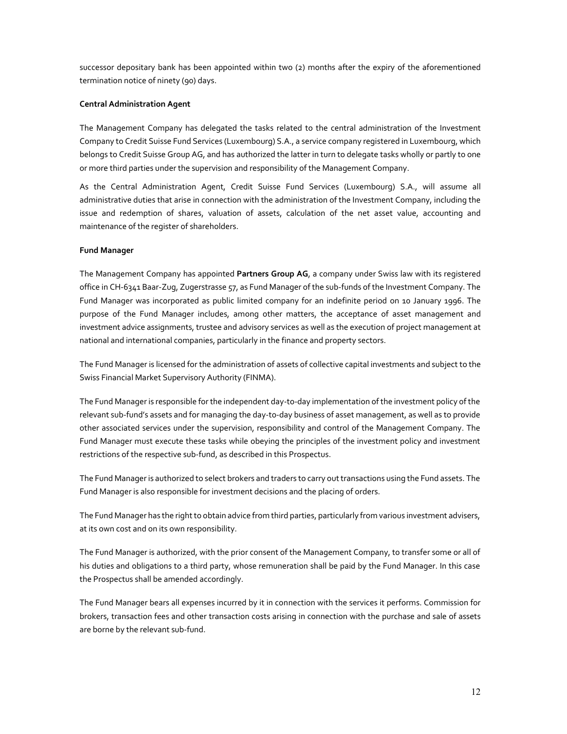successor depositary bank has been appointed within two (2) months after the expiry of the aforementioned termination notice of ninety (90) days.

**Central Administration Agent**

The Management Company has delegated the tasks related to the central administration of the Investment Company to Credit Suisse Fund Services (Luxembourg) S.A., a service company registered in Luxembourg, which belongs to Credit Suisse Group AG, and has authorized the latter in turn to delegate tasks wholly or partly to one or more third parties under the supervision and responsibility of the Management Company.

As the Central Administration Agent, Credit Suisse Fund Services (Luxembourg) S.A., will assume all administrative duties that arise in connection with the administration of the Investment Company, including the issue and redemption of shares, valuation of assets, calculation of the net asset value, accounting and maintenance of the register of shareholders.

**Fund Manager**

The Management Company has appointed **Partners Group AG**, a company under Swiss law with its registered office in CH-6341 Baar-Zug, Zugerstrasse 57, as Fund Manager of the sub-funds of the Investment Company. The Fund Manager was incorporated as public limited company for an indefinite period on 10 January 1996. The purpose of the Fund Manager includes, among other matters, the acceptance of asset management and investment advice assignments, trustee and advisory services as well as the execution of project management at national and international companies, particularly in the finance and property sectors.

The Fund Manager is licensed for the administration of assets of collective capital investments and subject to the Swiss Financial Market Supervisory Authority (FINMA).

The Fund Manager is responsible for the independent day-to-day implementation of the investment policy of the relevant sub-fund's assets and for managing the day-to-day business of asset management, as well as to provide other associated services under the supervision, responsibility and control of the Management Company. The Fund Manager must execute these tasks while obeying the principles of the investment policy and investment restrictions of the respective sub-fund, as described in this Prospectus.

The Fund Manager is authorized to select brokers and traders to carry out transactions using the Fund assets. The Fund Manager is also responsible for investment decisions and the placing of orders.

The Fund Manager has the right to obtain advice from third parties, particularly from various investment advisers, at its own cost and on its own responsibility.

The Fund Manager is authorized, with the prior consent of the Management Company, to transfer some or all of his duties and obligations to a third party, whose remuneration shall be paid by the Fund Manager. In this case the Prospectus shall be amended accordingly.

The Fund Manager bears all expenses incurred by it in connection with the services it performs. Commission for brokers, transaction fees and other transaction costs arising in connection with the purchase and sale of assets are borne by the relevant sub-fund.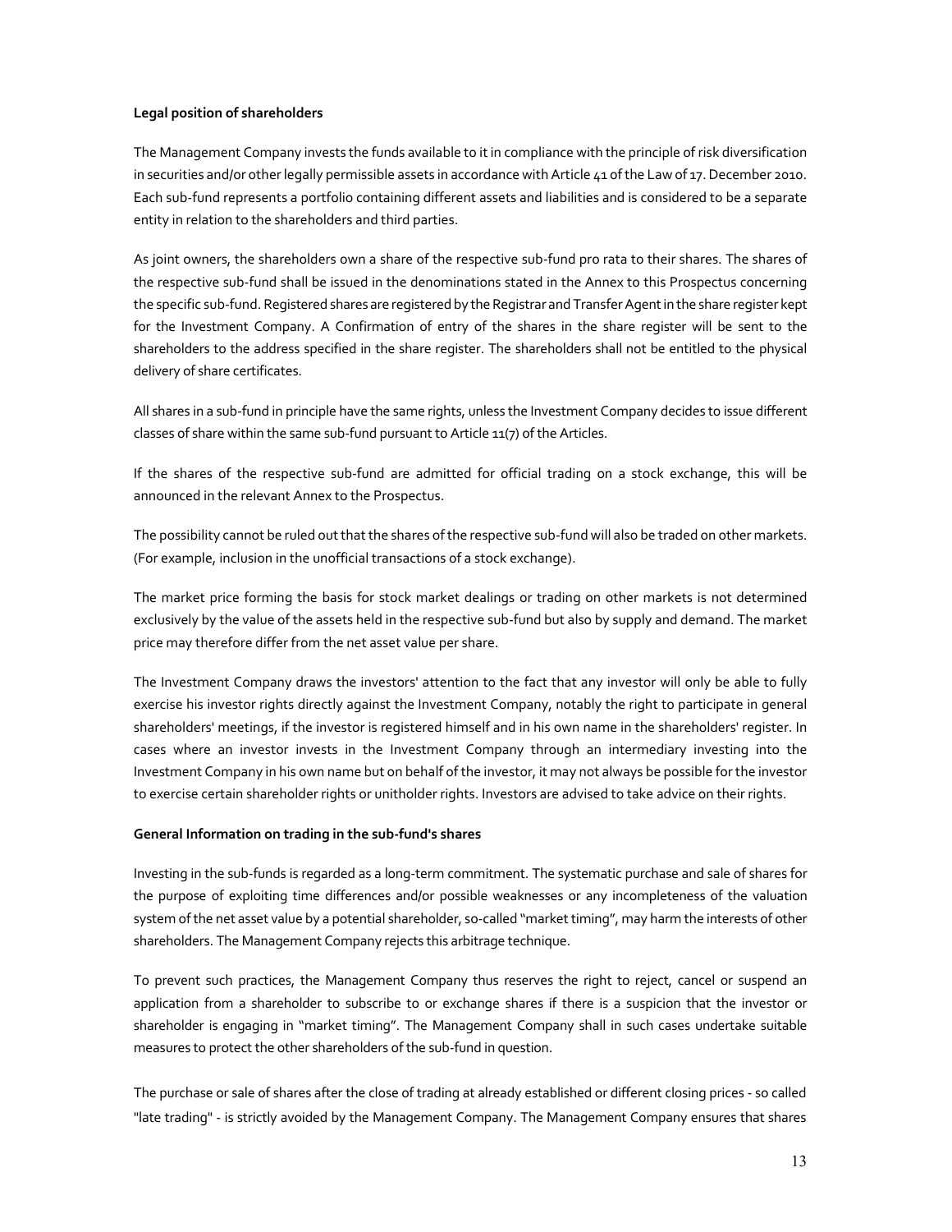**Legal position of shareholders**

The Management Company invests the funds available to it in compliance with the principle of risk diversification in securities and/or other legally permissible assets in accordance with Article 41 of the Law of 17. December 2010. Each sub-fund represents a portfolio containing different assets and liabilities and is considered to be a separate entity in relation to the shareholders and third parties.

As joint owners, the shareholders own a share of the respective sub-fund pro rata to their shares. The shares of the respective sub-fund shall be issued in the denominations stated in the Annex to this Prospectus concerning the specific sub-fund. Registered shares are registered by the Registrar and Transfer Agent in the share register kept for the Investment Company. A Confirmation of entry of the shares in the share register will be sent to the shareholders to the address specified in the share register. The shareholders shall not be entitled to the physical delivery of share certificates.

All shares in a sub-fund in principle have the same rights, unless the Investment Company decides to issue different classes of share within the same sub-fund pursuant to Article 11(7) of the Articles.

If the shares of the respective sub-fund are admitted for official trading on a stock exchange, this will be announced in the relevant Annex to the Prospectus.

The possibility cannot be ruled out that the shares of the respective sub-fund will also be traded on other markets. (For example, inclusion in the unofficial transactions of a stock exchange).

The market price forming the basis for stock market dealings or trading on other markets is not determined exclusively by the value of the assets held in the respective sub-fund but also by supply and demand. The market price may therefore differ from the net asset value per share.

The Investment Company draws the investors' attention to the fact that any investor will only be able to fully exercise his investor rights directly against the Investment Company, notably the right to participate in general shareholders' meetings, if the investor is registered himself and in his own name in the shareholders' register. In cases where an investor invests in the Investment Company through an intermediary investing into the Investment Company in his own name but on behalf of the investor, it may not always be possible for the investor to exercise certain shareholder rights or unitholder rights. Investors are advised to take advice on their rights.

**General Information on trading in the sub-fund's shares**

Investing in the sub-funds is regarded as a long-term commitment. The systematic purchase and sale of shares for the purpose of exploiting time differences and/or possible weaknesses or any incompleteness of the valuation system of the net asset value by a potential shareholder, so-called "market timing", may harm the interests of other shareholders. The Management Company rejects this arbitrage technique.

To prevent such practices, the Management Company thus reserves the right to reject, cancel or suspend an application from a shareholder to subscribe to or exchange shares if there is a suspicion that the investor or shareholder is engaging in "market timing". The Management Company shall in such cases undertake suitable measures to protect the other shareholders of the sub-fund in question.

The purchase or sale of shares after the close of trading at already established or different closing prices - so called "late trading" - is strictly avoided by the Management Company. The Management Company ensures that shares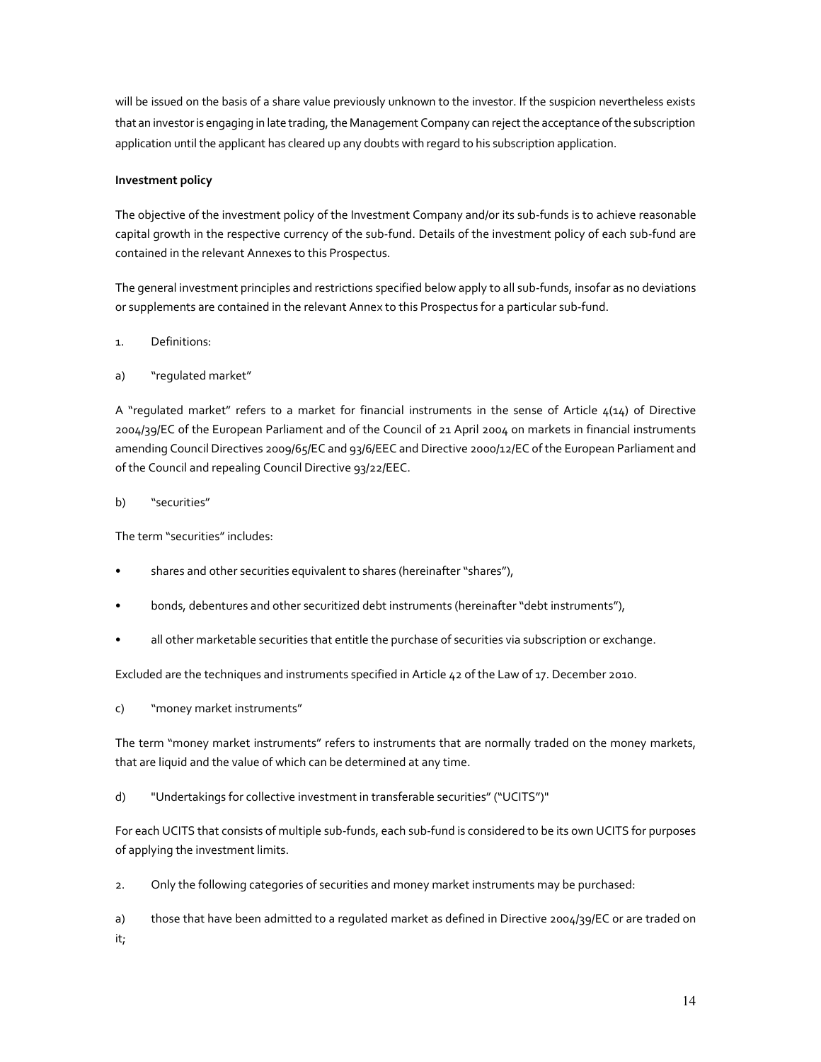will be issued on the basis of a share value previously unknown to the investor. If the suspicion nevertheless exists that an investor is engaging in late trading, the Management Company can reject the acceptance of the subscription application until the applicant has cleared up any doubts with regard to his subscription application.

**Investment policy**

The objective of the investment policy of the Investment Company and/or its sub-funds is to achieve reasonable capital growth in the respective currency of the sub-fund. Details of the investment policy of each sub-fund are contained in the relevant Annexes to this Prospectus.

The general investment principles and restrictions specified below apply to all sub-funds, insofar as no deviations or supplements are contained in the relevant Annex to this Prospectus for a particular sub-fund.

1. Definitions:

a) "regulated market"

A "regulated market" refers to a market for financial instruments in the sense of Article 4(14) of Directive 2004/39/EC of the European Parliament and of the Council of 21 April 2004 on markets in financial instruments amending Council Directives 2009/65/EC and 93/6/EEC and Directive 2000/12/EC of the European Parliament and of the Council and repealing Council Directive 93/22/EEC.

b) "securities"

The term "securities" includes:

- shares and other securities equivalent to shares (hereinafter "shares"),
- bonds, debentures and other securitized debt instruments (hereinafter "debt instruments"),
- all other marketable securities that entitle the purchase of securities via subscription or exchange.

Excluded are the techniques and instruments specified in Article 42 of the Law of 17. December 2010.

c) "money market instruments"

The term "money market instruments" refers to instruments that are normally traded on the money markets, that are liquid and the value of which can be determined at any time.

d) "Undertakings for collective investment in transferable securities" ("UCITS")"

For each UCITS that consists of multiple sub-funds, each sub-fund is considered to be its own UCITS for purposes of applying the investment limits.

2. Only the following categories of securities and money market instruments may be purchased:

a) those that have been admitted to a regulated market as defined in Directive 2004/39/EC or are traded on it;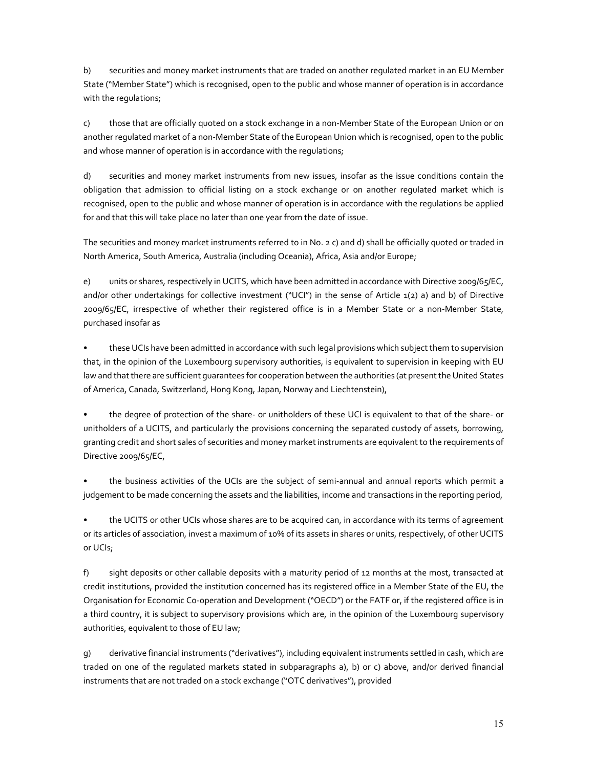b) securities and money market instruments that are traded on another regulated market in an EU Member State ("Member State") which is recognised, open to the public and whose manner of operation is in accordance with the regulations;

c) those that are officially quoted on a stock exchange in a non-Member State of the European Union or on another regulated market of a non-Member State of the European Union which is recognised, open to the public and whose manner of operation is in accordance with the regulations;

d) securities and money market instruments from new issues, insofar as the issue conditions contain the obligation that admission to official listing on a stock exchange or on another regulated market which is recognised, open to the public and whose manner of operation is in accordance with the regulations be applied for and that this will take place no later than one year from the date of issue.

The securities and money market instruments referred to in No. 2 c) and d) shall be officially quoted or traded in North America, South America, Australia (including Oceania), Africa, Asia and/or Europe;

e) units or shares, respectively in UCITS, which have been admitted in accordance with Directive 2009/65/EC, and/or other undertakings for collective investment ("UCI") in the sense of Article 1(2) a) and b) of Directive 2009/65/EC, irrespective of whether their registered office is in a Member State or a non-Member State, purchased insofar as

- these UCIs have been admitted in accordance with such legal provisions which subject them to supervision that, in the opinion of the Luxembourg supervisory authorities, is equivalent to supervision in keeping with EU law and that there are sufficient guarantees for cooperation between the authorities (at present the United States of America, Canada, Switzerland, Hong Kong, Japan, Norway and Liechtenstein),

- the degree of protection of the share- or unitholders of these UCI is equivalent to that of the share- or unitholders of a UCITS, and particularly the provisions concerning the separated custody of assets, borrowing, granting credit and short sales of securities and money market instruments are equivalent to the requirements of Directive 2009/65/EC,

- the business activities of the UCIs are the subject of semi-annual and annual reports which permit a judgement to be made concerning the assets and the liabilities, income and transactions in the reporting period,

- the UCITS or other UCIs whose shares are to be acquired can, in accordance with its terms of agreement or its articles of association, invest a maximum of 10% of its assets in shares or units, respectively, of other UCITS or UCIs;

f) sight deposits or other callable deposits with a maturity period of 12 months at the most, transacted at credit institutions, provided the institution concerned has its registered office in a Member State of the EU, the Organisation for Economic Co-operation and Development ("OECD") or the FATF or, if the registered office is in a third country, it is subject to supervisory provisions which are, in the opinion of the Luxembourg supervisory authorities, equivalent to those of EU law;

g) derivative financial instruments ("derivatives"), including equivalent instruments settled in cash, which are traded on one of the regulated markets stated in subparagraphs a), b) or c) above, and/or derived financial instruments that are not traded on a stock exchange ("OTC derivatives"), provided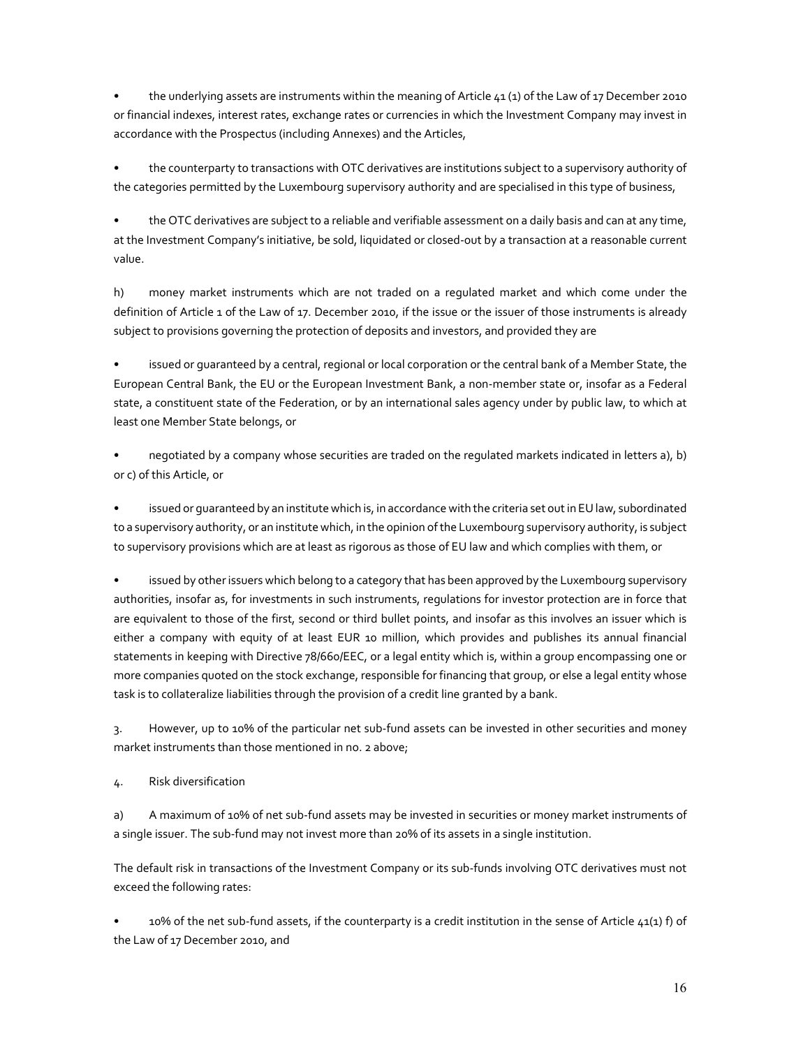- the underlying assets are instruments within the meaning of Article 41 (1) of the Law of 17 December 2010 or financial indexes, interest rates, exchange rates or currencies in which the Investment Company may invest in accordance with the Prospectus (including Annexes) and the Articles,

- the counterparty to transactions with OTC derivatives are institutions subject to a supervisory authority of the categories permitted by the Luxembourg supervisory authority and are specialised in this type of business,

- the OTC derivatives are subject to a reliable and verifiable assessment on a daily basis and can at any time, at the Investment Company's initiative, be sold, liquidated or closed-out by a transaction at a reasonable current value.

h) money market instruments which are not traded on a regulated market and which come under the definition of Article 1 of the Law of 17. December 2010, if the issue or the issuer of those instruments is already subject to provisions governing the protection of deposits and investors, and provided they are

- issued or guaranteed by a central, regional or local corporation or the central bank of a Member State, the European Central Bank, the EU or the European Investment Bank, a non-member state or, insofar as a Federal state, a constituent state of the Federation, or by an international sales agency under by public law, to which at least one Member State belongs, or

- negotiated by a company whose securities are traded on the regulated markets indicated in letters a), b) or c) of this Article, or

- issued or guaranteed by an institute which is, in accordance with the criteria set out in EU law, subordinated to a supervisory authority, or an institute which, in the opinion of the Luxembourg supervisory authority, is subject to supervisory provisions which are at least as rigorous as those of EU law and which complies with them, or

- issued by other issuers which belong to a category that has been approved by the Luxembourg supervisory authorities, insofar as, for investments in such instruments, regulations for investor protection are in force that are equivalent to those of the first, second or third bullet points, and insofar as this involves an issuer which is either a company with equity of at least EUR 10 million, which provides and publishes its annual financial statements in keeping with Directive 78/660/EEC, or a legal entity which is, within a group encompassing one or more companies quoted on the stock exchange, responsible for financing that group, or else a legal entity whose task is to collateralize liabilities through the provision of a credit line granted by a bank.

3. However, up to 10% of the particular net sub-fund assets can be invested in other securities and money market instruments than those mentioned in no. 2 above;

4. Risk diversification

a) A maximum of 10% of net sub-fund assets may be invested in securities or money market instruments of a single issuer. The sub-fund may not invest more than 20% of its assets in a single institution.

The default risk in transactions of the Investment Company or its sub-funds involving OTC derivatives must not exceed the following rates:

- 10% of the net sub-fund assets, if the counterparty is a credit institution in the sense of Article 41(1) f) of the Law of 17 December 2010, and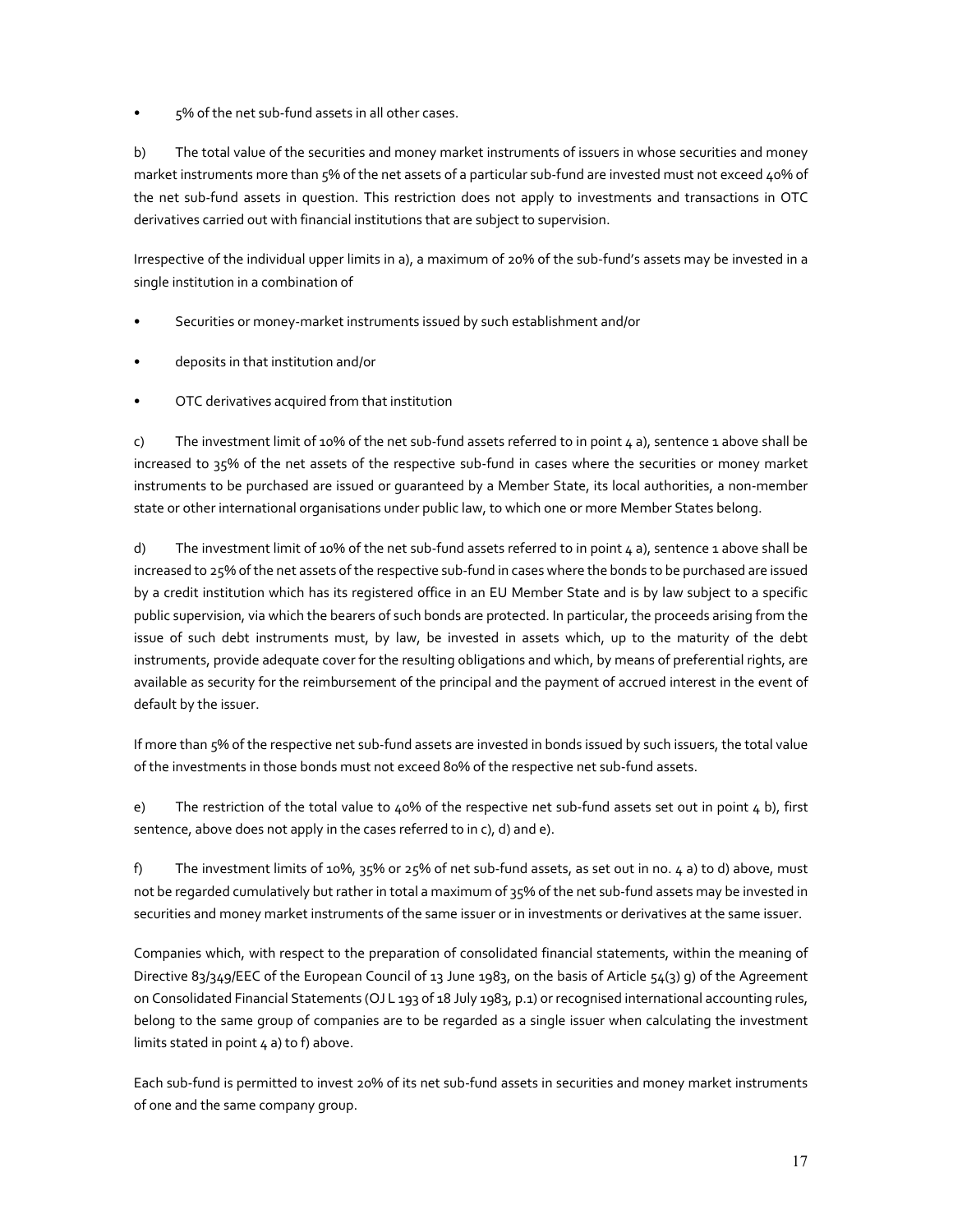- 5% of the net sub-fund assets in all other cases.

b) The total value of the securities and money market instruments of issuers in whose securities and money market instruments more than 5% of the net assets of a particular sub-fund are invested must not exceed 40% of the net sub-fund assets in question. This restriction does not apply to investments and transactions in OTC derivatives carried out with financial institutions that are subject to supervision.

Irrespective of the individual upper limits in a), a maximum of 20% of the sub-fund's assets may be invested in a single institution in a combination of

- Securities or money-market instruments issued by such establishment and/or
- deposits in that institution and/or
- OTC derivatives acquired from that institution

c) The investment limit of 10% of the net sub-fund assets referred to in point 4 a), sentence 1 above shall be increased to 35% of the net assets of the respective sub-fund in cases where the securities or money market instruments to be purchased are issued or guaranteed by a Member State, its local authorities, a non-member state or other international organisations under public law, to which one or more Member States belong.

d) The investment limit of 10% of the net sub-fund assets referred to in point 4 a), sentence 1 above shall be increased to 25% of the net assets of the respective sub-fund in cases where the bonds to be purchased are issued by a credit institution which has its registered office in an EU Member State and is by law subject to a specific public supervision, via which the bearers of such bonds are protected. In particular, the proceeds arising from the issue of such debt instruments must, by law, be invested in assets which, up to the maturity of the debt instruments, provide adequate cover for the resulting obligations and which, by means of preferential rights, are available as security for the reimbursement of the principal and the payment of accrued interest in the event of default by the issuer.

If more than 5% of the respective net sub-fund assets are invested in bonds issued by such issuers, the total value of the investments in those bonds must not exceed 80% of the respective net sub-fund assets.

e) The restriction of the total value to 40% of the respective net sub-fund assets set out in point 4 b), first sentence, above does not apply in the cases referred to in c), d) and e).

f) The investment limits of 10%, 35% or 25% of net sub-fund assets, as set out in no. 4 a) to d) above, must not be regarded cumulatively but rather in total a maximum of 35% of the net sub-fund assets may be invested in securities and money market instruments of the same issuer or in investments or derivatives at the same issuer.

Companies which, with respect to the preparation of consolidated financial statements, within the meaning of Directive 83/349/EEC of the European Council of 13 June 1983, on the basis of Article 54(3) g) of the Agreement on Consolidated Financial Statements (OJ L 193 of 18 July 1983, p.1) or recognised international accounting rules, belong to the same group of companies are to be regarded as a single issuer when calculating the investment limits stated in point 4 a) to f) above.

Each sub-fund is permitted to invest 20% of its net sub-fund assets in securities and money market instruments of one and the same company group.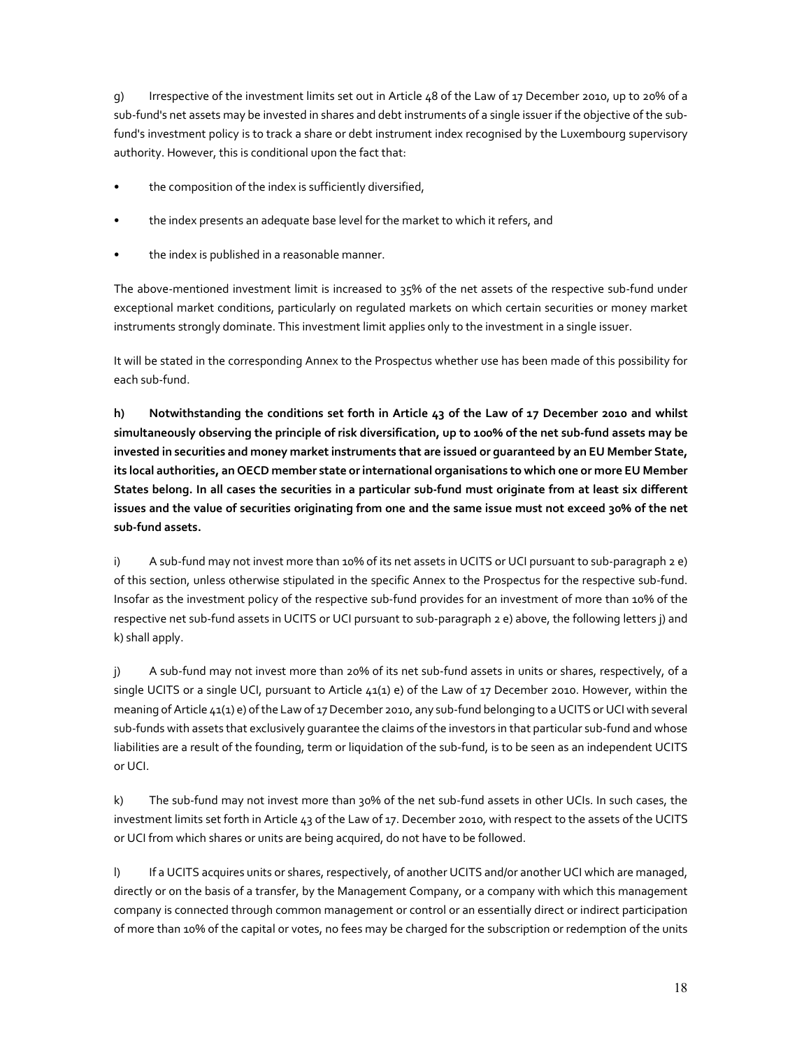g) Irrespective of the investment limits set out in Article 48 of the Law of 17 December 2010, up to 20% of a sub-fund's net assets may be invested in shares and debt instruments of a single issuer if the objective of the sub-fund's investment policy is to track a share or debt instrument index recognised by the Luxembourg supervisory authority. However, this is conditional upon the fact that:

- the composition of the index is sufficiently diversified,
- the index presents an adequate base level for the market to which it refers, and
- the index is published in a reasonable manner.

The above-mentioned investment limit is increased to 35% of the net assets of the respective sub-fund under exceptional market conditions, particularly on regulated markets on which certain securities or money market instruments strongly dominate. This investment limit applies only to the investment in a single issuer.

It will be stated in the corresponding Annex to the Prospectus whether use has been made of this possibility for each sub-fund.

**h) Notwithstanding the conditions set forth in Article 43 of the Law of 17 December 2010 and whilst simultaneously observing the principle of risk diversification, up to 100% of the net sub-fund assets may be invested in securities and money market instruments that are issued or guaranteed by an EU Member State, its local authorities, an OECD member state or international organisations to which one or more EU Member States belong. In all cases the securities in a particular sub-fund must originate from at least six different issues and the value of securities originating from one and the same issue must not exceed 30% of the net sub-fund assets.**

i) A sub-fund may not invest more than 10% of its net assets in UCITS or UCI pursuant to sub-paragraph 2 e) of this section, unless otherwise stipulated in the specific Annex to the Prospectus for the respective sub-fund. Insofar as the investment policy of the respective sub-fund provides for an investment of more than 10% of the respective net sub-fund assets in UCITS or UCI pursuant to sub-paragraph 2 e) above, the following letters j) and k) shall apply.

j) A sub-fund may not invest more than 20% of its net sub-fund assets in units or shares, respectively, of a single UCITS or a single UCI, pursuant to Article 41(1) e) of the Law of 17 December 2010. However, within the meaning of Article 41(1) e) of the Law of 17 December 2010, any sub-fund belonging to a UCITS or UCI with several sub-funds with assets that exclusively guarantee the claims of the investors in that particular sub-fund and whose liabilities are a result of the founding, term or liquidation of the sub-fund, is to be seen as an independent UCITS or UCI.

k) The sub-fund may not invest more than 30% of the net sub-fund assets in other UCIs. In such cases, the investment limits set forth in Article 43 of the Law of 17. December 2010, with respect to the assets of the UCITS or UCI from which shares or units are being acquired, do not have to be followed.

l) If a UCITS acquires units or shares, respectively, of another UCITS and/or another UCI which are managed, directly or on the basis of a transfer, by the Management Company, or a company with which this management company is connected through common management or control or an essentially direct or indirect participation of more than 10% of the capital or votes, no fees may be charged for the subscription or redemption of the units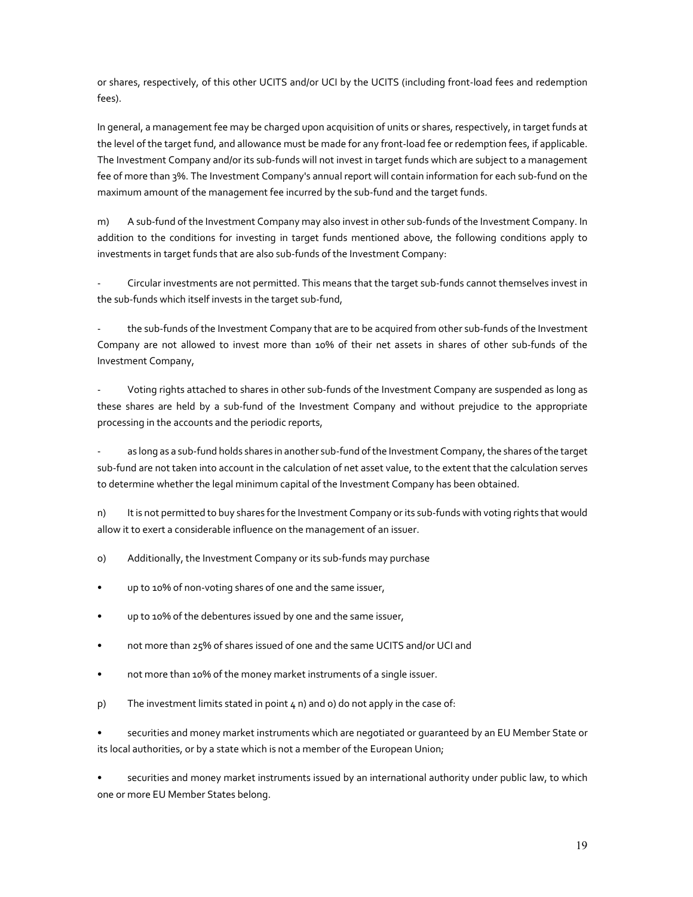or shares, respectively, of this other UCITS and/or UCI by the UCITS (including front-load fees and redemption fees).

In general, a management fee may be charged upon acquisition of units or shares, respectively, in target funds at the level of the target fund, and allowance must be made for any front-load fee or redemption fees, if applicable. The Investment Company and/or its sub-funds will not invest in target funds which are subject to a management fee of more than 3%. The Investment Company's annual report will contain information for each sub-fund on the maximum amount of the management fee incurred by the sub-fund and the target funds.

m) A sub-fund of the Investment Company may also invest in other sub-funds of the Investment Company. In addition to the conditions for investing in target funds mentioned above, the following conditions apply to investments in target funds that are also sub-funds of the Investment Company:

- Circular investments are not permitted. This means that the target sub-funds cannot themselves invest in the sub-funds which itself invests in the target sub-fund,

- the sub-funds of the Investment Company that are to be acquired from other sub-funds of the Investment Company are not allowed to invest more than 10% of their net assets in shares of other sub-funds of the Investment Company,

- Voting rights attached to shares in other sub-funds of the Investment Company are suspended as long as these shares are held by a sub-fund of the Investment Company and without prejudice to the appropriate processing in the accounts and the periodic reports,

- as long as a sub-fund holds shares in another sub-fund of the Investment Company, the shares of the target sub-fund are not taken into account in the calculation of net asset value, to the extent that the calculation serves to determine whether the legal minimum capital of the Investment Company has been obtained.

n) It is not permitted to buy shares for the Investment Company or its sub-funds with voting rights that would allow it to exert a considerable influence on the management of an issuer.

o) Additionally, the Investment Company or its sub-funds may purchase

- up to 10% of non-voting shares of one and the same issuer,
- up to 10% of the debentures issued by one and the same issuer,
- not more than 25% of shares issued of one and the same UCITS and/or UCI and
- not more than 10% of the money market instruments of a single issuer.

p) The investment limits stated in point 4 n) and o) do not apply in the case of:

- securities and money market instruments which are negotiated or guaranteed by an EU Member State or its local authorities, or by a state which is not a member of the European Union;
- securities and money market instruments issued by an international authority under public law, to which one or more EU Member States belong.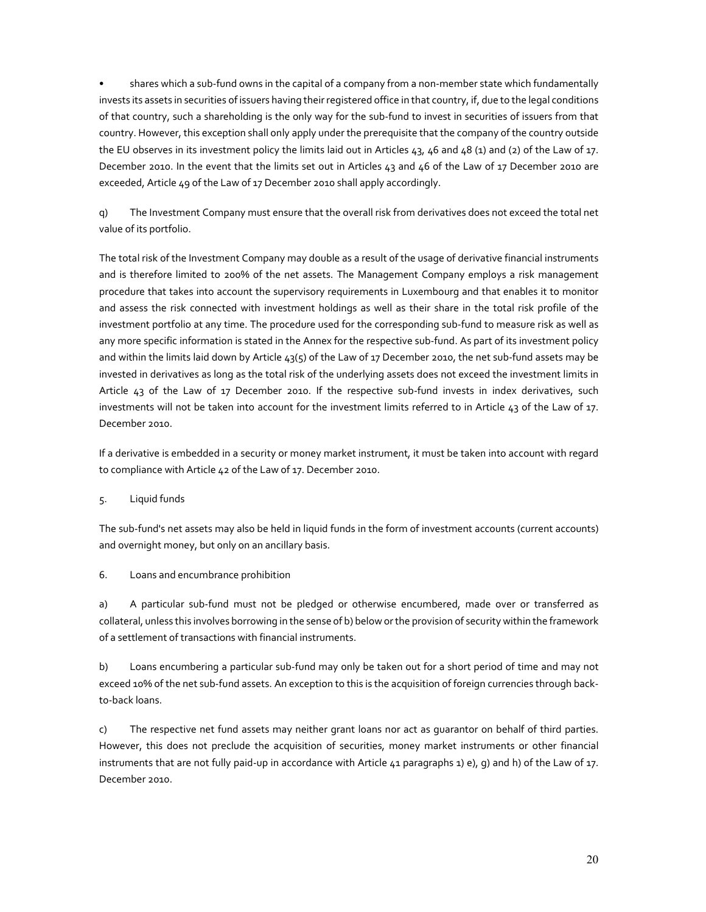- shares which a sub-fund owns in the capital of a company from a non-member state which fundamentally invests its assets in securities of issuers having their registered office in that country, if, due to the legal conditions of that country, such a shareholding is the only way for the sub-fund to invest in securities of issuers from that country. However, this exception shall only apply under the prerequisite that the company of the country outside the EU observes in its investment policy the limits laid out in Articles 43, 46 and 48 (1) and (2) of the Law of 17. December 2010. In the event that the limits set out in Articles 43 and 46 of the Law of 17 December 2010 are exceeded, Article 49 of the Law of 17 December 2010 shall apply accordingly.

q) The Investment Company must ensure that the overall risk from derivatives does not exceed the total net value of its portfolio.

The total risk of the Investment Company may double as a result of the usage of derivative financial instruments and is therefore limited to 200% of the net assets. The Management Company employs a risk management procedure that takes into account the supervisory requirements in Luxembourg and that enables it to monitor and assess the risk connected with investment holdings as well as their share in the total risk profile of the investment portfolio at any time. The procedure used for the corresponding sub-fund to measure risk as well as any more specific information is stated in the Annex for the respective sub-fund. As part of its investment policy and within the limits laid down by Article 43(5) of the Law of 17 December 2010, the net sub-fund assets may be invested in derivatives as long as the total risk of the underlying assets does not exceed the investment limits in Article 43 of the Law of 17 December 2010. If the respective sub-fund invests in index derivatives, such investments will not be taken into account for the investment limits referred to in Article 43 of the Law of 17. December 2010.

If a derivative is embedded in a security or money market instrument, it must be taken into account with regard to compliance with Article 42 of the Law of 17. December 2010.

5. Liquid funds

The sub-fund's net assets may also be held in liquid funds in the form of investment accounts (current accounts) and overnight money, but only on an ancillary basis.

6. Loans and encumbrance prohibition

a) A particular sub-fund must not be pledged or otherwise encumbered, made over or transferred as collateral, unless this involves borrowing in the sense of b) below or the provision of security within the framework of a settlement of transactions with financial instruments.

b) Loans encumbering a particular sub-fund may only be taken out for a short period of time and may not exceed 10% of the net sub-fund assets. An exception to this is the acquisition of foreign currencies through back-to-back loans.

c) The respective net fund assets may neither grant loans nor act as guarantor on behalf of third parties. However, this does not preclude the acquisition of securities, money market instruments or other financial instruments that are not fully paid-up in accordance with Article 41 paragraphs 1) e), g) and h) of the Law of 17. December 2010.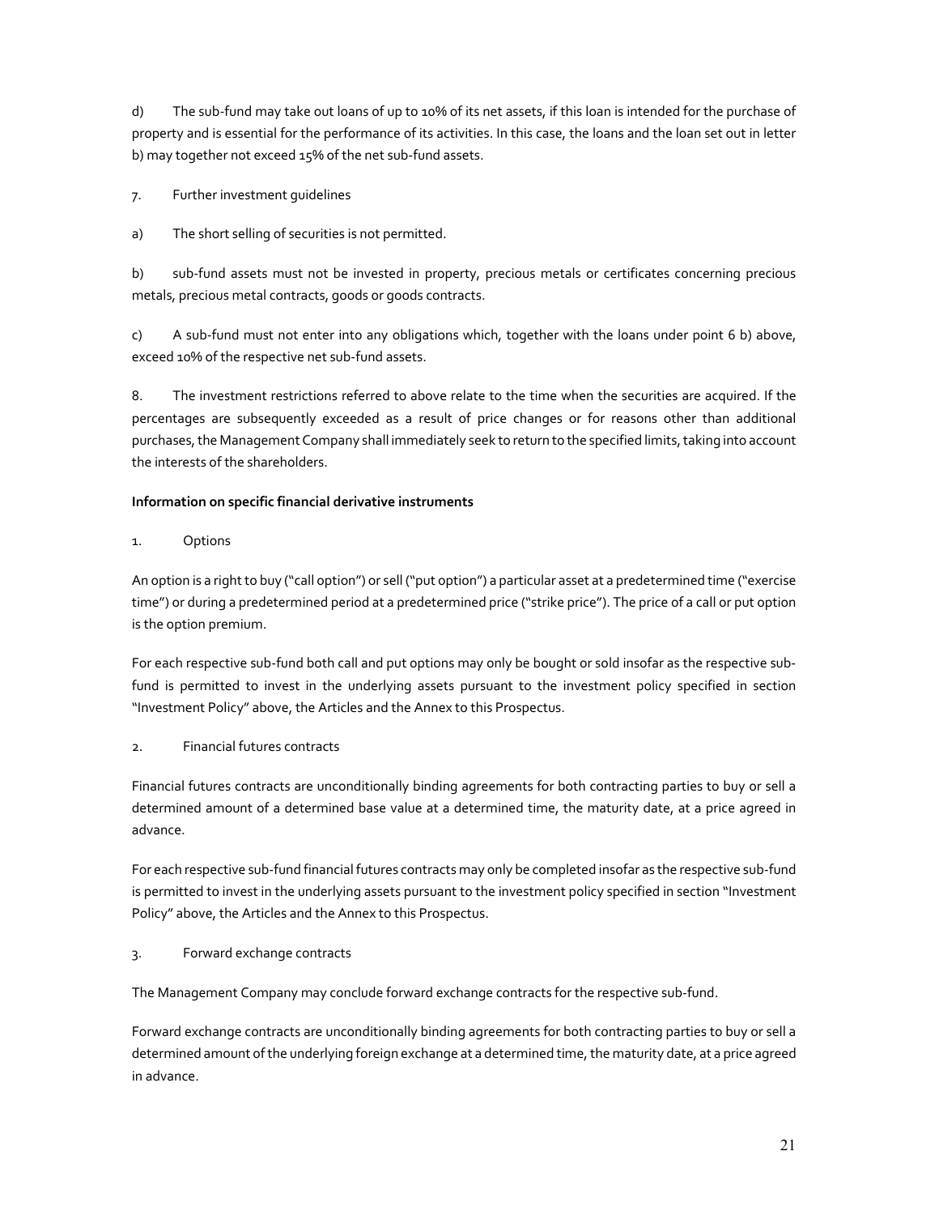d) The sub-fund may take out loans of up to 10% of its net assets, if this loan is intended for the purchase of property and is essential for the performance of its activities. In this case, the loans and the loan set out in letter b) may together not exceed 15% of the net sub-fund assets.

7. Further investment guidelines

a) The short selling of securities is not permitted.

b) sub-fund assets must not be invested in property, precious metals or certificates concerning precious metals, precious metal contracts, goods or goods contracts.

c) A sub-fund must not enter into any obligations which, together with the loans under point 6 b) above, exceed 10% of the respective net sub-fund assets.

8. The investment restrictions referred to above relate to the time when the securities are acquired. If the percentages are subsequently exceeded as a result of price changes or for reasons other than additional purchases, the Management Company shall immediately seek to return to the specified limits, taking into account the interests of the shareholders.

**Information on specific financial derivative instruments**

1. Options

An option is a right to buy ("call option") or sell ("put option") a particular asset at a predetermined time ("exercise time") or during a predetermined period at a predetermined price ("strike price"). The price of a call or put option is the option premium.

For each respective sub-fund both call and put options may only be bought or sold insofar as the respective sub-fund is permitted to invest in the underlying assets pursuant to the investment policy specified in section "Investment Policy" above, the Articles and the Annex to this Prospectus.

2. Financial futures contracts

Financial futures contracts are unconditionally binding agreements for both contracting parties to buy or sell a determined amount of a determined base value at a determined time, the maturity date, at a price agreed in advance.

For each respective sub-fund financial futures contracts may only be completed insofar as the respective sub-fund is permitted to invest in the underlying assets pursuant to the investment policy specified in section "Investment Policy" above, the Articles and the Annex to this Prospectus.

3. Forward exchange contracts

The Management Company may conclude forward exchange contracts for the respective sub-fund.

Forward exchange contracts are unconditionally binding agreements for both contracting parties to buy or sell a determined amount of the underlying foreign exchange at a determined time, the maturity date, at a price agreed in advance.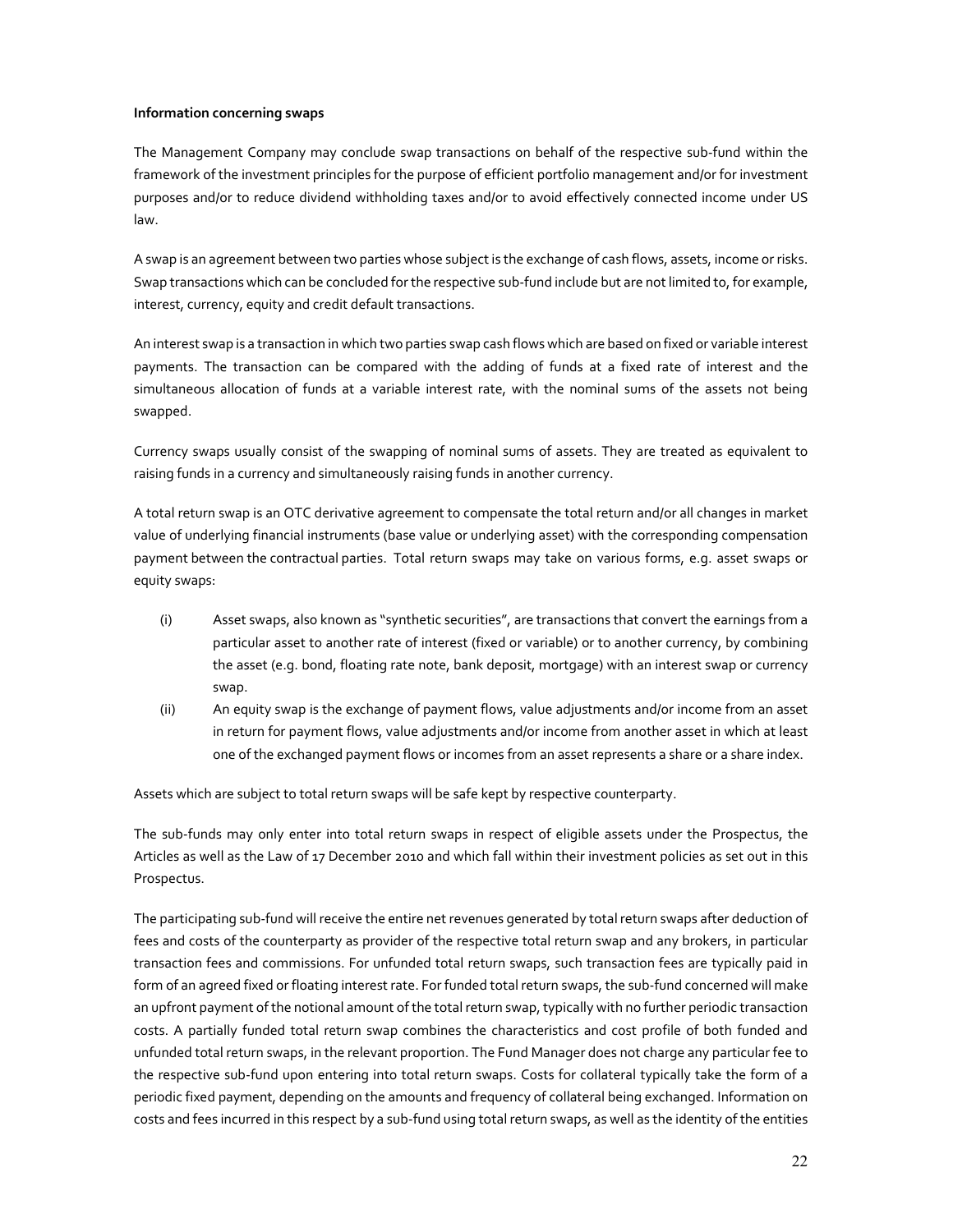**Information concerning swaps**

The Management Company may conclude swap transactions on behalf of the respective sub-fund within the framework of the investment principles for the purpose of efficient portfolio management and/or for investment purposes and/or to reduce dividend withholding taxes and/or to avoid effectively connected income under US law.

A swap is an agreement between two parties whose subject is the exchange of cash flows, assets, income or risks. Swap transactions which can be concluded for the respective sub-fund include but are not limited to, for example, interest, currency, equity and credit default transactions.

An interest swap is a transaction in which two parties swap cash flows which are based on fixed or variable interest payments. The transaction can be compared with the adding of funds at a fixed rate of interest and the simultaneous allocation of funds at a variable interest rate, with the nominal sums of the assets not being swapped.

Currency swaps usually consist of the swapping of nominal sums of assets. They are treated as equivalent to raising funds in a currency and simultaneously raising funds in another currency.

A total return swap is an OTC derivative agreement to compensate the total return and/or all changes in market value of underlying financial instruments (base value or underlying asset) with the corresponding compensation payment between the contractual parties. Total return swaps may take on various forms, e.g. asset swaps or equity swaps:

(i) Asset swaps, also known as "synthetic securities", are transactions that convert the earnings from a particular asset to another rate of interest (fixed or variable) or to another currency, by combining the asset (e.g. bond, floating rate note, bank deposit, mortgage) with an interest swap or currency swap.

(ii) An equity swap is the exchange of payment flows, value adjustments and/or income from an asset in return for payment flows, value adjustments and/or income from another asset in which at least one of the exchanged payment flows or incomes from an asset represents a share or a share index.

Assets which are subject to total return swaps will be safe kept by respective counterparty.

The sub-funds may only enter into total return swaps in respect of eligible assets under the Prospectus, the Articles as well as the Law of 17 December 2010 and which fall within their investment policies as set out in this Prospectus.

The participating sub-fund will receive the entire net revenues generated by total return swaps after deduction of fees and costs of the counterparty as provider of the respective total return swap and any brokers, in particular transaction fees and commissions. For unfunded total return swaps, such transaction fees are typically paid in form of an agreed fixed or floating interest rate. For funded total return swaps, the sub-fund concerned will make an upfront payment of the notional amount of the total return swap, typically with no further periodic transaction costs. A partially funded total return swap combines the characteristics and cost profile of both funded and unfunded total return swaps, in the relevant proportion. The Fund Manager does not charge any particular fee to the respective sub-fund upon entering into total return swaps. Costs for collateral typically take the form of a periodic fixed payment, depending on the amounts and frequency of collateral being exchanged. Information on costs and fees incurred in this respect by a sub-fund using total return swaps, as well as the identity of the entities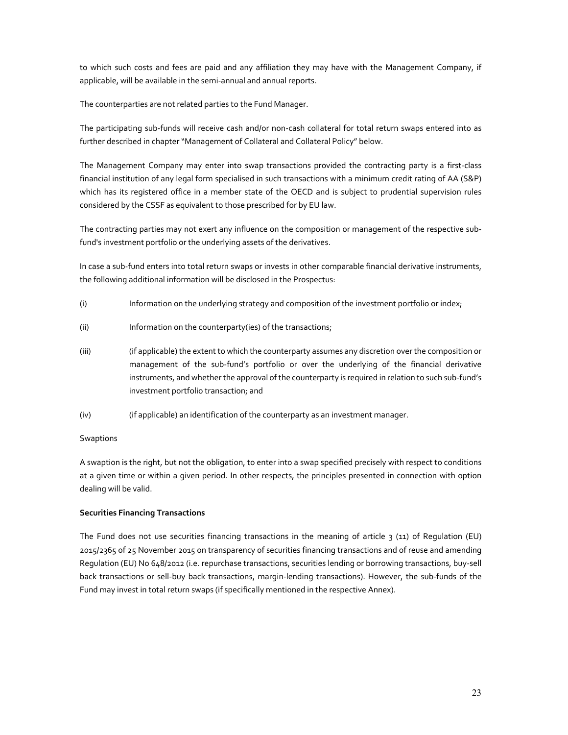to which such costs and fees are paid and any affiliation they may have with the Management Company, if applicable, will be available in the semi-annual and annual reports.

The counterparties are not related parties to the Fund Manager.

The participating sub-funds will receive cash and/or non-cash collateral for total return swaps entered into as further described in chapter "Management of Collateral and Collateral Policy" below.

The Management Company may enter into swap transactions provided the contracting party is a first-class financial institution of any legal form specialised in such transactions with a minimum credit rating of AA (S&P) which has its registered office in a member state of the OECD and is subject to prudential supervision rules considered by the CSSF as equivalent to those prescribed for by EU law.

The contracting parties may not exert any influence on the composition or management of the respective sub-fund's investment portfolio or the underlying assets of the derivatives.

In case a sub-fund enters into total return swaps or invests in other comparable financial derivative instruments, the following additional information will be disclosed in the Prospectus:

(i) Information on the underlying strategy and composition of the investment portfolio or index;

(ii) Information on the counterparty(ies) of the transactions;

(iii) (if applicable) the extent to which the counterparty assumes any discretion over the composition or management of the sub-fund's portfolio or over the underlying of the financial derivative instruments, and whether the approval of the counterparty is required in relation to such sub-fund's investment portfolio transaction; and

(iv) (if applicable) an identification of the counterparty as an investment manager.

Swaptions

A swaption is the right, but not the obligation, to enter into a swap specified precisely with respect to conditions at a given time or within a given period. In other respects, the principles presented in connection with option dealing will be valid.

**Securities Financing Transactions**

The Fund does not use securities financing transactions in the meaning of article 3 (11) of Regulation (EU) 2015/2365 of 25 November 2015 on transparency of securities financing transactions and of reuse and amending Regulation (EU) No 648/2012 (i.e. repurchase transactions, securities lending or borrowing transactions, buy-sell back transactions or sell-buy back transactions, margin-lending transactions). However, the sub-funds of the Fund may invest in total return swaps (if specifically mentioned in the respective Annex).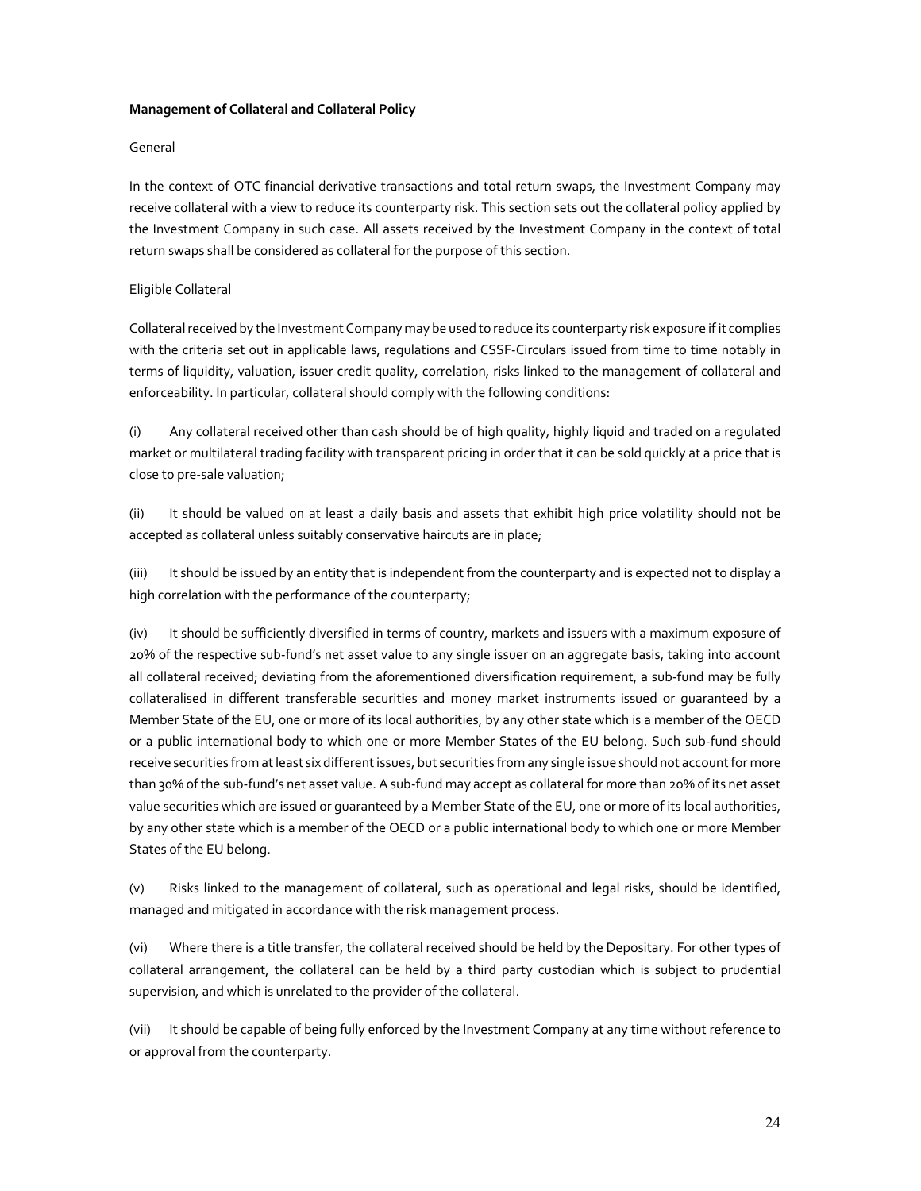**Management of Collateral and Collateral Policy**

General

In the context of OTC financial derivative transactions and total return swaps, the Investment Company may receive collateral with a view to reduce its counterparty risk. This section sets out the collateral policy applied by the Investment Company in such case. All assets received by the Investment Company in the context of total return swaps shall be considered as collateral for the purpose of this section.

Eligible Collateral

Collateral received by the Investment Company may be used to reduce its counterparty risk exposure if it complies with the criteria set out in applicable laws, regulations and CSSF-Circulars issued from time to time notably in terms of liquidity, valuation, issuer credit quality, correlation, risks linked to the management of collateral and enforceability. In particular, collateral should comply with the following conditions:

(i) Any collateral received other than cash should be of high quality, highly liquid and traded on a regulated market or multilateral trading facility with transparent pricing in order that it can be sold quickly at a price that is close to pre-sale valuation;

(ii) It should be valued on at least a daily basis and assets that exhibit high price volatility should not be accepted as collateral unless suitably conservative haircuts are in place;

(iii) It should be issued by an entity that is independent from the counterparty and is expected not to display a high correlation with the performance of the counterparty;

(iv) It should be sufficiently diversified in terms of country, markets and issuers with a maximum exposure of 20% of the respective sub-fund's net asset value to any single issuer on an aggregate basis, taking into account all collateral received; deviating from the aforementioned diversification requirement, a sub-fund may be fully collateralised in different transferable securities and money market instruments issued or guaranteed by a Member State of the EU, one or more of its local authorities, by any other state which is a member of the OECD or a public international body to which one or more Member States of the EU belong. Such sub-fund should receive securities from at least six different issues, but securities from any single issue should not account for more than 30% of the sub-fund's net asset value. A sub-fund may accept as collateral for more than 20% of its net asset value securities which are issued or guaranteed by a Member State of the EU, one or more of its local authorities, by any other state which is a member of the OECD or a public international body to which one or more Member States of the EU belong.

(v) Risks linked to the management of collateral, such as operational and legal risks, should be identified, managed and mitigated in accordance with the risk management process.

(vi) Where there is a title transfer, the collateral received should be held by the Depositary. For other types of collateral arrangement, the collateral can be held by a third party custodian which is subject to prudential supervision, and which is unrelated to the provider of the collateral.

(vii) It should be capable of being fully enforced by the Investment Company at any time without reference to or approval from the counterparty.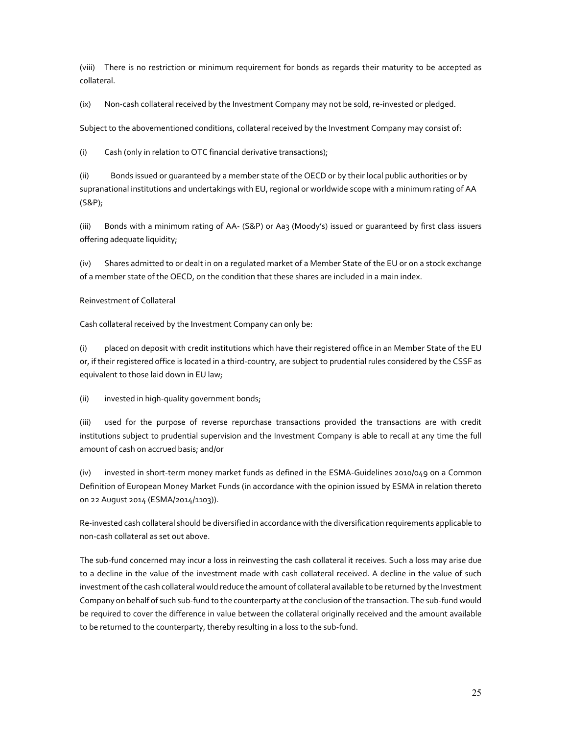(viii) There is no restriction or minimum requirement for bonds as regards their maturity to be accepted as collateral.

(ix) Non-cash collateral received by the Investment Company may not be sold, re-invested or pledged.

Subject to the abovementioned conditions, collateral received by the Investment Company may consist of:

(i) Cash (only in relation to OTC financial derivative transactions);

(ii) Bonds issued or guaranteed by a member state of the OECD or by their local public authorities or by supranational institutions and undertakings with EU, regional or worldwide scope with a minimum rating of AA (S&P);

(iii) Bonds with a minimum rating of AA- (S&P) or Aa3 (Moody's) issued or guaranteed by first class issuers offering adequate liquidity;

(iv) Shares admitted to or dealt in on a regulated market of a Member State of the EU or on a stock exchange of a member state of the OECD, on the condition that these shares are included in a main index.

Reinvestment of Collateral

Cash collateral received by the Investment Company can only be:

(i) placed on deposit with credit institutions which have their registered office in an Member State of the EU or, if their registered office is located in a third-country, are subject to prudential rules considered by the CSSF as equivalent to those laid down in EU law;

(ii) invested in high-quality government bonds;

(iii) used for the purpose of reverse repurchase transactions provided the transactions are with credit institutions subject to prudential supervision and the Investment Company is able to recall at any time the full amount of cash on accrued basis; and/or

(iv) invested in short-term money market funds as defined in the ESMA-Guidelines 2010/049 on a Common Definition of European Money Market Funds (in accordance with the opinion issued by ESMA in relation thereto on 22 August 2014 (ESMA/2014/1103)).

Re-invested cash collateral should be diversified in accordance with the diversification requirements applicable to non-cash collateral as set out above.

The sub-fund concerned may incur a loss in reinvesting the cash collateral it receives. Such a loss may arise due to a decline in the value of the investment made with cash collateral received. A decline in the value of such investment of the cash collateral would reduce the amount of collateral available to be returned by the Investment Company on behalf of such sub-fund to the counterparty at the conclusion of the transaction. The sub-fund would be required to cover the difference in value between the collateral originally received and the amount available to be returned to the counterparty, thereby resulting in a loss to the sub-fund.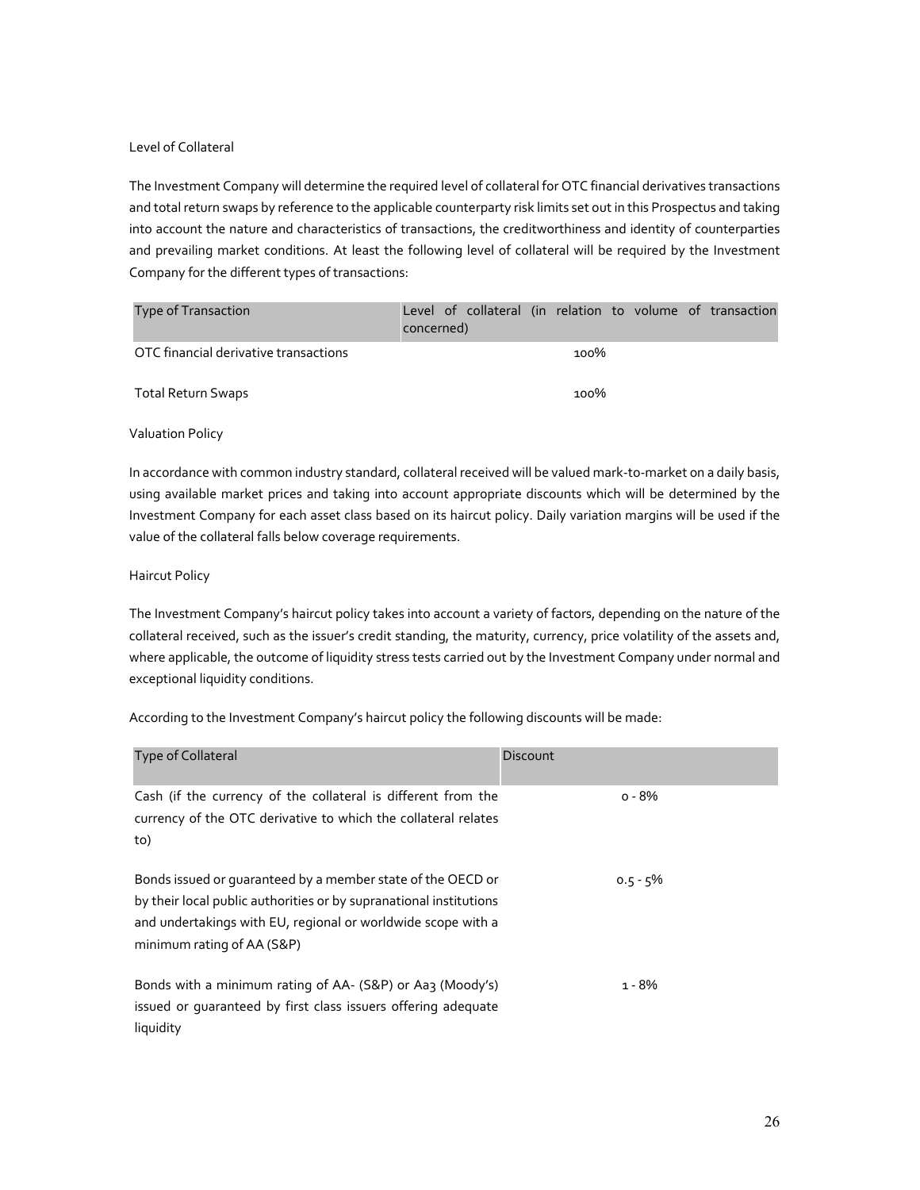Level of Collateral

The Investment Company will determine the required level of collateral for OTC financial derivatives transactions and total return swaps by reference to the applicable counterparty risk limits set out in this Prospectus and taking into account the nature and characteristics of transactions, the creditworthiness and identity of counterparties and prevailing market conditions. At least the following level of collateral will be required by the Investment Company for the different types of transactions:

| Type of Transaction | Level of collateral (in relation to volume of transaction concerned) |
| --- | --- |
| OTC financial derivative transactions | 100% |
| Total Return Swaps | 100% |

Valuation Policy

In accordance with common industry standard, collateral received will be valued mark-to-market on a daily basis, using available market prices and taking into account appropriate discounts which will be determined by the Investment Company for each asset class based on its haircut policy. Daily variation margins will be used if the value of the collateral falls below coverage requirements.

Haircut Policy

The Investment Company's haircut policy takes into account a variety of factors, depending on the nature of the collateral received, such as the issuer's credit standing, the maturity, currency, price volatility of the assets and, where applicable, the outcome of liquidity stress tests carried out by the Investment Company under normal and exceptional liquidity conditions.

According to the Investment Company's haircut policy the following discounts will be made:

| Type of Collateral | Discount |
| --- | --- |
| Cash (if the currency of the collateral is different from the currency of the OTC derivative to which the collateral relates to) | 0 - 8% |
| Bonds issued or guaranteed by a member state of the OECD or by their local public authorities or by supranational institutions and undertakings with EU, regional or worldwide scope with a minimum rating of AA (S&P) | 0.5 - 5% |
| Bonds with a minimum rating of AA- (S&P) or Aa3 (Moody's) issued or guaranteed by first class issuers offering adequate liquidity | 1 - 8% |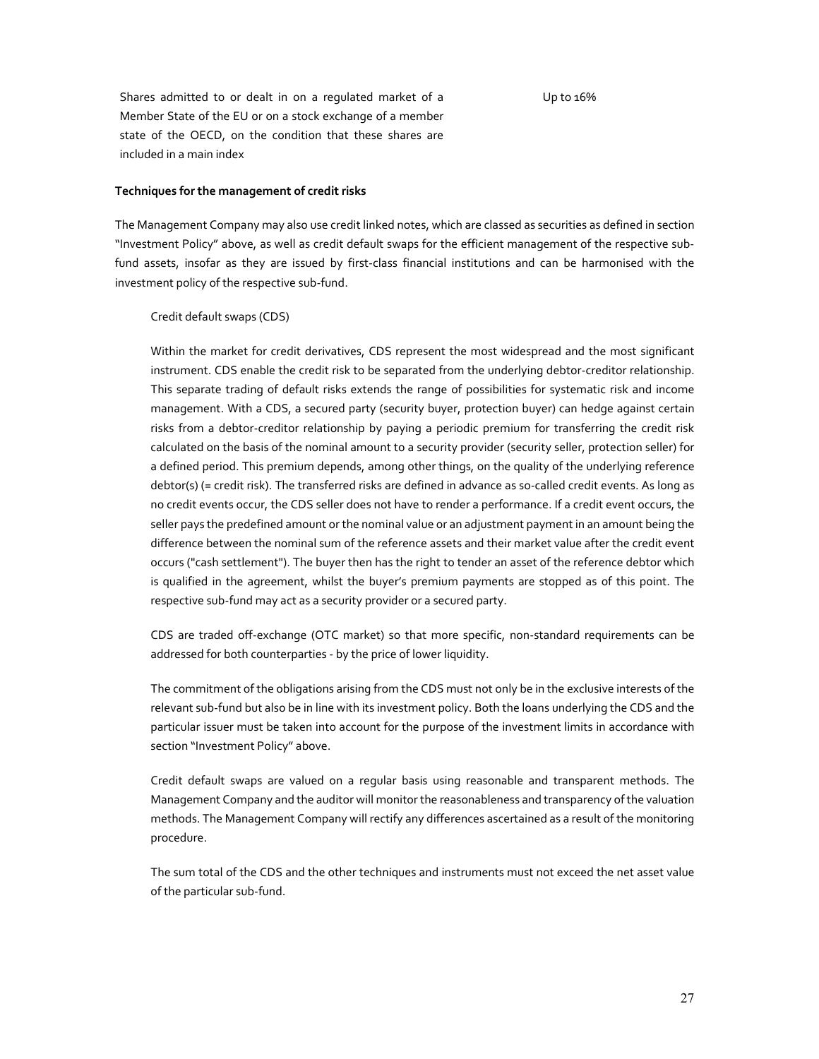| | |
|---|---|
| Shares admitted to or dealt in on a regulated market of a Member State of the EU or on a stock exchange of a member state of the OECD, on the condition that these shares are included in a main index | Up to 16% |

**Techniques for the management of credit risks**

The Management Company may also use credit linked notes, which are classed as securities as defined in section "Investment Policy" above, as well as credit default swaps for the efficient management of the respective sub-fund assets, insofar as they are issued by first-class financial institutions and can be harmonised with the investment policy of the respective sub-fund.

Credit default swaps (CDS)

Within the market for credit derivatives, CDS represent the most widespread and the most significant instrument. CDS enable the credit risk to be separated from the underlying debtor-creditor relationship. This separate trading of default risks extends the range of possibilities for systematic risk and income management. With a CDS, a secured party (security buyer, protection buyer) can hedge against certain risks from a debtor-creditor relationship by paying a periodic premium for transferring the credit risk calculated on the basis of the nominal amount to a security provider (security seller, protection seller) for a defined period. This premium depends, among other things, on the quality of the underlying reference debtor(s) (= credit risk). The transferred risks are defined in advance as so-called credit events. As long as no credit events occur, the CDS seller does not have to render a performance. If a credit event occurs, the seller pays the predefined amount or the nominal value or an adjustment payment in an amount being the difference between the nominal sum of the reference assets and their market value after the credit event occurs ("cash settlement"). The buyer then has the right to tender an asset of the reference debtor which is qualified in the agreement, whilst the buyer's premium payments are stopped as of this point. The respective sub-fund may act as a security provider or a secured party.

CDS are traded off-exchange (OTC market) so that more specific, non-standard requirements can be addressed for both counterparties - by the price of lower liquidity.

The commitment of the obligations arising from the CDS must not only be in the exclusive interests of the relevant sub-fund but also be in line with its investment policy. Both the loans underlying the CDS and the particular issuer must be taken into account for the purpose of the investment limits in accordance with section "Investment Policy" above.

Credit default swaps are valued on a regular basis using reasonable and transparent methods. The Management Company and the auditor will monitor the reasonableness and transparency of the valuation methods. The Management Company will rectify any differences ascertained as a result of the monitoring procedure.

The sum total of the CDS and the other techniques and instruments must not exceed the net asset value of the particular sub-fund.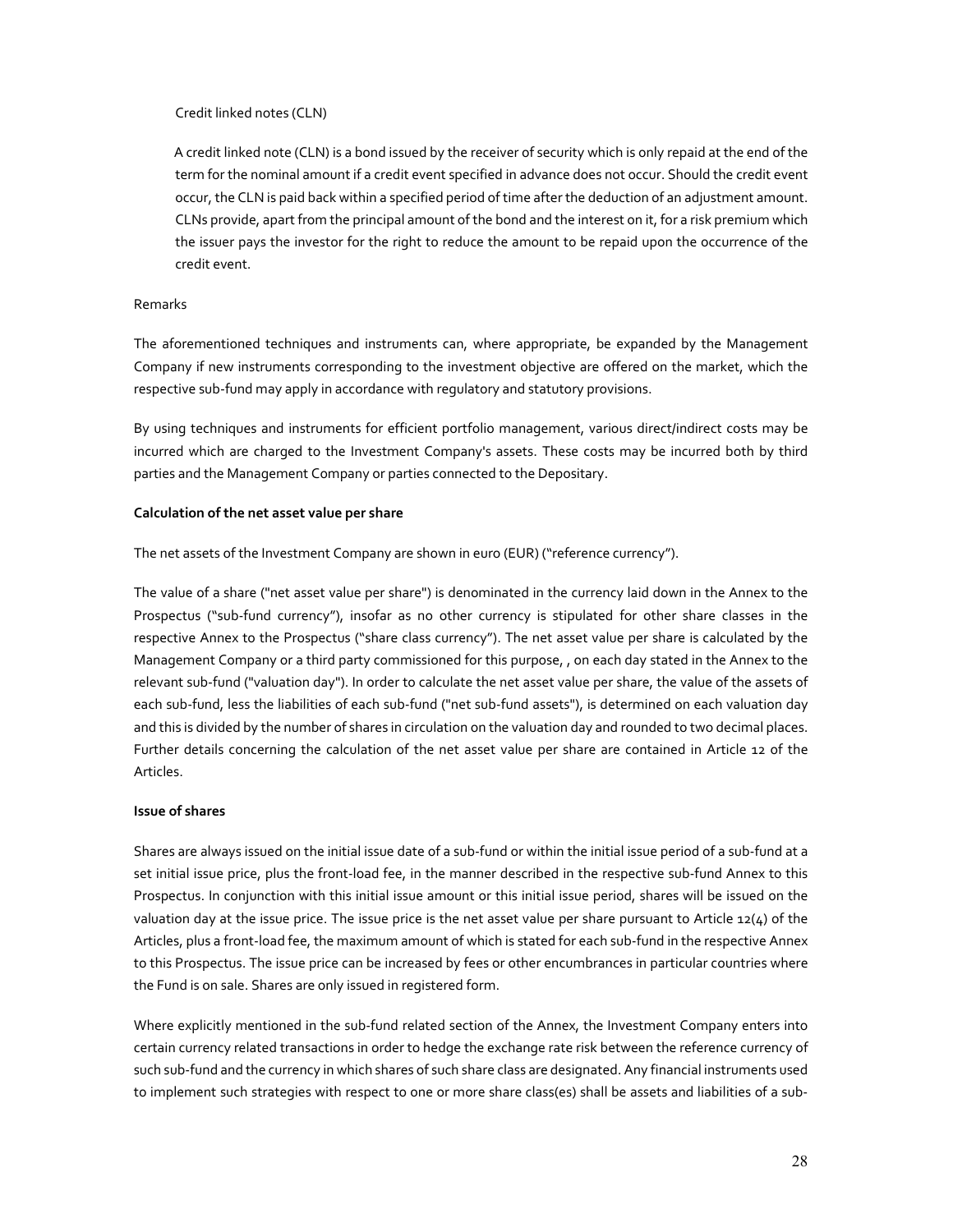Credit linked notes (CLN)

A credit linked note (CLN) is a bond issued by the receiver of security which is only repaid at the end of the term for the nominal amount if a credit event specified in advance does not occur. Should the credit event occur, the CLN is paid back within a specified period of time after the deduction of an adjustment amount. CLNs provide, apart from the principal amount of the bond and the interest on it, for a risk premium which the issuer pays the investor for the right to reduce the amount to be repaid upon the occurrence of the credit event.

Remarks

The aforementioned techniques and instruments can, where appropriate, be expanded by the Management Company if new instruments corresponding to the investment objective are offered on the market, which the respective sub-fund may apply in accordance with regulatory and statutory provisions.

By using techniques and instruments for efficient portfolio management, various direct/indirect costs may be incurred which are charged to the Investment Company's assets. These costs may be incurred both by third parties and the Management Company or parties connected to the Depositary.

**Calculation of the net asset value per share**

The net assets of the Investment Company are shown in euro (EUR) ("reference currency").

The value of a share ("net asset value per share") is denominated in the currency laid down in the Annex to the Prospectus ("sub-fund currency"), insofar as no other currency is stipulated for other share classes in the respective Annex to the Prospectus ("share class currency"). The net asset value per share is calculated by the Management Company or a third party commissioned for this purpose, , on each day stated in the Annex to the relevant sub-fund ("valuation day"). In order to calculate the net asset value per share, the value of the assets of each sub-fund, less the liabilities of each sub-fund ("net sub-fund assets"), is determined on each valuation day and this is divided by the number of shares in circulation on the valuation day and rounded to two decimal places. Further details concerning the calculation of the net asset value per share are contained in Article 12 of the Articles.

**Issue of shares**

Shares are always issued on the initial issue date of a sub-fund or within the initial issue period of a sub-fund at a set initial issue price, plus the front-load fee, in the manner described in the respective sub-fund Annex to this Prospectus. In conjunction with this initial issue amount or this initial issue period, shares will be issued on the valuation day at the issue price. The issue price is the net asset value per share pursuant to Article 12(4) of the Articles, plus a front-load fee, the maximum amount of which is stated for each sub-fund in the respective Annex to this Prospectus. The issue price can be increased by fees or other encumbrances in particular countries where the Fund is on sale. Shares are only issued in registered form.

Where explicitly mentioned in the sub-fund related section of the Annex, the Investment Company enters into certain currency related transactions in order to hedge the exchange rate risk between the reference currency of such sub-fund and the currency in which shares of such share class are designated. Any financial instruments used to implement such strategies with respect to one or more share class(es) shall be assets and liabilities of a sub-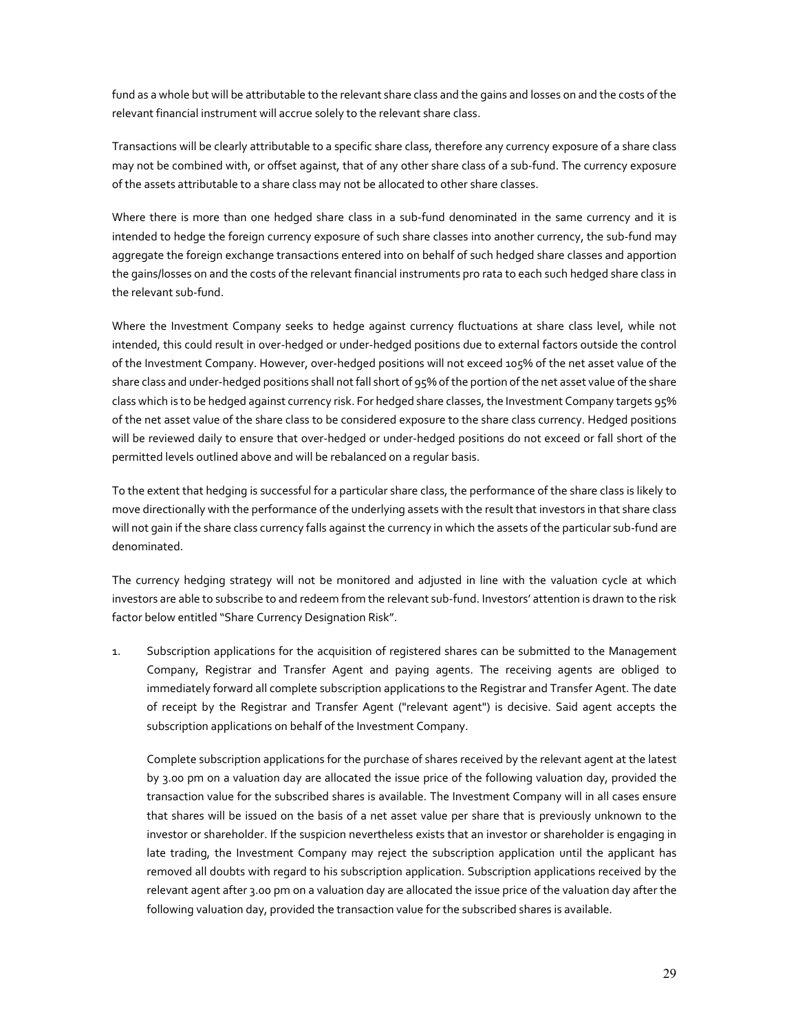fund as a whole but will be attributable to the relevant share class and the gains and losses on and the costs of the relevant financial instrument will accrue solely to the relevant share class.

Transactions will be clearly attributable to a specific share class, therefore any currency exposure of a share class may not be combined with, or offset against, that of any other share class of a sub-fund. The currency exposure of the assets attributable to a share class may not be allocated to other share classes.

Where there is more than one hedged share class in a sub-fund denominated in the same currency and it is intended to hedge the foreign currency exposure of such share classes into another currency, the sub-fund may aggregate the foreign exchange transactions entered into on behalf of such hedged share classes and apportion the gains/losses on and the costs of the relevant financial instruments pro rata to each such hedged share class in the relevant sub-fund.

Where the Investment Company seeks to hedge against currency fluctuations at share class level, while not intended, this could result in over-hedged or under-hedged positions due to external factors outside the control of the Investment Company. However, over-hedged positions will not exceed 105% of the net asset value of the share class and under-hedged positions shall not fall short of 95% of the portion of the net asset value of the share class which is to be hedged against currency risk. For hedged share classes, the Investment Company targets 95% of the net asset value of the share class to be considered exposure to the share class currency. Hedged positions will be reviewed daily to ensure that over-hedged or under-hedged positions do not exceed or fall short of the permitted levels outlined above and will be rebalanced on a regular basis.

To the extent that hedging is successful for a particular share class, the performance of the share class is likely to move directionally with the performance of the underlying assets with the result that investors in that share class will not gain if the share class currency falls against the currency in which the assets of the particular sub-fund are denominated.

The currency hedging strategy will not be monitored and adjusted in line with the valuation cycle at which investors are able to subscribe to and redeem from the relevant sub-fund. Investors' attention is drawn to the risk factor below entitled "Share Currency Designation Risk".

1. Subscription applications for the acquisition of registered shares can be submitted to the Management Company, Registrar and Transfer Agent and paying agents. The receiving agents are obliged to immediately forward all complete subscription applications to the Registrar and Transfer Agent. The date of receipt by the Registrar and Transfer Agent ("relevant agent") is decisive. Said agent accepts the subscription applications on behalf of the Investment Company.

   Complete subscription applications for the purchase of shares received by the relevant agent at the latest by 3.00 pm on a valuation day are allocated the issue price of the following valuation day, provided the transaction value for the subscribed shares is available. The Investment Company will in all cases ensure that shares will be issued on the basis of a net asset value per share that is previously unknown to the investor or shareholder. If the suspicion nevertheless exists that an investor or shareholder is engaging in late trading, the Investment Company may reject the subscription application until the applicant has removed all doubts with regard to his subscription application. Subscription applications received by the relevant agent after 3.00 pm on a valuation day are allocated the issue price of the valuation day after the following valuation day, provided the transaction value for the subscribed shares is available.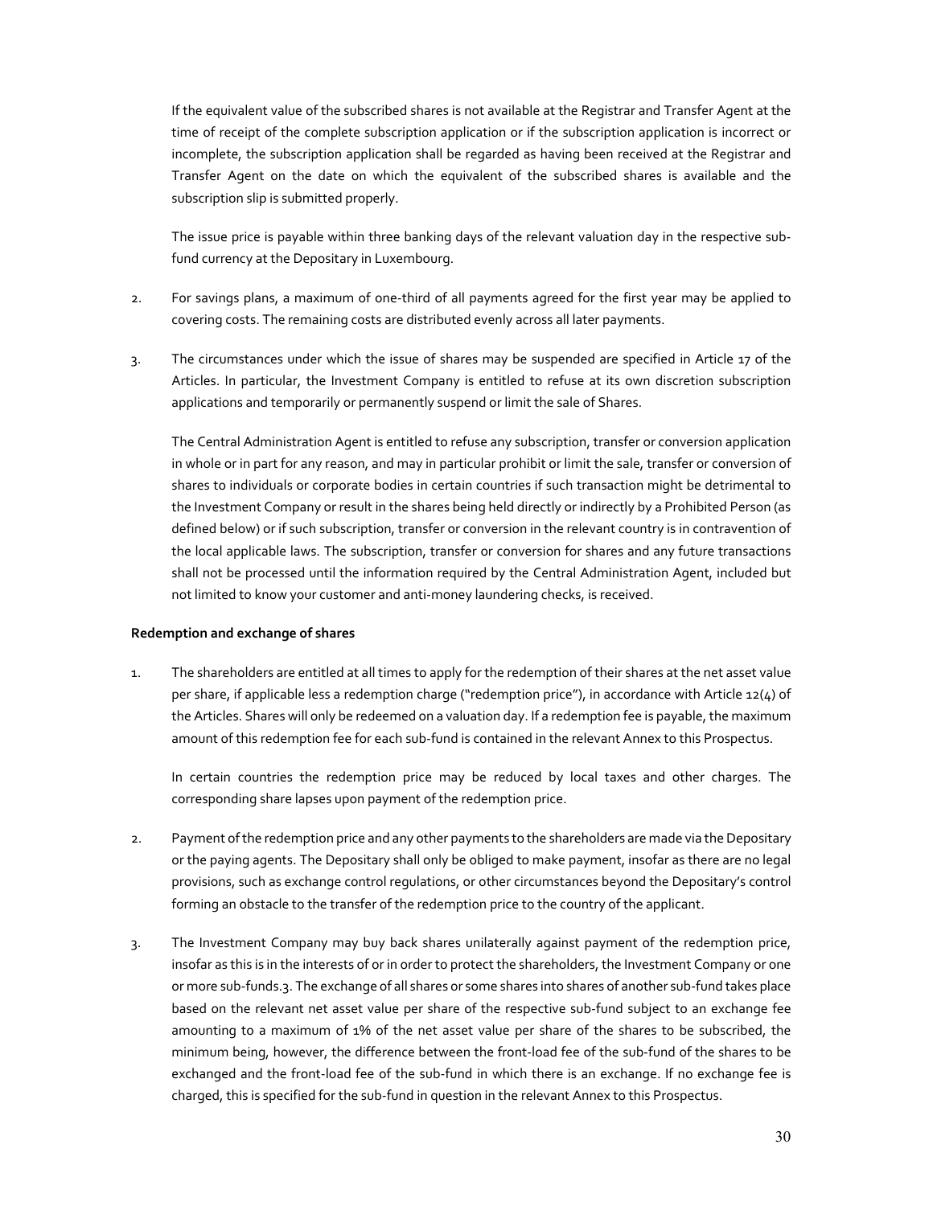If the equivalent value of the subscribed shares is not available at the Registrar and Transfer Agent at the time of receipt of the complete subscription application or if the subscription application is incorrect or incomplete, the subscription application shall be regarded as having been received at the Registrar and Transfer Agent on the date on which the equivalent of the subscribed shares is available and the subscription slip is submitted properly.

The issue price is payable within three banking days of the relevant valuation day in the respective sub-fund currency at the Depositary in Luxembourg.

2. For savings plans, a maximum of one-third of all payments agreed for the first year may be applied to covering costs. The remaining costs are distributed evenly across all later payments.

3. The circumstances under which the issue of shares may be suspended are specified in Article 17 of the Articles. In particular, the Investment Company is entitled to refuse at its own discretion subscription applications and temporarily or permanently suspend or limit the sale of Shares.

   The Central Administration Agent is entitled to refuse any subscription, transfer or conversion application in whole or in part for any reason, and may in particular prohibit or limit the sale, transfer or conversion of shares to individuals or corporate bodies in certain countries if such transaction might be detrimental to the Investment Company or result in the shares being held directly or indirectly by a Prohibited Person (as defined below) or if such subscription, transfer or conversion in the relevant country is in contravention of the local applicable laws. The subscription, transfer or conversion for shares and any future transactions shall not be processed until the information required by the Central Administration Agent, included but not limited to know your customer and anti-money laundering checks, is received.

**Redemption and exchange of shares**

1. The shareholders are entitled at all times to apply for the redemption of their shares at the net asset value per share, if applicable less a redemption charge ("redemption price"), in accordance with Article 12(4) of the Articles. Shares will only be redeemed on a valuation day. If a redemption fee is payable, the maximum amount of this redemption fee for each sub-fund is contained in the relevant Annex to this Prospectus.

   In certain countries the redemption price may be reduced by local taxes and other charges. The corresponding share lapses upon payment of the redemption price.

2. Payment of the redemption price and any other payments to the shareholders are made via the Depositary or the paying agents. The Depositary shall only be obliged to make payment, insofar as there are no legal provisions, such as exchange control regulations, or other circumstances beyond the Depositary's control forming an obstacle to the transfer of the redemption price to the country of the applicant.

3. The Investment Company may buy back shares unilaterally against payment of the redemption price, insofar as this is in the interests of or in order to protect the shareholders, the Investment Company or one or more sub-funds.3. The exchange of all shares or some shares into shares of another sub-fund takes place based on the relevant net asset value per share of the respective sub-fund subject to an exchange fee amounting to a maximum of 1% of the net asset value per share of the shares to be subscribed, the minimum being, however, the difference between the front-load fee of the sub-fund of the shares to be exchanged and the front-load fee of the sub-fund in which there is an exchange. If no exchange fee is charged, this is specified for the sub-fund in question in the relevant Annex to this Prospectus.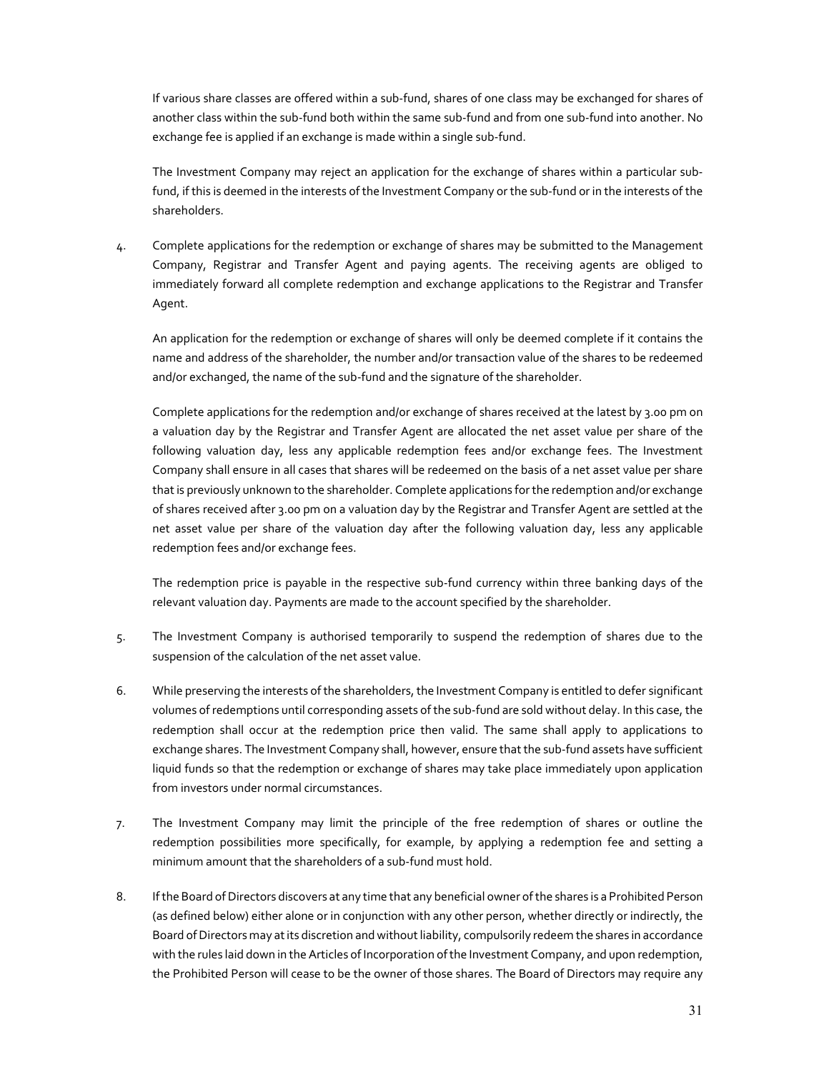If various share classes are offered within a sub-fund, shares of one class may be exchanged for shares of another class within the sub-fund both within the same sub-fund and from one sub-fund into another. No exchange fee is applied if an exchange is made within a single sub-fund.

The Investment Company may reject an application for the exchange of shares within a particular sub-fund, if this is deemed in the interests of the Investment Company or the sub-fund or in the interests of the shareholders.

4. Complete applications for the redemption or exchange of shares may be submitted to the Management Company, Registrar and Transfer Agent and paying agents. The receiving agents are obliged to immediately forward all complete redemption and exchange applications to the Registrar and Transfer Agent.

   An application for the redemption or exchange of shares will only be deemed complete if it contains the name and address of the shareholder, the number and/or transaction value of the shares to be redeemed and/or exchanged, the name of the sub-fund and the signature of the shareholder.

   Complete applications for the redemption and/or exchange of shares received at the latest by 3.00 pm on a valuation day by the Registrar and Transfer Agent are allocated the net asset value per share of the following valuation day, less any applicable redemption fees and/or exchange fees. The Investment Company shall ensure in all cases that shares will be redeemed on the basis of a net asset value per share that is previously unknown to the shareholder. Complete applications for the redemption and/or exchange of shares received after 3.00 pm on a valuation day by the Registrar and Transfer Agent are settled at the net asset value per share of the valuation day after the following valuation day, less any applicable redemption fees and/or exchange fees.

   The redemption price is payable in the respective sub-fund currency within three banking days of the relevant valuation day. Payments are made to the account specified by the shareholder.

5. The Investment Company is authorised temporarily to suspend the redemption of shares due to the suspension of the calculation of the net asset value.

6. While preserving the interests of the shareholders, the Investment Company is entitled to defer significant volumes of redemptions until corresponding assets of the sub-fund are sold without delay. In this case, the redemption shall occur at the redemption price then valid. The same shall apply to applications to exchange shares. The Investment Company shall, however, ensure that the sub-fund assets have sufficient liquid funds so that the redemption or exchange of shares may take place immediately upon application from investors under normal circumstances.

7. The Investment Company may limit the principle of the free redemption of shares or outline the redemption possibilities more specifically, for example, by applying a redemption fee and setting a minimum amount that the shareholders of a sub-fund must hold.

8. If the Board of Directors discovers at any time that any beneficial owner of the shares is a Prohibited Person (as defined below) either alone or in conjunction with any other person, whether directly or indirectly, the Board of Directors may at its discretion and without liability, compulsorily redeem the shares in accordance with the rules laid down in the Articles of Incorporation of the Investment Company, and upon redemption, the Prohibited Person will cease to be the owner of those shares. The Board of Directors may require any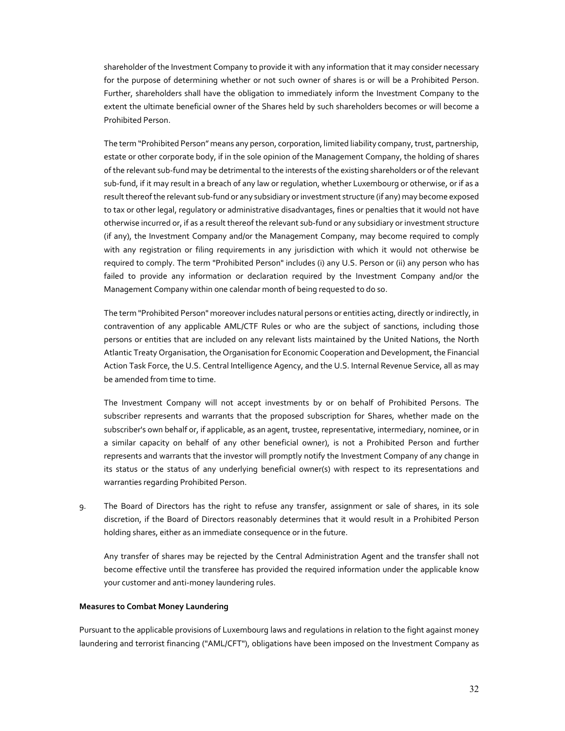shareholder of the Investment Company to provide it with any information that it may consider necessary for the purpose of determining whether or not such owner of shares is or will be a Prohibited Person. Further, shareholders shall have the obligation to immediately inform the Investment Company to the extent the ultimate beneficial owner of the Shares held by such shareholders becomes or will become a Prohibited Person.

The term "Prohibited Person" means any person, corporation, limited liability company, trust, partnership, estate or other corporate body, if in the sole opinion of the Management Company, the holding of shares of the relevant sub-fund may be detrimental to the interests of the existing shareholders or of the relevant sub-fund, if it may result in a breach of any law or regulation, whether Luxembourg or otherwise, or if as a result thereof the relevant sub-fund or any subsidiary or investment structure (if any) may become exposed to tax or other legal, regulatory or administrative disadvantages, fines or penalties that it would not have otherwise incurred or, if as a result thereof the relevant sub-fund or any subsidiary or investment structure (if any), the Investment Company and/or the Management Company, may become required to comply with any registration or filing requirements in any jurisdiction with which it would not otherwise be required to comply. The term "Prohibited Person" includes (i) any U.S. Person or (ii) any person who has failed to provide any information or declaration required by the Investment Company and/or the Management Company within one calendar month of being requested to do so.

The term "Prohibited Person" moreover includes natural persons or entities acting, directly or indirectly, in contravention of any applicable AML/CTF Rules or who are the subject of sanctions, including those persons or entities that are included on any relevant lists maintained by the United Nations, the North Atlantic Treaty Organisation, the Organisation for Economic Cooperation and Development, the Financial Action Task Force, the U.S. Central Intelligence Agency, and the U.S. Internal Revenue Service, all as may be amended from time to time.

The Investment Company will not accept investments by or on behalf of Prohibited Persons. The subscriber represents and warrants that the proposed subscription for Shares, whether made on the subscriber's own behalf or, if applicable, as an agent, trustee, representative, intermediary, nominee, or in a similar capacity on behalf of any other beneficial owner), is not a Prohibited Person and further represents and warrants that the investor will promptly notify the Investment Company of any change in its status or the status of any underlying beneficial owner(s) with respect to its representations and warranties regarding Prohibited Person.

9. The Board of Directors has the right to refuse any transfer, assignment or sale of shares, in its sole discretion, if the Board of Directors reasonably determines that it would result in a Prohibited Person holding shares, either as an immediate consequence or in the future.

   Any transfer of shares may be rejected by the Central Administration Agent and the transfer shall not become effective until the transferee has provided the required information under the applicable know your customer and anti-money laundering rules.

**Measures to Combat Money Laundering**

Pursuant to the applicable provisions of Luxembourg laws and regulations in relation to the fight against money laundering and terrorist financing ("AML/CFT"), obligations have been imposed on the Investment Company as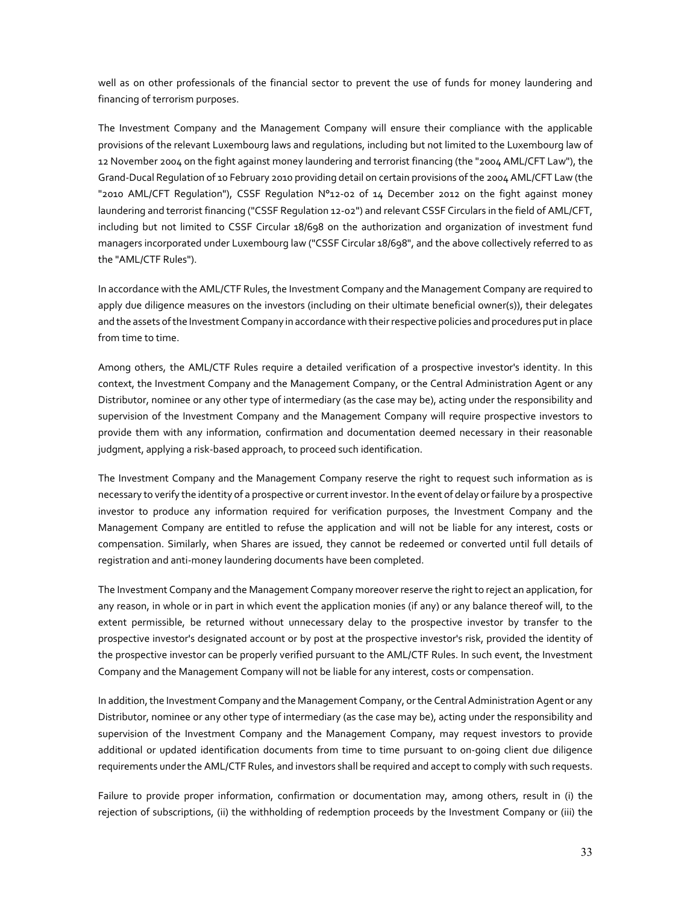well as on other professionals of the financial sector to prevent the use of funds for money laundering and financing of terrorism purposes.

The Investment Company and the Management Company will ensure their compliance with the applicable provisions of the relevant Luxembourg laws and regulations, including but not limited to the Luxembourg law of 12 November 2004 on the fight against money laundering and terrorist financing (the "2004 AML/CFT Law"), the Grand-Ducal Regulation of 10 February 2010 providing detail on certain provisions of the 2004 AML/CFT Law (the "2010 AML/CFT Regulation"), CSSF Regulation N°12-02 of 14 December 2012 on the fight against money laundering and terrorist financing ("CSSF Regulation 12-02") and relevant CSSF Circulars in the field of AML/CFT, including but not limited to CSSF Circular 18/698 on the authorization and organization of investment fund managers incorporated under Luxembourg law ("CSSF Circular 18/698", and the above collectively referred to as the "AML/CTF Rules").

In accordance with the AML/CTF Rules, the Investment Company and the Management Company are required to apply due diligence measures on the investors (including on their ultimate beneficial owner(s)), their delegates and the assets of the Investment Company in accordance with their respective policies and procedures put in place from time to time.

Among others, the AML/CTF Rules require a detailed verification of a prospective investor's identity. In this context, the Investment Company and the Management Company, or the Central Administration Agent or any Distributor, nominee or any other type of intermediary (as the case may be), acting under the responsibility and supervision of the Investment Company and the Management Company will require prospective investors to provide them with any information, confirmation and documentation deemed necessary in their reasonable judgment, applying a risk-based approach, to proceed such identification.

The Investment Company and the Management Company reserve the right to request such information as is necessary to verify the identity of a prospective or current investor. In the event of delay or failure by a prospective investor to produce any information required for verification purposes, the Investment Company and the Management Company are entitled to refuse the application and will not be liable for any interest, costs or compensation. Similarly, when Shares are issued, they cannot be redeemed or converted until full details of registration and anti-money laundering documents have been completed.

The Investment Company and the Management Company moreover reserve the right to reject an application, for any reason, in whole or in part in which event the application monies (if any) or any balance thereof will, to the extent permissible, be returned without unnecessary delay to the prospective investor by transfer to the prospective investor's designated account or by post at the prospective investor's risk, provided the identity of the prospective investor can be properly verified pursuant to the AML/CTF Rules. In such event, the Investment Company and the Management Company will not be liable for any interest, costs or compensation.

In addition, the Investment Company and the Management Company, or the Central Administration Agent or any Distributor, nominee or any other type of intermediary (as the case may be), acting under the responsibility and supervision of the Investment Company and the Management Company, may request investors to provide additional or updated identification documents from time to time pursuant to on-going client due diligence requirements under the AML/CTF Rules, and investors shall be required and accept to comply with such requests.

Failure to provide proper information, confirmation or documentation may, among others, result in (i) the rejection of subscriptions, (ii) the withholding of redemption proceeds by the Investment Company or (iii) the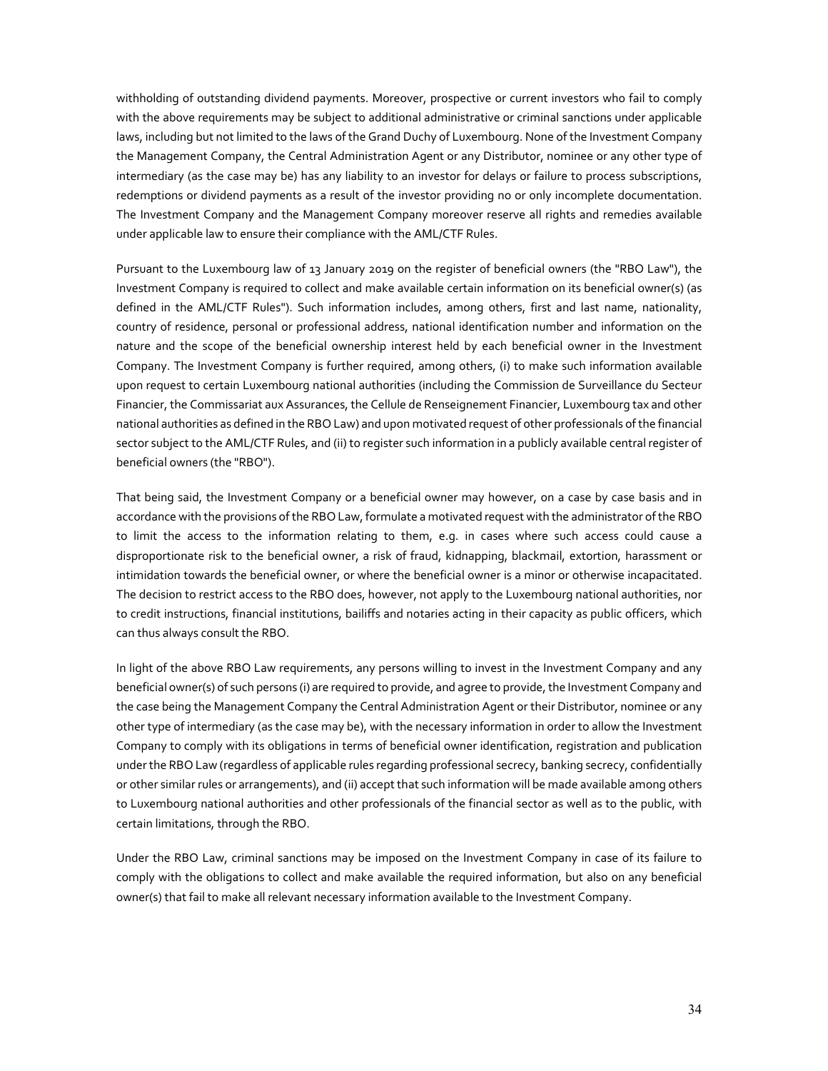withholding of outstanding dividend payments. Moreover, prospective or current investors who fail to comply with the above requirements may be subject to additional administrative or criminal sanctions under applicable laws, including but not limited to the laws of the Grand Duchy of Luxembourg. None of the Investment Company the Management Company, the Central Administration Agent or any Distributor, nominee or any other type of intermediary (as the case may be) has any liability to an investor for delays or failure to process subscriptions, redemptions or dividend payments as a result of the investor providing no or only incomplete documentation. The Investment Company and the Management Company moreover reserve all rights and remedies available under applicable law to ensure their compliance with the AML/CTF Rules.

Pursuant to the Luxembourg law of 13 January 2019 on the register of beneficial owners (the "RBO Law"), the Investment Company is required to collect and make available certain information on its beneficial owner(s) (as defined in the AML/CTF Rules"). Such information includes, among others, first and last name, nationality, country of residence, personal or professional address, national identification number and information on the nature and the scope of the beneficial ownership interest held by each beneficial owner in the Investment Company. The Investment Company is further required, among others, (i) to make such information available upon request to certain Luxembourg national authorities (including the Commission de Surveillance du Secteur Financier, the Commissariat aux Assurances, the Cellule de Renseignement Financier, Luxembourg tax and other national authorities as defined in the RBO Law) and upon motivated request of other professionals of the financial sector subject to the AML/CTF Rules, and (ii) to register such information in a publicly available central register of beneficial owners (the "RBO").

That being said, the Investment Company or a beneficial owner may however, on a case by case basis and in accordance with the provisions of the RBO Law, formulate a motivated request with the administrator of the RBO to limit the access to the information relating to them, e.g. in cases where such access could cause a disproportionate risk to the beneficial owner, a risk of fraud, kidnapping, blackmail, extortion, harassment or intimidation towards the beneficial owner, or where the beneficial owner is a minor or otherwise incapacitated. The decision to restrict access to the RBO does, however, not apply to the Luxembourg national authorities, nor to credit instructions, financial institutions, bailiffs and notaries acting in their capacity as public officers, which can thus always consult the RBO.

In light of the above RBO Law requirements, any persons willing to invest in the Investment Company and any beneficial owner(s) of such persons (i) are required to provide, and agree to provide, the Investment Company and the case being the Management Company the Central Administration Agent or their Distributor, nominee or any other type of intermediary (as the case may be), with the necessary information in order to allow the Investment Company to comply with its obligations in terms of beneficial owner identification, registration and publication under the RBO Law (regardless of applicable rules regarding professional secrecy, banking secrecy, confidentially or other similar rules or arrangements), and (ii) accept that such information will be made available among others to Luxembourg national authorities and other professionals of the financial sector as well as to the public, with certain limitations, through the RBO.

Under the RBO Law, criminal sanctions may be imposed on the Investment Company in case of its failure to comply with the obligations to collect and make available the required information, but also on any beneficial owner(s) that fail to make all relevant necessary information available to the Investment Company.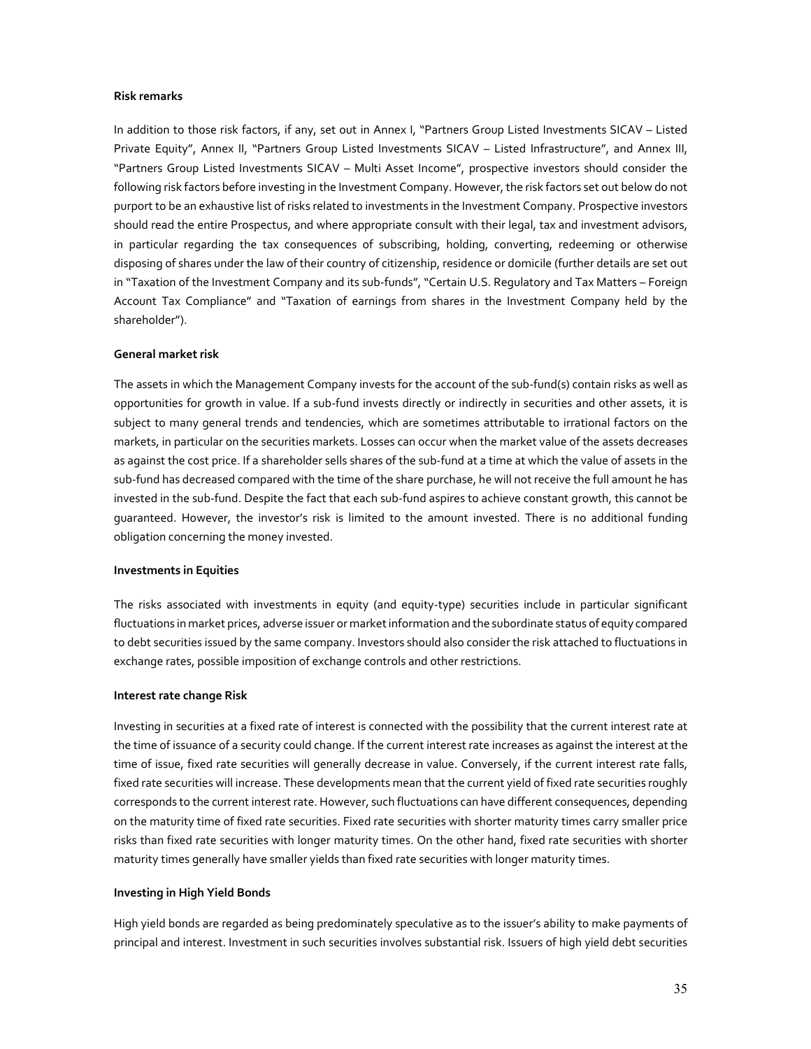**Risk remarks**

In addition to those risk factors, if any, set out in Annex I, "Partners Group Listed Investments SICAV – Listed Private Equity", Annex II, "Partners Group Listed Investments SICAV – Listed Infrastructure", and Annex III, "Partners Group Listed Investments SICAV – Multi Asset Income", prospective investors should consider the following risk factors before investing in the Investment Company. However, the risk factors set out below do not purport to be an exhaustive list of risks related to investments in the Investment Company. Prospective investors should read the entire Prospectus, and where appropriate consult with their legal, tax and investment advisors, in particular regarding the tax consequences of subscribing, holding, converting, redeeming or otherwise disposing of shares under the law of their country of citizenship, residence or domicile (further details are set out in "Taxation of the Investment Company and its sub-funds", "Certain U.S. Regulatory and Tax Matters – Foreign Account Tax Compliance" and "Taxation of earnings from shares in the Investment Company held by the shareholder").

**General market risk**

The assets in which the Management Company invests for the account of the sub-fund(s) contain risks as well as opportunities for growth in value. If a sub-fund invests directly or indirectly in securities and other assets, it is subject to many general trends and tendencies, which are sometimes attributable to irrational factors on the markets, in particular on the securities markets. Losses can occur when the market value of the assets decreases as against the cost price. If a shareholder sells shares of the sub-fund at a time at which the value of assets in the sub-fund has decreased compared with the time of the share purchase, he will not receive the full amount he has invested in the sub-fund. Despite the fact that each sub-fund aspires to achieve constant growth, this cannot be guaranteed. However, the investor's risk is limited to the amount invested. There is no additional funding obligation concerning the money invested.

**Investments in Equities**

The risks associated with investments in equity (and equity-type) securities include in particular significant fluctuations in market prices, adverse issuer or market information and the subordinate status of equity compared to debt securities issued by the same company. Investors should also consider the risk attached to fluctuations in exchange rates, possible imposition of exchange controls and other restrictions.

**Interest rate change Risk**

Investing in securities at a fixed rate of interest is connected with the possibility that the current interest rate at the time of issuance of a security could change. If the current interest rate increases as against the interest at the time of issue, fixed rate securities will generally decrease in value. Conversely, if the current interest rate falls, fixed rate securities will increase. These developments mean that the current yield of fixed rate securities roughly corresponds to the current interest rate. However, such fluctuations can have different consequences, depending on the maturity time of fixed rate securities. Fixed rate securities with shorter maturity times carry smaller price risks than fixed rate securities with longer maturity times. On the other hand, fixed rate securities with shorter maturity times generally have smaller yields than fixed rate securities with longer maturity times.

**Investing in High Yield Bonds**

High yield bonds are regarded as being predominately speculative as to the issuer's ability to make payments of principal and interest. Investment in such securities involves substantial risk. Issuers of high yield debt securities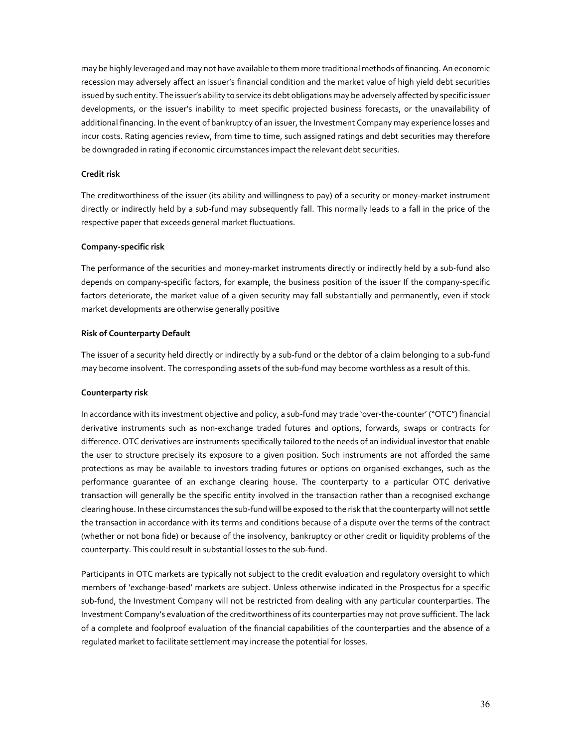may be highly leveraged and may not have available to them more traditional methods of financing. An economic recession may adversely affect an issuer's financial condition and the market value of high yield debt securities issued by such entity. The issuer's ability to service its debt obligations may be adversely affected by specific issuer developments, or the issuer's inability to meet specific projected business forecasts, or the unavailability of additional financing. In the event of bankruptcy of an issuer, the Investment Company may experience losses and incur costs. Rating agencies review, from time to time, such assigned ratings and debt securities may therefore be downgraded in rating if economic circumstances impact the relevant debt securities.

**Credit risk**

The creditworthiness of the issuer (its ability and willingness to pay) of a security or money-market instrument directly or indirectly held by a sub-fund may subsequently fall. This normally leads to a fall in the price of the respective paper that exceeds general market fluctuations.

**Company-specific risk**

The performance of the securities and money-market instruments directly or indirectly held by a sub-fund also depends on company-specific factors, for example, the business position of the issuer If the company-specific factors deteriorate, the market value of a given security may fall substantially and permanently, even if stock market developments are otherwise generally positive

**Risk of Counterparty Default**

The issuer of a security held directly or indirectly by a sub-fund or the debtor of a claim belonging to a sub-fund may become insolvent. The corresponding assets of the sub-fund may become worthless as a result of this.

**Counterparty risk**

In accordance with its investment objective and policy, a sub-fund may trade 'over-the-counter' ("OTC") financial derivative instruments such as non-exchange traded futures and options, forwards, swaps or contracts for difference. OTC derivatives are instruments specifically tailored to the needs of an individual investor that enable the user to structure precisely its exposure to a given position. Such instruments are not afforded the same protections as may be available to investors trading futures or options on organised exchanges, such as the performance guarantee of an exchange clearing house. The counterparty to a particular OTC derivative transaction will generally be the specific entity involved in the transaction rather than a recognised exchange clearing house. In these circumstances the sub-fund will be exposed to the risk that the counterparty will not settle the transaction in accordance with its terms and conditions because of a dispute over the terms of the contract (whether or not bona fide) or because of the insolvency, bankruptcy or other credit or liquidity problems of the counterparty. This could result in substantial losses to the sub-fund.

Participants in OTC markets are typically not subject to the credit evaluation and regulatory oversight to which members of 'exchange-based' markets are subject. Unless otherwise indicated in the Prospectus for a specific sub-fund, the Investment Company will not be restricted from dealing with any particular counterparties. The Investment Company's evaluation of the creditworthiness of its counterparties may not prove sufficient. The lack of a complete and foolproof evaluation of the financial capabilities of the counterparties and the absence of a regulated market to facilitate settlement may increase the potential for losses.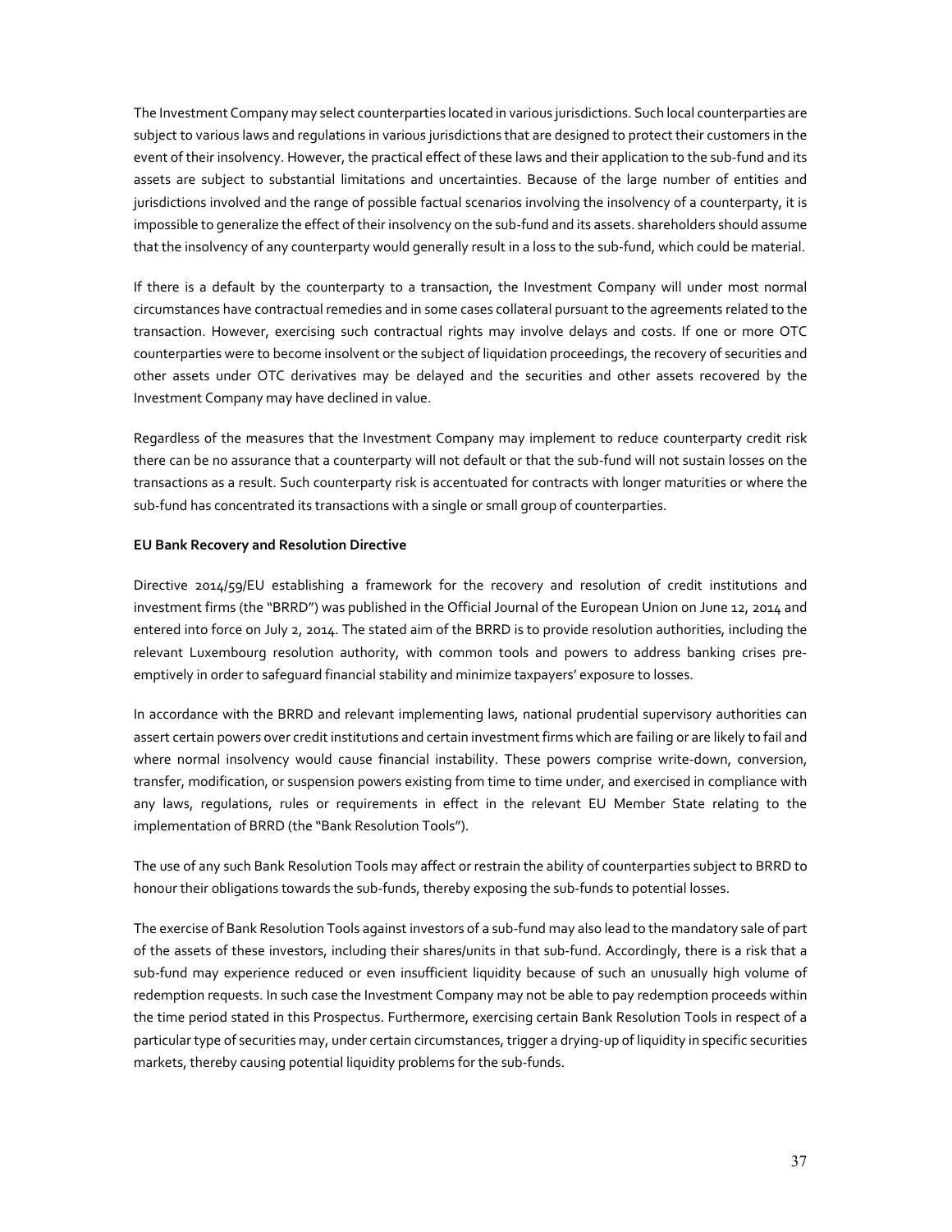The Investment Company may select counterparties located in various jurisdictions. Such local counterparties are subject to various laws and regulations in various jurisdictions that are designed to protect their customers in the event of their insolvency. However, the practical effect of these laws and their application to the sub-fund and its assets are subject to substantial limitations and uncertainties. Because of the large number of entities and jurisdictions involved and the range of possible factual scenarios involving the insolvency of a counterparty, it is impossible to generalize the effect of their insolvency on the sub-fund and its assets. shareholders should assume that the insolvency of any counterparty would generally result in a loss to the sub-fund, which could be material.

If there is a default by the counterparty to a transaction, the Investment Company will under most normal circumstances have contractual remedies and in some cases collateral pursuant to the agreements related to the transaction. However, exercising such contractual rights may involve delays and costs. If one or more OTC counterparties were to become insolvent or the subject of liquidation proceedings, the recovery of securities and other assets under OTC derivatives may be delayed and the securities and other assets recovered by the Investment Company may have declined in value.

Regardless of the measures that the Investment Company may implement to reduce counterparty credit risk there can be no assurance that a counterparty will not default or that the sub-fund will not sustain losses on the transactions as a result. Such counterparty risk is accentuated for contracts with longer maturities or where the sub-fund has concentrated its transactions with a single or small group of counterparties.

**EU Bank Recovery and Resolution Directive**

Directive 2014/59/EU establishing a framework for the recovery and resolution of credit institutions and investment firms (the "BRRD") was published in the Official Journal of the European Union on June 12, 2014 and entered into force on July 2, 2014. The stated aim of the BRRD is to provide resolution authorities, including the relevant Luxembourg resolution authority, with common tools and powers to address banking crises pre-emptively in order to safeguard financial stability and minimize taxpayers' exposure to losses.

In accordance with the BRRD and relevant implementing laws, national prudential supervisory authorities can assert certain powers over credit institutions and certain investment firms which are failing or are likely to fail and where normal insolvency would cause financial instability. These powers comprise write-down, conversion, transfer, modification, or suspension powers existing from time to time under, and exercised in compliance with any laws, regulations, rules or requirements in effect in the relevant EU Member State relating to the implementation of BRRD (the "Bank Resolution Tools").

The use of any such Bank Resolution Tools may affect or restrain the ability of counterparties subject to BRRD to honour their obligations towards the sub-funds, thereby exposing the sub-funds to potential losses.

The exercise of Bank Resolution Tools against investors of a sub-fund may also lead to the mandatory sale of part of the assets of these investors, including their shares/units in that sub-fund. Accordingly, there is a risk that a sub-fund may experience reduced or even insufficient liquidity because of such an unusually high volume of redemption requests. In such case the Investment Company may not be able to pay redemption proceeds within the time period stated in this Prospectus. Furthermore, exercising certain Bank Resolution Tools in respect of a particular type of securities may, under certain circumstances, trigger a drying-up of liquidity in specific securities markets, thereby causing potential liquidity problems for the sub-funds.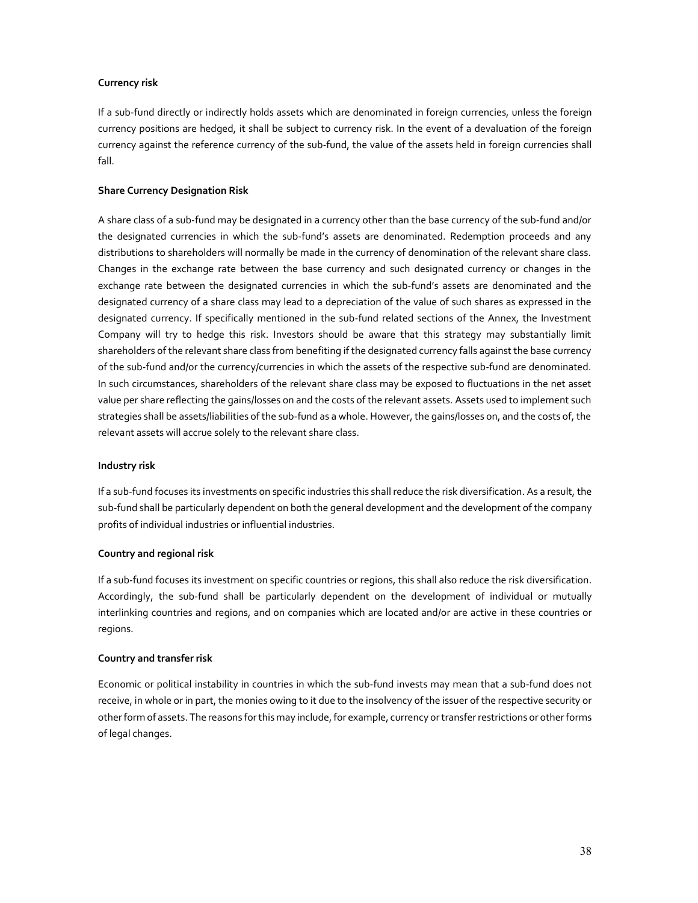**Currency risk**

If a sub-fund directly or indirectly holds assets which are denominated in foreign currencies, unless the foreign currency positions are hedged, it shall be subject to currency risk. In the event of a devaluation of the foreign currency against the reference currency of the sub-fund, the value of the assets held in foreign currencies shall fall.

**Share Currency Designation Risk**

A share class of a sub-fund may be designated in a currency other than the base currency of the sub-fund and/or the designated currencies in which the sub-fund's assets are denominated. Redemption proceeds and any distributions to shareholders will normally be made in the currency of denomination of the relevant share class. Changes in the exchange rate between the base currency and such designated currency or changes in the exchange rate between the designated currencies in which the sub-fund's assets are denominated and the designated currency of a share class may lead to a depreciation of the value of such shares as expressed in the designated currency. If specifically mentioned in the sub-fund related sections of the Annex, the Investment Company will try to hedge this risk. Investors should be aware that this strategy may substantially limit shareholders of the relevant share class from benefiting if the designated currency falls against the base currency of the sub-fund and/or the currency/currencies in which the assets of the respective sub-fund are denominated. In such circumstances, shareholders of the relevant share class may be exposed to fluctuations in the net asset value per share reflecting the gains/losses on and the costs of the relevant assets. Assets used to implement such strategies shall be assets/liabilities of the sub-fund as a whole. However, the gains/losses on, and the costs of, the relevant assets will accrue solely to the relevant share class.

**Industry risk**

If a sub-fund focuses its investments on specific industries this shall reduce the risk diversification. As a result, the sub-fund shall be particularly dependent on both the general development and the development of the company profits of individual industries or influential industries.

**Country and regional risk**

If a sub-fund focuses its investment on specific countries or regions, this shall also reduce the risk diversification. Accordingly, the sub-fund shall be particularly dependent on the development of individual or mutually interlinking countries and regions, and on companies which are located and/or are active in these countries or regions.

**Country and transfer risk**

Economic or political instability in countries in which the sub-fund invests may mean that a sub-fund does not receive, in whole or in part, the monies owing to it due to the insolvency of the issuer of the respective security or other form of assets. The reasons for this may include, for example, currency or transfer restrictions or other forms of legal changes.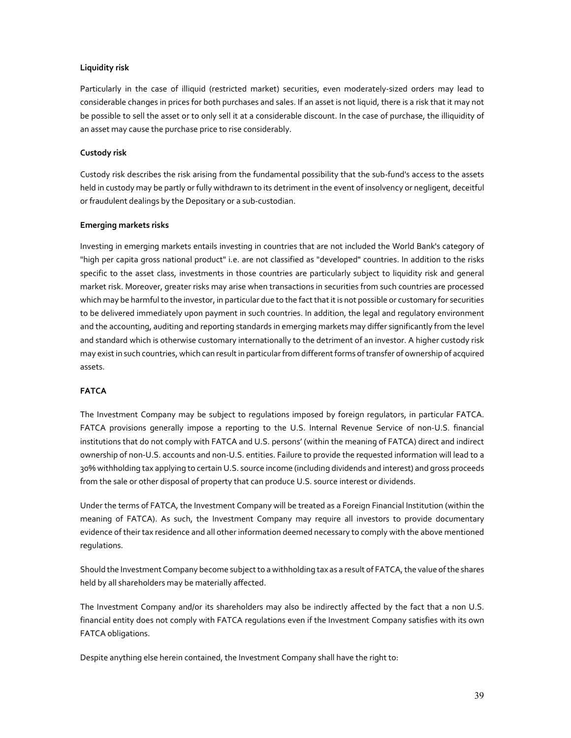**Liquidity risk**

Particularly in the case of illiquid (restricted market) securities, even moderately-sized orders may lead to considerable changes in prices for both purchases and sales. If an asset is not liquid, there is a risk that it may not be possible to sell the asset or to only sell it at a considerable discount. In the case of purchase, the illiquidity of an asset may cause the purchase price to rise considerably.

**Custody risk**

Custody risk describes the risk arising from the fundamental possibility that the sub-fund's access to the assets held in custody may be partly or fully withdrawn to its detriment in the event of insolvency or negligent, deceitful or fraudulent dealings by the Depositary or a sub-custodian.

**Emerging markets risks**

Investing in emerging markets entails investing in countries that are not included the World Bank's category of "high per capita gross national product" i.e. are not classified as "developed" countries. In addition to the risks specific to the asset class, investments in those countries are particularly subject to liquidity risk and general market risk. Moreover, greater risks may arise when transactions in securities from such countries are processed which may be harmful to the investor, in particular due to the fact that it is not possible or customary for securities to be delivered immediately upon payment in such countries. In addition, the legal and regulatory environment and the accounting, auditing and reporting standards in emerging markets may differ significantly from the level and standard which is otherwise customary internationally to the detriment of an investor. A higher custody risk may exist in such countries, which can result in particular from different forms of transfer of ownership of acquired assets.

**FATCA**

The Investment Company may be subject to regulations imposed by foreign regulators, in particular FATCA. FATCA provisions generally impose a reporting to the U.S. Internal Revenue Service of non-U.S. financial institutions that do not comply with FATCA and U.S. persons' (within the meaning of FATCA) direct and indirect ownership of non-U.S. accounts and non-U.S. entities. Failure to provide the requested information will lead to a 30% withholding tax applying to certain U.S. source income (including dividends and interest) and gross proceeds from the sale or other disposal of property that can produce U.S. source interest or dividends.

Under the terms of FATCA, the Investment Company will be treated as a Foreign Financial Institution (within the meaning of FATCA). As such, the Investment Company may require all investors to provide documentary evidence of their tax residence and all other information deemed necessary to comply with the above mentioned regulations.

Should the Investment Company become subject to a withholding tax as a result of FATCA, the value of the shares held by all shareholders may be materially affected.

The Investment Company and/or its shareholders may also be indirectly affected by the fact that a non U.S. financial entity does not comply with FATCA regulations even if the Investment Company satisfies with its own FATCA obligations.

Despite anything else herein contained, the Investment Company shall have the right to: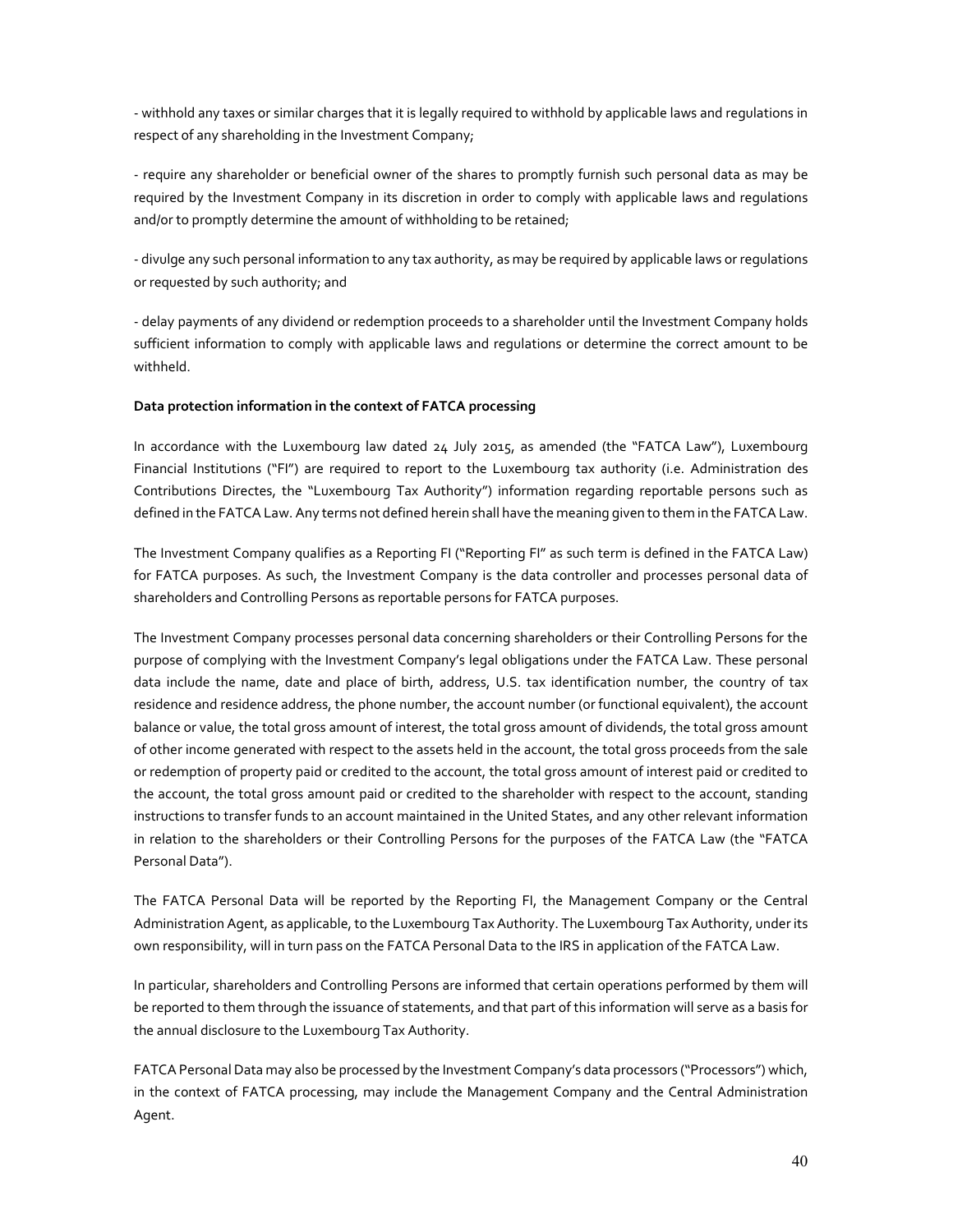- withhold any taxes or similar charges that it is legally required to withhold by applicable laws and regulations in respect of any shareholding in the Investment Company;

- require any shareholder or beneficial owner of the shares to promptly furnish such personal data as may be required by the Investment Company in its discretion in order to comply with applicable laws and regulations and/or to promptly determine the amount of withholding to be retained;

- divulge any such personal information to any tax authority, as may be required by applicable laws or regulations or requested by such authority; and

- delay payments of any dividend or redemption proceeds to a shareholder until the Investment Company holds sufficient information to comply with applicable laws and regulations or determine the correct amount to be withheld.

**Data protection information in the context of FATCA processing**

In accordance with the Luxembourg law dated 24 July 2015, as amended (the "FATCA Law"), Luxembourg Financial Institutions ("FI") are required to report to the Luxembourg tax authority (i.e. Administration des Contributions Directes, the "Luxembourg Tax Authority") information regarding reportable persons such as defined in the FATCA Law. Any terms not defined herein shall have the meaning given to them in the FATCA Law.

The Investment Company qualifies as a Reporting FI ("Reporting FI" as such term is defined in the FATCA Law) for FATCA purposes. As such, the Investment Company is the data controller and processes personal data of shareholders and Controlling Persons as reportable persons for FATCA purposes.

The Investment Company processes personal data concerning shareholders or their Controlling Persons for the purpose of complying with the Investment Company's legal obligations under the FATCA Law. These personal data include the name, date and place of birth, address, U.S. tax identification number, the country of tax residence and residence address, the phone number, the account number (or functional equivalent), the account balance or value, the total gross amount of interest, the total gross amount of dividends, the total gross amount of other income generated with respect to the assets held in the account, the total gross proceeds from the sale or redemption of property paid or credited to the account, the total gross amount of interest paid or credited to the account, the total gross amount paid or credited to the shareholder with respect to the account, standing instructions to transfer funds to an account maintained in the United States, and any other relevant information in relation to the shareholders or their Controlling Persons for the purposes of the FATCA Law (the "FATCA Personal Data").

The FATCA Personal Data will be reported by the Reporting FI, the Management Company or the Central Administration Agent, as applicable, to the Luxembourg Tax Authority. The Luxembourg Tax Authority, under its own responsibility, will in turn pass on the FATCA Personal Data to the IRS in application of the FATCA Law.

In particular, shareholders and Controlling Persons are informed that certain operations performed by them will be reported to them through the issuance of statements, and that part of this information will serve as a basis for the annual disclosure to the Luxembourg Tax Authority.

FATCA Personal Data may also be processed by the Investment Company's data processors ("Processors") which, in the context of FATCA processing, may include the Management Company and the Central Administration Agent.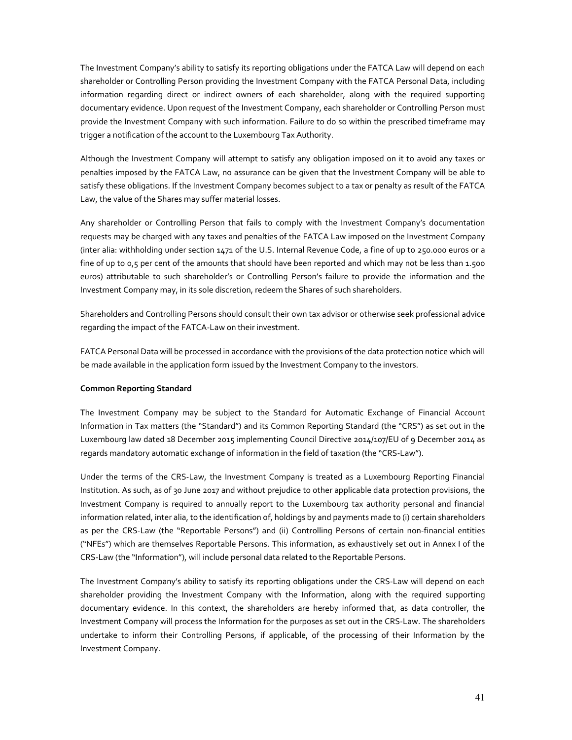The Investment Company's ability to satisfy its reporting obligations under the FATCA Law will depend on each shareholder or Controlling Person providing the Investment Company with the FATCA Personal Data, including information regarding direct or indirect owners of each shareholder, along with the required supporting documentary evidence. Upon request of the Investment Company, each shareholder or Controlling Person must provide the Investment Company with such information. Failure to do so within the prescribed timeframe may trigger a notification of the account to the Luxembourg Tax Authority.

Although the Investment Company will attempt to satisfy any obligation imposed on it to avoid any taxes or penalties imposed by the FATCA Law, no assurance can be given that the Investment Company will be able to satisfy these obligations. If the Investment Company becomes subject to a tax or penalty as result of the FATCA Law, the value of the Shares may suffer material losses.

Any shareholder or Controlling Person that fails to comply with the Investment Company's documentation requests may be charged with any taxes and penalties of the FATCA Law imposed on the Investment Company (inter alia: withholding under section 1471 of the U.S. Internal Revenue Code, a fine of up to 250.000 euros or a fine of up to 0,5 per cent of the amounts that should have been reported and which may not be less than 1.500 euros) attributable to such shareholder's or Controlling Person's failure to provide the information and the Investment Company may, in its sole discretion, redeem the Shares of such shareholders.

Shareholders and Controlling Persons should consult their own tax advisor or otherwise seek professional advice regarding the impact of the FATCA-Law on their investment.

FATCA Personal Data will be processed in accordance with the provisions of the data protection notice which will be made available in the application form issued by the Investment Company to the investors.

**Common Reporting Standard**

The Investment Company may be subject to the Standard for Automatic Exchange of Financial Account Information in Tax matters (the "Standard") and its Common Reporting Standard (the "CRS") as set out in the Luxembourg law dated 18 December 2015 implementing Council Directive 2014/107/EU of 9 December 2014 as regards mandatory automatic exchange of information in the field of taxation (the "CRS-Law").

Under the terms of the CRS-Law, the Investment Company is treated as a Luxembourg Reporting Financial Institution. As such, as of 30 June 2017 and without prejudice to other applicable data protection provisions, the Investment Company is required to annually report to the Luxembourg tax authority personal and financial information related, inter alia, to the identification of, holdings by and payments made to (i) certain shareholders as per the CRS-Law (the "Reportable Persons") and (ii) Controlling Persons of certain non-financial entities ("NFEs") which are themselves Reportable Persons. This information, as exhaustively set out in Annex I of the CRS-Law (the "Information"), will include personal data related to the Reportable Persons.

The Investment Company's ability to satisfy its reporting obligations under the CRS-Law will depend on each shareholder providing the Investment Company with the Information, along with the required supporting documentary evidence. In this context, the shareholders are hereby informed that, as data controller, the Investment Company will process the Information for the purposes as set out in the CRS-Law. The shareholders undertake to inform their Controlling Persons, if applicable, of the processing of their Information by the Investment Company.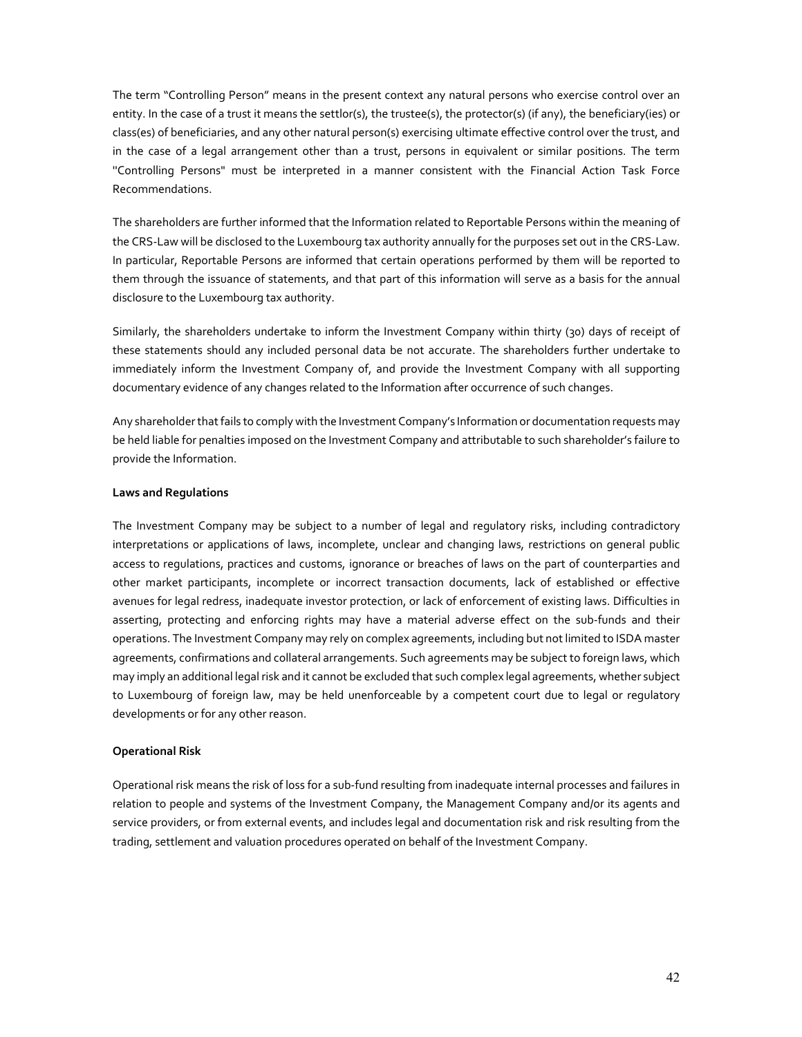The term "Controlling Person" means in the present context any natural persons who exercise control over an entity. In the case of a trust it means the settlor(s), the trustee(s), the protector(s) (if any), the beneficiary(ies) or class(es) of beneficiaries, and any other natural person(s) exercising ultimate effective control over the trust, and in the case of a legal arrangement other than a trust, persons in equivalent or similar positions. The term "Controlling Persons" must be interpreted in a manner consistent with the Financial Action Task Force Recommendations.

The shareholders are further informed that the Information related to Reportable Persons within the meaning of the CRS-Law will be disclosed to the Luxembourg tax authority annually for the purposes set out in the CRS-Law. In particular, Reportable Persons are informed that certain operations performed by them will be reported to them through the issuance of statements, and that part of this information will serve as a basis for the annual disclosure to the Luxembourg tax authority.

Similarly, the shareholders undertake to inform the Investment Company within thirty (30) days of receipt of these statements should any included personal data be not accurate. The shareholders further undertake to immediately inform the Investment Company of, and provide the Investment Company with all supporting documentary evidence of any changes related to the Information after occurrence of such changes.

Any shareholder that fails to comply with the Investment Company's Information or documentation requests may be held liable for penalties imposed on the Investment Company and attributable to such shareholder's failure to provide the Information.

**Laws and Regulations**

The Investment Company may be subject to a number of legal and regulatory risks, including contradictory interpretations or applications of laws, incomplete, unclear and changing laws, restrictions on general public access to regulations, practices and customs, ignorance or breaches of laws on the part of counterparties and other market participants, incomplete or incorrect transaction documents, lack of established or effective avenues for legal redress, inadequate investor protection, or lack of enforcement of existing laws. Difficulties in asserting, protecting and enforcing rights may have a material adverse effect on the sub-funds and their operations. The Investment Company may rely on complex agreements, including but not limited to ISDA master agreements, confirmations and collateral arrangements. Such agreements may be subject to foreign laws, which may imply an additional legal risk and it cannot be excluded that such complex legal agreements, whether subject to Luxembourg of foreign law, may be held unenforceable by a competent court due to legal or regulatory developments or for any other reason.

**Operational Risk**

Operational risk means the risk of loss for a sub-fund resulting from inadequate internal processes and failures in relation to people and systems of the Investment Company, the Management Company and/or its agents and service providers, or from external events, and includes legal and documentation risk and risk resulting from the trading, settlement and valuation procedures operated on behalf of the Investment Company.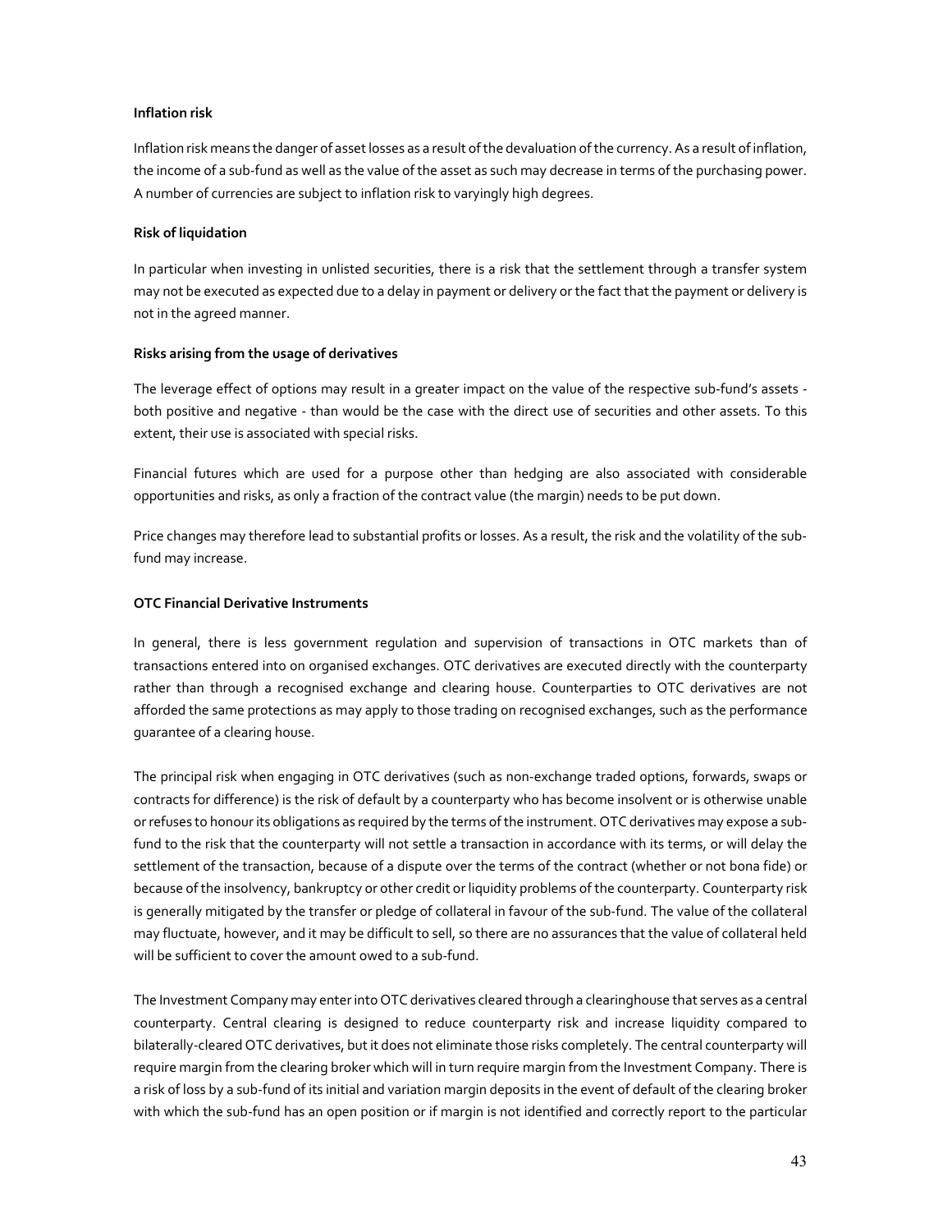**Inflation risk**

Inflation risk means the danger of asset losses as a result of the devaluation of the currency. As a result of inflation, the income of a sub-fund as well as the value of the asset as such may decrease in terms of the purchasing power. A number of currencies are subject to inflation risk to varyingly high degrees.

**Risk of liquidation**

In particular when investing in unlisted securities, there is a risk that the settlement through a transfer system may not be executed as expected due to a delay in payment or delivery or the fact that the payment or delivery is not in the agreed manner.

**Risks arising from the usage of derivatives**

The leverage effect of options may result in a greater impact on the value of the respective sub-fund's assets - both positive and negative - than would be the case with the direct use of securities and other assets. To this extent, their use is associated with special risks.

Financial futures which are used for a purpose other than hedging are also associated with considerable opportunities and risks, as only a fraction of the contract value (the margin) needs to be put down.

Price changes may therefore lead to substantial profits or losses. As a result, the risk and the volatility of the sub-fund may increase.

**OTC Financial Derivative Instruments**

In general, there is less government regulation and supervision of transactions in OTC markets than of transactions entered into on organised exchanges. OTC derivatives are executed directly with the counterparty rather than through a recognised exchange and clearing house. Counterparties to OTC derivatives are not afforded the same protections as may apply to those trading on recognised exchanges, such as the performance guarantee of a clearing house.

The principal risk when engaging in OTC derivatives (such as non-exchange traded options, forwards, swaps or contracts for difference) is the risk of default by a counterparty who has become insolvent or is otherwise unable or refuses to honour its obligations as required by the terms of the instrument. OTC derivatives may expose a sub-fund to the risk that the counterparty will not settle a transaction in accordance with its terms, or will delay the settlement of the transaction, because of a dispute over the terms of the contract (whether or not bona fide) or because of the insolvency, bankruptcy or other credit or liquidity problems of the counterparty. Counterparty risk is generally mitigated by the transfer or pledge of collateral in favour of the sub-fund. The value of the collateral may fluctuate, however, and it may be difficult to sell, so there are no assurances that the value of collateral held will be sufficient to cover the amount owed to a sub-fund.

The Investment Company may enter into OTC derivatives cleared through a clearinghouse that serves as a central counterparty. Central clearing is designed to reduce counterparty risk and increase liquidity compared to bilaterally-cleared OTC derivatives, but it does not eliminate those risks completely. The central counterparty will require margin from the clearing broker which will in turn require margin from the Investment Company. There is a risk of loss by a sub-fund of its initial and variation margin deposits in the event of default of the clearing broker with which the sub-fund has an open position or if margin is not identified and correctly report to the particular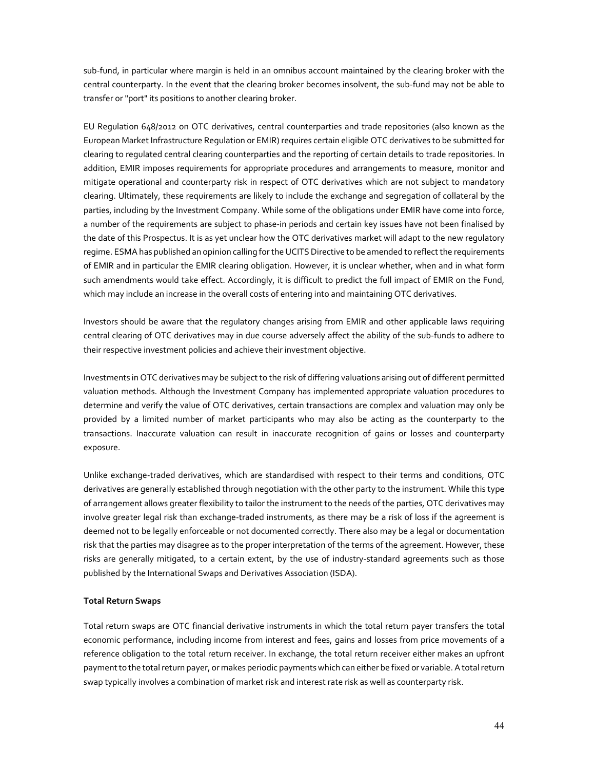sub-fund, in particular where margin is held in an omnibus account maintained by the clearing broker with the central counterparty. In the event that the clearing broker becomes insolvent, the sub-fund may not be able to transfer or "port" its positions to another clearing broker.

EU Regulation 648/2012 on OTC derivatives, central counterparties and trade repositories (also known as the European Market Infrastructure Regulation or EMIR) requires certain eligible OTC derivatives to be submitted for clearing to regulated central clearing counterparties and the reporting of certain details to trade repositories. In addition, EMIR imposes requirements for appropriate procedures and arrangements to measure, monitor and mitigate operational and counterparty risk in respect of OTC derivatives which are not subject to mandatory clearing. Ultimately, these requirements are likely to include the exchange and segregation of collateral by the parties, including by the Investment Company. While some of the obligations under EMIR have come into force, a number of the requirements are subject to phase-in periods and certain key issues have not been finalised by the date of this Prospectus. It is as yet unclear how the OTC derivatives market will adapt to the new regulatory regime. ESMA has published an opinion calling for the UCITS Directive to be amended to reflect the requirements of EMIR and in particular the EMIR clearing obligation. However, it is unclear whether, when and in what form such amendments would take effect. Accordingly, it is difficult to predict the full impact of EMIR on the Fund, which may include an increase in the overall costs of entering into and maintaining OTC derivatives.

Investors should be aware that the regulatory changes arising from EMIR and other applicable laws requiring central clearing of OTC derivatives may in due course adversely affect the ability of the sub-funds to adhere to their respective investment policies and achieve their investment objective.

Investments in OTC derivatives may be subject to the risk of differing valuations arising out of different permitted valuation methods. Although the Investment Company has implemented appropriate valuation procedures to determine and verify the value of OTC derivatives, certain transactions are complex and valuation may only be provided by a limited number of market participants who may also be acting as the counterparty to the transactions. Inaccurate valuation can result in inaccurate recognition of gains or losses and counterparty exposure.

Unlike exchange-traded derivatives, which are standardised with respect to their terms and conditions, OTC derivatives are generally established through negotiation with the other party to the instrument. While this type of arrangement allows greater flexibility to tailor the instrument to the needs of the parties, OTC derivatives may involve greater legal risk than exchange-traded instruments, as there may be a risk of loss if the agreement is deemed not to be legally enforceable or not documented correctly. There also may be a legal or documentation risk that the parties may disagree as to the proper interpretation of the terms of the agreement. However, these risks are generally mitigated, to a certain extent, by the use of industry-standard agreements such as those published by the International Swaps and Derivatives Association (ISDA).

**Total Return Swaps**

Total return swaps are OTC financial derivative instruments in which the total return payer transfers the total economic performance, including income from interest and fees, gains and losses from price movements of a reference obligation to the total return receiver. In exchange, the total return receiver either makes an upfront payment to the total return payer, or makes periodic payments which can either be fixed or variable. A total return swap typically involves a combination of market risk and interest rate risk as well as counterparty risk.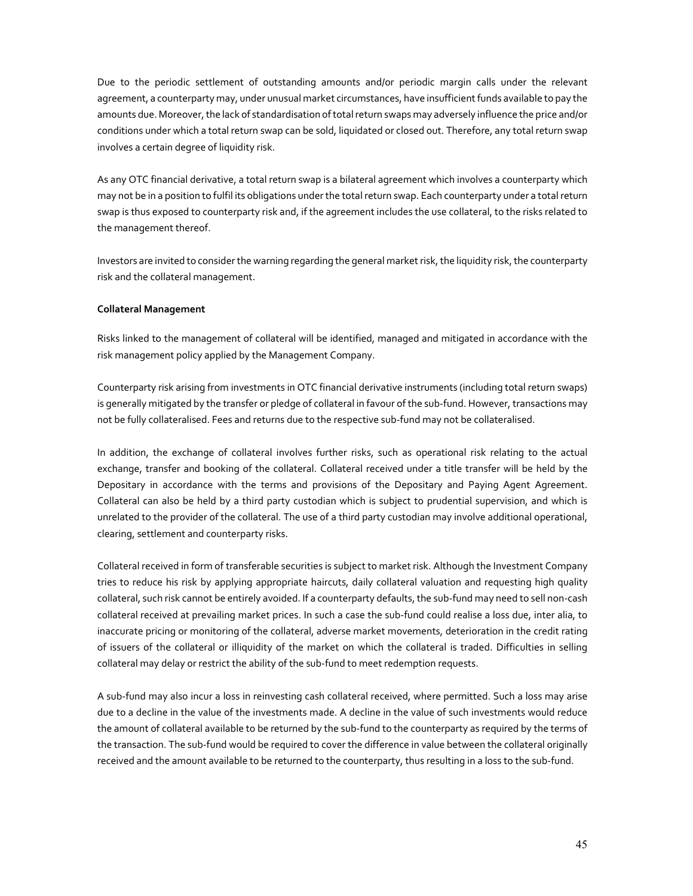Due to the periodic settlement of outstanding amounts and/or periodic margin calls under the relevant agreement, a counterparty may, under unusual market circumstances, have insufficient funds available to pay the amounts due. Moreover, the lack of standardisation of total return swaps may adversely influence the price and/or conditions under which a total return swap can be sold, liquidated or closed out. Therefore, any total return swap involves a certain degree of liquidity risk.

As any OTC financial derivative, a total return swap is a bilateral agreement which involves a counterparty which may not be in a position to fulfil its obligations under the total return swap. Each counterparty under a total return swap is thus exposed to counterparty risk and, if the agreement includes the use collateral, to the risks related to the management thereof.

Investors are invited to consider the warning regarding the general market risk, the liquidity risk, the counterparty risk and the collateral management.

**Collateral Management**

Risks linked to the management of collateral will be identified, managed and mitigated in accordance with the risk management policy applied by the Management Company.

Counterparty risk arising from investments in OTC financial derivative instruments (including total return swaps) is generally mitigated by the transfer or pledge of collateral in favour of the sub-fund. However, transactions may not be fully collateralised. Fees and returns due to the respective sub-fund may not be collateralised.

In addition, the exchange of collateral involves further risks, such as operational risk relating to the actual exchange, transfer and booking of the collateral. Collateral received under a title transfer will be held by the Depositary in accordance with the terms and provisions of the Depositary and Paying Agent Agreement. Collateral can also be held by a third party custodian which is subject to prudential supervision, and which is unrelated to the provider of the collateral. The use of a third party custodian may involve additional operational, clearing, settlement and counterparty risks.

Collateral received in form of transferable securities is subject to market risk. Although the Investment Company tries to reduce his risk by applying appropriate haircuts, daily collateral valuation and requesting high quality collateral, such risk cannot be entirely avoided. If a counterparty defaults, the sub-fund may need to sell non-cash collateral received at prevailing market prices. In such a case the sub-fund could realise a loss due, inter alia, to inaccurate pricing or monitoring of the collateral, adverse market movements, deterioration in the credit rating of issuers of the collateral or illiquidity of the market on which the collateral is traded. Difficulties in selling collateral may delay or restrict the ability of the sub-fund to meet redemption requests.

A sub-fund may also incur a loss in reinvesting cash collateral received, where permitted. Such a loss may arise due to a decline in the value of the investments made. A decline in the value of such investments would reduce the amount of collateral available to be returned by the sub-fund to the counterparty as required by the terms of the transaction. The sub-fund would be required to cover the difference in value between the collateral originally received and the amount available to be returned to the counterparty, thus resulting in a loss to the sub-fund.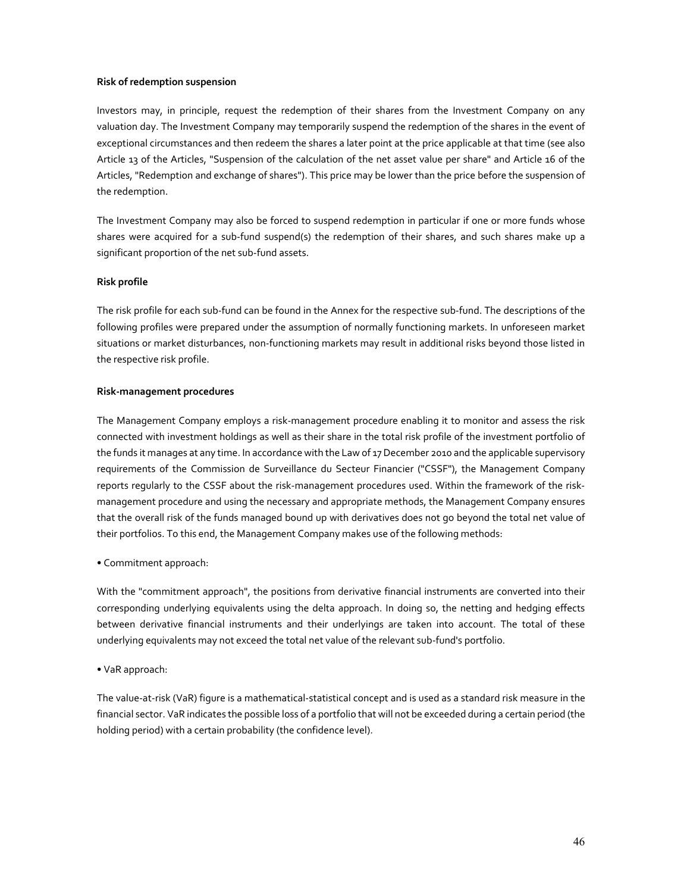**Risk of redemption suspension**

Investors may, in principle, request the redemption of their shares from the Investment Company on any valuation day. The Investment Company may temporarily suspend the redemption of the shares in the event of exceptional circumstances and then redeem the shares a later point at the price applicable at that time (see also Article 13 of the Articles, "Suspension of the calculation of the net asset value per share" and Article 16 of the Articles, "Redemption and exchange of shares"). This price may be lower than the price before the suspension of the redemption.

The Investment Company may also be forced to suspend redemption in particular if one or more funds whose shares were acquired for a sub-fund suspend(s) the redemption of their shares, and such shares make up a significant proportion of the net sub-fund assets.

**Risk profile**

The risk profile for each sub-fund can be found in the Annex for the respective sub-fund. The descriptions of the following profiles were prepared under the assumption of normally functioning markets. In unforeseen market situations or market disturbances, non-functioning markets may result in additional risks beyond those listed in the respective risk profile.

**Risk-management procedures**

The Management Company employs a risk-management procedure enabling it to monitor and assess the risk connected with investment holdings as well as their share in the total risk profile of the investment portfolio of the funds it manages at any time. In accordance with the Law of 17 December 2010 and the applicable supervisory requirements of the Commission de Surveillance du Secteur Financier ("CSSF"), the Management Company reports regularly to the CSSF about the risk-management procedures used. Within the framework of the risk-management procedure and using the necessary and appropriate methods, the Management Company ensures that the overall risk of the funds managed bound up with derivatives does not go beyond the total net value of their portfolios. To this end, the Management Company makes use of the following methods:

• Commitment approach:

With the "commitment approach", the positions from derivative financial instruments are converted into their corresponding underlying equivalents using the delta approach. In doing so, the netting and hedging effects between derivative financial instruments and their underlyings are taken into account. The total of these underlying equivalents may not exceed the total net value of the relevant sub-fund's portfolio.

• VaR approach:

The value-at-risk (VaR) figure is a mathematical-statistical concept and is used as a standard risk measure in the financial sector. VaR indicates the possible loss of a portfolio that will not be exceeded during a certain period (the holding period) with a certain probability (the confidence level).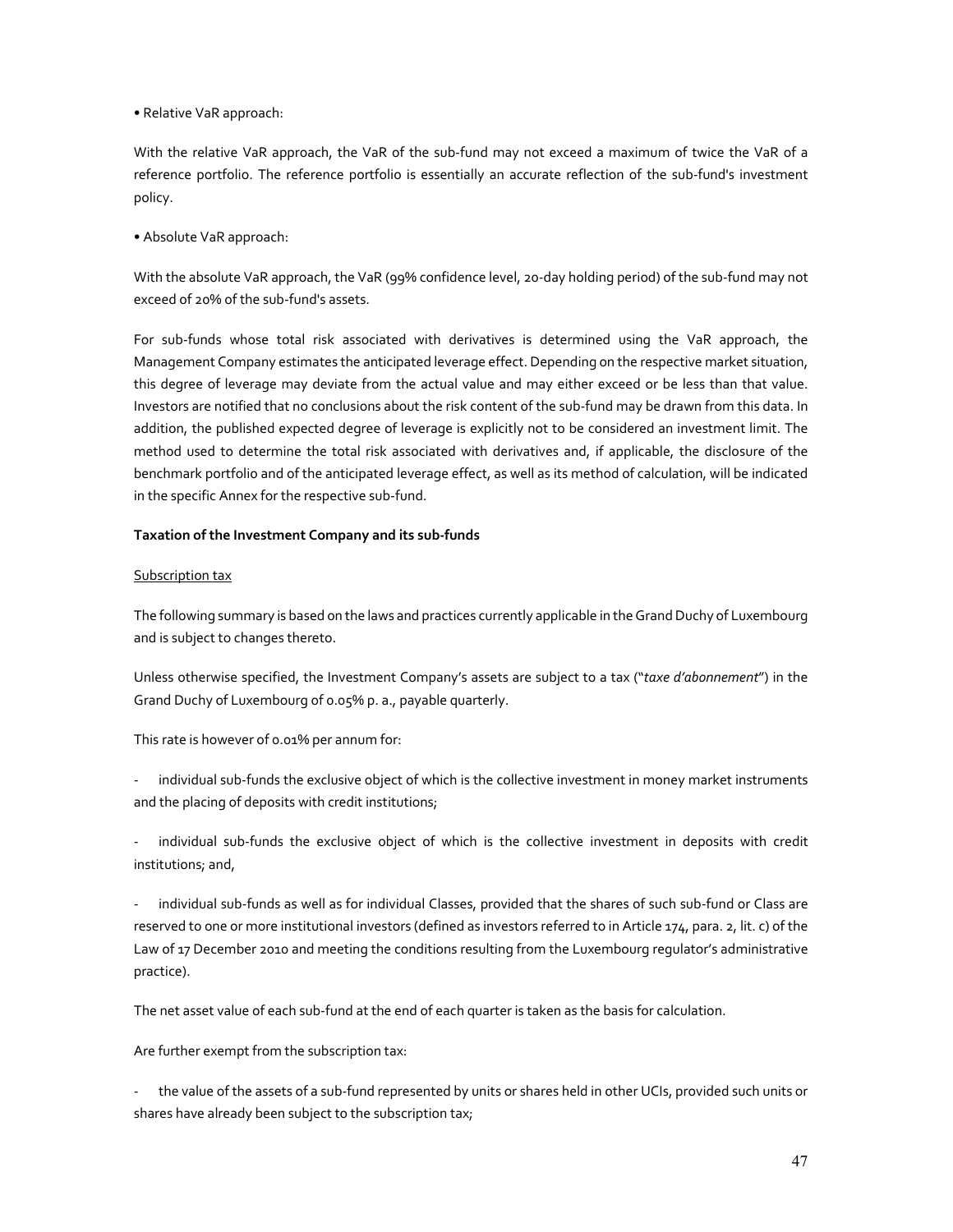• Relative VaR approach:

With the relative VaR approach, the VaR of the sub-fund may not exceed a maximum of twice the VaR of a reference portfolio. The reference portfolio is essentially an accurate reflection of the sub-fund's investment policy.

• Absolute VaR approach:

With the absolute VaR approach, the VaR (99% confidence level, 20-day holding period) of the sub-fund may not exceed of 20% of the sub-fund's assets.

For sub-funds whose total risk associated with derivatives is determined using the VaR approach, the Management Company estimates the anticipated leverage effect. Depending on the respective market situation, this degree of leverage may deviate from the actual value and may either exceed or be less than that value. Investors are notified that no conclusions about the risk content of the sub-fund may be drawn from this data. In addition, the published expected degree of leverage is explicitly not to be considered an investment limit. The method used to determine the total risk associated with derivatives and, if applicable, the disclosure of the benchmark portfolio and of the anticipated leverage effect, as well as its method of calculation, will be indicated in the specific Annex for the respective sub-fund.

**Taxation of the Investment Company and its sub-funds**

Subscription tax

The following summary is based on the laws and practices currently applicable in the Grand Duchy of Luxembourg and is subject to changes thereto.

Unless otherwise specified, the Investment Company's assets are subject to a tax ("*taxe d'abonnement*") in the Grand Duchy of Luxembourg of 0.05% p. a., payable quarterly.

This rate is however of 0.01% per annum for:

- individual sub-funds the exclusive object of which is the collective investment in money market instruments and the placing of deposits with credit institutions;

- individual sub-funds the exclusive object of which is the collective investment in deposits with credit institutions; and,

- individual sub-funds as well as for individual Classes, provided that the shares of such sub-fund or Class are reserved to one or more institutional investors (defined as investors referred to in Article 174, para. 2, lit. c) of the Law of 17 December 2010 and meeting the conditions resulting from the Luxembourg regulator's administrative practice).

The net asset value of each sub-fund at the end of each quarter is taken as the basis for calculation.

Are further exempt from the subscription tax:

- the value of the assets of a sub-fund represented by units or shares held in other UCIs, provided such units or shares have already been subject to the subscription tax;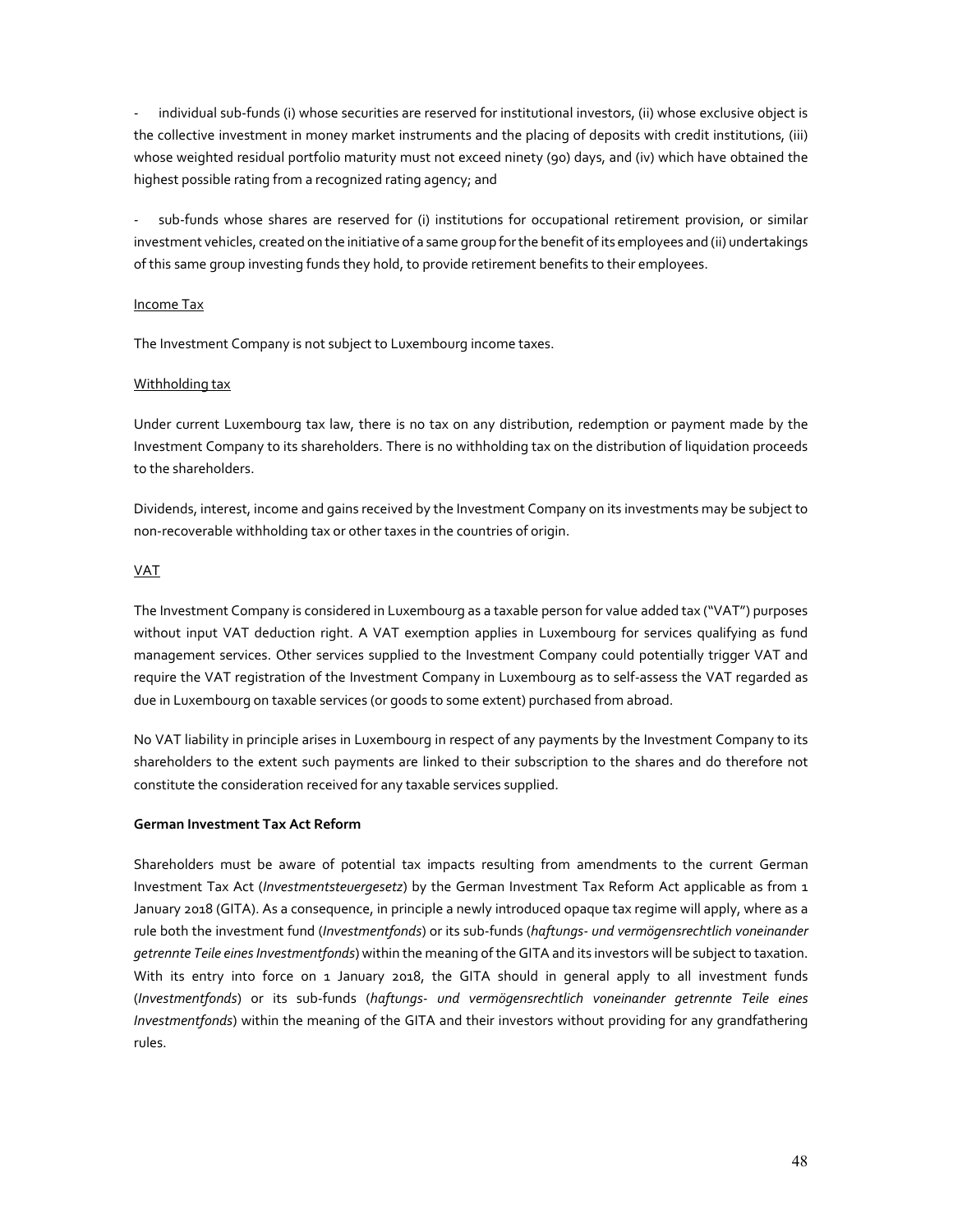- individual sub-funds (i) whose securities are reserved for institutional investors, (ii) whose exclusive object is the collective investment in money market instruments and the placing of deposits with credit institutions, (iii) whose weighted residual portfolio maturity must not exceed ninety (90) days, and (iv) which have obtained the highest possible rating from a recognized rating agency; and

- sub-funds whose shares are reserved for (i) institutions for occupational retirement provision, or similar investment vehicles, created on the initiative of a same group for the benefit of its employees and (ii) undertakings of this same group investing funds they hold, to provide retirement benefits to their employees.

Income Tax

The Investment Company is not subject to Luxembourg income taxes.

Withholding tax

Under current Luxembourg tax law, there is no tax on any distribution, redemption or payment made by the Investment Company to its shareholders. There is no withholding tax on the distribution of liquidation proceeds to the shareholders.

Dividends, interest, income and gains received by the Investment Company on its investments may be subject to non-recoverable withholding tax or other taxes in the countries of origin.

VAT

The Investment Company is considered in Luxembourg as a taxable person for value added tax ("VAT") purposes without input VAT deduction right. A VAT exemption applies in Luxembourg for services qualifying as fund management services. Other services supplied to the Investment Company could potentially trigger VAT and require the VAT registration of the Investment Company in Luxembourg as to self-assess the VAT regarded as due in Luxembourg on taxable services (or goods to some extent) purchased from abroad.

No VAT liability in principle arises in Luxembourg in respect of any payments by the Investment Company to its shareholders to the extent such payments are linked to their subscription to the shares and do therefore not constitute the consideration received for any taxable services supplied.

**German Investment Tax Act Reform**

Shareholders must be aware of potential tax impacts resulting from amendments to the current German Investment Tax Act (*Investmentsteuergesetz*) by the German Investment Tax Reform Act applicable as from 1 January 2018 (GITA). As a consequence, in principle a newly introduced opaque tax regime will apply, where as a rule both the investment fund (*Investmentfonds*) or its sub-funds (*haftungs- und vermögensrechtlich voneinander getrennte Teile eines Investmentfonds*) within the meaning of the GITA and its investors will be subject to taxation. With its entry into force on 1 January 2018, the GITA should in general apply to all investment funds (*Investmentfonds*) or its sub-funds (*haftungs- und vermögensrechtlich voneinander getrennte Teile eines Investmentfonds*) within the meaning of the GITA and their investors without providing for any grandfathering rules.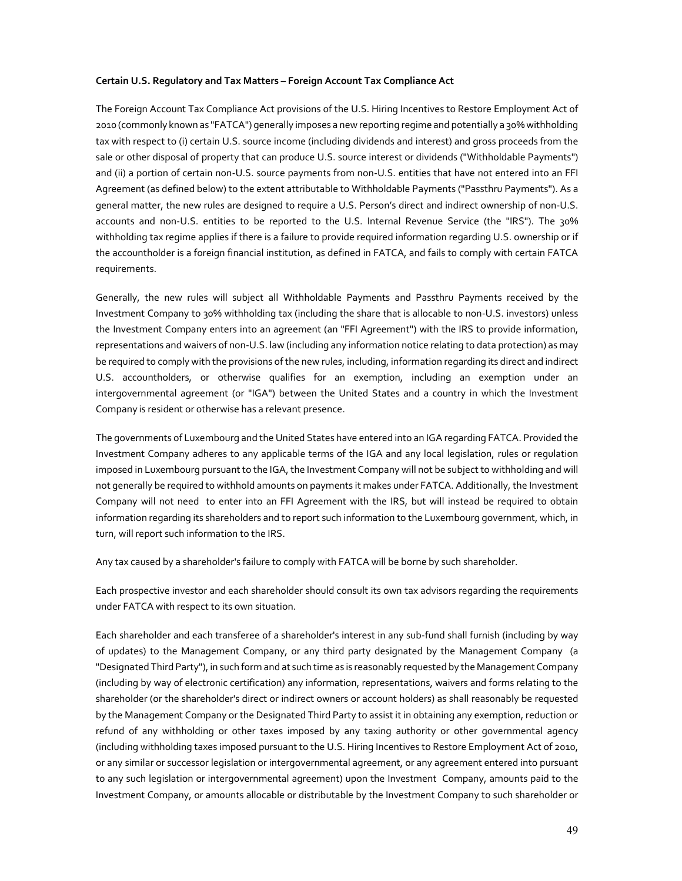**Certain U.S. Regulatory and Tax Matters – Foreign Account Tax Compliance Act**

The Foreign Account Tax Compliance Act provisions of the U.S. Hiring Incentives to Restore Employment Act of 2010 (commonly known as "FATCA") generally imposes a new reporting regime and potentially a 30% withholding tax with respect to (i) certain U.S. source income (including dividends and interest) and gross proceeds from the sale or other disposal of property that can produce U.S. source interest or dividends ("Withholdable Payments") and (ii) a portion of certain non-U.S. source payments from non-U.S. entities that have not entered into an FFI Agreement (as defined below) to the extent attributable to Withholdable Payments ("Passthru Payments"). As a general matter, the new rules are designed to require a U.S. Person's direct and indirect ownership of non-U.S. accounts and non-U.S. entities to be reported to the U.S. Internal Revenue Service (the "IRS"). The 30% withholding tax regime applies if there is a failure to provide required information regarding U.S. ownership or if the accountholder is a foreign financial institution, as defined in FATCA, and fails to comply with certain FATCA requirements.

Generally, the new rules will subject all Withholdable Payments and Passthru Payments received by the Investment Company to 30% withholding tax (including the share that is allocable to non-U.S. investors) unless the Investment Company enters into an agreement (an "FFI Agreement") with the IRS to provide information, representations and waivers of non-U.S. law (including any information notice relating to data protection) as may be required to comply with the provisions of the new rules, including, information regarding its direct and indirect U.S. accountholders, or otherwise qualifies for an exemption, including an exemption under an intergovernmental agreement (or "IGA") between the United States and a country in which the Investment Company is resident or otherwise has a relevant presence.

The governments of Luxembourg and the United States have entered into an IGA regarding FATCA. Provided the Investment Company adheres to any applicable terms of the IGA and any local legislation, rules or regulation imposed in Luxembourg pursuant to the IGA, the Investment Company will not be subject to withholding and will not generally be required to withhold amounts on payments it makes under FATCA. Additionally, the Investment Company will not need to enter into an FFI Agreement with the IRS, but will instead be required to obtain information regarding its shareholders and to report such information to the Luxembourg government, which, in turn, will report such information to the IRS.

Any tax caused by a shareholder's failure to comply with FATCA will be borne by such shareholder.

Each prospective investor and each shareholder should consult its own tax advisors regarding the requirements under FATCA with respect to its own situation.

Each shareholder and each transferee of a shareholder's interest in any sub-fund shall furnish (including by way of updates) to the Management Company, or any third party designated by the Management Company (a "Designated Third Party"), in such form and at such time as is reasonably requested by the Management Company (including by way of electronic certification) any information, representations, waivers and forms relating to the shareholder (or the shareholder's direct or indirect owners or account holders) as shall reasonably be requested by the Management Company or the Designated Third Party to assist it in obtaining any exemption, reduction or refund of any withholding or other taxes imposed by any taxing authority or other governmental agency (including withholding taxes imposed pursuant to the U.S. Hiring Incentives to Restore Employment Act of 2010, or any similar or successor legislation or intergovernmental agreement, or any agreement entered into pursuant to any such legislation or intergovernmental agreement) upon the Investment Company, amounts paid to the Investment Company, or amounts allocable or distributable by the Investment Company to such shareholder or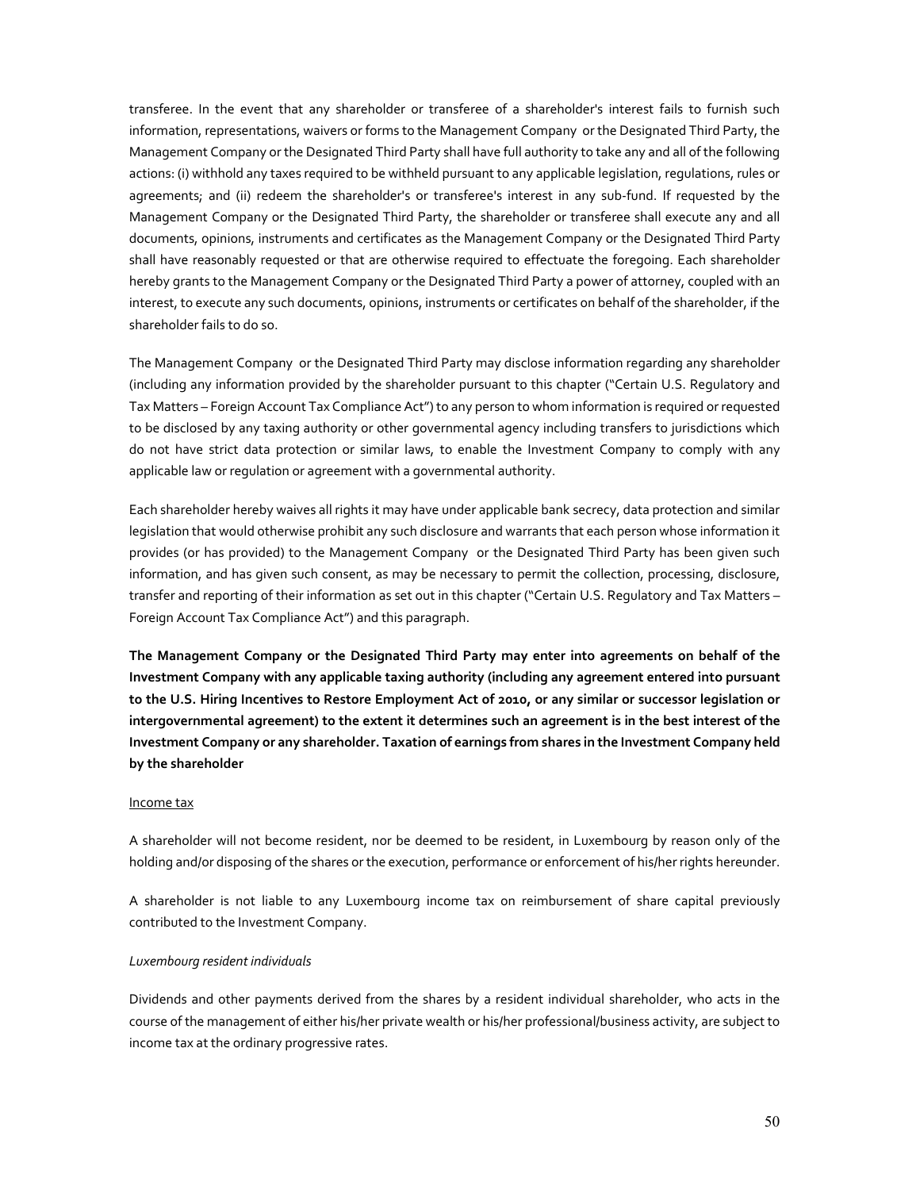transferee. In the event that any shareholder or transferee of a shareholder's interest fails to furnish such information, representations, waivers or forms to the Management Company or the Designated Third Party, the Management Company or the Designated Third Party shall have full authority to take any and all of the following actions: (i) withhold any taxes required to be withheld pursuant to any applicable legislation, regulations, rules or agreements; and (ii) redeem the shareholder's or transferee's interest in any sub-fund. If requested by the Management Company or the Designated Third Party, the shareholder or transferee shall execute any and all documents, opinions, instruments and certificates as the Management Company or the Designated Third Party shall have reasonably requested or that are otherwise required to effectuate the foregoing. Each shareholder hereby grants to the Management Company or the Designated Third Party a power of attorney, coupled with an interest, to execute any such documents, opinions, instruments or certificates on behalf of the shareholder, if the shareholder fails to do so.

The Management Company or the Designated Third Party may disclose information regarding any shareholder (including any information provided by the shareholder pursuant to this chapter ("Certain U.S. Regulatory and Tax Matters – Foreign Account Tax Compliance Act") to any person to whom information is required or requested to be disclosed by any taxing authority or other governmental agency including transfers to jurisdictions which do not have strict data protection or similar laws, to enable the Investment Company to comply with any applicable law or regulation or agreement with a governmental authority.

Each shareholder hereby waives all rights it may have under applicable bank secrecy, data protection and similar legislation that would otherwise prohibit any such disclosure and warrants that each person whose information it provides (or has provided) to the Management Company or the Designated Third Party has been given such information, and has given such consent, as may be necessary to permit the collection, processing, disclosure, transfer and reporting of their information as set out in this chapter ("Certain U.S. Regulatory and Tax Matters – Foreign Account Tax Compliance Act") and this paragraph.

**The Management Company or the Designated Third Party may enter into agreements on behalf of the Investment Company with any applicable taxing authority (including any agreement entered into pursuant to the U.S. Hiring Incentives to Restore Employment Act of 2010, or any similar or successor legislation or intergovernmental agreement) to the extent it determines such an agreement is in the best interest of the Investment Company or any shareholder. Taxation of earnings from shares in the Investment Company held by the shareholder**

Income tax

A shareholder will not become resident, nor be deemed to be resident, in Luxembourg by reason only of the holding and/or disposing of the shares or the execution, performance or enforcement of his/her rights hereunder.

A shareholder is not liable to any Luxembourg income tax on reimbursement of share capital previously contributed to the Investment Company.

*Luxembourg resident individuals*

Dividends and other payments derived from the shares by a resident individual shareholder, who acts in the course of the management of either his/her private wealth or his/her professional/business activity, are subject to income tax at the ordinary progressive rates.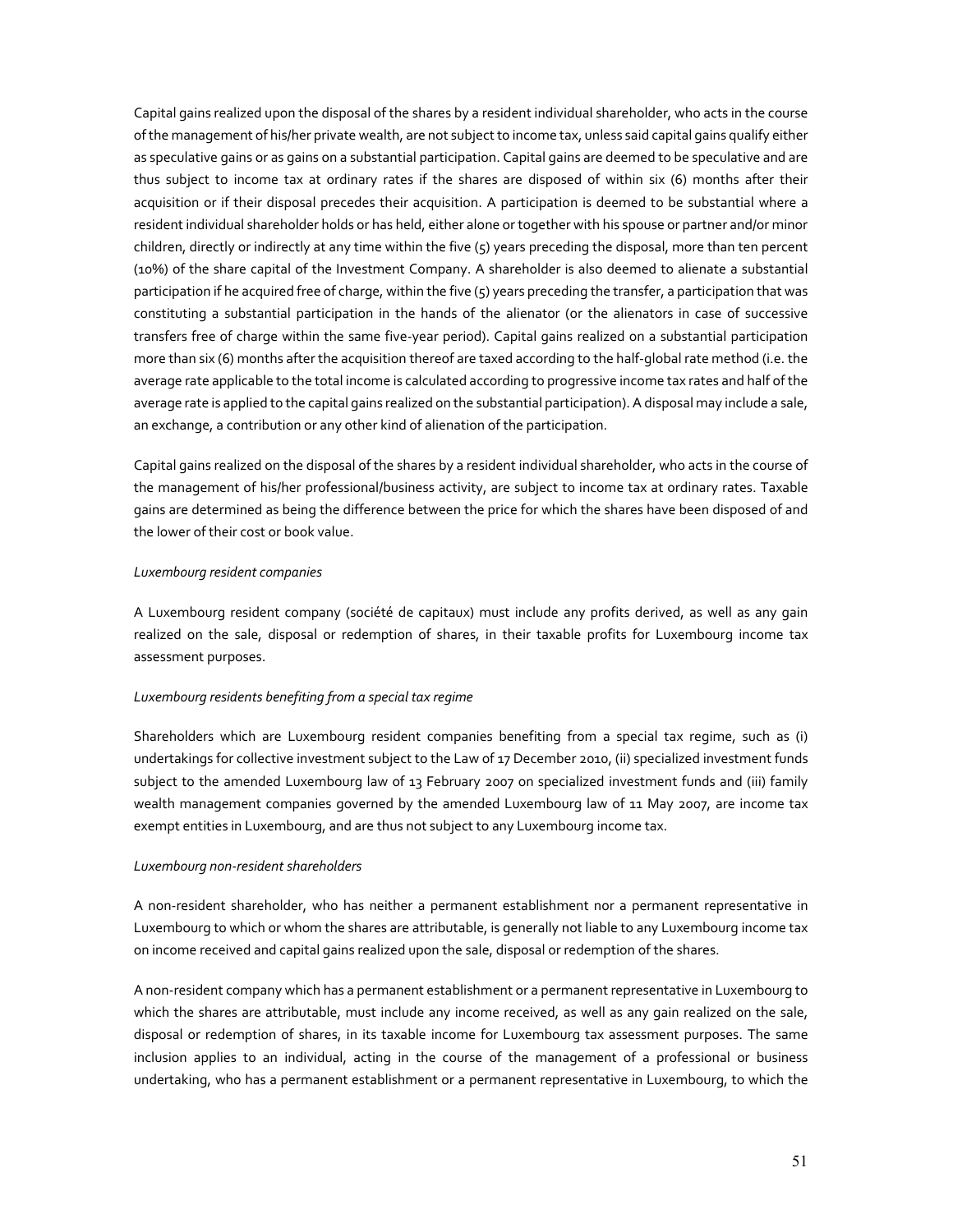Capital gains realized upon the disposal of the shares by a resident individual shareholder, who acts in the course of the management of his/her private wealth, are not subject to income tax, unless said capital gains qualify either as speculative gains or as gains on a substantial participation. Capital gains are deemed to be speculative and are thus subject to income tax at ordinary rates if the shares are disposed of within six (6) months after their acquisition or if their disposal precedes their acquisition. A participation is deemed to be substantial where a resident individual shareholder holds or has held, either alone or together with his spouse or partner and/or minor children, directly or indirectly at any time within the five (5) years preceding the disposal, more than ten percent (10%) of the share capital of the Investment Company. A shareholder is also deemed to alienate a substantial participation if he acquired free of charge, within the five (5) years preceding the transfer, a participation that was constituting a substantial participation in the hands of the alienator (or the alienators in case of successive transfers free of charge within the same five-year period). Capital gains realized on a substantial participation more than six (6) months after the acquisition thereof are taxed according to the half-global rate method (i.e. the average rate applicable to the total income is calculated according to progressive income tax rates and half of the average rate is applied to the capital gains realized on the substantial participation). A disposal may include a sale, an exchange, a contribution or any other kind of alienation of the participation.

Capital gains realized on the disposal of the shares by a resident individual shareholder, who acts in the course of the management of his/her professional/business activity, are subject to income tax at ordinary rates. Taxable gains are determined as being the difference between the price for which the shares have been disposed of and the lower of their cost or book value.

*Luxembourg resident companies*

A Luxembourg resident company (société de capitaux) must include any profits derived, as well as any gain realized on the sale, disposal or redemption of shares, in their taxable profits for Luxembourg income tax assessment purposes.

*Luxembourg residents benefiting from a special tax regime*

Shareholders which are Luxembourg resident companies benefiting from a special tax regime, such as (i) undertakings for collective investment subject to the Law of 17 December 2010, (ii) specialized investment funds subject to the amended Luxembourg law of 13 February 2007 on specialized investment funds and (iii) family wealth management companies governed by the amended Luxembourg law of 11 May 2007, are income tax exempt entities in Luxembourg, and are thus not subject to any Luxembourg income tax.

*Luxembourg non-resident shareholders*

A non-resident shareholder, who has neither a permanent establishment nor a permanent representative in Luxembourg to which or whom the shares are attributable, is generally not liable to any Luxembourg income tax on income received and capital gains realized upon the sale, disposal or redemption of the shares.

A non-resident company which has a permanent establishment or a permanent representative in Luxembourg to which the shares are attributable, must include any income received, as well as any gain realized on the sale, disposal or redemption of shares, in its taxable income for Luxembourg tax assessment purposes. The same inclusion applies to an individual, acting in the course of the management of a professional or business undertaking, who has a permanent establishment or a permanent representative in Luxembourg, to which the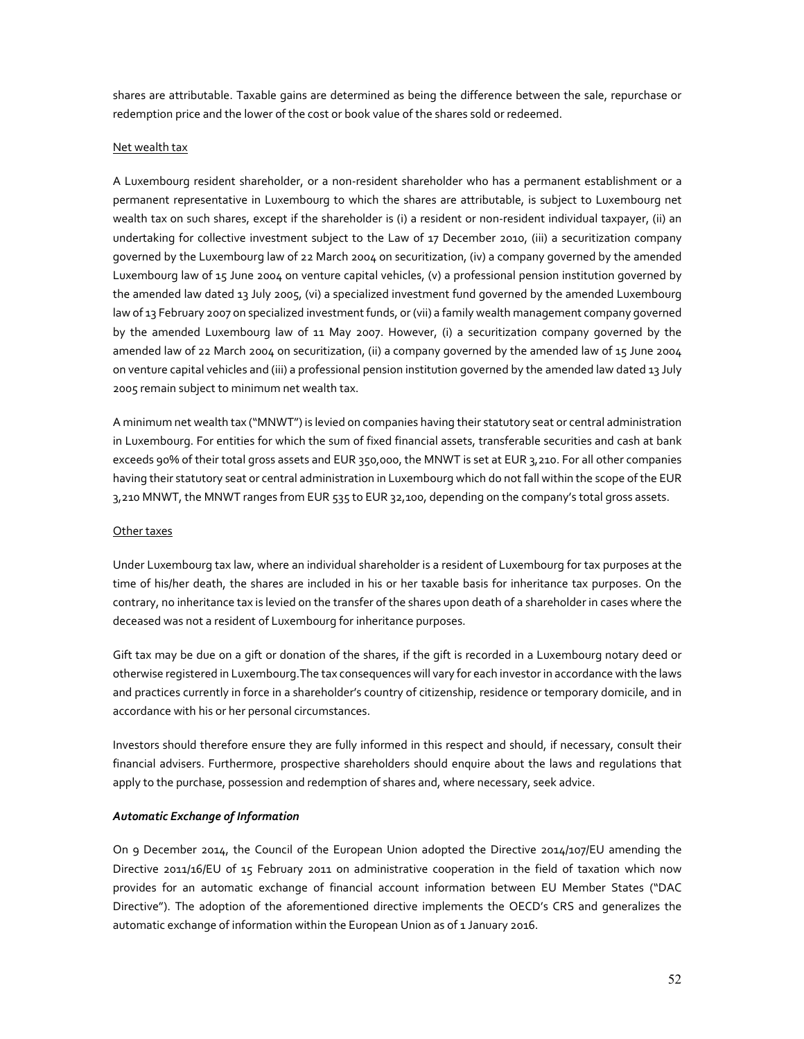shares are attributable. Taxable gains are determined as being the difference between the sale, repurchase or redemption price and the lower of the cost or book value of the shares sold or redeemed.

Net wealth tax

A Luxembourg resident shareholder, or a non-resident shareholder who has a permanent establishment or a permanent representative in Luxembourg to which the shares are attributable, is subject to Luxembourg net wealth tax on such shares, except if the shareholder is (i) a resident or non-resident individual taxpayer, (ii) an undertaking for collective investment subject to the Law of 17 December 2010, (iii) a securitization company governed by the Luxembourg law of 22 March 2004 on securitization, (iv) a company governed by the amended Luxembourg law of 15 June 2004 on venture capital vehicles, (v) a professional pension institution governed by the amended law dated 13 July 2005, (vi) a specialized investment fund governed by the amended Luxembourg law of 13 February 2007 on specialized investment funds, or (vii) a family wealth management company governed by the amended Luxembourg law of 11 May 2007. However, (i) a securitization company governed by the amended law of 22 March 2004 on securitization, (ii) a company governed by the amended law of 15 June 2004 on venture capital vehicles and (iii) a professional pension institution governed by the amended law dated 13 July 2005 remain subject to minimum net wealth tax.

A minimum net wealth tax ("MNWT") is levied on companies having their statutory seat or central administration in Luxembourg. For entities for which the sum of fixed financial assets, transferable securities and cash at bank exceeds 90% of their total gross assets and EUR 350,000, the MNWT is set at EUR 3,210. For all other companies having their statutory seat or central administration in Luxembourg which do not fall within the scope of the EUR 3,210 MNWT, the MNWT ranges from EUR 535 to EUR 32,100, depending on the company's total gross assets.

Other taxes

Under Luxembourg tax law, where an individual shareholder is a resident of Luxembourg for tax purposes at the time of his/her death, the shares are included in his or her taxable basis for inheritance tax purposes. On the contrary, no inheritance tax is levied on the transfer of the shares upon death of a shareholder in cases where the deceased was not a resident of Luxembourg for inheritance purposes.

Gift tax may be due on a gift or donation of the shares, if the gift is recorded in a Luxembourg notary deed or otherwise registered in Luxembourg.The tax consequences will vary for each investor in accordance with the laws and practices currently in force in a shareholder's country of citizenship, residence or temporary domicile, and in accordance with his or her personal circumstances.

Investors should therefore ensure they are fully informed in this respect and should, if necessary, consult their financial advisers. Furthermore, prospective shareholders should enquire about the laws and regulations that apply to the purchase, possession and redemption of shares and, where necessary, seek advice.

***Automatic Exchange of Information***

On 9 December 2014, the Council of the European Union adopted the Directive 2014/107/EU amending the Directive 2011/16/EU of 15 February 2011 on administrative cooperation in the field of taxation which now provides for an automatic exchange of financial account information between EU Member States ("DAC Directive"). The adoption of the aforementioned directive implements the OECD's CRS and generalizes the automatic exchange of information within the European Union as of 1 January 2016.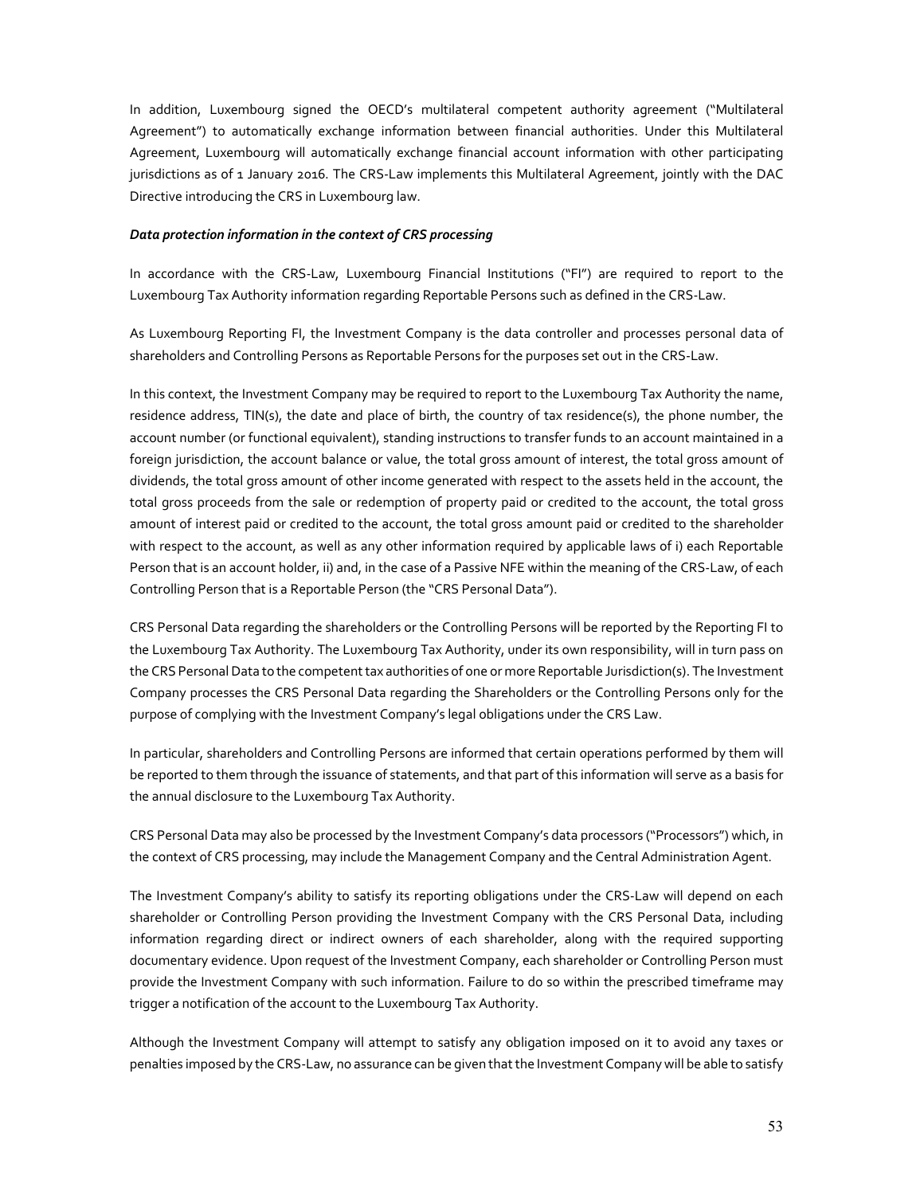In addition, Luxembourg signed the OECD's multilateral competent authority agreement ("Multilateral Agreement") to automatically exchange information between financial authorities. Under this Multilateral Agreement, Luxembourg will automatically exchange financial account information with other participating jurisdictions as of 1 January 2016. The CRS-Law implements this Multilateral Agreement, jointly with the DAC Directive introducing the CRS in Luxembourg law.

***Data protection information in the context of CRS processing***

In accordance with the CRS-Law, Luxembourg Financial Institutions ("FI") are required to report to the Luxembourg Tax Authority information regarding Reportable Persons such as defined in the CRS-Law.

As Luxembourg Reporting FI, the Investment Company is the data controller and processes personal data of shareholders and Controlling Persons as Reportable Persons for the purposes set out in the CRS-Law.

In this context, the Investment Company may be required to report to the Luxembourg Tax Authority the name, residence address, TIN(s), the date and place of birth, the country of tax residence(s), the phone number, the account number (or functional equivalent), standing instructions to transfer funds to an account maintained in a foreign jurisdiction, the account balance or value, the total gross amount of interest, the total gross amount of dividends, the total gross amount of other income generated with respect to the assets held in the account, the total gross proceeds from the sale or redemption of property paid or credited to the account, the total gross amount of interest paid or credited to the account, the total gross amount paid or credited to the shareholder with respect to the account, as well as any other information required by applicable laws of i) each Reportable Person that is an account holder, ii) and, in the case of a Passive NFE within the meaning of the CRS-Law, of each Controlling Person that is a Reportable Person (the "CRS Personal Data").

CRS Personal Data regarding the shareholders or the Controlling Persons will be reported by the Reporting FI to the Luxembourg Tax Authority. The Luxembourg Tax Authority, under its own responsibility, will in turn pass on the CRS Personal Data to the competent tax authorities of one or more Reportable Jurisdiction(s). The Investment Company processes the CRS Personal Data regarding the Shareholders or the Controlling Persons only for the purpose of complying with the Investment Company's legal obligations under the CRS Law.

In particular, shareholders and Controlling Persons are informed that certain operations performed by them will be reported to them through the issuance of statements, and that part of this information will serve as a basis for the annual disclosure to the Luxembourg Tax Authority.

CRS Personal Data may also be processed by the Investment Company's data processors ("Processors") which, in the context of CRS processing, may include the Management Company and the Central Administration Agent.

The Investment Company's ability to satisfy its reporting obligations under the CRS-Law will depend on each shareholder or Controlling Person providing the Investment Company with the CRS Personal Data, including information regarding direct or indirect owners of each shareholder, along with the required supporting documentary evidence. Upon request of the Investment Company, each shareholder or Controlling Person must provide the Investment Company with such information. Failure to do so within the prescribed timeframe may trigger a notification of the account to the Luxembourg Tax Authority.

Although the Investment Company will attempt to satisfy any obligation imposed on it to avoid any taxes or penalties imposed by the CRS-Law, no assurance can be given that the Investment Company will be able to satisfy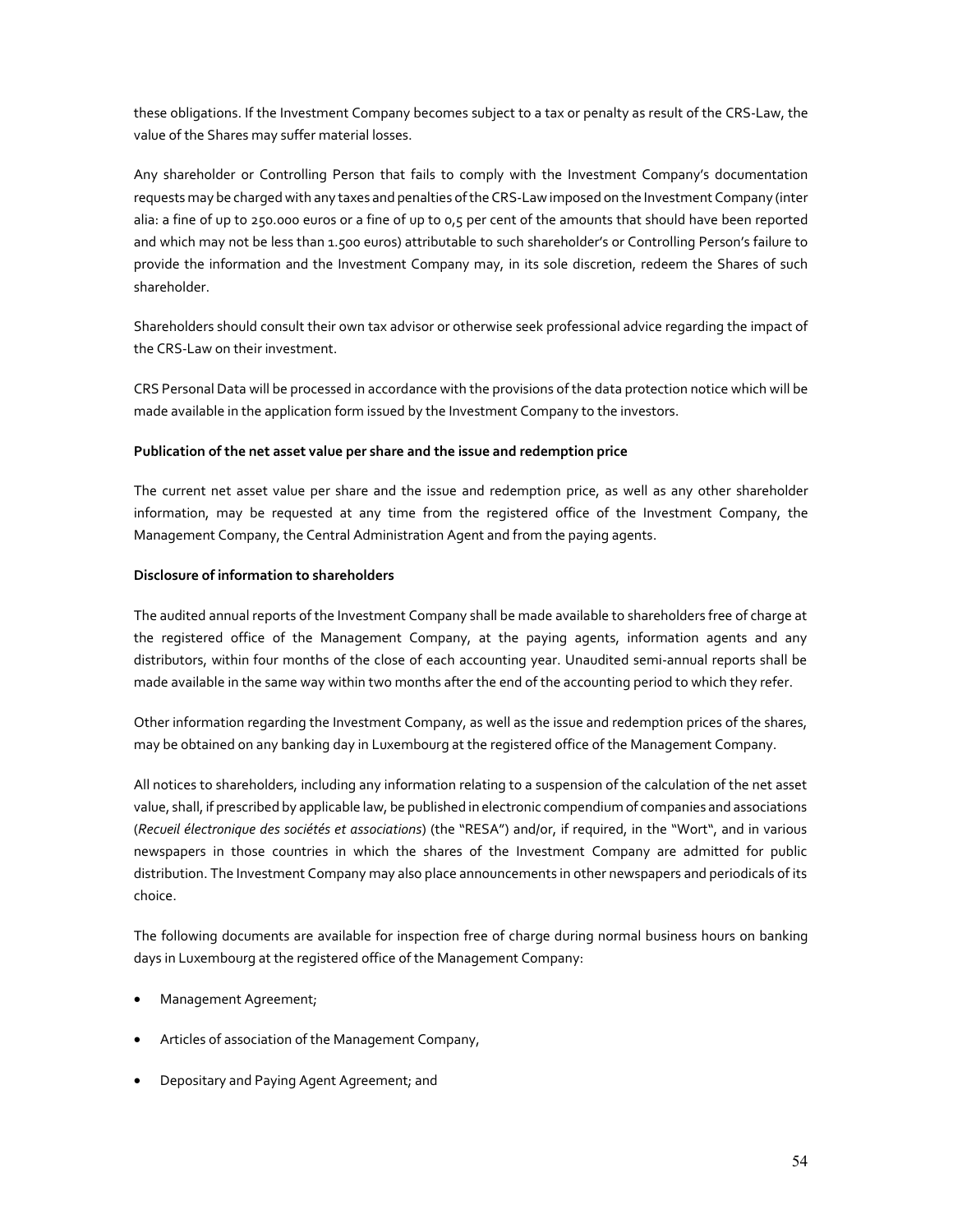these obligations. If the Investment Company becomes subject to a tax or penalty as result of the CRS-Law, the value of the Shares may suffer material losses.

Any shareholder or Controlling Person that fails to comply with the Investment Company's documentation requests may be charged with any taxes and penalties of the CRS-Law imposed on the Investment Company (inter alia: a fine of up to 250.000 euros or a fine of up to 0,5 per cent of the amounts that should have been reported and which may not be less than 1.500 euros) attributable to such shareholder's or Controlling Person's failure to provide the information and the Investment Company may, in its sole discretion, redeem the Shares of such shareholder.

Shareholders should consult their own tax advisor or otherwise seek professional advice regarding the impact of the CRS-Law on their investment.

CRS Personal Data will be processed in accordance with the provisions of the data protection notice which will be made available in the application form issued by the Investment Company to the investors.

**Publication of the net asset value per share and the issue and redemption price**

The current net asset value per share and the issue and redemption price, as well as any other shareholder information, may be requested at any time from the registered office of the Investment Company, the Management Company, the Central Administration Agent and from the paying agents.

**Disclosure of information to shareholders**

The audited annual reports of the Investment Company shall be made available to shareholders free of charge at the registered office of the Management Company, at the paying agents, information agents and any distributors, within four months of the close of each accounting year. Unaudited semi-annual reports shall be made available in the same way within two months after the end of the accounting period to which they refer.

Other information regarding the Investment Company, as well as the issue and redemption prices of the shares, may be obtained on any banking day in Luxembourg at the registered office of the Management Company.

All notices to shareholders, including any information relating to a suspension of the calculation of the net asset value, shall, if prescribed by applicable law, be published in electronic compendium of companies and associations (*Recueil électronique des sociétés et associations*) (the "RESA") and/or, if required, in the "Wort", and in various newspapers in those countries in which the shares of the Investment Company are admitted for public distribution. The Investment Company may also place announcements in other newspapers and periodicals of its choice.

The following documents are available for inspection free of charge during normal business hours on banking days in Luxembourg at the registered office of the Management Company:

- Management Agreement;
- Articles of association of the Management Company,
- Depositary and Paying Agent Agreement; and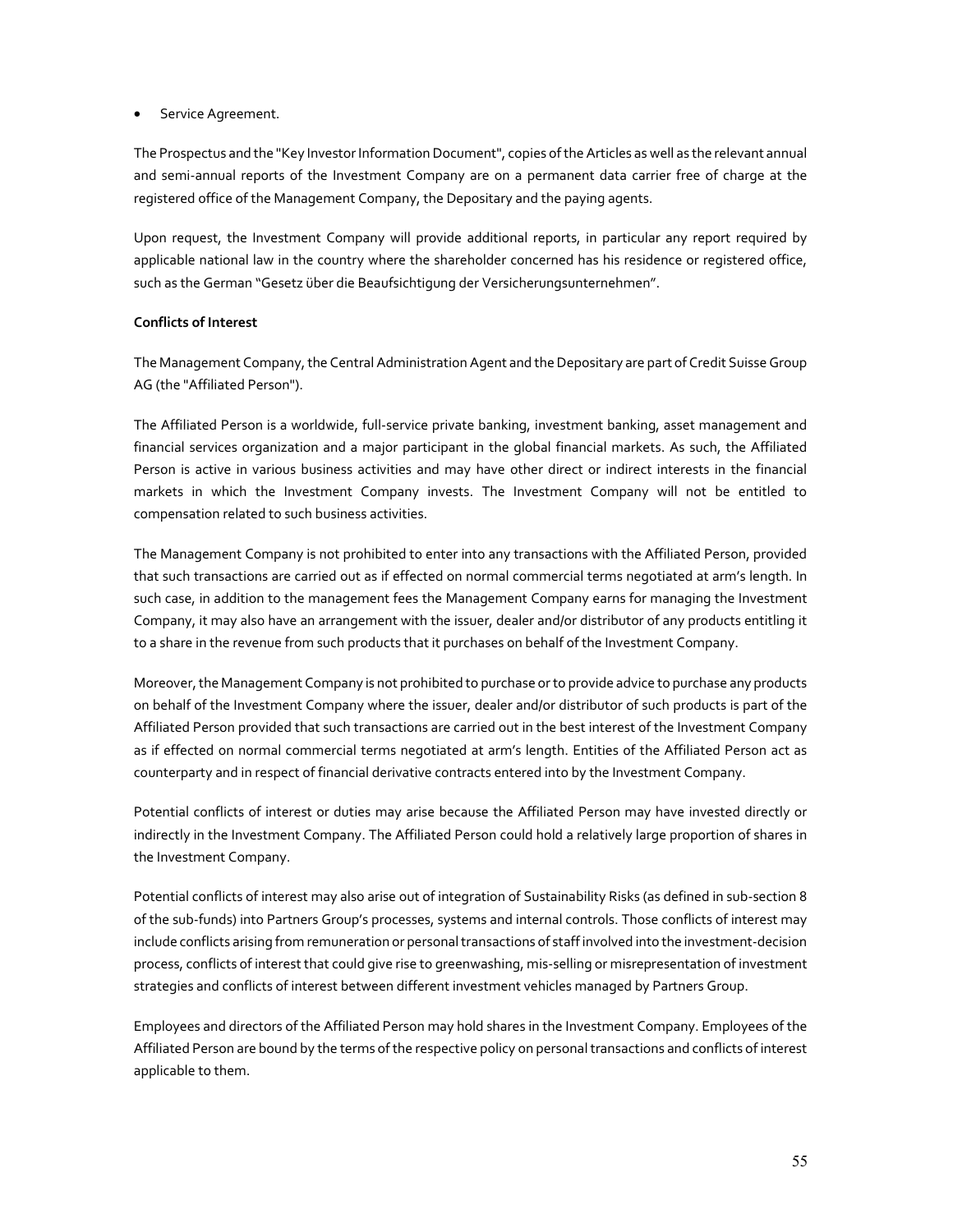- Service Agreement.

The Prospectus and the "Key Investor Information Document", copies of the Articles as well as the relevant annual and semi-annual reports of the Investment Company are on a permanent data carrier free of charge at the registered office of the Management Company, the Depositary and the paying agents.

Upon request, the Investment Company will provide additional reports, in particular any report required by applicable national law in the country where the shareholder concerned has his residence or registered office, such as the German "Gesetz über die Beaufsichtigung der Versicherungsunternehmen".

**Conflicts of Interest**

The Management Company, the Central Administration Agent and the Depositary are part of Credit Suisse Group AG (the "Affiliated Person").

The Affiliated Person is a worldwide, full-service private banking, investment banking, asset management and financial services organization and a major participant in the global financial markets. As such, the Affiliated Person is active in various business activities and may have other direct or indirect interests in the financial markets in which the Investment Company invests. The Investment Company will not be entitled to compensation related to such business activities.

The Management Company is not prohibited to enter into any transactions with the Affiliated Person, provided that such transactions are carried out as if effected on normal commercial terms negotiated at arm's length. In such case, in addition to the management fees the Management Company earns for managing the Investment Company, it may also have an arrangement with the issuer, dealer and/or distributor of any products entitling it to a share in the revenue from such products that it purchases on behalf of the Investment Company.

Moreover, the Management Company is not prohibited to purchase or to provide advice to purchase any products on behalf of the Investment Company where the issuer, dealer and/or distributor of such products is part of the Affiliated Person provided that such transactions are carried out in the best interest of the Investment Company as if effected on normal commercial terms negotiated at arm's length. Entities of the Affiliated Person act as counterparty and in respect of financial derivative contracts entered into by the Investment Company.

Potential conflicts of interest or duties may arise because the Affiliated Person may have invested directly or indirectly in the Investment Company. The Affiliated Person could hold a relatively large proportion of shares in the Investment Company.

Potential conflicts of interest may also arise out of integration of Sustainability Risks (as defined in sub-section 8 of the sub-funds) into Partners Group's processes, systems and internal controls. Those conflicts of interest may include conflicts arising from remuneration or personal transactions of staff involved into the investment-decision process, conflicts of interest that could give rise to greenwashing, mis-selling or misrepresentation of investment strategies and conflicts of interest between different investment vehicles managed by Partners Group.

Employees and directors of the Affiliated Person may hold shares in the Investment Company. Employees of the Affiliated Person are bound by the terms of the respective policy on personal transactions and conflicts of interest applicable to them.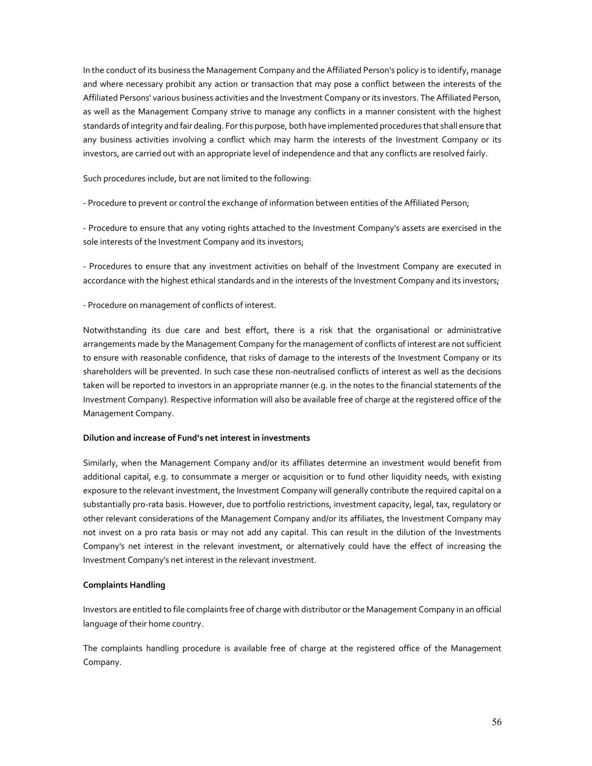In the conduct of its business the Management Company and the Affiliated Person's policy is to identify, manage and where necessary prohibit any action or transaction that may pose a conflict between the interests of the Affiliated Persons' various business activities and the Investment Company or its investors. The Affiliated Person, as well as the Management Company strive to manage any conflicts in a manner consistent with the highest standards of integrity and fair dealing. For this purpose, both have implemented procedures that shall ensure that any business activities involving a conflict which may harm the interests of the Investment Company or its investors, are carried out with an appropriate level of independence and that any conflicts are resolved fairly.

Such procedures include, but are not limited to the following:

- Procedure to prevent or control the exchange of information between entities of the Affiliated Person;

- Procedure to ensure that any voting rights attached to the Investment Company's assets are exercised in the sole interests of the Investment Company and its investors;

- Procedures to ensure that any investment activities on behalf of the Investment Company are executed in accordance with the highest ethical standards and in the interests of the Investment Company and its investors;

- Procedure on management of conflicts of interest.

Notwithstanding its due care and best effort, there is a risk that the organisational or administrative arrangements made by the Management Company for the management of conflicts of interest are not sufficient to ensure with reasonable confidence, that risks of damage to the interests of the Investment Company or its shareholders will be prevented. In such case these non-neutralised conflicts of interest as well as the decisions taken will be reported to investors in an appropriate manner (e.g. in the notes to the financial statements of the Investment Company). Respective information will also be available free of charge at the registered office of the Management Company.

**Dilution and increase of Fund's net interest in investments**

Similarly, when the Management Company and/or its affiliates determine an investment would benefit from additional capital, e.g. to consummate a merger or acquisition or to fund other liquidity needs, with existing exposure to the relevant investment, the Investment Company will generally contribute the required capital on a substantially pro-rata basis. However, due to portfolio restrictions, investment capacity, legal, tax, regulatory or other relevant considerations of the Management Company and/or its affiliates, the Investment Company may not invest on a pro rata basis or may not add any capital. This can result in the dilution of the Investments Company's net interest in the relevant investment, or alternatively could have the effect of increasing the Investment Company's net interest in the relevant investment.

**Complaints Handling**

Investors are entitled to file complaints free of charge with distributor or the Management Company in an official language of their home country.

The complaints handling procedure is available free of charge at the registered office of the Management Company.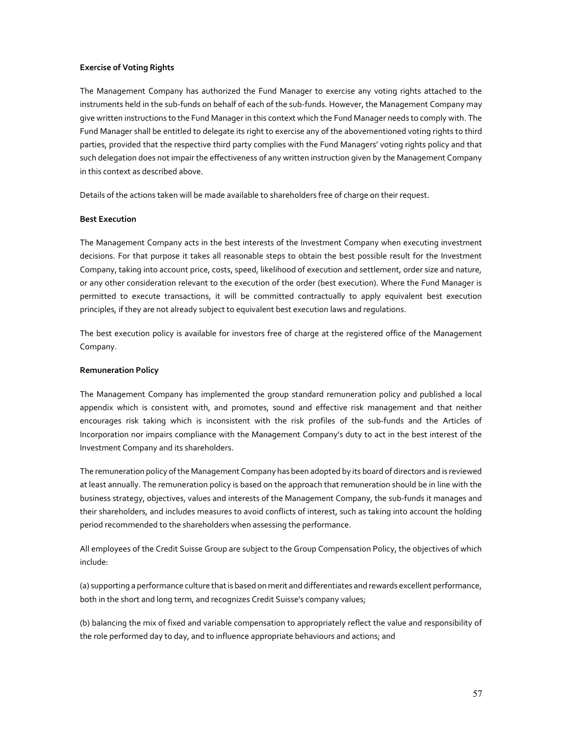**Exercise of Voting Rights**

The Management Company has authorized the Fund Manager to exercise any voting rights attached to the instruments held in the sub-funds on behalf of each of the sub-funds. However, the Management Company may give written instructions to the Fund Manager in this context which the Fund Manager needs to comply with. The Fund Manager shall be entitled to delegate its right to exercise any of the abovementioned voting rights to third parties, provided that the respective third party complies with the Fund Managers' voting rights policy and that such delegation does not impair the effectiveness of any written instruction given by the Management Company in this context as described above.

Details of the actions taken will be made available to shareholders free of charge on their request.

**Best Execution**

The Management Company acts in the best interests of the Investment Company when executing investment decisions. For that purpose it takes all reasonable steps to obtain the best possible result for the Investment Company, taking into account price, costs, speed, likelihood of execution and settlement, order size and nature, or any other consideration relevant to the execution of the order (best execution). Where the Fund Manager is permitted to execute transactions, it will be committed contractually to apply equivalent best execution principles, if they are not already subject to equivalent best execution laws and regulations.

The best execution policy is available for investors free of charge at the registered office of the Management Company.

**Remuneration Policy**

The Management Company has implemented the group standard remuneration policy and published a local appendix which is consistent with, and promotes, sound and effective risk management and that neither encourages risk taking which is inconsistent with the risk profiles of the sub-funds and the Articles of Incorporation nor impairs compliance with the Management Company's duty to act in the best interest of the Investment Company and its shareholders.

The remuneration policy of the Management Company has been adopted by its board of directors and is reviewed at least annually. The remuneration policy is based on the approach that remuneration should be in line with the business strategy, objectives, values and interests of the Management Company, the sub-funds it manages and their shareholders, and includes measures to avoid conflicts of interest, such as taking into account the holding period recommended to the shareholders when assessing the performance.

All employees of the Credit Suisse Group are subject to the Group Compensation Policy, the objectives of which include:

(a) supporting a performance culture that is based on merit and differentiates and rewards excellent performance, both in the short and long term, and recognizes Credit Suisse's company values;

(b) balancing the mix of fixed and variable compensation to appropriately reflect the value and responsibility of the role performed day to day, and to influence appropriate behaviours and actions; and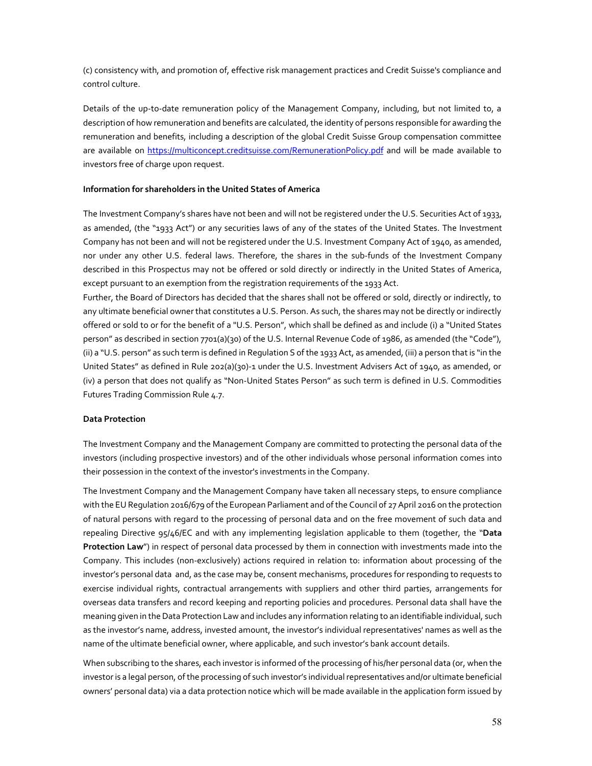(c) consistency with, and promotion of, effective risk management practices and Credit Suisse's compliance and control culture.

Details of the up-to-date remuneration policy of the Management Company, including, but not limited to, a description of how remuneration and benefits are calculated, the identity of persons responsible for awarding the remuneration and benefits, including a description of the global Credit Suisse Group compensation committee are available on [https://multiconcept.creditsuisse.com/RemunerationPolicy.pdf](https://multiconcept.creditsuisse.com/RemunerationPolicy.pdf) and will be made available to investors free of charge upon request.

**Information for shareholders in the United States of America**

The Investment Company's shares have not been and will not be registered under the U.S. Securities Act of 1933, as amended, (the "1933 Act") or any securities laws of any of the states of the United States. The Investment Company has not been and will not be registered under the U.S. Investment Company Act of 1940, as amended, nor under any other U.S. federal laws. Therefore, the shares in the sub-funds of the Investment Company described in this Prospectus may not be offered or sold directly or indirectly in the United States of America, except pursuant to an exemption from the registration requirements of the 1933 Act.
Further, the Board of Directors has decided that the shares shall not be offered or sold, directly or indirectly, to any ultimate beneficial owner that constitutes a U.S. Person. As such, the shares may not be directly or indirectly offered or sold to or for the benefit of a "U.S. Person", which shall be defined as and include (i) a "United States person" as described in section 7701(a)(30) of the U.S. Internal Revenue Code of 1986, as amended (the "Code"), (ii) a "U.S. person" as such term is defined in Regulation S of the 1933 Act, as amended, (iii) a person that is "in the United States" as defined in Rule 202(a)(30)-1 under the U.S. Investment Advisers Act of 1940, as amended, or (iv) a person that does not qualify as "Non-United States Person" as such term is defined in U.S. Commodities Futures Trading Commission Rule 4.7.

**Data Protection**

The Investment Company and the Management Company are committed to protecting the personal data of the investors (including prospective investors) and of the other individuals whose personal information comes into their possession in the context of the investor's investments in the Company.

The Investment Company and the Management Company have taken all necessary steps, to ensure compliance with the EU Regulation 2016/679 of the European Parliament and of the Council of 27 April 2016 on the protection of natural persons with regard to the processing of personal data and on the free movement of such data and repealing Directive 95/46/EC and with any implementing legislation applicable to them (together, the "**Data Protection Law**") in respect of personal data processed by them in connection with investments made into the Company. This includes (non-exclusively) actions required in relation to: information about processing of the investor's personal data and, as the case may be, consent mechanisms, procedures for responding to requests to exercise individual rights, contractual arrangements with suppliers and other third parties, arrangements for overseas data transfers and record keeping and reporting policies and procedures. Personal data shall have the meaning given in the Data Protection Law and includes any information relating to an identifiable individual, such as the investor's name, address, invested amount, the investor's individual representatives' names as well as the name of the ultimate beneficial owner, where applicable, and such investor's bank account details.

When subscribing to the shares, each investor is informed of the processing of his/her personal data (or, when the investor is a legal person, of the processing of such investor's individual representatives and/or ultimate beneficial owners' personal data) via a data protection notice which will be made available in the application form issued by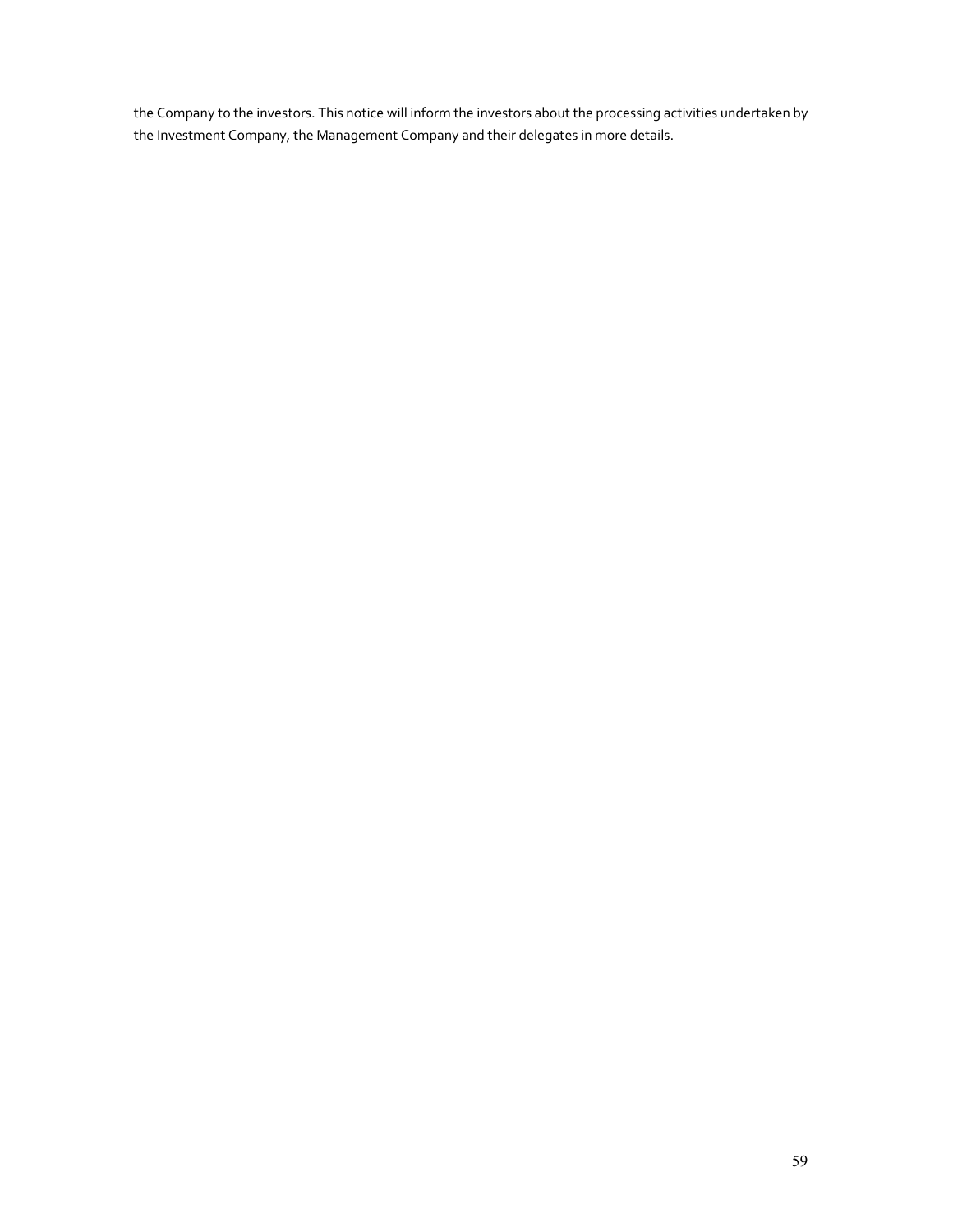the Company to the investors. This notice will inform the investors about the processing activities undertaken by the Investment Company, the Management Company and their delegates in more details.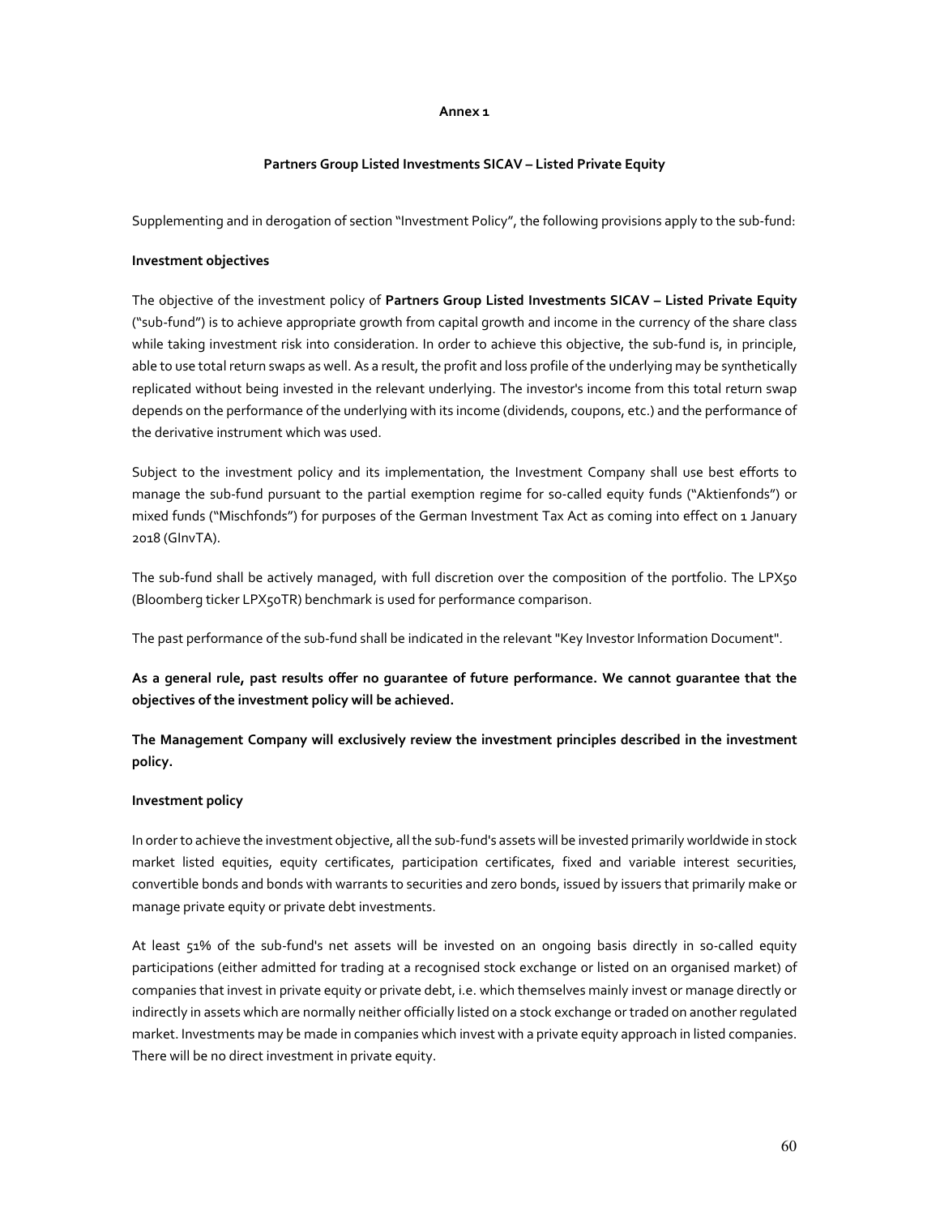**Annex 1**

**Partners Group Listed Investments SICAV – Listed Private Equity**

Supplementing and in derogation of section "Investment Policy", the following provisions apply to the sub-fund:

**Investment objectives**

The objective of the investment policy of **Partners Group Listed Investments SICAV – Listed Private Equity** ("sub-fund") is to achieve appropriate growth from capital growth and income in the currency of the share class while taking investment risk into consideration. In order to achieve this objective, the sub-fund is, in principle, able to use total return swaps as well. As a result, the profit and loss profile of the underlying may be synthetically replicated without being invested in the relevant underlying. The investor's income from this total return swap depends on the performance of the underlying with its income (dividends, coupons, etc.) and the performance of the derivative instrument which was used.

Subject to the investment policy and its implementation, the Investment Company shall use best efforts to manage the sub-fund pursuant to the partial exemption regime for so-called equity funds ("Aktienfonds") or mixed funds ("Mischfonds") for purposes of the German Investment Tax Act as coming into effect on 1 January 2018 (GInvTA).

The sub-fund shall be actively managed, with full discretion over the composition of the portfolio. The LPX50 (Bloomberg ticker LPX50TR) benchmark is used for performance comparison.

The past performance of the sub-fund shall be indicated in the relevant "Key Investor Information Document".

**As a general rule, past results offer no guarantee of future performance. We cannot guarantee that the objectives of the investment policy will be achieved.**

**The Management Company will exclusively review the investment principles described in the investment policy.**

**Investment policy**

In order to achieve the investment objective, all the sub-fund's assets will be invested primarily worldwide in stock market listed equities, equity certificates, participation certificates, fixed and variable interest securities, convertible bonds and bonds with warrants to securities and zero bonds, issued by issuers that primarily make or manage private equity or private debt investments.

At least 51% of the sub-fund's net assets will be invested on an ongoing basis directly in so-called equity participations (either admitted for trading at a recognised stock exchange or listed on an organised market) of companies that invest in private equity or private debt, i.e. which themselves mainly invest or manage directly or indirectly in assets which are normally neither officially listed on a stock exchange or traded on another regulated market. Investments may be made in companies which invest with a private equity approach in listed companies. There will be no direct investment in private equity.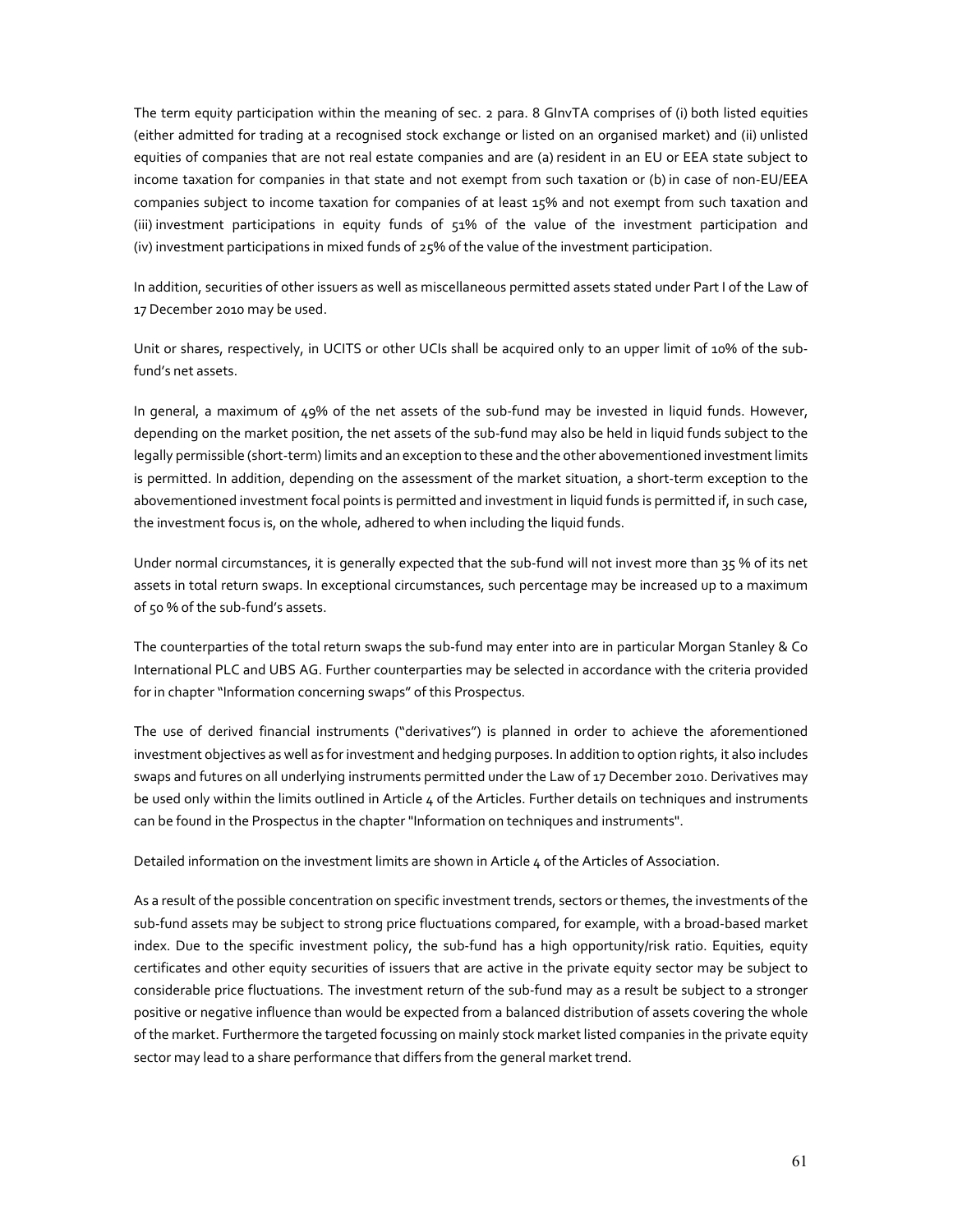The term equity participation within the meaning of sec. 2 para. 8 GInvTA comprises of (i) both listed equities (either admitted for trading at a recognised stock exchange or listed on an organised market) and (ii) unlisted equities of companies that are not real estate companies and are (a) resident in an EU or EEA state subject to income taxation for companies in that state and not exempt from such taxation or (b) in case of non-EU/EEA companies subject to income taxation for companies of at least 15% and not exempt from such taxation and (iii) investment participations in equity funds of 51% of the value of the investment participation and (iv) investment participations in mixed funds of 25% of the value of the investment participation.

In addition, securities of other issuers as well as miscellaneous permitted assets stated under Part I of the Law of 17 December 2010 may be used.

Unit or shares, respectively, in UCITS or other UCIs shall be acquired only to an upper limit of 10% of the sub-fund's net assets.

In general, a maximum of 49% of the net assets of the sub-fund may be invested in liquid funds. However, depending on the market position, the net assets of the sub-fund may also be held in liquid funds subject to the legally permissible (short-term) limits and an exception to these and the other abovementioned investment limits is permitted. In addition, depending on the assessment of the market situation, a short-term exception to the abovementioned investment focal points is permitted and investment in liquid funds is permitted if, in such case, the investment focus is, on the whole, adhered to when including the liquid funds.

Under normal circumstances, it is generally expected that the sub-fund will not invest more than 35 % of its net assets in total return swaps. In exceptional circumstances, such percentage may be increased up to a maximum of 50 % of the sub-fund's assets.

The counterparties of the total return swaps the sub-fund may enter into are in particular Morgan Stanley & Co International PLC and UBS AG. Further counterparties may be selected in accordance with the criteria provided for in chapter "Information concerning swaps" of this Prospectus.

The use of derived financial instruments ("derivatives") is planned in order to achieve the aforementioned investment objectives as well as for investment and hedging purposes. In addition to option rights, it also includes swaps and futures on all underlying instruments permitted under the Law of 17 December 2010. Derivatives may be used only within the limits outlined in Article 4 of the Articles. Further details on techniques and instruments can be found in the Prospectus in the chapter "Information on techniques and instruments".

Detailed information on the investment limits are shown in Article 4 of the Articles of Association.

As a result of the possible concentration on specific investment trends, sectors or themes, the investments of the sub-fund assets may be subject to strong price fluctuations compared, for example, with a broad-based market index. Due to the specific investment policy, the sub-fund has a high opportunity/risk ratio. Equities, equity certificates and other equity securities of issuers that are active in the private equity sector may be subject to considerable price fluctuations. The investment return of the sub-fund may as a result be subject to a stronger positive or negative influence than would be expected from a balanced distribution of assets covering the whole of the market. Furthermore the targeted focussing on mainly stock market listed companies in the private equity sector may lead to a share performance that differs from the general market trend.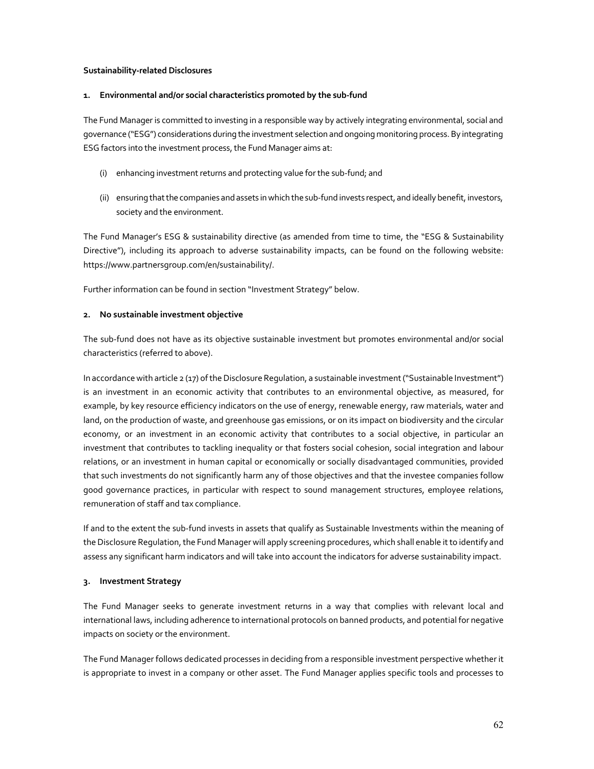**Sustainability-related Disclosures**

**1. Environmental and/or social characteristics promoted by the sub-fund**

The Fund Manager is committed to investing in a responsible way by actively integrating environmental, social and governance ("ESG") considerations during the investment selection and ongoing monitoring process. By integrating ESG factors into the investment process, the Fund Manager aims at:

(i) enhancing investment returns and protecting value for the sub-fund; and

(ii) ensuring that the companies and assets in which the sub-fund invests respect, and ideally benefit, investors, society and the environment.

The Fund Manager's ESG & sustainability directive (as amended from time to time, the "ESG & Sustainability Directive"), including its approach to adverse sustainability impacts, can be found on the following website: https://www.partnersgroup.com/en/sustainability/.

Further information can be found in section "Investment Strategy" below.

**2. No sustainable investment objective**

The sub-fund does not have as its objective sustainable investment but promotes environmental and/or social characteristics (referred to above).

In accordance with article 2 (17) of the Disclosure Regulation, a sustainable investment ("Sustainable Investment") is an investment in an economic activity that contributes to an environmental objective, as measured, for example, by key resource efficiency indicators on the use of energy, renewable energy, raw materials, water and land, on the production of waste, and greenhouse gas emissions, or on its impact on biodiversity and the circular economy, or an investment in an economic activity that contributes to a social objective, in particular an investment that contributes to tackling inequality or that fosters social cohesion, social integration and labour relations, or an investment in human capital or economically or socially disadvantaged communities, provided that such investments do not significantly harm any of those objectives and that the investee companies follow good governance practices, in particular with respect to sound management structures, employee relations, remuneration of staff and tax compliance.

If and to the extent the sub-fund invests in assets that qualify as Sustainable Investments within the meaning of the Disclosure Regulation, the Fund Manager will apply screening procedures, which shall enable it to identify and assess any significant harm indicators and will take into account the indicators for adverse sustainability impact.

**3. Investment Strategy**

The Fund Manager seeks to generate investment returns in a way that complies with relevant local and international laws, including adherence to international protocols on banned products, and potential for negative impacts on society or the environment.

The Fund Manager follows dedicated processes in deciding from a responsible investment perspective whether it is appropriate to invest in a company or other asset. The Fund Manager applies specific tools and processes to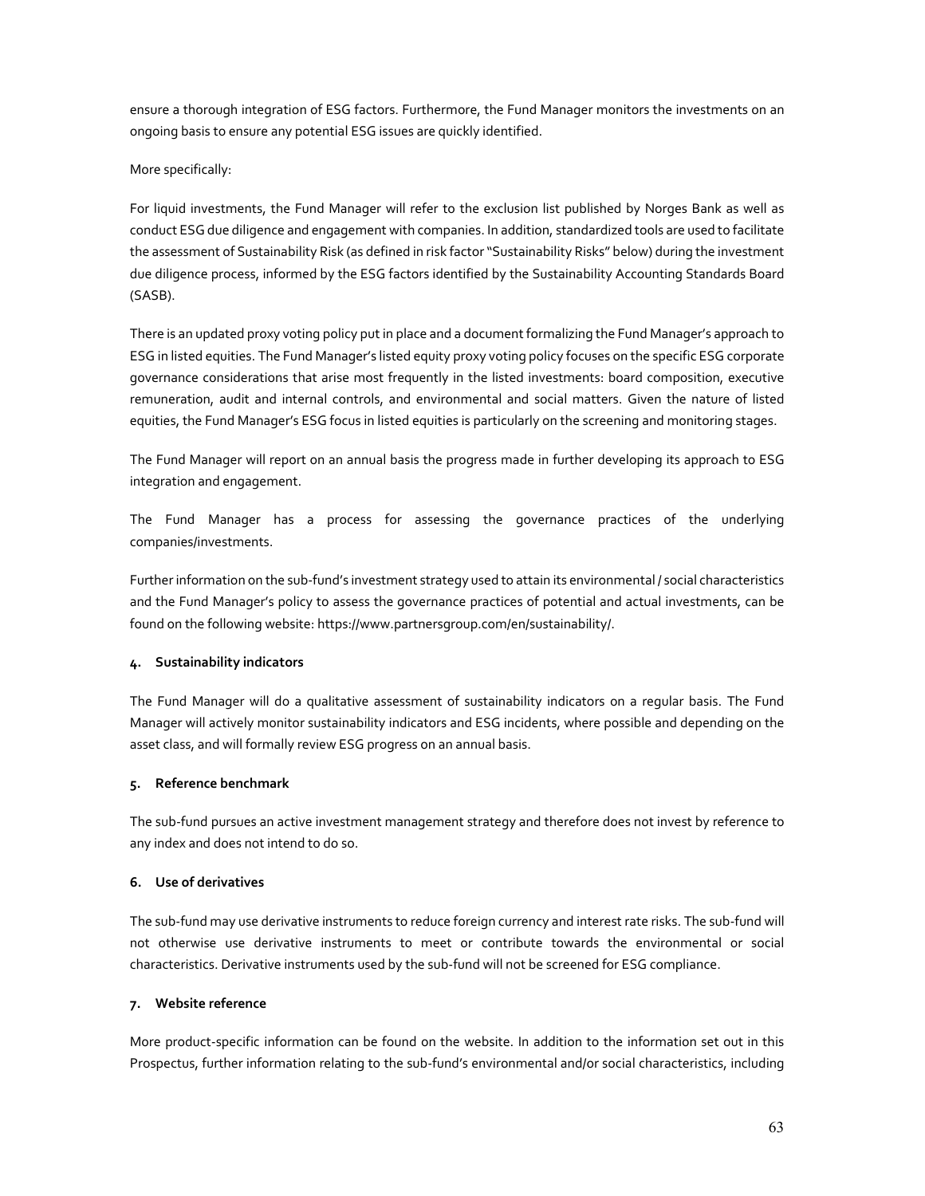ensure a thorough integration of ESG factors. Furthermore, the Fund Manager monitors the investments on an ongoing basis to ensure any potential ESG issues are quickly identified.

More specifically:

For liquid investments, the Fund Manager will refer to the exclusion list published by Norges Bank as well as conduct ESG due diligence and engagement with companies. In addition, standardized tools are used to facilitate the assessment of Sustainability Risk (as defined in risk factor "Sustainability Risks" below) during the investment due diligence process, informed by the ESG factors identified by the Sustainability Accounting Standards Board (SASB).

There is an updated proxy voting policy put in place and a document formalizing the Fund Manager's approach to ESG in listed equities. The Fund Manager's listed equity proxy voting policy focuses on the specific ESG corporate governance considerations that arise most frequently in the listed investments: board composition, executive remuneration, audit and internal controls, and environmental and social matters. Given the nature of listed equities, the Fund Manager's ESG focus in listed equities is particularly on the screening and monitoring stages.

The Fund Manager will report on an annual basis the progress made in further developing its approach to ESG integration and engagement.

The Fund Manager has a process for assessing the governance practices of the underlying companies/investments.

Further information on the sub-fund's investment strategy used to attain its environmental / social characteristics and the Fund Manager's policy to assess the governance practices of potential and actual investments, can be found on the following website: https://www.partnersgroup.com/en/sustainability/.

**4. Sustainability indicators**

The Fund Manager will do a qualitative assessment of sustainability indicators on a regular basis. The Fund Manager will actively monitor sustainability indicators and ESG incidents, where possible and depending on the asset class, and will formally review ESG progress on an annual basis.

**5. Reference benchmark**

The sub-fund pursues an active investment management strategy and therefore does not invest by reference to any index and does not intend to do so.

**6. Use of derivatives**

The sub-fund may use derivative instruments to reduce foreign currency and interest rate risks. The sub-fund will not otherwise use derivative instruments to meet or contribute towards the environmental or social characteristics. Derivative instruments used by the sub-fund will not be screened for ESG compliance.

**7. Website reference**

More product-specific information can be found on the website. In addition to the information set out in this Prospectus, further information relating to the sub-fund's environmental and/or social characteristics, including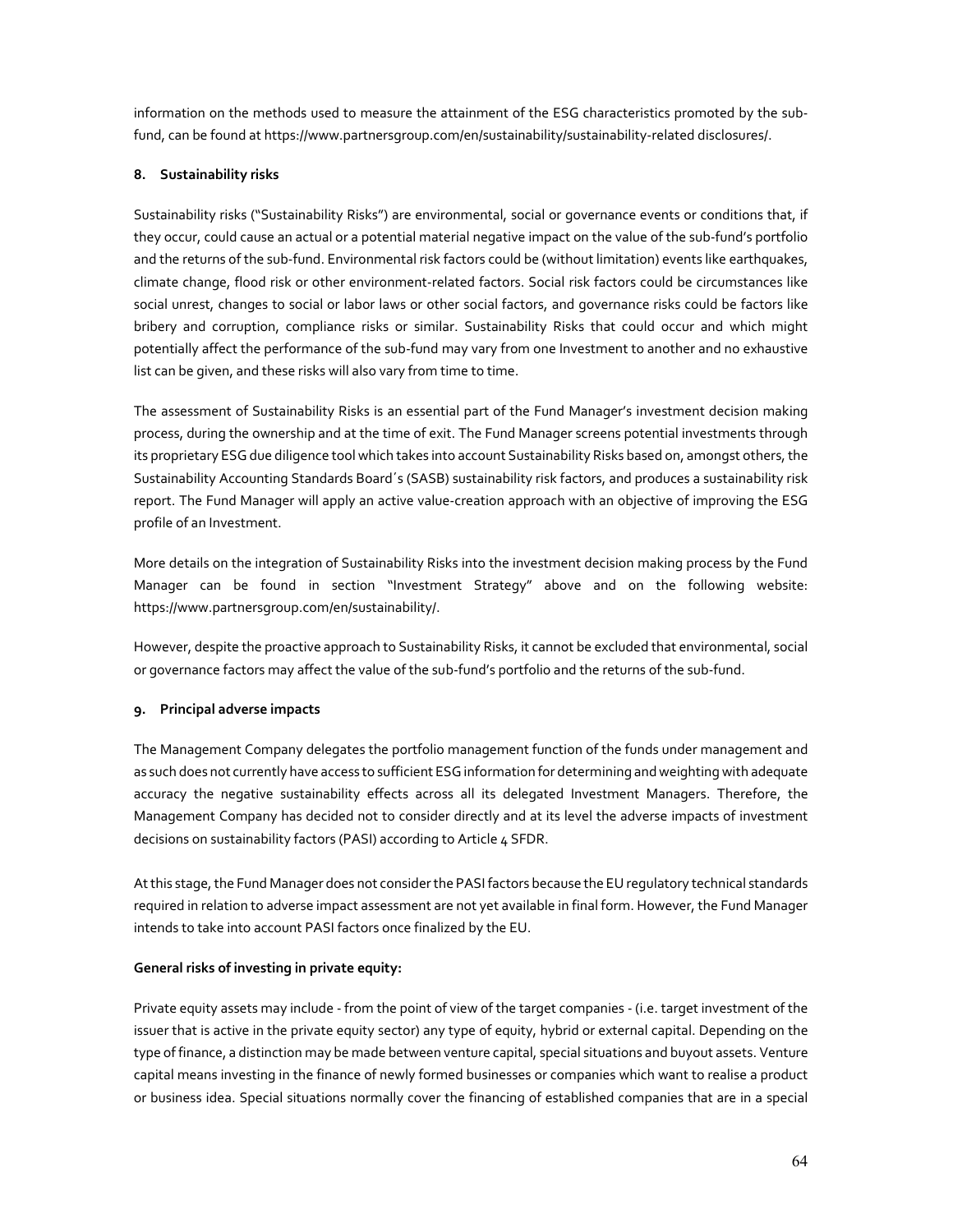information on the methods used to measure the attainment of the ESG characteristics promoted by the sub-fund, can be found at https://www.partnersgroup.com/en/sustainability/sustainability-related disclosures/.

#### 8. Sustainability risks

Sustainability risks ("Sustainability Risks") are environmental, social or governance events or conditions that, if they occur, could cause an actual or a potential material negative impact on the value of the sub-fund's portfolio and the returns of the sub-fund. Environmental risk factors could be (without limitation) events like earthquakes, climate change, flood risk or other environment-related factors. Social risk factors could be circumstances like social unrest, changes to social or labor laws or other social factors, and governance risks could be factors like bribery and corruption, compliance risks or similar. Sustainability Risks that could occur and which might potentially affect the performance of the sub-fund may vary from one Investment to another and no exhaustive list can be given, and these risks will also vary from time to time.

The assessment of Sustainability Risks is an essential part of the Fund Manager's investment decision making process, during the ownership and at the time of exit. The Fund Manager screens potential investments through its proprietary ESG due diligence tool which takes into account Sustainability Risks based on, amongst others, the Sustainability Accounting Standards Board´s (SASB) sustainability risk factors, and produces a sustainability risk report. The Fund Manager will apply an active value-creation approach with an objective of improving the ESG profile of an Investment.

More details on the integration of Sustainability Risks into the investment decision making process by the Fund Manager can be found in section "Investment Strategy" above and on the following website: https://www.partnersgroup.com/en/sustainability/.

However, despite the proactive approach to Sustainability Risks, it cannot be excluded that environmental, social or governance factors may affect the value of the sub-fund's portfolio and the returns of the sub-fund.

#### 9. Principal adverse impacts

The Management Company delegates the portfolio management function of the funds under management and as such does not currently have access to sufficient ESG information for determining and weighting with adequate accuracy the negative sustainability effects across all its delegated Investment Managers. Therefore, the Management Company has decided not to consider directly and at its level the adverse impacts of investment decisions on sustainability factors (PASI) according to Article 4 SFDR.

At this stage, the Fund Manager does not consider the PASI factors because the EU regulatory technical standards required in relation to adverse impact assessment are not yet available in final form. However, the Fund Manager intends to take into account PASI factors once finalized by the EU.

**General risks of investing in private equity:**

Private equity assets may include - from the point of view of the target companies - (i.e. target investment of the issuer that is active in the private equity sector) any type of equity, hybrid or external capital. Depending on the type of finance, a distinction may be made between venture capital, special situations and buyout assets. Venture capital means investing in the finance of newly formed businesses or companies which want to realise a product or business idea. Special situations normally cover the financing of established companies that are in a special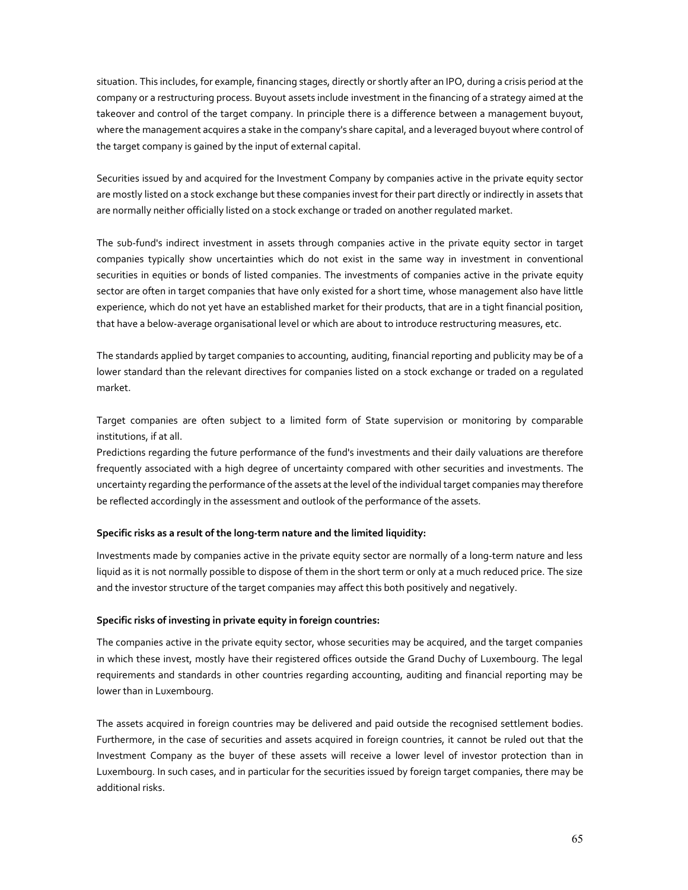situation. This includes, for example, financing stages, directly or shortly after an IPO, during a crisis period at the company or a restructuring process. Buyout assets include investment in the financing of a strategy aimed at the takeover and control of the target company. In principle there is a difference between a management buyout, where the management acquires a stake in the company's share capital, and a leveraged buyout where control of the target company is gained by the input of external capital.

Securities issued by and acquired for the Investment Company by companies active in the private equity sector are mostly listed on a stock exchange but these companies invest for their part directly or indirectly in assets that are normally neither officially listed on a stock exchange or traded on another regulated market.

The sub-fund's indirect investment in assets through companies active in the private equity sector in target companies typically show uncertainties which do not exist in the same way in investment in conventional securities in equities or bonds of listed companies. The investments of companies active in the private equity sector are often in target companies that have only existed for a short time, whose management also have little experience, which do not yet have an established market for their products, that are in a tight financial position, that have a below-average organisational level or which are about to introduce restructuring measures, etc.

The standards applied by target companies to accounting, auditing, financial reporting and publicity may be of a lower standard than the relevant directives for companies listed on a stock exchange or traded on a regulated market.

Target companies are often subject to a limited form of State supervision or monitoring by comparable institutions, if at all.
Predictions regarding the future performance of the fund's investments and their daily valuations are therefore frequently associated with a high degree of uncertainty compared with other securities and investments. The uncertainty regarding the performance of the assets at the level of the individual target companies may therefore be reflected accordingly in the assessment and outlook of the performance of the assets.

**Specific risks as a result of the long-term nature and the limited liquidity:**

Investments made by companies active in the private equity sector are normally of a long-term nature and less liquid as it is not normally possible to dispose of them in the short term or only at a much reduced price. The size and the investor structure of the target companies may affect this both positively and negatively.

**Specific risks of investing in private equity in foreign countries:**

The companies active in the private equity sector, whose securities may be acquired, and the target companies in which these invest, mostly have their registered offices outside the Grand Duchy of Luxembourg. The legal requirements and standards in other countries regarding accounting, auditing and financial reporting may be lower than in Luxembourg.

The assets acquired in foreign countries may be delivered and paid outside the recognised settlement bodies. Furthermore, in the case of securities and assets acquired in foreign countries, it cannot be ruled out that the Investment Company as the buyer of these assets will receive a lower level of investor protection than in Luxembourg. In such cases, and in particular for the securities issued by foreign target companies, there may be additional risks.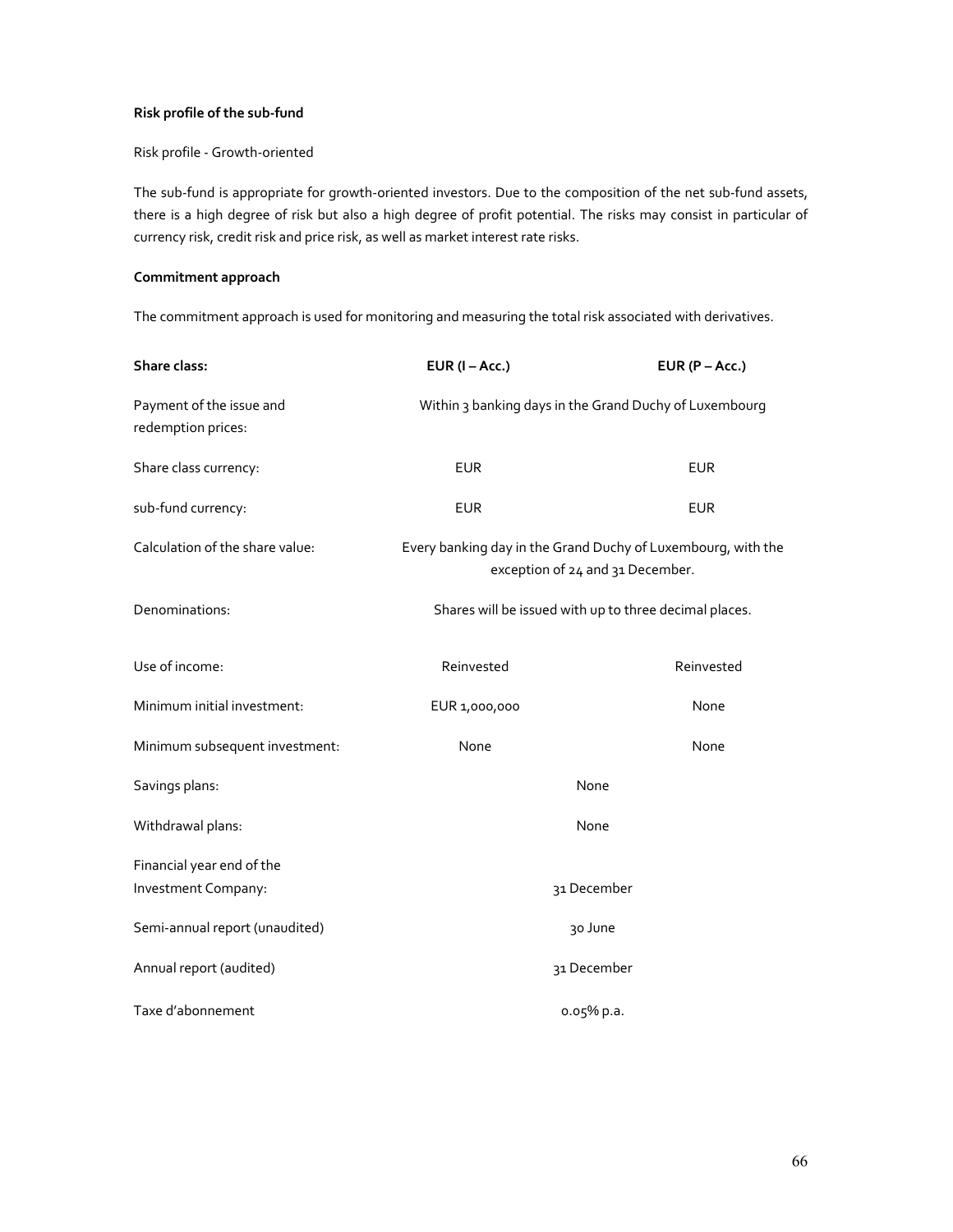**Risk profile of the sub-fund**

Risk profile - Growth-oriented

The sub-fund is appropriate for growth-oriented investors. Due to the composition of the net sub-fund assets, there is a high degree of risk but also a high degree of profit potential. The risks may consist in particular of currency risk, credit risk and price risk, as well as market interest rate risks.

**Commitment approach**

The commitment approach is used for monitoring and measuring the total risk associated with derivatives.

| **Share class:** | **EUR (I – Acc.)** | **EUR (P – Acc.)** |
|---|---|---|
| Payment of the issue and redemption prices: | Within 3 banking days in the Grand Duchy of Luxembourg | |
| Share class currency: | EUR | EUR |
| sub-fund currency: | EUR | EUR |
| Calculation of the share value: | Every banking day in the Grand Duchy of Luxembourg, with the exception of 24 and 31 December. | |
| Denominations: | Shares will be issued with up to three decimal places. | |
| Use of income: | Reinvested | Reinvested |
| Minimum initial investment: | EUR 1,000,000 | None |
| Minimum subsequent investment: | None | None |
| Savings plans: | None | |
| Withdrawal plans: | None | |
| Financial year end of the Investment Company: | 31 December | |
| Semi-annual report (unaudited) | 30 June | |
| Annual report (audited) | 31 December | |
| Taxe d'abonnement | 0.05% p.a. | |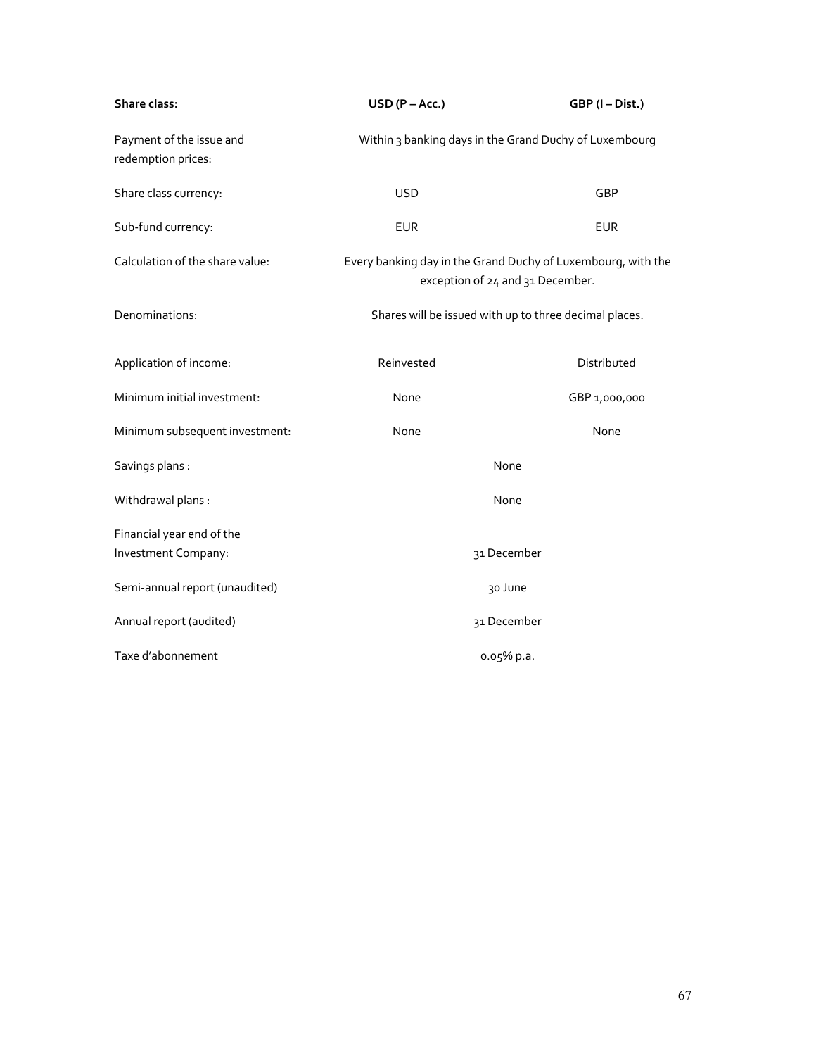| **Share class:** | **USD (P – Acc.)** | **GBP (I – Dist.)** |
|---|---|---|
| Payment of the issue and redemption prices: | Within 3 banking days in the Grand Duchy of Luxembourg | |
| Share class currency: | USD | GBP |
| Sub-fund currency: | EUR | EUR |
| Calculation of the share value: | Every banking day in the Grand Duchy of Luxembourg, with the exception of 24 and 31 December. | |
| Denominations: | Shares will be issued with up to three decimal places. | |
| Application of income: | Reinvested | Distributed |
| Minimum initial investment: | None | GBP 1,000,000 |
| Minimum subsequent investment: | None | None |
| Savings plans : | None | |
| Withdrawal plans : | None | |
| Financial year end of the Investment Company: | 31 December | |
| Semi-annual report (unaudited) | 30 June | |
| Annual report (audited) | 31 December | |
| Taxe d'abonnement | 0.05% p.a. | |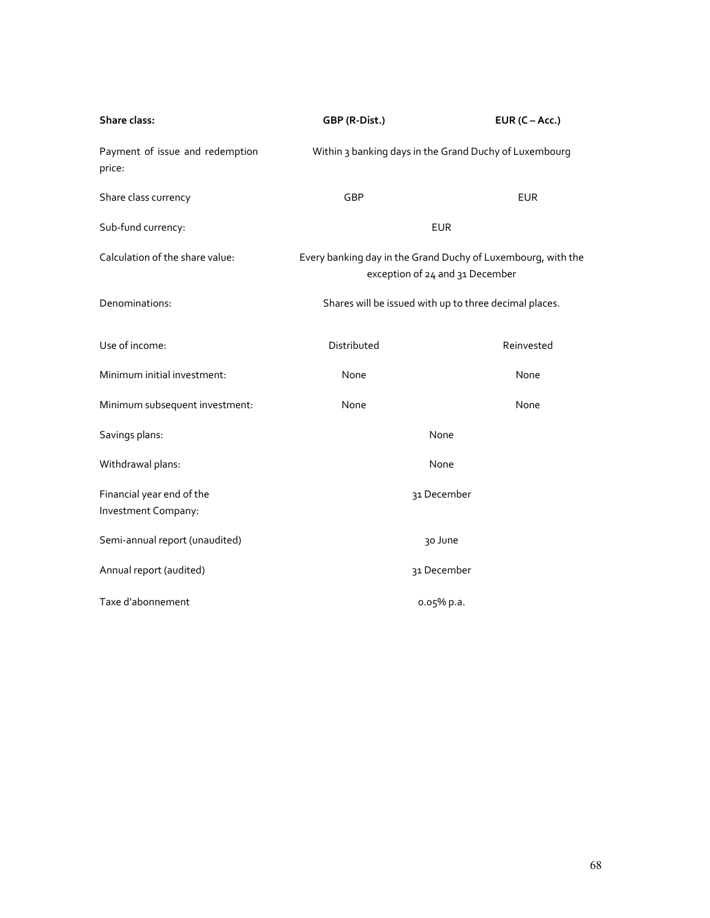| **Share class:** | **GBP (R-Dist.)** | **EUR (C – Acc.)** |
|---|---|---|
| Payment of issue and redemption price: | Within 3 banking days in the Grand Duchy of Luxembourg | |
| Share class currency | GBP | EUR |
| Sub-fund currency: | EUR | |
| Calculation of the share value: | Every banking day in the Grand Duchy of Luxembourg, with the exception of 24 and 31 December | |
| Denominations: | Shares will be issued with up to three decimal places. | |
| Use of income: | Distributed | Reinvested |
| Minimum initial investment: | None | None |
| Minimum subsequent investment: | None | None |
| Savings plans: | None | |
| Withdrawal plans: | None | |
| Financial year end of the Investment Company: | 31 December | |
| Semi-annual report (unaudited) | 30 June | |
| Annual report (audited) | 31 December | |
| Taxe d'abonnement | 0.05% p.a. | |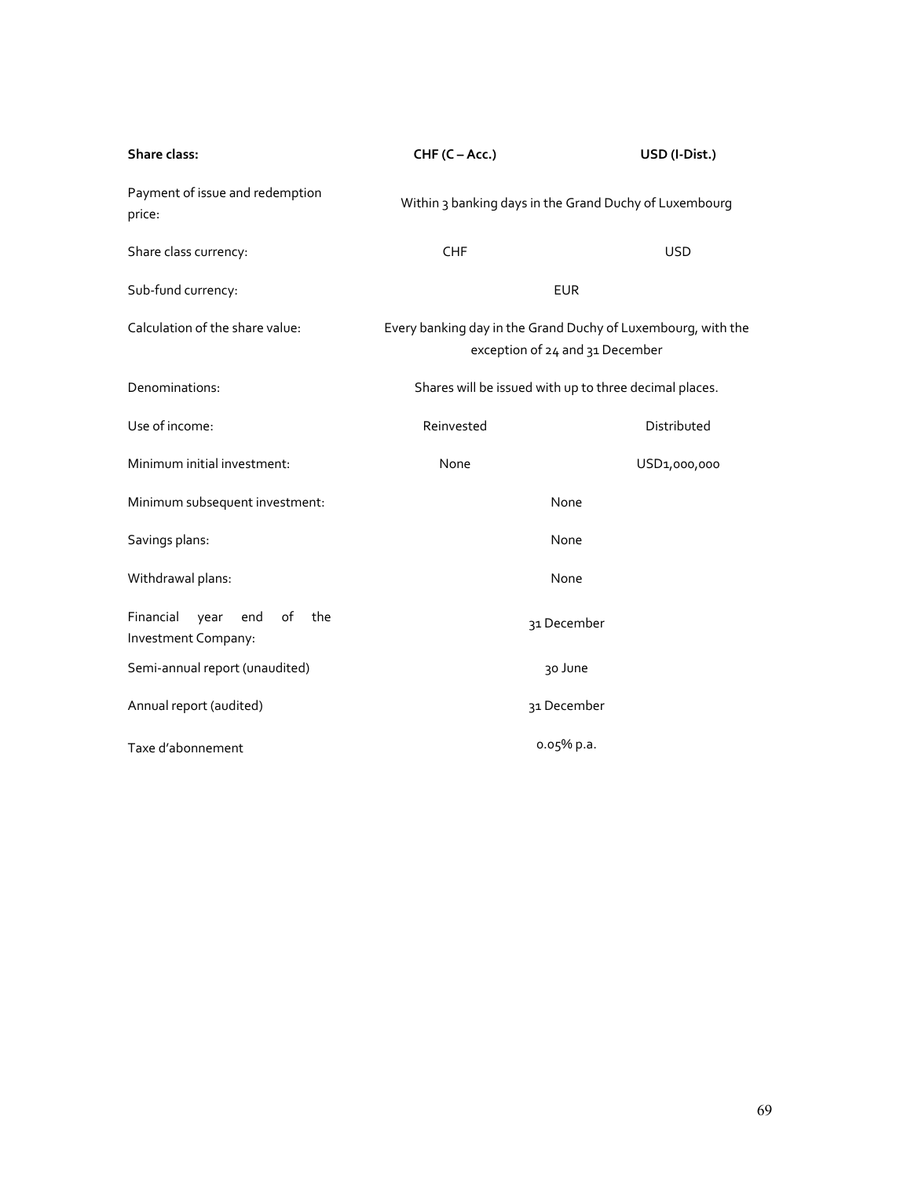| **Share class:** | **CHF (C – Acc.)** | **USD (I-Dist.)** |
|---|---|---|
| Payment of issue and redemption price: | Within 3 banking days in the Grand Duchy of Luxembourg | |
| Share class currency: | CHF | USD |
| Sub-fund currency: | EUR | |
| Calculation of the share value: | Every banking day in the Grand Duchy of Luxembourg, with the exception of 24 and 31 December | |
| Denominations: | Shares will be issued with up to three decimal places. | |
| Use of income: | Reinvested | Distributed |
| Minimum initial investment: | None | USD1,000,000 |
| Minimum subsequent investment: | None | |
| Savings plans: | None | |
| Withdrawal plans: | None | |
| Financial year end of the Investment Company: | 31 December | |
| Semi-annual report (unaudited) | 30 June | |
| Annual report (audited) | 31 December | |
| Taxe d'abonnement | 0.05% p.a. | |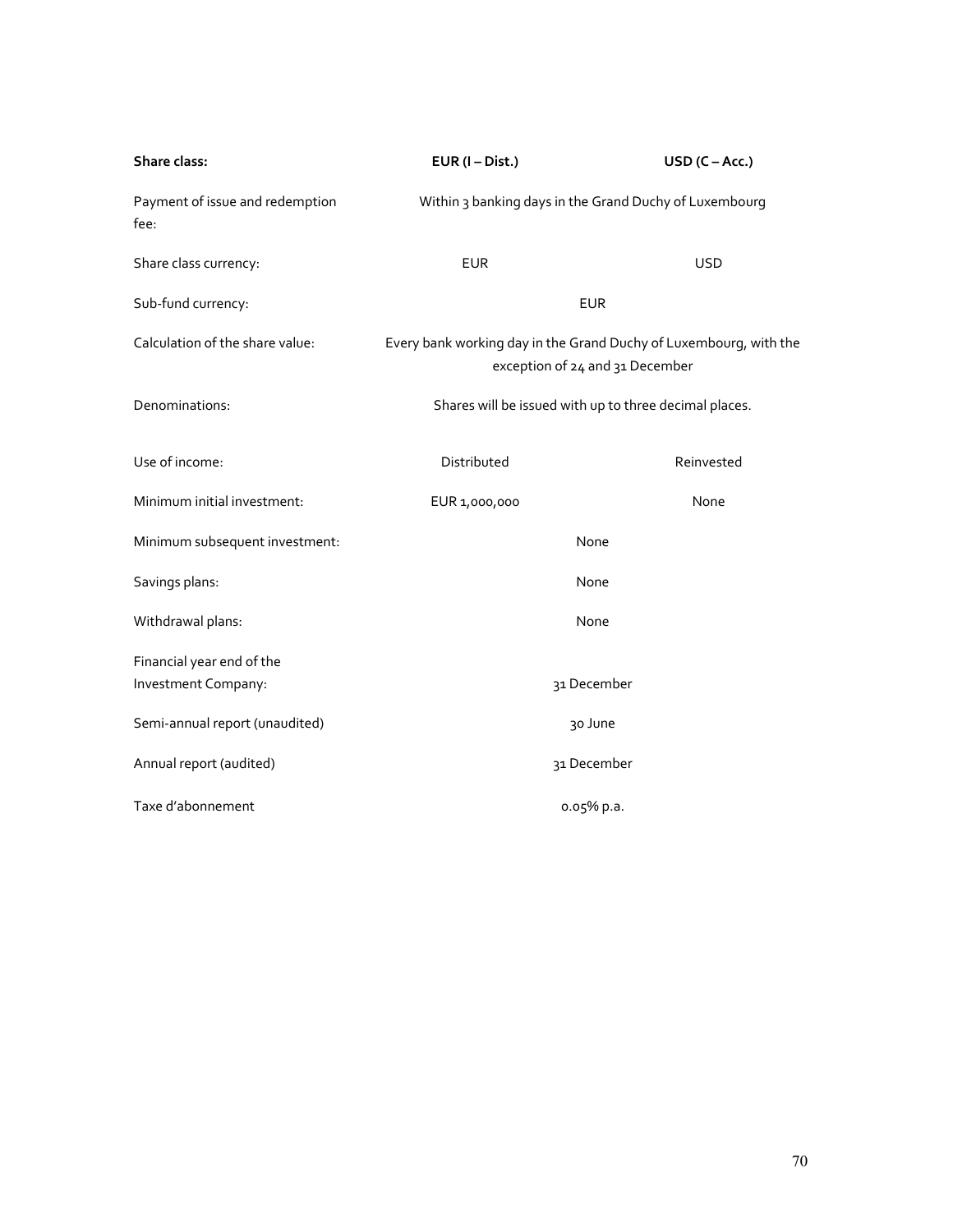| **Share class:** | **EUR (I – Dist.)** | **USD (C – Acc.)** |
|---|---|---|
| Payment of issue and redemption fee: | Within 3 banking days in the Grand Duchy of Luxembourg | |
| Share class currency: | EUR | USD |
| Sub-fund currency: | EUR | |
| Calculation of the share value: | Every bank working day in the Grand Duchy of Luxembourg, with the exception of 24 and 31 December | |
| Denominations: | Shares will be issued with up to three decimal places. | |
| Use of income: | Distributed | Reinvested |
| Minimum initial investment: | EUR 1,000,000 | None |
| Minimum subsequent investment: | None | |
| Savings plans: | None | |
| Withdrawal plans: | None | |
| Financial year end of the Investment Company: | 31 December | |
| Semi-annual report (unaudited) | 30 June | |
| Annual report (audited) | 31 December | |
| Taxe d'abonnement | 0.05% p.a. | |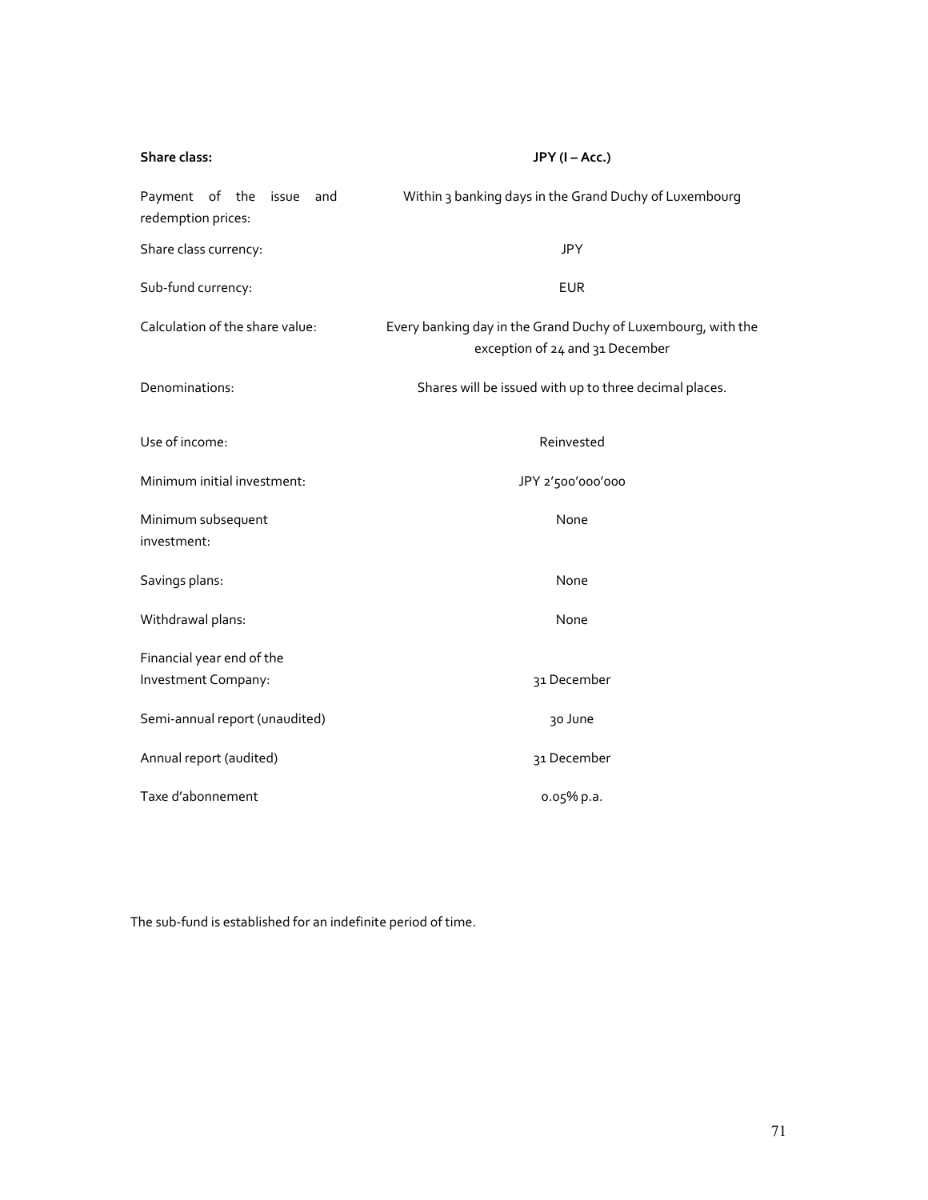| **Share class:** | **JPY (I – Acc.)** |
|---|---|
| Payment of the issue and redemption prices: | Within 3 banking days in the Grand Duchy of Luxembourg |
| Share class currency: | JPY |
| Sub-fund currency: | EUR |
| Calculation of the share value: | Every banking day in the Grand Duchy of Luxembourg, with the exception of 24 and 31 December |
| Denominations: | Shares will be issued with up to three decimal places. |
| Use of income: | Reinvested |
| Minimum initial investment: | JPY 2'500'000'000 |
| Minimum subsequent investment: | None |
| Savings plans: | None |
| Withdrawal plans: | None |
| Financial year end of the Investment Company: | 31 December |
| Semi-annual report (unaudited) | 30 June |
| Annual report (audited) | 31 December |
| Taxe d'abonnement | 0.05% p.a. |

The sub-fund is established for an indefinite period of time.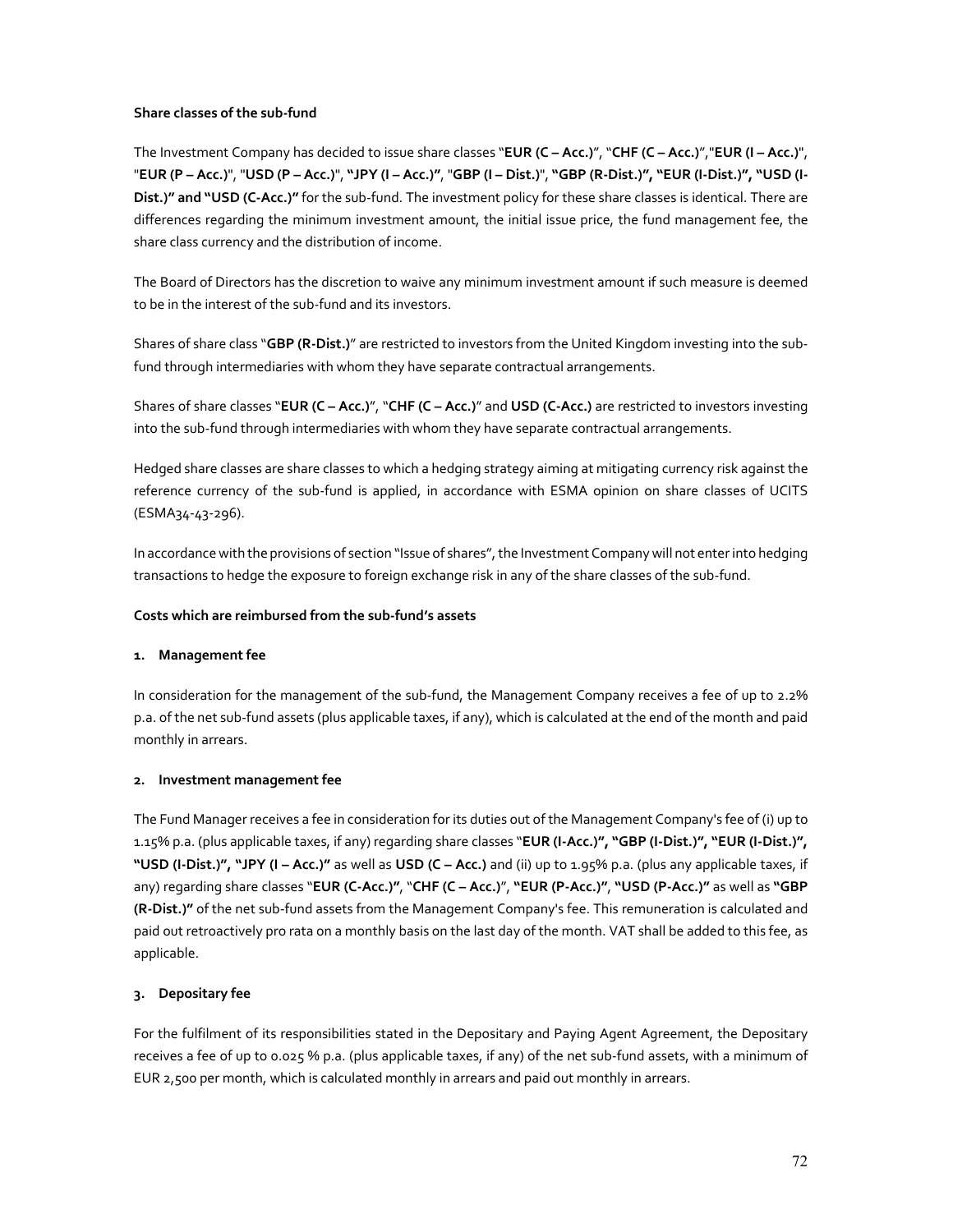**Share classes of the sub-fund**

The Investment Company has decided to issue share classes "**EUR (C – Acc.)**", "**CHF (C – Acc.)**","**EUR (I – Acc.)**", "**EUR (P – Acc.)**", "**USD (P – Acc.)**", **"JPY (I – Acc.)"**, "**GBP (I – Dist.)**", **"GBP (R-Dist.)", "EUR (I-Dist.)", "USD (I-Dist.)" and "USD (C-Acc.)"** for the sub-fund. The investment policy for these share classes is identical. There are differences regarding the minimum investment amount, the initial issue price, the fund management fee, the share class currency and the distribution of income.

The Board of Directors has the discretion to waive any minimum investment amount if such measure is deemed to be in the interest of the sub-fund and its investors.

Shares of share class "**GBP (R-Dist.)**" are restricted to investors from the United Kingdom investing into the sub-fund through intermediaries with whom they have separate contractual arrangements.

Shares of share classes "**EUR (C – Acc.)**", "**CHF (C – Acc.)**" and **USD (C-Acc.)** are restricted to investors investing into the sub-fund through intermediaries with whom they have separate contractual arrangements.

Hedged share classes are share classes to which a hedging strategy aiming at mitigating currency risk against the reference currency of the sub-fund is applied, in accordance with ESMA opinion on share classes of UCITS (ESMA34-43-296).

In accordance with the provisions of section "Issue of shares", the Investment Company will not enter into hedging transactions to hedge the exposure to foreign exchange risk in any of the share classes of the sub-fund.

**Costs which are reimbursed from the sub-fund's assets**

**1. Management fee**

In consideration for the management of the sub-fund, the Management Company receives a fee of up to 2.2% p.a. of the net sub-fund assets (plus applicable taxes, if any), which is calculated at the end of the month and paid monthly in arrears.

**2. Investment management fee**

The Fund Manager receives a fee in consideration for its duties out of the Management Company's fee of (i) up to 1.15% p.a. (plus applicable taxes, if any) regarding share classes "**EUR (I-Acc.)", "GBP (I-Dist.)", "EUR (I-Dist.)", "USD (I-Dist.)", "JPY (I – Acc.)"** as well as **USD (C – Acc.)** and (ii) up to 1.95% p.a. (plus any applicable taxes, if any) regarding share classes "**EUR (C-Acc.)"**, "**CHF (C – Acc.)**", **"EUR (P-Acc.)"**, **"USD (P-Acc.)"** as well as **"GBP (R-Dist.)"** of the net sub-fund assets from the Management Company's fee. This remuneration is calculated and paid out retroactively pro rata on a monthly basis on the last day of the month. VAT shall be added to this fee, as applicable.

**3. Depositary fee**

For the fulfilment of its responsibilities stated in the Depositary and Paying Agent Agreement, the Depositary receives a fee of up to 0.025 % p.a. (plus applicable taxes, if any) of the net sub-fund assets, with a minimum of EUR 2,500 per month, which is calculated monthly in arrears and paid out monthly in arrears.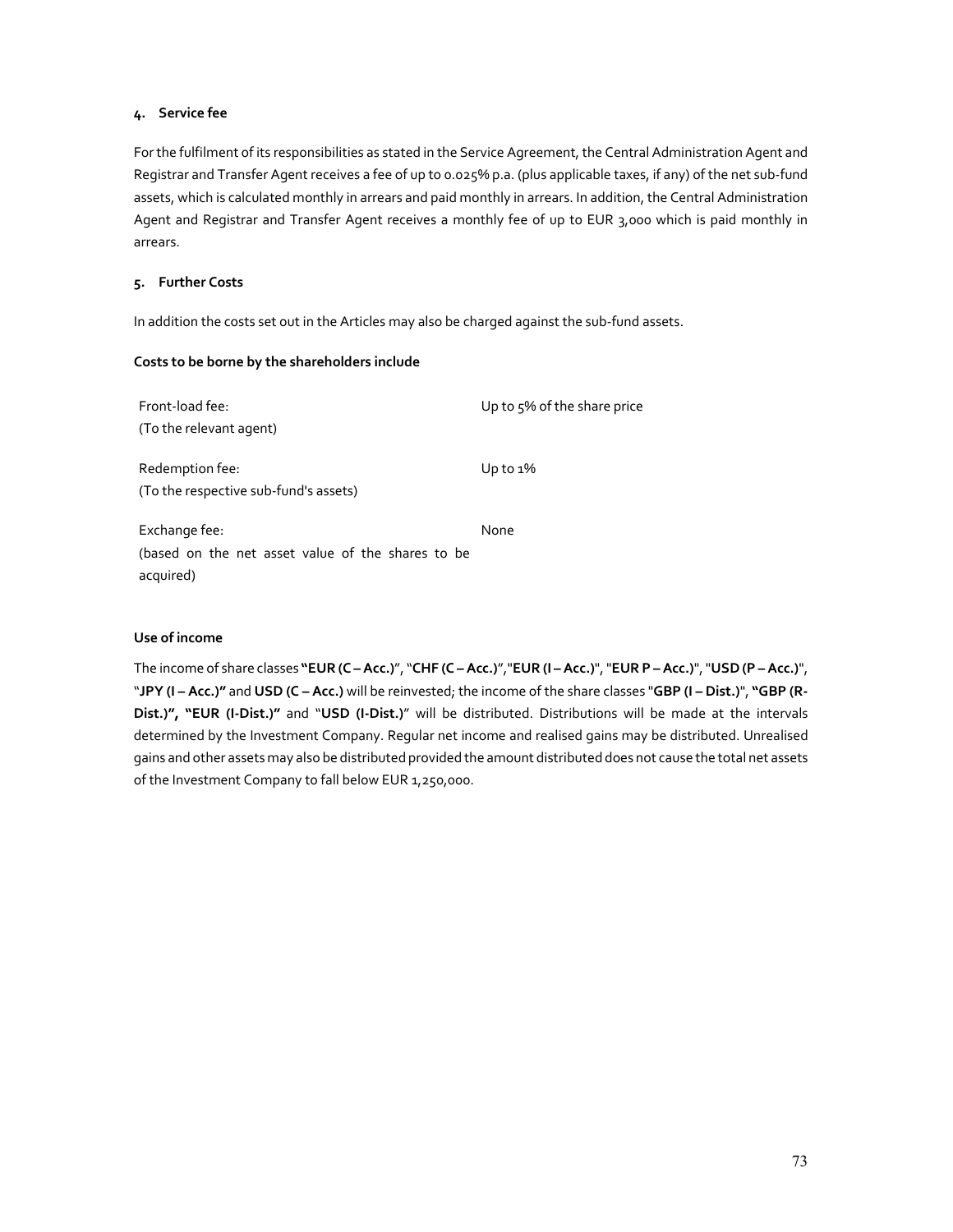#### 4. Service fee

For the fulfilment of its responsibilities as stated in the Service Agreement, the Central Administration Agent and Registrar and Transfer Agent receives a fee of up to 0.025% p.a. (plus applicable taxes, if any) of the net sub-fund assets, which is calculated monthly in arrears and paid monthly in arrears. In addition, the Central Administration Agent and Registrar and Transfer Agent receives a monthly fee of up to EUR 3,000 which is paid monthly in arrears.

#### 5. Further Costs

In addition the costs set out in the Articles may also be charged against the sub-fund assets.

**Costs to be borne by the shareholders include**

| | |
|---|---|
| Front-load fee:<br>(To the relevant agent) | Up to 5% of the share price |
| Redemption fee:<br>(To the respective sub-fund's assets) | Up to 1% |
| Exchange fee:<br>(based on the net asset value of the shares to be acquired) | None |

**Use of income**

The income of share classes **"EUR (C – Acc.)"**, "**CHF (C – Acc.)**","**EUR (I – Acc.)**", "**EUR P – Acc.)**", "**USD (P – Acc.)**", "**JPY (I – Acc.)"** and **USD (C – Acc.)** will be reinvested; the income of the share classes "**GBP (I – Dist.)**", **"GBP (R-Dist.)", "EUR (I-Dist.)"** and "**USD (I-Dist.)**" will be distributed. Distributions will be made at the intervals determined by the Investment Company. Regular net income and realised gains may be distributed. Unrealised gains and other assets may also be distributed provided the amount distributed does not cause the total net assets of the Investment Company to fall below EUR 1,250,000.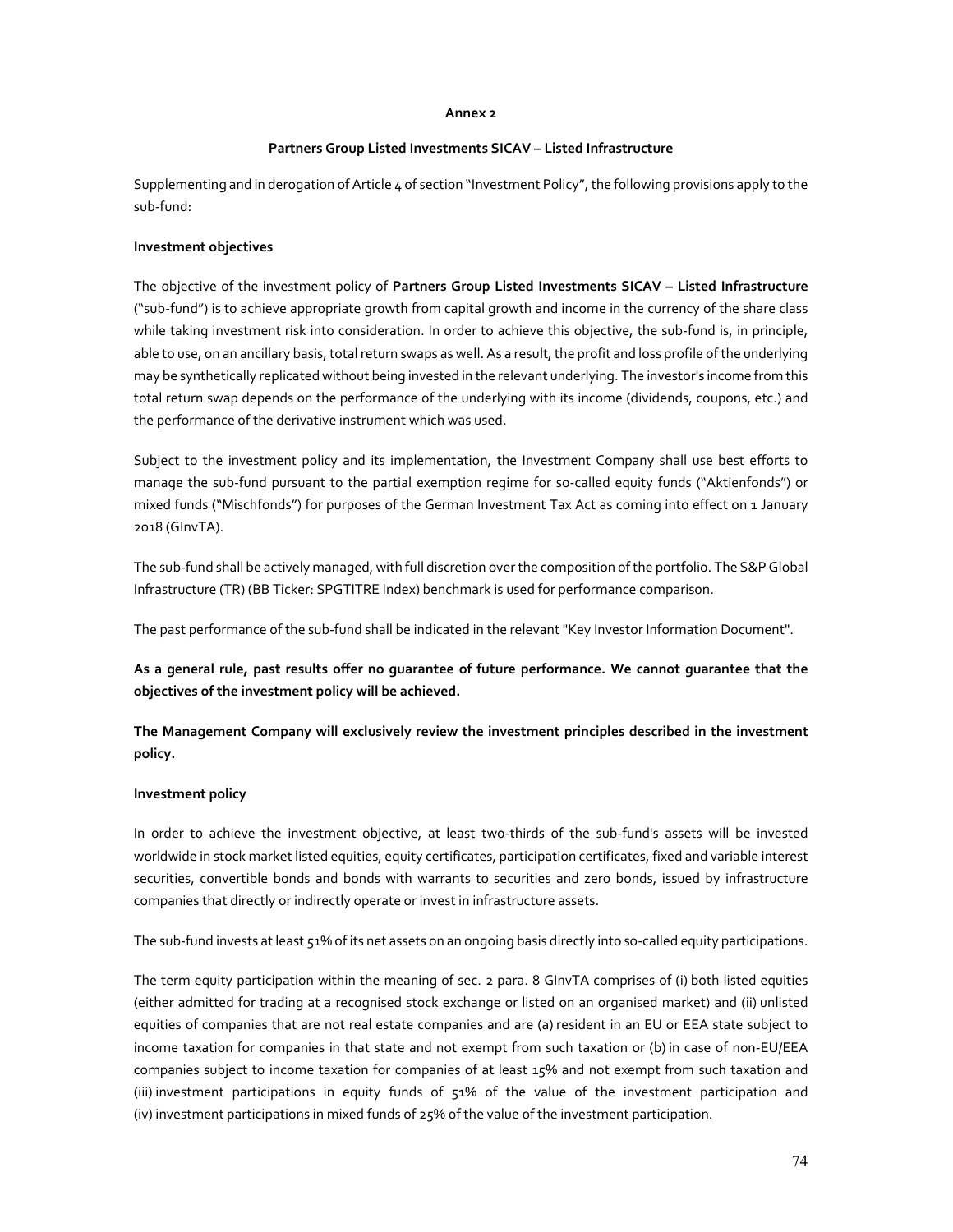**Annex 2**

**Partners Group Listed Investments SICAV – Listed Infrastructure**

Supplementing and in derogation of Article 4 of section "Investment Policy", the following provisions apply to the sub-fund:

**Investment objectives**

The objective of the investment policy of **Partners Group Listed Investments SICAV – Listed Infrastructure** ("sub-fund") is to achieve appropriate growth from capital growth and income in the currency of the share class while taking investment risk into consideration. In order to achieve this objective, the sub-fund is, in principle, able to use, on an ancillary basis, total return swaps as well. As a result, the profit and loss profile of the underlying may be synthetically replicated without being invested in the relevant underlying. The investor's income from this total return swap depends on the performance of the underlying with its income (dividends, coupons, etc.) and the performance of the derivative instrument which was used.

Subject to the investment policy and its implementation, the Investment Company shall use best efforts to manage the sub-fund pursuant to the partial exemption regime for so-called equity funds ("Aktienfonds") or mixed funds ("Mischfonds") for purposes of the German Investment Tax Act as coming into effect on 1 January 2018 (GInvTA).

The sub-fund shall be actively managed, with full discretion over the composition of the portfolio. The S&P Global Infrastructure (TR) (BB Ticker: SPGTITRE Index) benchmark is used for performance comparison.

The past performance of the sub-fund shall be indicated in the relevant "Key Investor Information Document".

**As a general rule, past results offer no guarantee of future performance. We cannot guarantee that the objectives of the investment policy will be achieved.**

**The Management Company will exclusively review the investment principles described in the investment policy.**

**Investment policy**

In order to achieve the investment objective, at least two-thirds of the sub-fund's assets will be invested worldwide in stock market listed equities, equity certificates, participation certificates, fixed and variable interest securities, convertible bonds and bonds with warrants to securities and zero bonds, issued by infrastructure companies that directly or indirectly operate or invest in infrastructure assets.

The sub-fund invests at least 51% of its net assets on an ongoing basis directly into so-called equity participations.

The term equity participation within the meaning of sec. 2 para. 8 GInvTA comprises of (i) both listed equities (either admitted for trading at a recognised stock exchange or listed on an organised market) and (ii) unlisted equities of companies that are not real estate companies and are (a) resident in an EU or EEA state subject to income taxation for companies in that state and not exempt from such taxation or (b) in case of non-EU/EEA companies subject to income taxation for companies of at least 15% and not exempt from such taxation and (iii) investment participations in equity funds of 51% of the value of the investment participation and (iv) investment participations in mixed funds of 25% of the value of the investment participation.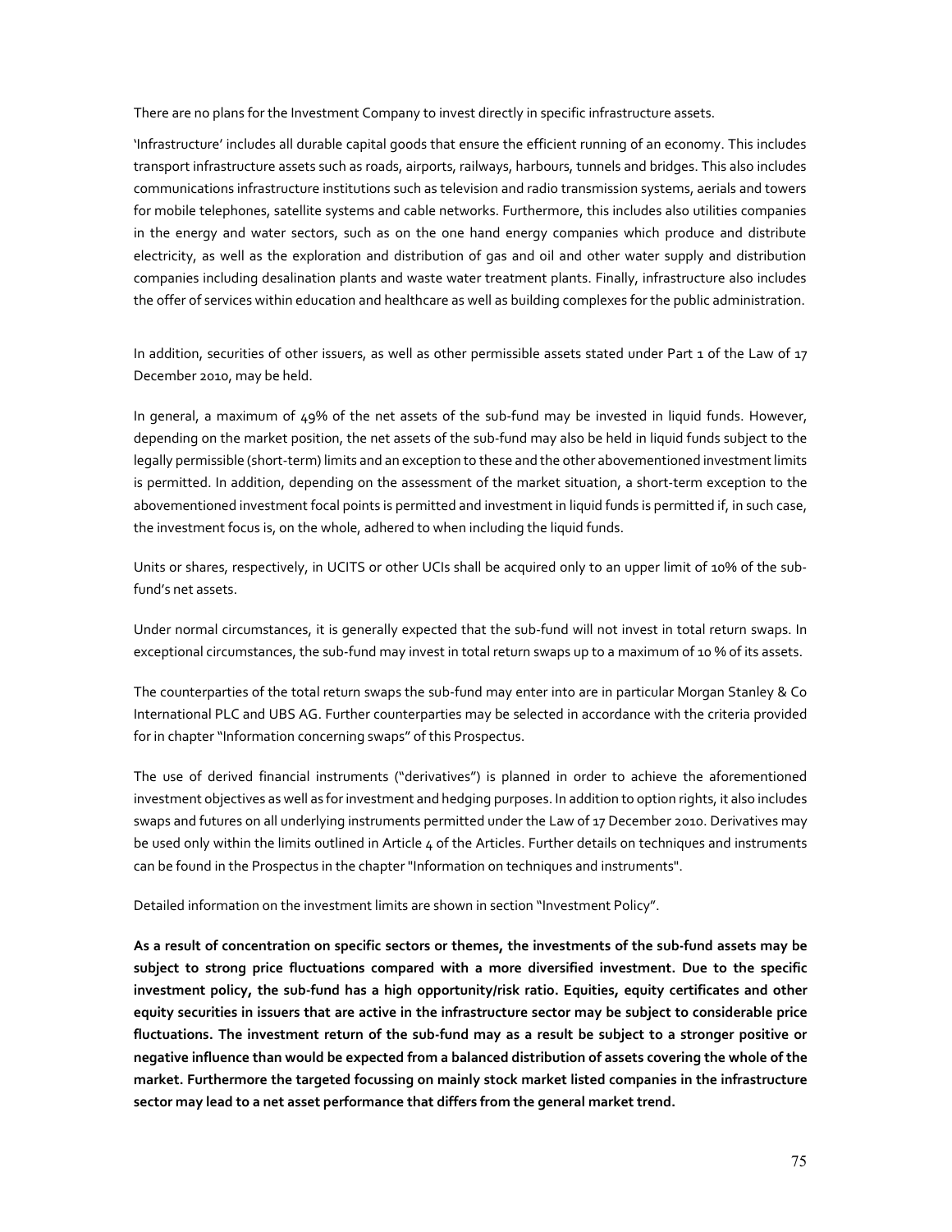There are no plans for the Investment Company to invest directly in specific infrastructure assets.

'Infrastructure' includes all durable capital goods that ensure the efficient running of an economy. This includes transport infrastructure assets such as roads, airports, railways, harbours, tunnels and bridges. This also includes communications infrastructure institutions such as television and radio transmission systems, aerials and towers for mobile telephones, satellite systems and cable networks. Furthermore, this includes also utilities companies in the energy and water sectors, such as on the one hand energy companies which produce and distribute electricity, as well as the exploration and distribution of gas and oil and other water supply and distribution companies including desalination plants and waste water treatment plants. Finally, infrastructure also includes the offer of services within education and healthcare as well as building complexes for the public administration.

In addition, securities of other issuers, as well as other permissible assets stated under Part 1 of the Law of 17 December 2010, may be held.

In general, a maximum of 49% of the net assets of the sub-fund may be invested in liquid funds. However, depending on the market position, the net assets of the sub-fund may also be held in liquid funds subject to the legally permissible (short-term) limits and an exception to these and the other abovementioned investment limits is permitted. In addition, depending on the assessment of the market situation, a short-term exception to the abovementioned investment focal points is permitted and investment in liquid funds is permitted if, in such case, the investment focus is, on the whole, adhered to when including the liquid funds.

Units or shares, respectively, in UCITS or other UCIs shall be acquired only to an upper limit of 10% of the sub-fund's net assets.

Under normal circumstances, it is generally expected that the sub-fund will not invest in total return swaps. In exceptional circumstances, the sub-fund may invest in total return swaps up to a maximum of 10 % of its assets.

The counterparties of the total return swaps the sub-fund may enter into are in particular Morgan Stanley & Co International PLC and UBS AG. Further counterparties may be selected in accordance with the criteria provided for in chapter "Information concerning swaps" of this Prospectus.

The use of derived financial instruments ("derivatives") is planned in order to achieve the aforementioned investment objectives as well as for investment and hedging purposes. In addition to option rights, it also includes swaps and futures on all underlying instruments permitted under the Law of 17 December 2010. Derivatives may be used only within the limits outlined in Article 4 of the Articles. Further details on techniques and instruments can be found in the Prospectus in the chapter "Information on techniques and instruments".

Detailed information on the investment limits are shown in section "Investment Policy".

**As a result of concentration on specific sectors or themes, the investments of the sub-fund assets may be subject to strong price fluctuations compared with a more diversified investment. Due to the specific investment policy, the sub-fund has a high opportunity/risk ratio. Equities, equity certificates and other equity securities in issuers that are active in the infrastructure sector may be subject to considerable price fluctuations. The investment return of the sub-fund may as a result be subject to a stronger positive or negative influence than would be expected from a balanced distribution of assets covering the whole of the market. Furthermore the targeted focussing on mainly stock market listed companies in the infrastructure sector may lead to a net asset performance that differs from the general market trend.**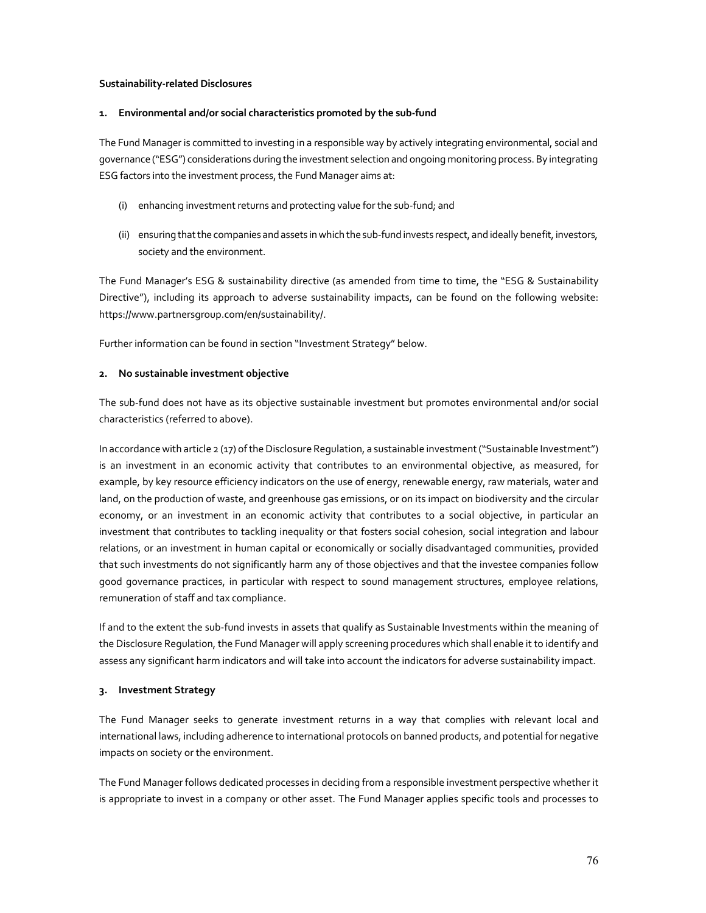**Sustainability-related Disclosures**

**1. Environmental and/or social characteristics promoted by the sub-fund**

The Fund Manager is committed to investing in a responsible way by actively integrating environmental, social and governance ("ESG") considerations during the investment selection and ongoing monitoring process. By integrating ESG factors into the investment process, the Fund Manager aims at:

(i) enhancing investment returns and protecting value for the sub-fund; and

(ii) ensuring that the companies and assets in which the sub-fund invests respect, and ideally benefit, investors, society and the environment.

The Fund Manager's ESG & sustainability directive (as amended from time to time, the "ESG & Sustainability Directive"), including its approach to adverse sustainability impacts, can be found on the following website: https://www.partnersgroup.com/en/sustainability/.

Further information can be found in section "Investment Strategy" below.

**2. No sustainable investment objective**

The sub-fund does not have as its objective sustainable investment but promotes environmental and/or social characteristics (referred to above).

In accordance with article 2 (17) of the Disclosure Regulation, a sustainable investment ("Sustainable Investment") is an investment in an economic activity that contributes to an environmental objective, as measured, for example, by key resource efficiency indicators on the use of energy, renewable energy, raw materials, water and land, on the production of waste, and greenhouse gas emissions, or on its impact on biodiversity and the circular economy, or an investment in an economic activity that contributes to a social objective, in particular an investment that contributes to tackling inequality or that fosters social cohesion, social integration and labour relations, or an investment in human capital or economically or socially disadvantaged communities, provided that such investments do not significantly harm any of those objectives and that the investee companies follow good governance practices, in particular with respect to sound management structures, employee relations, remuneration of staff and tax compliance.

If and to the extent the sub-fund invests in assets that qualify as Sustainable Investments within the meaning of the Disclosure Regulation, the Fund Manager will apply screening procedures which shall enable it to identify and assess any significant harm indicators and will take into account the indicators for adverse sustainability impact.

**3. Investment Strategy**

The Fund Manager seeks to generate investment returns in a way that complies with relevant local and international laws, including adherence to international protocols on banned products, and potential for negative impacts on society or the environment.

The Fund Manager follows dedicated processes in deciding from a responsible investment perspective whether it is appropriate to invest in a company or other asset. The Fund Manager applies specific tools and processes to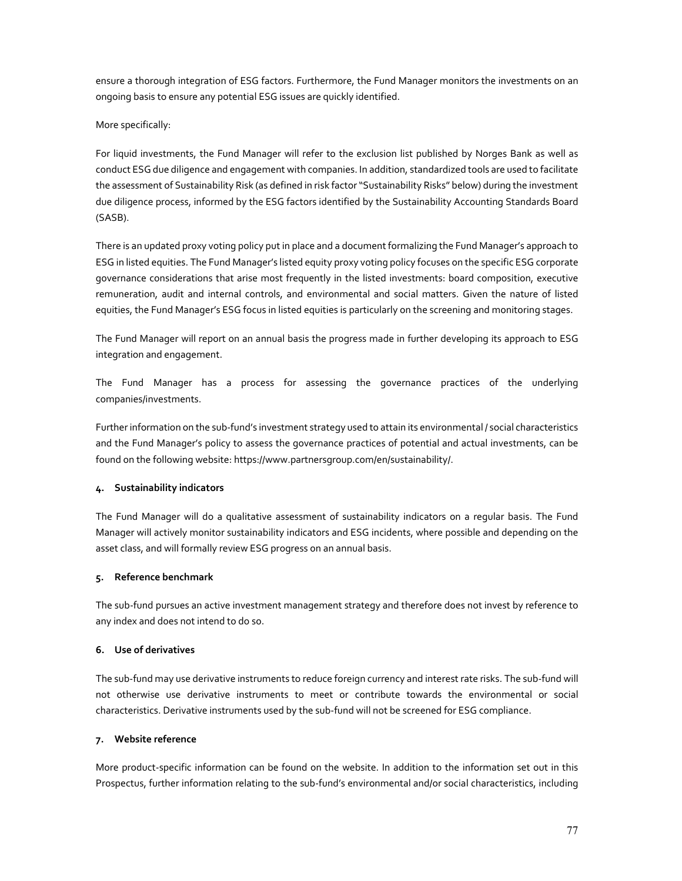ensure a thorough integration of ESG factors. Furthermore, the Fund Manager monitors the investments on an ongoing basis to ensure any potential ESG issues are quickly identified.

More specifically:

For liquid investments, the Fund Manager will refer to the exclusion list published by Norges Bank as well as conduct ESG due diligence and engagement with companies. In addition, standardized tools are used to facilitate the assessment of Sustainability Risk (as defined in risk factor "Sustainability Risks" below) during the investment due diligence process, informed by the ESG factors identified by the Sustainability Accounting Standards Board (SASB).

There is an updated proxy voting policy put in place and a document formalizing the Fund Manager's approach to ESG in listed equities. The Fund Manager's listed equity proxy voting policy focuses on the specific ESG corporate governance considerations that arise most frequently in the listed investments: board composition, executive remuneration, audit and internal controls, and environmental and social matters. Given the nature of listed equities, the Fund Manager's ESG focus in listed equities is particularly on the screening and monitoring stages.

The Fund Manager will report on an annual basis the progress made in further developing its approach to ESG integration and engagement.

The Fund Manager has a process for assessing the governance practices of the underlying companies/investments.

Further information on the sub-fund's investment strategy used to attain its environmental / social characteristics and the Fund Manager's policy to assess the governance practices of potential and actual investments, can be found on the following website: https://www.partnersgroup.com/en/sustainability/.

#### 4. Sustainability indicators

The Fund Manager will do a qualitative assessment of sustainability indicators on a regular basis. The Fund Manager will actively monitor sustainability indicators and ESG incidents, where possible and depending on the asset class, and will formally review ESG progress on an annual basis.

#### 5. Reference benchmark

The sub-fund pursues an active investment management strategy and therefore does not invest by reference to any index and does not intend to do so.

#### 6. Use of derivatives

The sub-fund may use derivative instruments to reduce foreign currency and interest rate risks. The sub-fund will not otherwise use derivative instruments to meet or contribute towards the environmental or social characteristics. Derivative instruments used by the sub-fund will not be screened for ESG compliance.

#### 7. Website reference

More product-specific information can be found on the website. In addition to the information set out in this Prospectus, further information relating to the sub-fund's environmental and/or social characteristics, including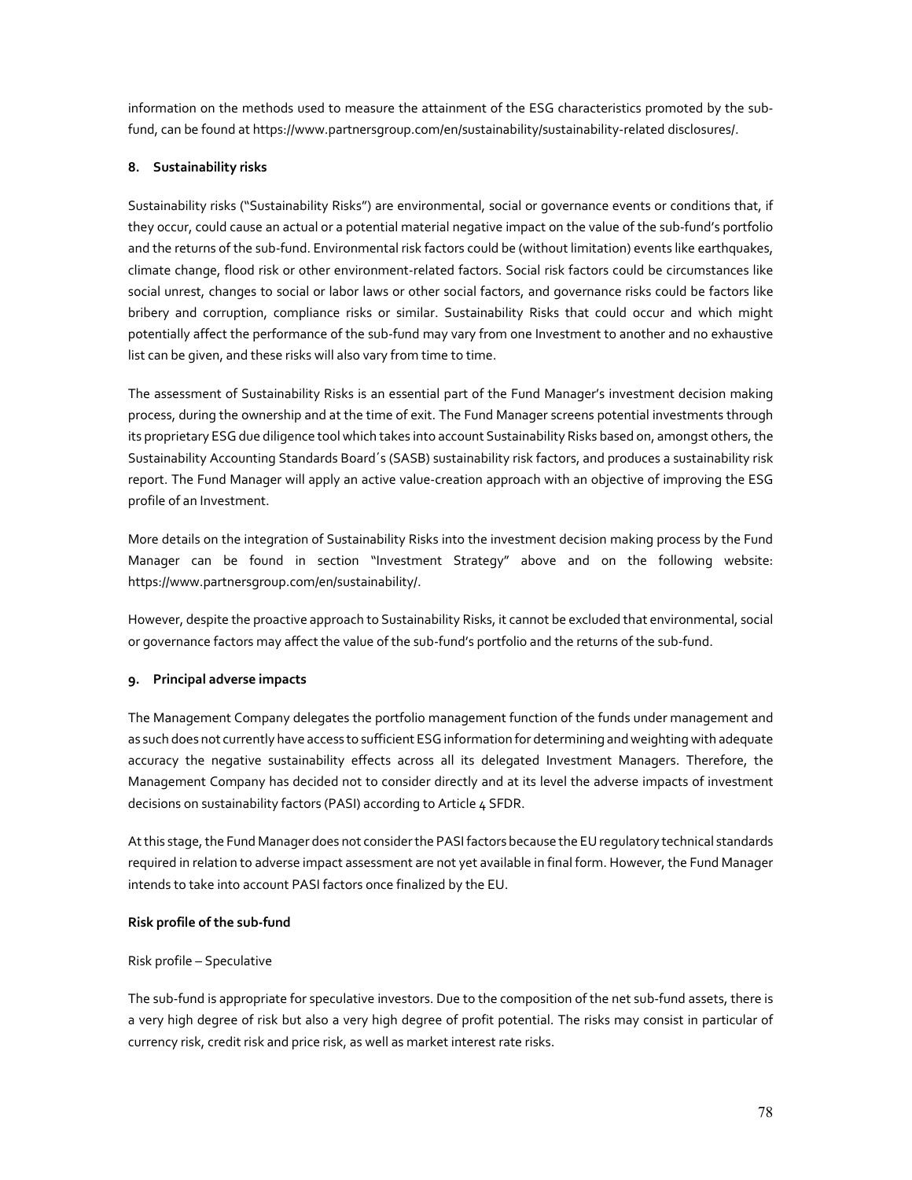information on the methods used to measure the attainment of the ESG characteristics promoted by the sub-fund, can be found at https://www.partnersgroup.com/en/sustainability/sustainability-related disclosures/.

### 8. Sustainability risks

Sustainability risks ("Sustainability Risks") are environmental, social or governance events or conditions that, if they occur, could cause an actual or a potential material negative impact on the value of the sub-fund's portfolio and the returns of the sub-fund. Environmental risk factors could be (without limitation) events like earthquakes, climate change, flood risk or other environment-related factors. Social risk factors could be circumstances like social unrest, changes to social or labor laws or other social factors, and governance risks could be factors like bribery and corruption, compliance risks or similar. Sustainability Risks that could occur and which might potentially affect the performance of the sub-fund may vary from one Investment to another and no exhaustive list can be given, and these risks will also vary from time to time.

The assessment of Sustainability Risks is an essential part of the Fund Manager's investment decision making process, during the ownership and at the time of exit. The Fund Manager screens potential investments through its proprietary ESG due diligence tool which takes into account Sustainability Risks based on, amongst others, the Sustainability Accounting Standards Board´s (SASB) sustainability risk factors, and produces a sustainability risk report. The Fund Manager will apply an active value-creation approach with an objective of improving the ESG profile of an Investment.

More details on the integration of Sustainability Risks into the investment decision making process by the Fund Manager can be found in section "Investment Strategy" above and on the following website: https://www.partnersgroup.com/en/sustainability/.

However, despite the proactive approach to Sustainability Risks, it cannot be excluded that environmental, social or governance factors may affect the value of the sub-fund's portfolio and the returns of the sub-fund.

### 9. Principal adverse impacts

The Management Company delegates the portfolio management function of the funds under management and as such does not currently have access to sufficient ESG information for determining and weighting with adequate accuracy the negative sustainability effects across all its delegated Investment Managers. Therefore, the Management Company has decided not to consider directly and at its level the adverse impacts of investment decisions on sustainability factors (PASI) according to Article 4 SFDR.

At this stage, the Fund Manager does not consider the PASI factors because the EU regulatory technical standards required in relation to adverse impact assessment are not yet available in final form. However, the Fund Manager intends to take into account PASI factors once finalized by the EU.

**Risk profile of the sub-fund**

Risk profile – Speculative

The sub-fund is appropriate for speculative investors. Due to the composition of the net sub-fund assets, there is a very high degree of risk but also a very high degree of profit potential. The risks may consist in particular of currency risk, credit risk and price risk, as well as market interest rate risks.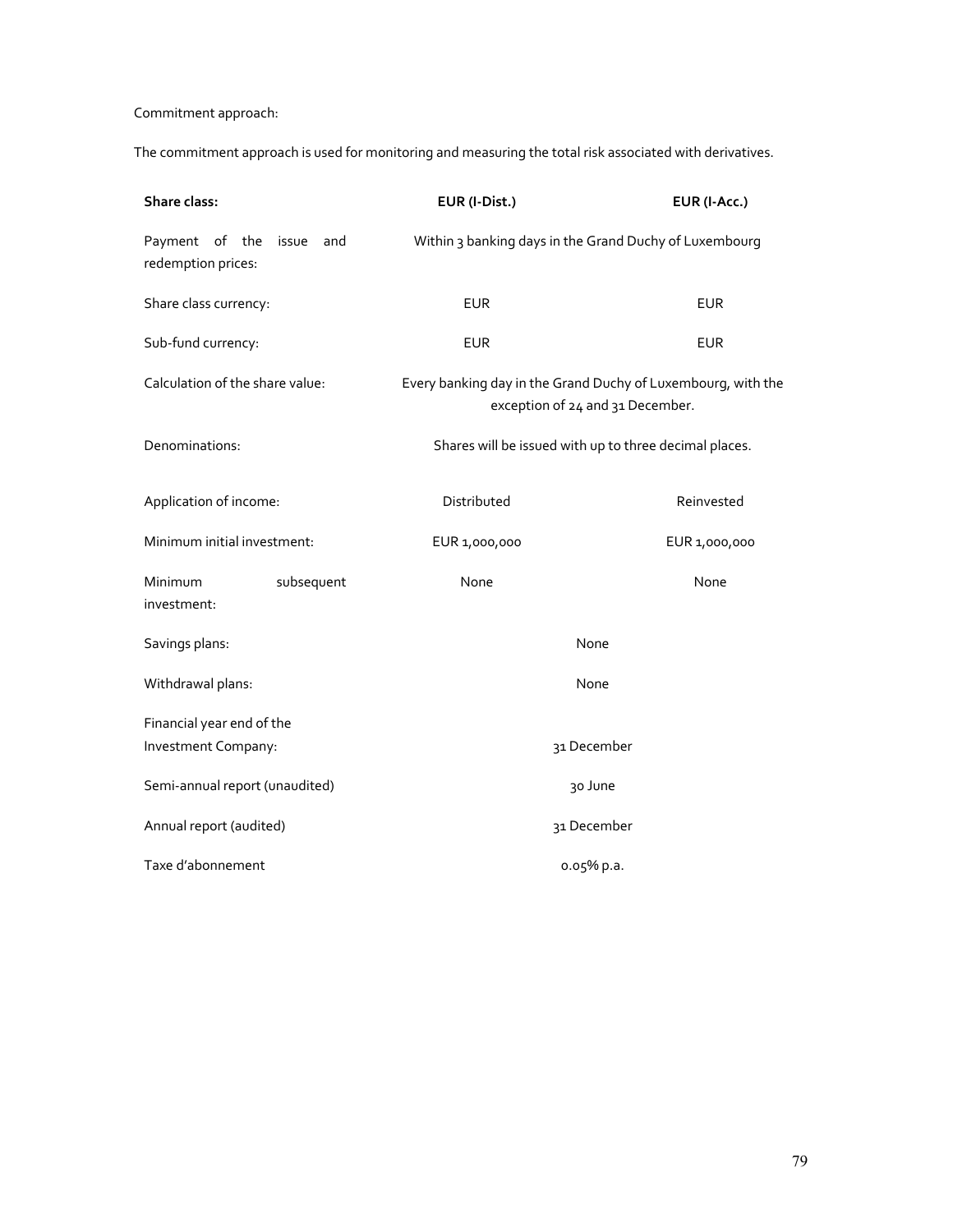Commitment approach:

The commitment approach is used for monitoring and measuring the total risk associated with derivatives.

| **Share class:** | **EUR (I-Dist.)** | **EUR (I-Acc.)** |
|---|---|---|
| Payment of the issue and redemption prices: | Within 3 banking days in the Grand Duchy of Luxembourg | |
| Share class currency: | EUR | EUR |
| Sub-fund currency: | EUR | EUR |
| Calculation of the share value: | Every banking day in the Grand Duchy of Luxembourg, with the exception of 24 and 31 December. | |
| Denominations: | Shares will be issued with up to three decimal places. | |
| Application of income: | Distributed | Reinvested |
| Minimum initial investment: | EUR 1,000,000 | EUR 1,000,000 |
| Minimum subsequent investment: | None | None |
| Savings plans: | None | |
| Withdrawal plans: | None | |
| Financial year end of the Investment Company: | 31 December | |
| Semi-annual report (unaudited) | 30 June | |
| Annual report (audited) | 31 December | |
| Taxe d'abonnement | 0.05% p.a. | |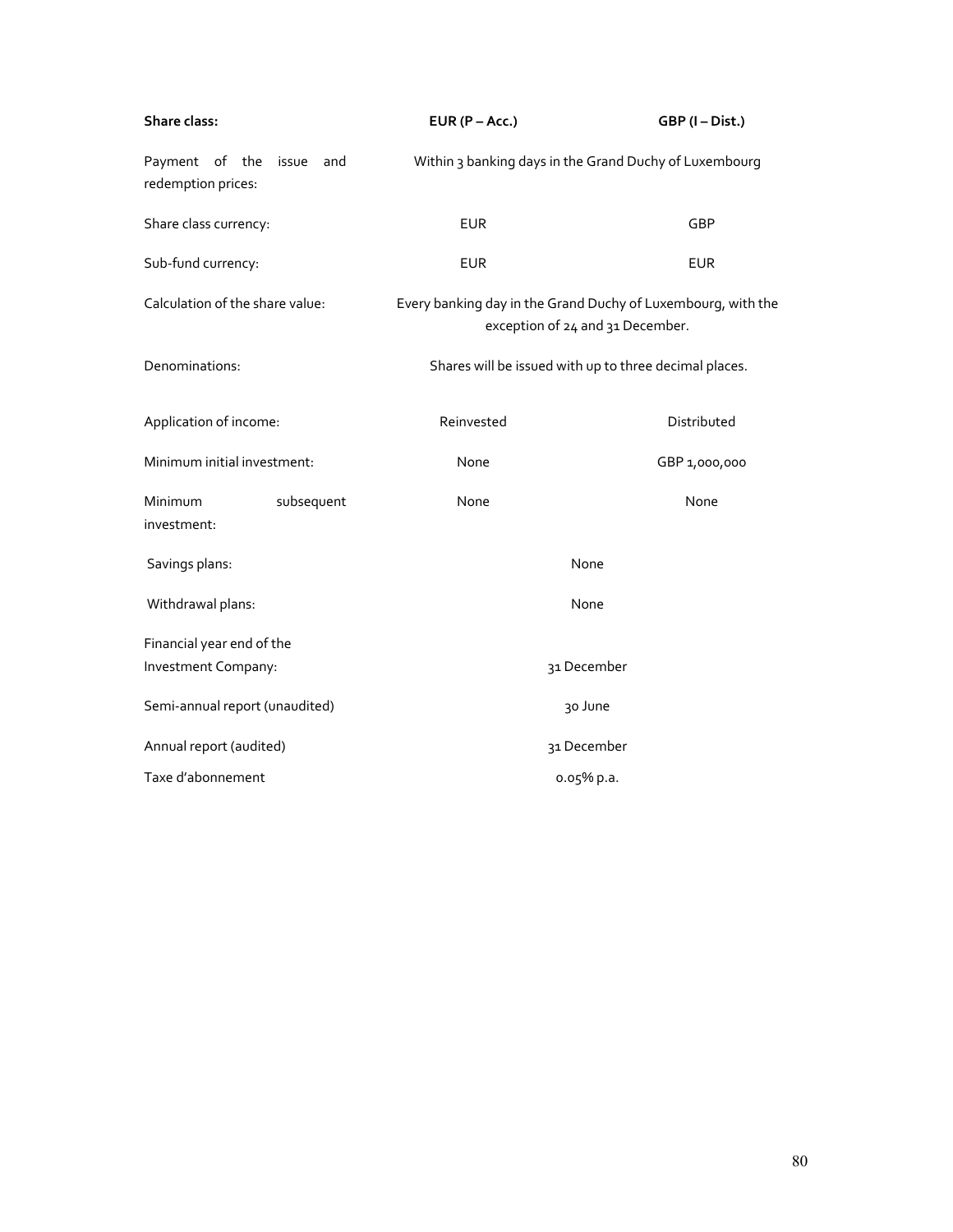| Share class: | EUR (P – Acc.) | GBP (I – Dist.) |
|---|---|---|
| Payment of the issue and redemption prices: | Within 3 banking days in the Grand Duchy of Luxembourg | |
| Share class currency: | EUR | GBP |
| Sub-fund currency: | EUR | EUR |
| Calculation of the share value: | Every banking day in the Grand Duchy of Luxembourg, with the exception of 24 and 31 December. | |
| Denominations: | Shares will be issued with up to three decimal places. | |
| Application of income: | Reinvested | Distributed |
| Minimum initial investment: | None | GBP 1,000,000 |
| Minimum subsequent investment: | None | None |
| Savings plans: | None | |
| Withdrawal plans: | None | |
| Financial year end of the Investment Company: | 31 December | |
| Semi-annual report (unaudited) | 30 June | |
| Annual report (audited) | 31 December | |
| Taxe d'abonnement | 0.05% p.a. | |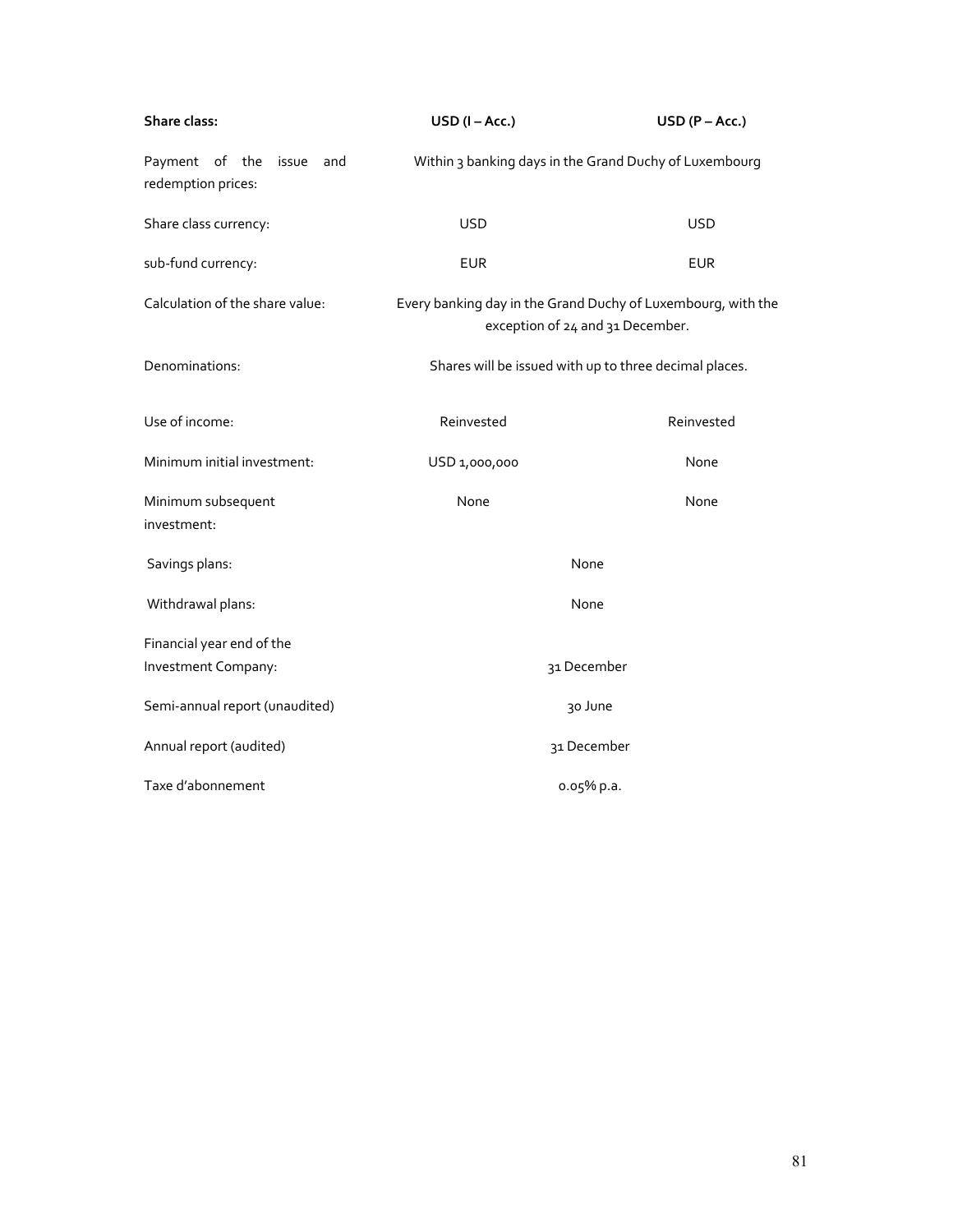| Share class: | USD (I – Acc.) | USD (P – Acc.) |
|---|---|---|
| Payment of the issue and redemption prices: | Within 3 banking days in the Grand Duchy of Luxembourg | |
| Share class currency: | USD | USD |
| sub-fund currency: | EUR | EUR |
| Calculation of the share value: | Every banking day in the Grand Duchy of Luxembourg, with the exception of 24 and 31 December. | |
| Denominations: | Shares will be issued with up to three decimal places. | |
| Use of income: | Reinvested | Reinvested |
| Minimum initial investment: | USD 1,000,000 | None |
| Minimum subsequent investment: | None | None |
| Savings plans: | None | |
| Withdrawal plans: | None | |
| Financial year end of the Investment Company: | 31 December | |
| Semi-annual report (unaudited) | 30 June | |
| Annual report (audited) | 31 December | |
| Taxe d'abonnement | 0.05% p.a. | |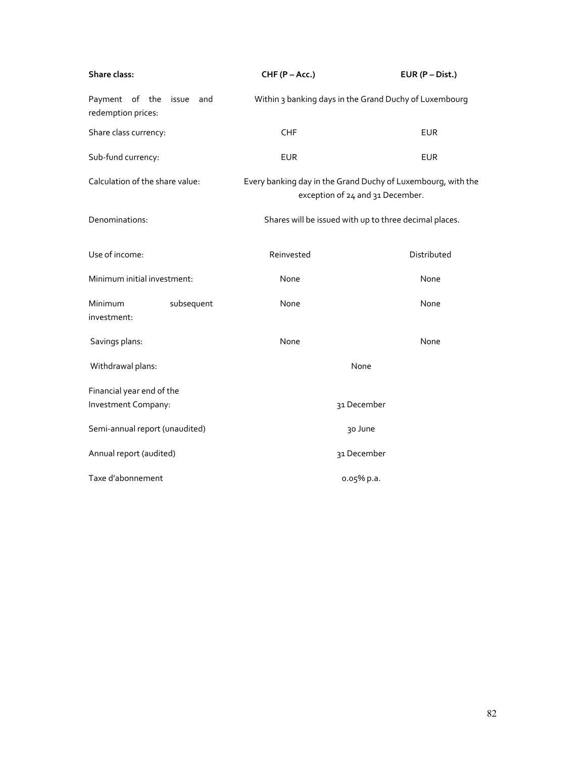| **Share class:** | **CHF (P – Acc.)** | **EUR (P – Dist.)** |
| --- | --- | --- |
| Payment of the issue and redemption prices: | Within 3 banking days in the Grand Duchy of Luxembourg | |
| Share class currency: | CHF | EUR |
| Sub-fund currency: | EUR | EUR |
| Calculation of the share value: | Every banking day in the Grand Duchy of Luxembourg, with the exception of 24 and 31 December. | |
| Denominations: | Shares will be issued with up to three decimal places. | |
| Use of income: | Reinvested | Distributed |
| Minimum initial investment: | None | None |
| Minimum subsequent investment: | None | None |
| Savings plans: | None | None |
| Withdrawal plans: | None | |
| Financial year end of the Investment Company: | 31 December | |
| Semi-annual report (unaudited) | 30 June | |
| Annual report (audited) | 31 December | |
| Taxe d'abonnement | 0.05% p.a. | |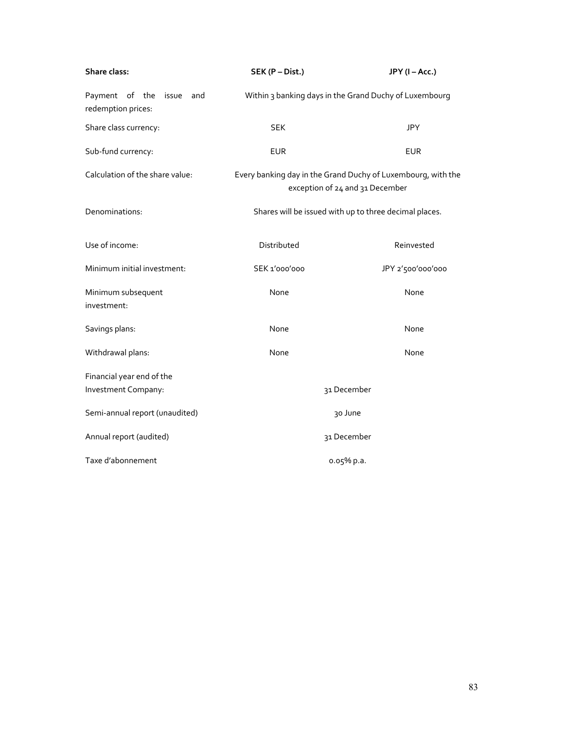| Share class: | SEK (P – Dist.) | JPY (I – Acc.) |
|---|---|---|
| Payment of the issue and redemption prices: | Within 3 banking days in the Grand Duchy of Luxembourg | |
| Share class currency: | SEK | JPY |
| Sub-fund currency: | EUR | EUR |
| Calculation of the share value: | Every banking day in the Grand Duchy of Luxembourg, with the exception of 24 and 31 December | |
| Denominations: | Shares will be issued with up to three decimal places. | |
| Use of income: | Distributed | Reinvested |
| Minimum initial investment: | SEK 1'000'000 | JPY 2'500'000'000 |
| Minimum subsequent investment: | None | None |
| Savings plans: | None | None |
| Withdrawal plans: | None | None |
| Financial year end of the Investment Company: | 31 December | |
| Semi-annual report (unaudited) | 30 June | |
| Annual report (audited) | 31 December | |
| Taxe d'abonnement | 0.05% p.a. | |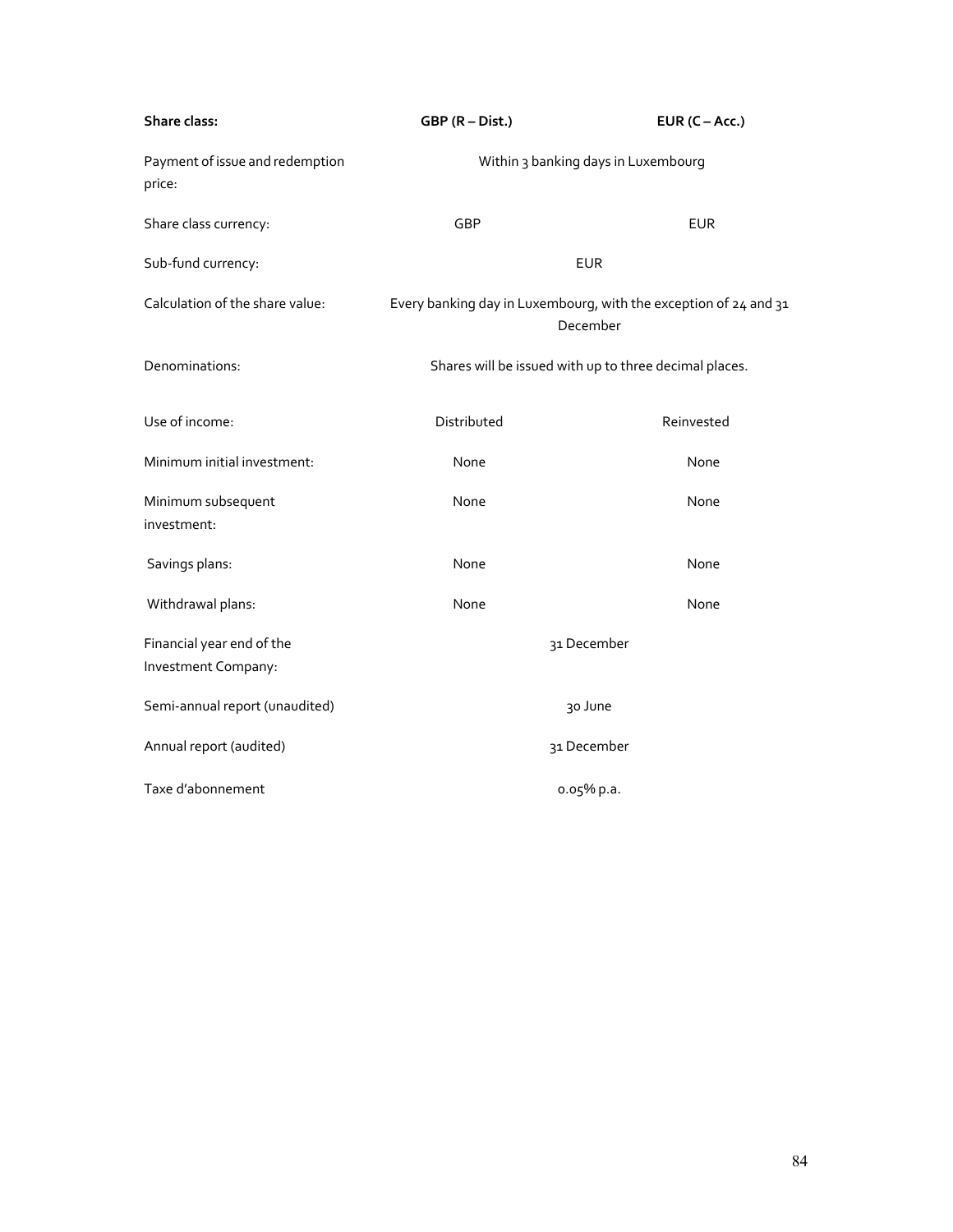| **Share class:** | **GBP (R – Dist.)** | **EUR (C – Acc.)** |
|---|---|---|
| Payment of issue and redemption price: | Within 3 banking days in Luxembourg | |
| Share class currency: | GBP | EUR |
| Sub-fund currency: | EUR | |
| Calculation of the share value: | Every banking day in Luxembourg, with the exception of 24 and 31 December | |
| Denominations: | Shares will be issued with up to three decimal places. | |
| Use of income: | Distributed | Reinvested |
| Minimum initial investment: | None | None |
| Minimum subsequent investment: | None | None |
| Savings plans: | None | None |
| Withdrawal plans: | None | None |
| Financial year end of the Investment Company: | 31 December | |
| Semi-annual report (unaudited) | 30 June | |
| Annual report (audited) | 31 December | |
| Taxe d'abonnement | 0.05% p.a. | |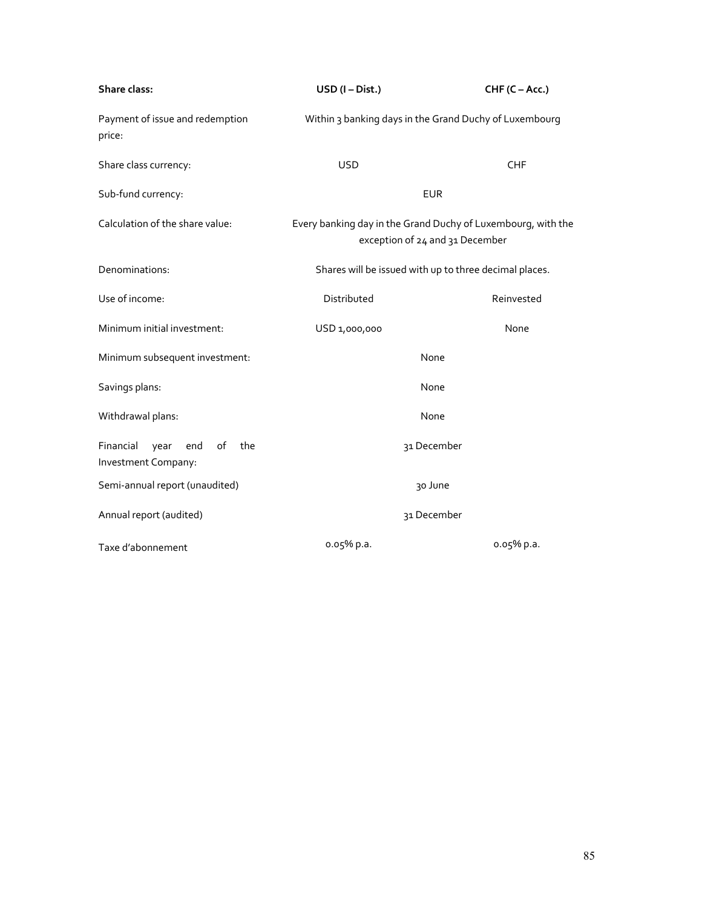| **Share class:** | **USD (I – Dist.)** | **CHF (C – Acc.)** |
| --- | --- | --- |
| Payment of issue and redemption price: | Within 3 banking days in the Grand Duchy of Luxembourg | |
| Share class currency: | USD | CHF |
| Sub-fund currency: | EUR | |
| Calculation of the share value: | Every banking day in the Grand Duchy of Luxembourg, with the exception of 24 and 31 December | |
| Denominations: | Shares will be issued with up to three decimal places. | |
| Use of income: | Distributed | Reinvested |
| Minimum initial investment: | USD 1,000,000 | None |
| Minimum subsequent investment: | None | |
| Savings plans: | None | |
| Withdrawal plans: | None | |
| Financial year end of the Investment Company: | 31 December | |
| Semi-annual report (unaudited) | 30 June | |
| Annual report (audited) | 31 December | |
| Taxe d'abonnement | 0.05% p.a. | 0.05% p.a. |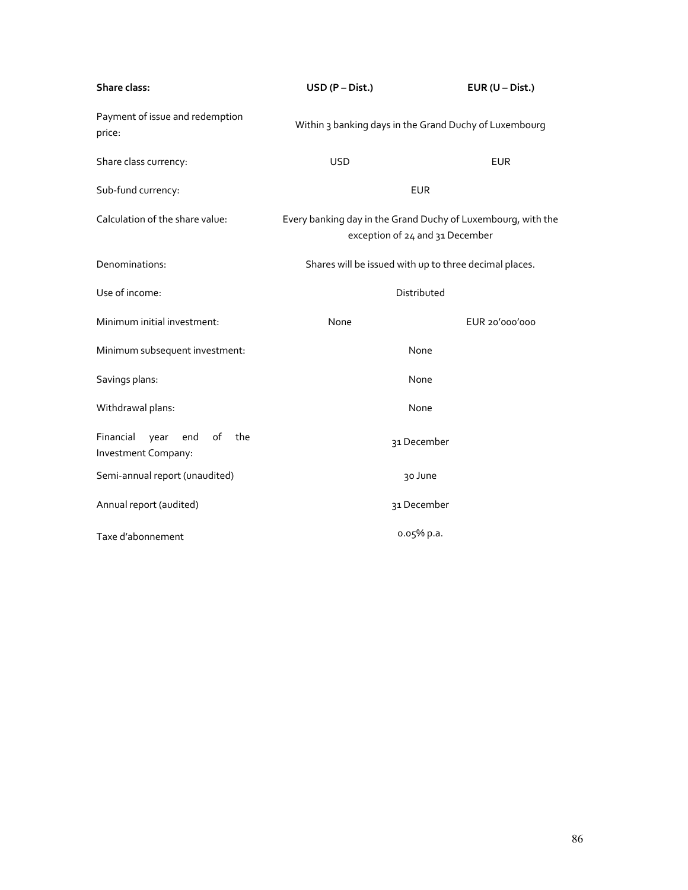| Share class: | USD (P – Dist.) | EUR (U – Dist.) |
|---|---|---|
| Payment of issue and redemption price: | Within 3 banking days in the Grand Duchy of Luxembourg | |
| Share class currency: | USD | EUR |
| Sub-fund currency: | EUR | |
| Calculation of the share value: | Every banking day in the Grand Duchy of Luxembourg, with the exception of 24 and 31 December | |
| Denominations: | Shares will be issued with up to three decimal places. | |
| Use of income: | Distributed | |
| Minimum initial investment: | None | EUR 20'000'000 |
| Minimum subsequent investment: | None | |
| Savings plans: | None | |
| Withdrawal plans: | None | |
| Financial year end of the Investment Company: | 31 December | |
| Semi-annual report (unaudited) | 30 June | |
| Annual report (audited) | 31 December | |
| Taxe d'abonnement | 0.05% p.a. | |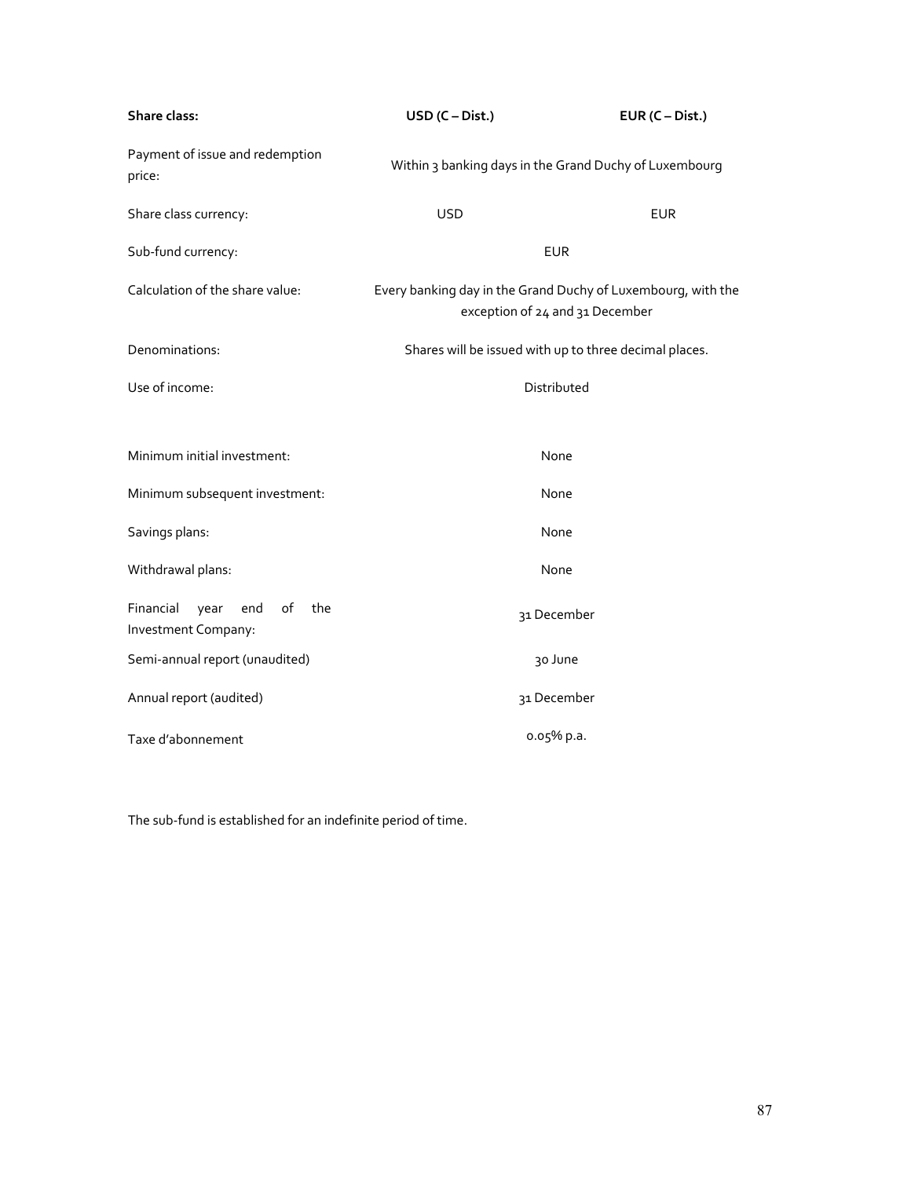| Share class: | USD (C – Dist.) | EUR (C – Dist.) |
| --- | --- | --- |
| Payment of issue and redemption price: | Within 3 banking days in the Grand Duchy of Luxembourg | |
| Share class currency: | USD | EUR |
| Sub-fund currency: | EUR | |
| Calculation of the share value: | Every banking day in the Grand Duchy of Luxembourg, with the exception of 24 and 31 December | |
| Denominations: | Shares will be issued with up to three decimal places. | |
| Use of income: | Distributed | |
| Minimum initial investment: | None | |
| Minimum subsequent investment: | None | |
| Savings plans: | None | |
| Withdrawal plans: | None | |
| Financial year end of the Investment Company: | 31 December | |
| Semi-annual report (unaudited) | 30 June | |
| Annual report (audited) | 31 December | |
| Taxe d'abonnement | 0.05% p.a. | |

The sub-fund is established for an indefinite period of time.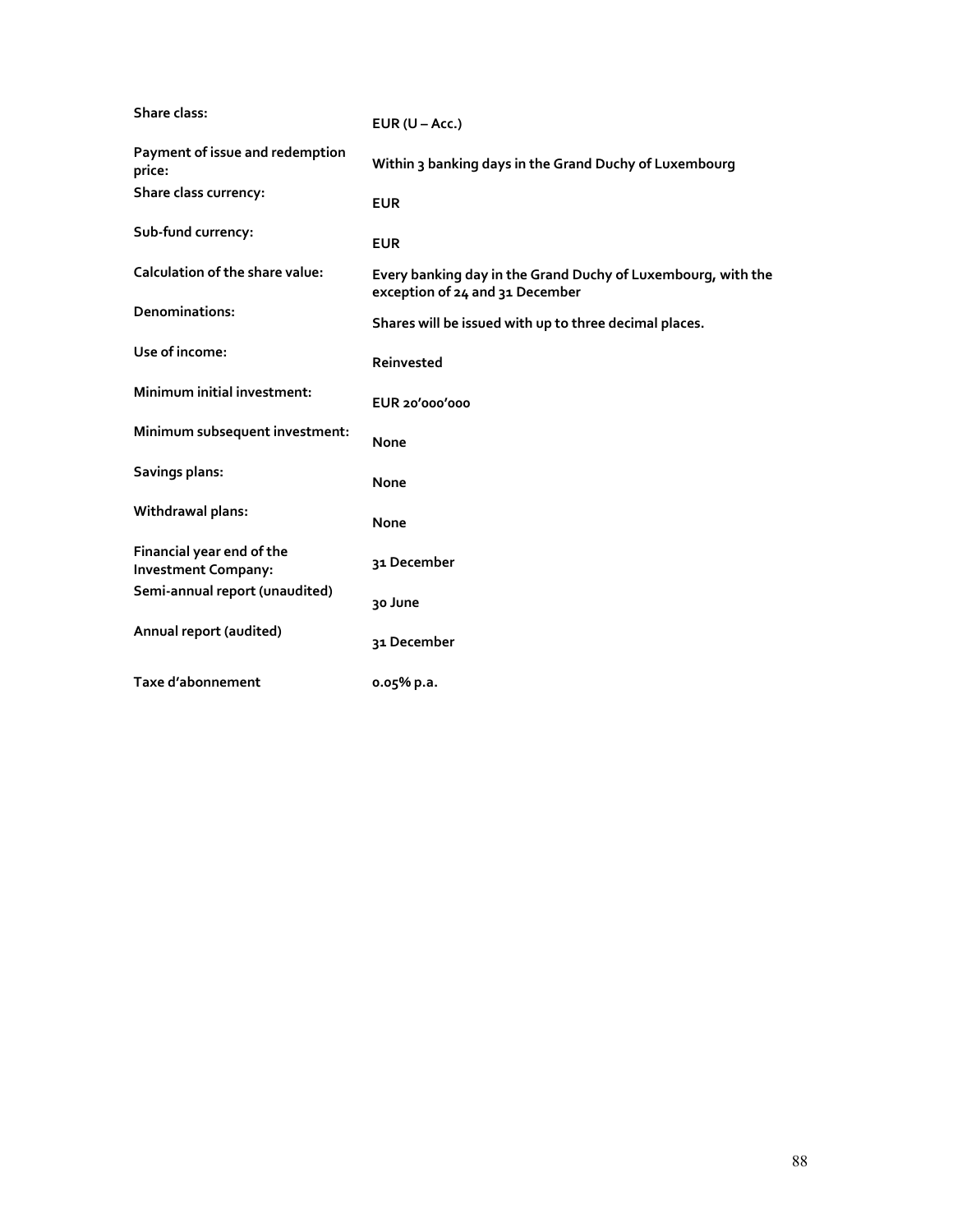| Share class: | EUR (U – Acc.) |
|---|---|
| Payment of issue and redemption price: | Within 3 banking days in the Grand Duchy of Luxembourg |
| Share class currency: | EUR |
| Sub-fund currency: | EUR |
| Calculation of the share value: | Every banking day in the Grand Duchy of Luxembourg, with the exception of 24 and 31 December |
| Denominations: | Shares will be issued with up to three decimal places. |
| Use of income: | Reinvested |
| Minimum initial investment: | EUR 20'000'000 |
| Minimum subsequent investment: | None |
| Savings plans: | None |
| Withdrawal plans: | None |
| Financial year end of the Investment Company: | 31 December |
| Semi-annual report (unaudited) | 30 June |
| Annual report (audited) | 31 December |
| Taxe d'abonnement | 0.05% p.a. |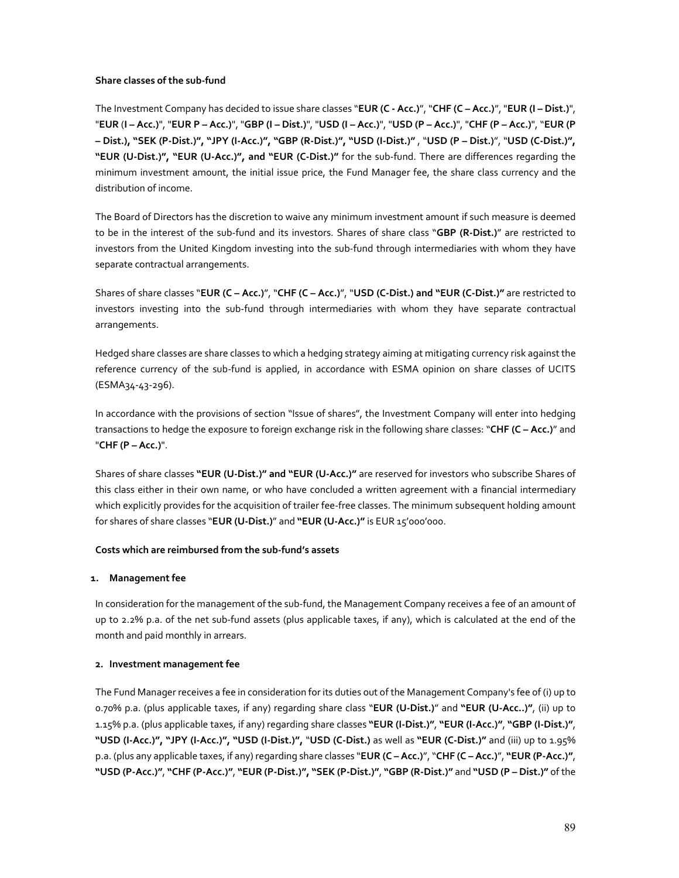**Share classes of the sub-fund**

The Investment Company has decided to issue share classes "**EUR (C - Acc.)**", "**CHF (C – Acc.)**", "**EUR (I – Dist.)**", "**EUR** (**I – Acc.)**", "**EUR P – Acc.)**", "**GBP (I – Dist.)**", "**USD (I – Acc.)**", "**USD (P – Acc.)**", "**CHF (P – Acc.)**", "**EUR (P – Dist.), "SEK (P-Dist.)", "JPY (I-Acc.)", "GBP (R-Dist.)", "USD (I-Dist.)"** , "**USD (P – Dist.)**", "**USD (C-Dist.)", "EUR (U-Dist.)", "EUR (U-Acc.)", and "EUR (C-Dist.)"** for the sub-fund. There are differences regarding the minimum investment amount, the initial issue price, the Fund Manager fee, the share class currency and the distribution of income.

The Board of Directors has the discretion to waive any minimum investment amount if such measure is deemed to be in the interest of the sub-fund and its investors. Shares of share class "**GBP (R-Dist.)**" are restricted to investors from the United Kingdom investing into the sub-fund through intermediaries with whom they have separate contractual arrangements.

Shares of share classes "**EUR (C – Acc.)**", "**CHF (C – Acc.)**", "**USD (C-Dist.) and "EUR (C-Dist.)"** are restricted to investors investing into the sub-fund through intermediaries with whom they have separate contractual arrangements.

Hedged share classes are share classes to which a hedging strategy aiming at mitigating currency risk against the reference currency of the sub-fund is applied, in accordance with ESMA opinion on share classes of UCITS (ESMA34-43-296).

In accordance with the provisions of section "Issue of shares", the Investment Company will enter into hedging transactions to hedge the exposure to foreign exchange risk in the following share classes: "**CHF (C – Acc.)**" and "**CHF (P – Acc.)**".

Shares of share classes **"EUR (U-Dist.)" and "EUR (U-Acc.)"** are reserved for investors who subscribe Shares of this class either in their own name, or who have concluded a written agreement with a financial intermediary which explicitly provides for the acquisition of trailer fee-free classes. The minimum subsequent holding amount for shares of share classes "**EUR (U-Dist.)**" and **"EUR (U-Acc.)"** is EUR 15'000'000.

**Costs which are reimbursed from the sub-fund's assets**

**1. Management fee**

In consideration for the management of the sub-fund, the Management Company receives a fee of an amount of up to 2.2% p.a. of the net sub-fund assets (plus applicable taxes, if any), which is calculated at the end of the month and paid monthly in arrears.

**2. Investment management fee**

The Fund Manager receives a fee in consideration for its duties out of the Management Company's fee of (i) up to 0.70% p.a. (plus applicable taxes, if any) regarding share class "**EUR (U-Dist.)**" and **"EUR (U-Acc..)"**, (ii) up to 1.15% p.a. (plus applicable taxes, if any) regarding share classes **"EUR (I-Dist.)"**, **"EUR (I-Acc.)"**, **"GBP (I-Dist.)"**, **"USD (I-Acc.)", "JPY (I-Acc.)", "USD (I-Dist.)",** "**USD (C-Dist.)** as well as **"EUR (C-Dist.)"** and (iii) up to 1.95% p.a. (plus any applicable taxes, if any) regarding share classes "**EUR (C – Acc.)**", "**CHF (C – Acc.)**", **"EUR (P-Acc.)"**, **"USD (P-Acc.)"**, **"CHF (P-Acc.)"**, **"EUR (P-Dist.)", "SEK (P-Dist.)"**, **"GBP (R-Dist.)"** and **"USD (P – Dist.)"** of the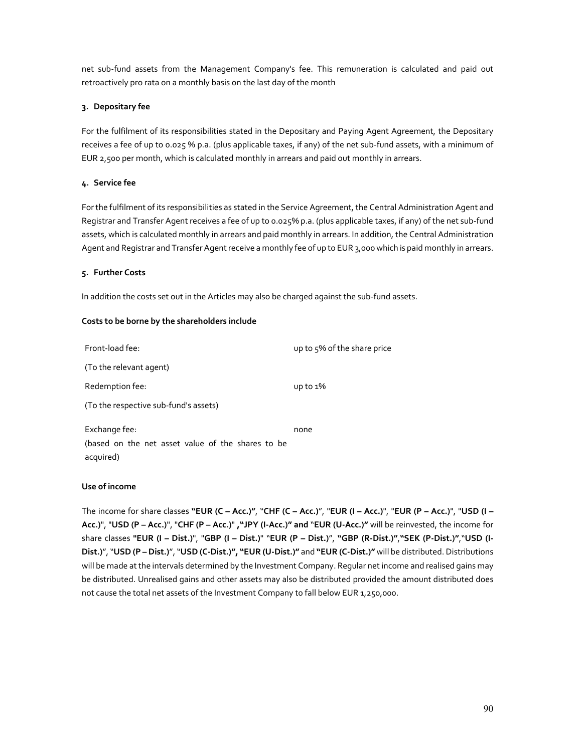net sub-fund assets from the Management Company's fee. This remuneration is calculated and paid out retroactively pro rata on a monthly basis on the last day of the month

**3. Depositary fee**

For the fulfilment of its responsibilities stated in the Depositary and Paying Agent Agreement, the Depositary receives a fee of up to 0.025 % p.a. (plus applicable taxes, if any) of the net sub-fund assets, with a minimum of EUR 2,500 per month, which is calculated monthly in arrears and paid out monthly in arrears.

**4. Service fee**

For the fulfilment of its responsibilities as stated in the Service Agreement, the Central Administration Agent and Registrar and Transfer Agent receives a fee of up to 0.025% p.a. (plus applicable taxes, if any) of the net sub-fund assets, which is calculated monthly in arrears and paid monthly in arrears. In addition, the Central Administration Agent and Registrar and Transfer Agent receive a monthly fee of up to EUR 3,000 which is paid monthly in arrears.

**5. Further Costs**

In addition the costs set out in the Articles may also be charged against the sub-fund assets.

**Costs to be borne by the shareholders include**

| | |
|---|---|
| Front-load fee: | up to 5% of the share price |
| (To the relevant agent) | |
| Redemption fee: | up to 1% |
| (To the respective sub-fund's assets) | |
| Exchange fee:<br>(based on the net asset value of the shares to be acquired) | none |

**Use of income**

The income for share classes **"EUR (C – Acc.)"**, "**CHF (C – Acc.)**", "**EUR (I – Acc.)**", "**EUR (P – Acc.)**", "**USD (I – Acc.)**", "**USD (P – Acc.)**", "**CHF (P – Acc.)**" **,"JPY (I-Acc.)" and** "**EUR (U-Acc.)"** will be reinvested, the income for share classes **"EUR (I – Dist.)**", "**GBP (I – Dist.)**" "**EUR (P – Dist.)**", **"GBP (R-Dist.)"**,**"SEK (P-Dist.)"**,"**USD (I-Dist.)**", "**USD (P – Dist.)**", "**USD (C-Dist.)", "EUR (U-Dist.)"** and **"EUR (C-Dist.)"** will be distributed. Distributions will be made at the intervals determined by the Investment Company. Regular net income and realised gains may be distributed. Unrealised gains and other assets may also be distributed provided the amount distributed does not cause the total net assets of the Investment Company to fall below EUR 1,250,000.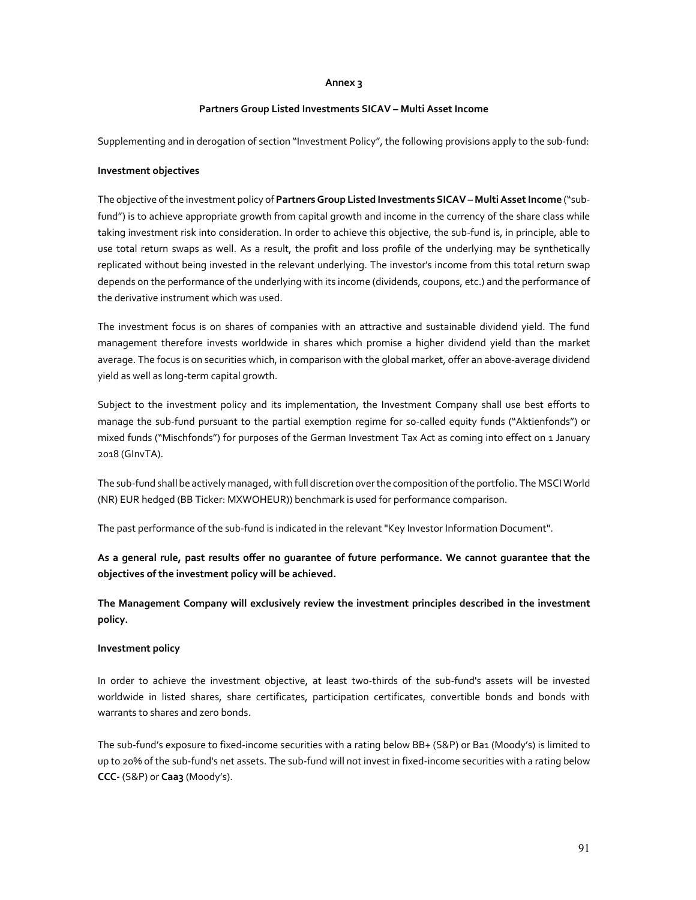**Annex 3**

**Partners Group Listed Investments SICAV – Multi Asset Income**

Supplementing and in derogation of section "Investment Policy", the following provisions apply to the sub-fund:

**Investment objectives**

The objective of the investment policy of **Partners Group Listed Investments SICAV – Multi Asset Income** ("sub-fund") is to achieve appropriate growth from capital growth and income in the currency of the share class while taking investment risk into consideration. In order to achieve this objective, the sub-fund is, in principle, able to use total return swaps as well. As a result, the profit and loss profile of the underlying may be synthetically replicated without being invested in the relevant underlying. The investor's income from this total return swap depends on the performance of the underlying with its income (dividends, coupons, etc.) and the performance of the derivative instrument which was used.

The investment focus is on shares of companies with an attractive and sustainable dividend yield. The fund management therefore invests worldwide in shares which promise a higher dividend yield than the market average. The focus is on securities which, in comparison with the global market, offer an above-average dividend yield as well as long-term capital growth.

Subject to the investment policy and its implementation, the Investment Company shall use best efforts to manage the sub-fund pursuant to the partial exemption regime for so-called equity funds ("Aktienfonds") or mixed funds ("Mischfonds") for purposes of the German Investment Tax Act as coming into effect on 1 January 2018 (GInvTA).

The sub-fund shall be actively managed, with full discretion over the composition of the portfolio. The MSCI World (NR) EUR hedged (BB Ticker: MXWOHEUR)) benchmark is used for performance comparison.

The past performance of the sub-fund is indicated in the relevant "Key Investor Information Document".

**As a general rule, past results offer no guarantee of future performance. We cannot guarantee that the objectives of the investment policy will be achieved.**

**The Management Company will exclusively review the investment principles described in the investment policy.**

**Investment policy**

In order to achieve the investment objective, at least two-thirds of the sub-fund's assets will be invested worldwide in listed shares, share certificates, participation certificates, convertible bonds and bonds with warrants to shares and zero bonds.

The sub-fund's exposure to fixed-income securities with a rating below BB+ (S&P) or Ba1 (Moody's) is limited to up to 20% of the sub-fund's net assets. The sub-fund will not invest in fixed-income securities with a rating below **CCC-** (S&P) or **Caa3** (Moody's).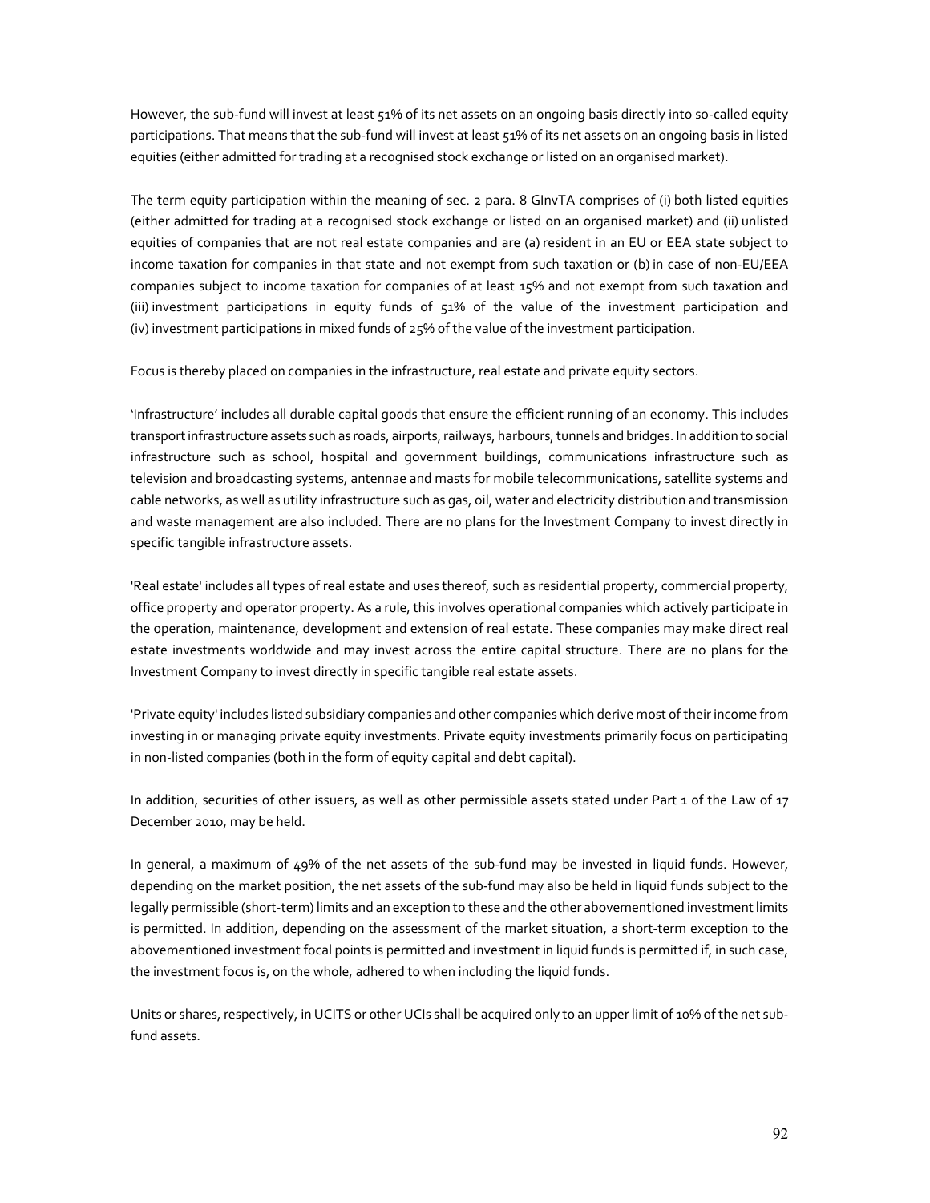However, the sub-fund will invest at least 51% of its net assets on an ongoing basis directly into so-called equity participations. That means that the sub-fund will invest at least 51% of its net assets on an ongoing basis in listed equities (either admitted for trading at a recognised stock exchange or listed on an organised market).

The term equity participation within the meaning of sec. 2 para. 8 GInvTA comprises of (i) both listed equities (either admitted for trading at a recognised stock exchange or listed on an organised market) and (ii) unlisted equities of companies that are not real estate companies and are (a) resident in an EU or EEA state subject to income taxation for companies in that state and not exempt from such taxation or (b) in case of non-EU/EEA companies subject to income taxation for companies of at least 15% and not exempt from such taxation and (iii) investment participations in equity funds of 51% of the value of the investment participation and (iv) investment participations in mixed funds of 25% of the value of the investment participation.

Focus is thereby placed on companies in the infrastructure, real estate and private equity sectors.

'Infrastructure' includes all durable capital goods that ensure the efficient running of an economy. This includes transport infrastructure assets such as roads, airports, railways, harbours, tunnels and bridges. In addition to social infrastructure such as school, hospital and government buildings, communications infrastructure such as television and broadcasting systems, antennae and masts for mobile telecommunications, satellite systems and cable networks, as well as utility infrastructure such as gas, oil, water and electricity distribution and transmission and waste management are also included. There are no plans for the Investment Company to invest directly in specific tangible infrastructure assets.

'Real estate' includes all types of real estate and uses thereof, such as residential property, commercial property, office property and operator property. As a rule, this involves operational companies which actively participate in the operation, maintenance, development and extension of real estate. These companies may make direct real estate investments worldwide and may invest across the entire capital structure. There are no plans for the Investment Company to invest directly in specific tangible real estate assets.

'Private equity' includes listed subsidiary companies and other companies which derive most of their income from investing in or managing private equity investments. Private equity investments primarily focus on participating in non-listed companies (both in the form of equity capital and debt capital).

In addition, securities of other issuers, as well as other permissible assets stated under Part 1 of the Law of 17 December 2010, may be held.

In general, a maximum of 49% of the net assets of the sub-fund may be invested in liquid funds. However, depending on the market position, the net assets of the sub-fund may also be held in liquid funds subject to the legally permissible (short-term) limits and an exception to these and the other abovementioned investment limits is permitted. In addition, depending on the assessment of the market situation, a short-term exception to the abovementioned investment focal points is permitted and investment in liquid funds is permitted if, in such case, the investment focus is, on the whole, adhered to when including the liquid funds.

Units or shares, respectively, in UCITS or other UCIs shall be acquired only to an upper limit of 10% of the net sub-fund assets.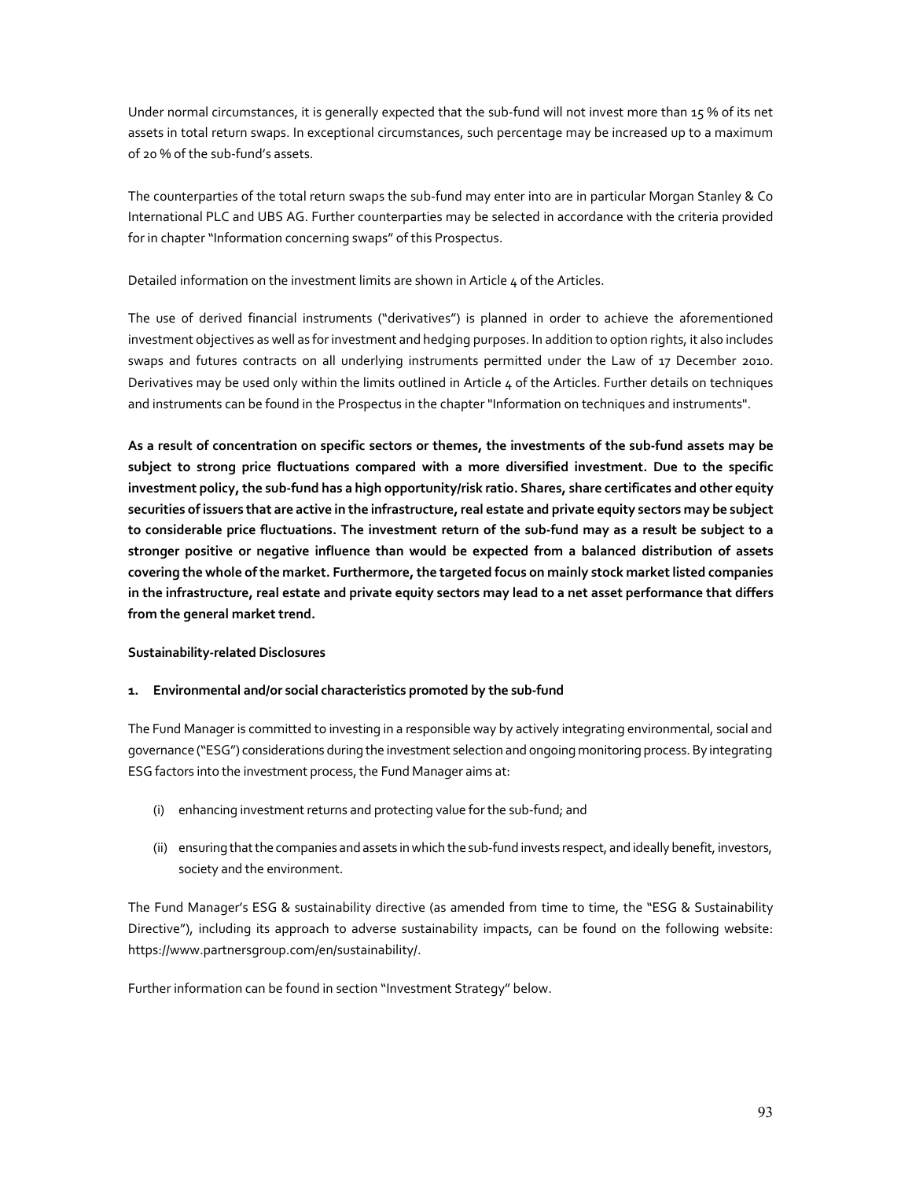Under normal circumstances, it is generally expected that the sub-fund will not invest more than 15 % of its net assets in total return swaps. In exceptional circumstances, such percentage may be increased up to a maximum of 20 % of the sub-fund's assets.

The counterparties of the total return swaps the sub-fund may enter into are in particular Morgan Stanley & Co International PLC and UBS AG. Further counterparties may be selected in accordance with the criteria provided for in chapter "Information concerning swaps" of this Prospectus.

Detailed information on the investment limits are shown in Article 4 of the Articles.

The use of derived financial instruments ("derivatives") is planned in order to achieve the aforementioned investment objectives as well as for investment and hedging purposes. In addition to option rights, it also includes swaps and futures contracts on all underlying instruments permitted under the Law of 17 December 2010. Derivatives may be used only within the limits outlined in Article 4 of the Articles. Further details on techniques and instruments can be found in the Prospectus in the chapter "Information on techniques and instruments".

**As a result of concentration on specific sectors or themes, the investments of the sub-fund assets may be subject to strong price fluctuations compared with a more diversified investment. Due to the specific investment policy, the sub-fund has a high opportunity/risk ratio. Shares, share certificates and other equity securities of issuers that are active in the infrastructure, real estate and private equity sectors may be subject to considerable price fluctuations. The investment return of the sub-fund may as a result be subject to a stronger positive or negative influence than would be expected from a balanced distribution of assets covering the whole of the market. Furthermore, the targeted focus on mainly stock market listed companies in the infrastructure, real estate and private equity sectors may lead to a net asset performance that differs from the general market trend.**

**Sustainability-related Disclosures**

**1. Environmental and/or social characteristics promoted by the sub-fund**

The Fund Manager is committed to investing in a responsible way by actively integrating environmental, social and governance ("ESG") considerations during the investment selection and ongoing monitoring process. By integrating ESG factors into the investment process, the Fund Manager aims at:

(i) enhancing investment returns and protecting value for the sub-fund; and

(ii) ensuring that the companies and assets in which the sub-fund invests respect, and ideally benefit, investors, society and the environment.

The Fund Manager's ESG & sustainability directive (as amended from time to time, the "ESG & Sustainability Directive"), including its approach to adverse sustainability impacts, can be found on the following website: https://www.partnersgroup.com/en/sustainability/.

Further information can be found in section "Investment Strategy" below.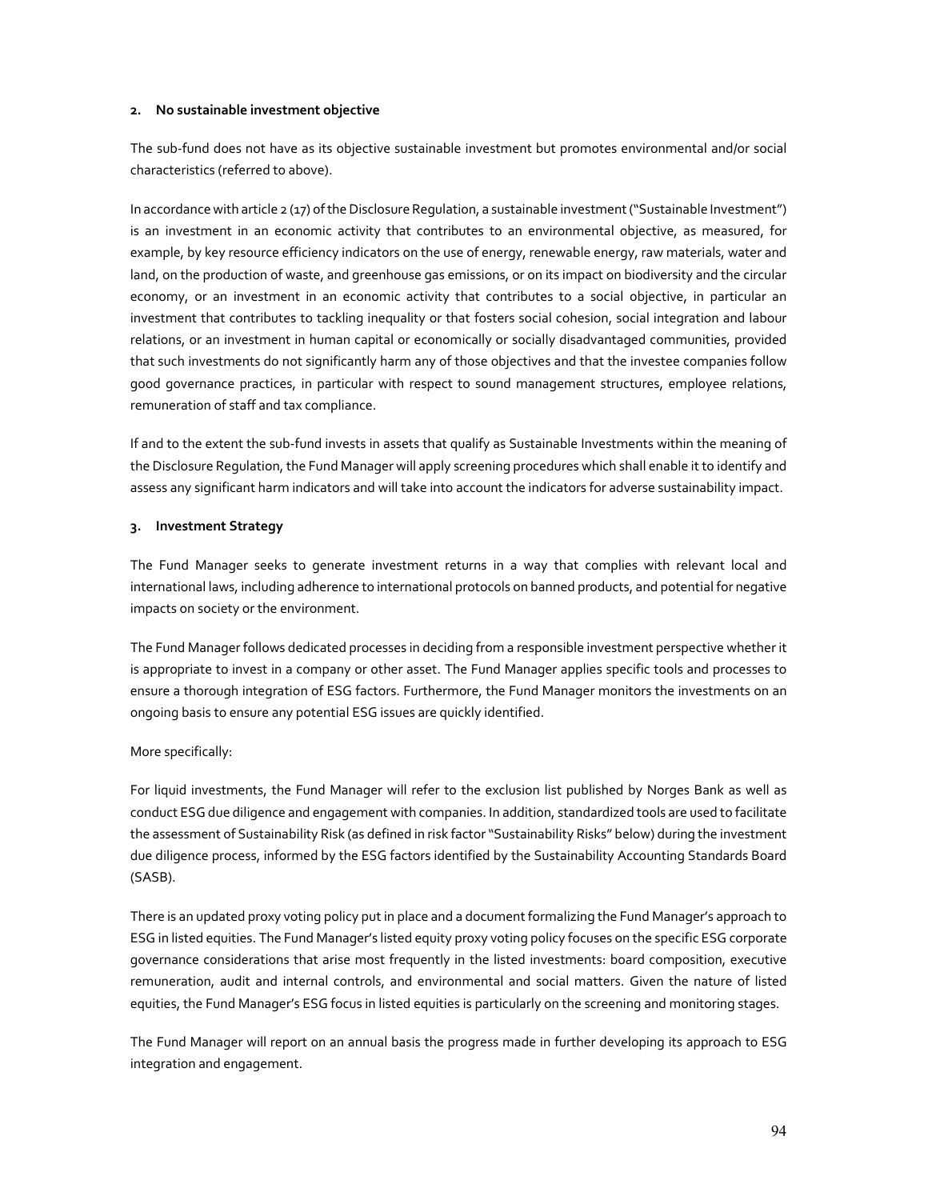**2. No sustainable investment objective**

The sub-fund does not have as its objective sustainable investment but promotes environmental and/or social characteristics (referred to above).

In accordance with article 2 (17) of the Disclosure Regulation, a sustainable investment ("Sustainable Investment") is an investment in an economic activity that contributes to an environmental objective, as measured, for example, by key resource efficiency indicators on the use of energy, renewable energy, raw materials, water and land, on the production of waste, and greenhouse gas emissions, or on its impact on biodiversity and the circular economy, or an investment in an economic activity that contributes to a social objective, in particular an investment that contributes to tackling inequality or that fosters social cohesion, social integration and labour relations, or an investment in human capital or economically or socially disadvantaged communities, provided that such investments do not significantly harm any of those objectives and that the investee companies follow good governance practices, in particular with respect to sound management structures, employee relations, remuneration of staff and tax compliance.

If and to the extent the sub-fund invests in assets that qualify as Sustainable Investments within the meaning of the Disclosure Regulation, the Fund Manager will apply screening procedures which shall enable it to identify and assess any significant harm indicators and will take into account the indicators for adverse sustainability impact.

**3. Investment Strategy**

The Fund Manager seeks to generate investment returns in a way that complies with relevant local and international laws, including adherence to international protocols on banned products, and potential for negative impacts on society or the environment.

The Fund Manager follows dedicated processes in deciding from a responsible investment perspective whether it is appropriate to invest in a company or other asset. The Fund Manager applies specific tools and processes to ensure a thorough integration of ESG factors. Furthermore, the Fund Manager monitors the investments on an ongoing basis to ensure any potential ESG issues are quickly identified.

More specifically:

For liquid investments, the Fund Manager will refer to the exclusion list published by Norges Bank as well as conduct ESG due diligence and engagement with companies. In addition, standardized tools are used to facilitate the assessment of Sustainability Risk (as defined in risk factor "Sustainability Risks" below) during the investment due diligence process, informed by the ESG factors identified by the Sustainability Accounting Standards Board (SASB).

There is an updated proxy voting policy put in place and a document formalizing the Fund Manager's approach to ESG in listed equities. The Fund Manager's listed equity proxy voting policy focuses on the specific ESG corporate governance considerations that arise most frequently in the listed investments: board composition, executive remuneration, audit and internal controls, and environmental and social matters. Given the nature of listed equities, the Fund Manager's ESG focus in listed equities is particularly on the screening and monitoring stages.

The Fund Manager will report on an annual basis the progress made in further developing its approach to ESG integration and engagement.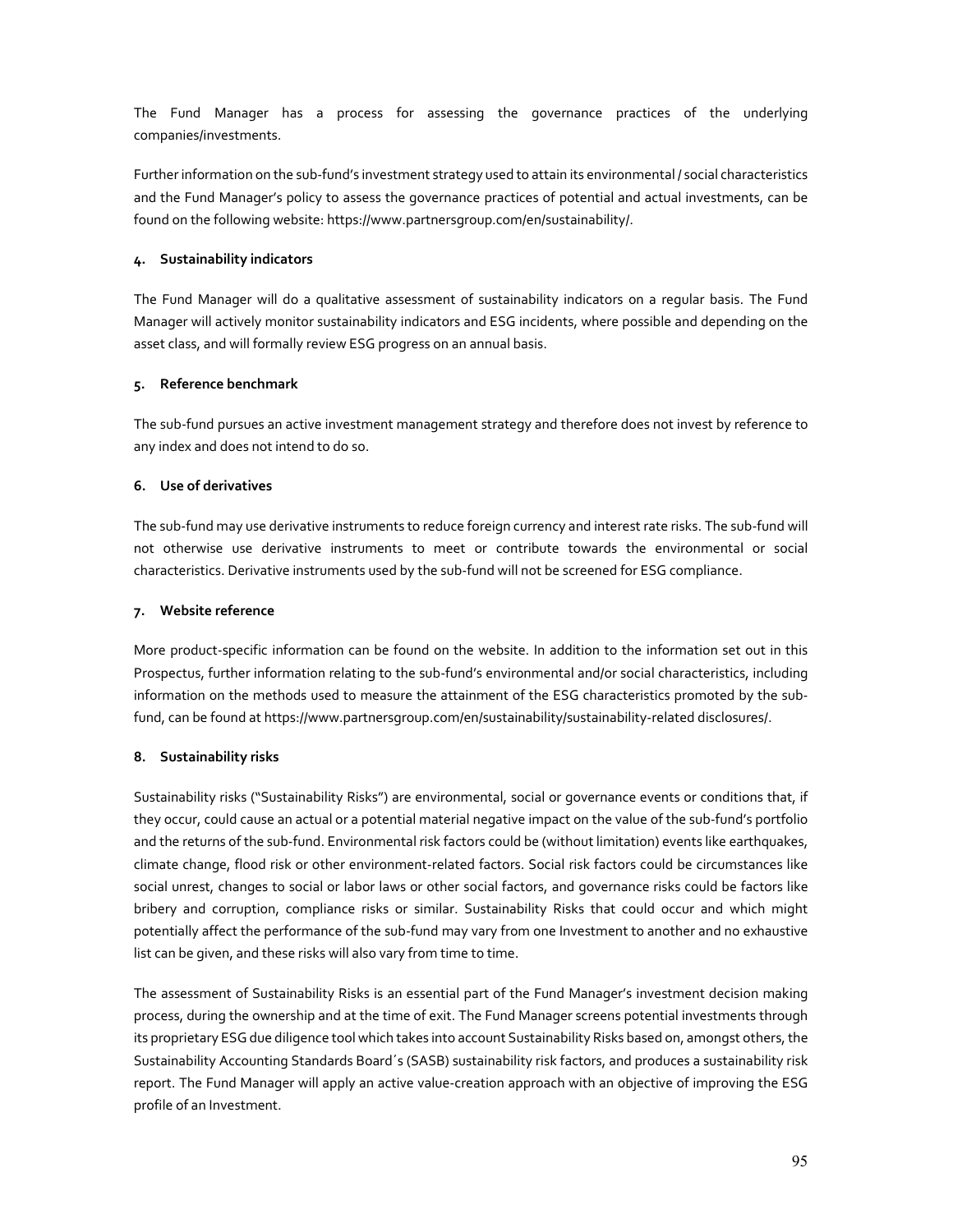The Fund Manager has a process for assessing the governance practices of the underlying companies/investments.

Further information on the sub-fund's investment strategy used to attain its environmental / social characteristics and the Fund Manager's policy to assess the governance practices of potential and actual investments, can be found on the following website: https://www.partnersgroup.com/en/sustainability/.

#### 4. Sustainability indicators

The Fund Manager will do a qualitative assessment of sustainability indicators on a regular basis. The Fund Manager will actively monitor sustainability indicators and ESG incidents, where possible and depending on the asset class, and will formally review ESG progress on an annual basis.

#### 5. Reference benchmark

The sub-fund pursues an active investment management strategy and therefore does not invest by reference to any index and does not intend to do so.

#### 6. Use of derivatives

The sub-fund may use derivative instruments to reduce foreign currency and interest rate risks. The sub-fund will not otherwise use derivative instruments to meet or contribute towards the environmental or social characteristics. Derivative instruments used by the sub-fund will not be screened for ESG compliance.

#### 7. Website reference

More product-specific information can be found on the website. In addition to the information set out in this Prospectus, further information relating to the sub-fund's environmental and/or social characteristics, including information on the methods used to measure the attainment of the ESG characteristics promoted by the sub-fund, can be found at https://www.partnersgroup.com/en/sustainability/sustainability-related disclosures/.

#### 8. Sustainability risks

Sustainability risks ("Sustainability Risks") are environmental, social or governance events or conditions that, if they occur, could cause an actual or a potential material negative impact on the value of the sub-fund's portfolio and the returns of the sub-fund. Environmental risk factors could be (without limitation) events like earthquakes, climate change, flood risk or other environment-related factors. Social risk factors could be circumstances like social unrest, changes to social or labor laws or other social factors, and governance risks could be factors like bribery and corruption, compliance risks or similar. Sustainability Risks that could occur and which might potentially affect the performance of the sub-fund may vary from one Investment to another and no exhaustive list can be given, and these risks will also vary from time to time.

The assessment of Sustainability Risks is an essential part of the Fund Manager's investment decision making process, during the ownership and at the time of exit. The Fund Manager screens potential investments through its proprietary ESG due diligence tool which takes into account Sustainability Risks based on, amongst others, the Sustainability Accounting Standards Board´s (SASB) sustainability risk factors, and produces a sustainability risk report. The Fund Manager will apply an active value-creation approach with an objective of improving the ESG profile of an Investment.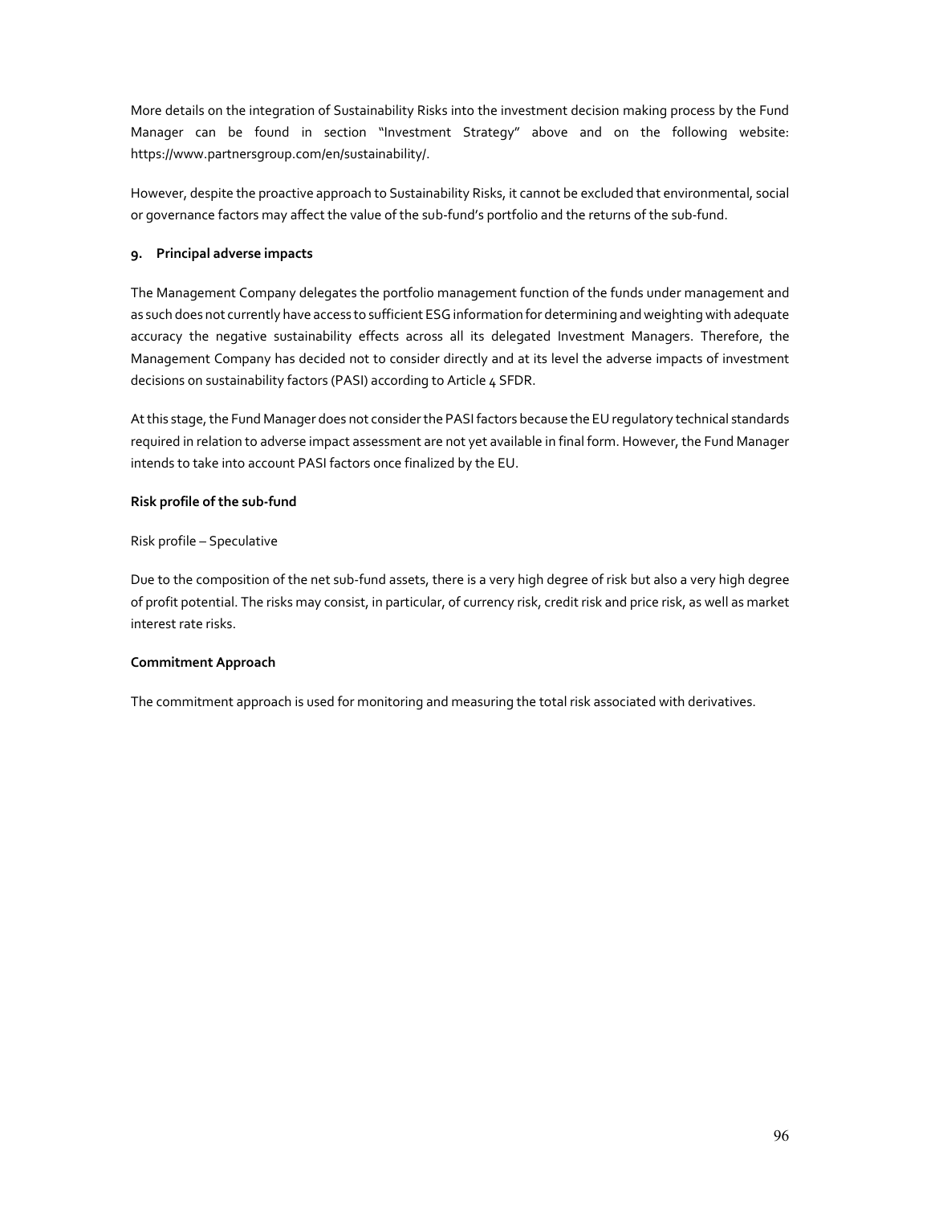More details on the integration of Sustainability Risks into the investment decision making process by the Fund Manager can be found in section "Investment Strategy" above and on the following website: https://www.partnersgroup.com/en/sustainability/.

However, despite the proactive approach to Sustainability Risks, it cannot be excluded that environmental, social or governance factors may affect the value of the sub-fund's portfolio and the returns of the sub-fund.

**9. Principal adverse impacts**

The Management Company delegates the portfolio management function of the funds under management and as such does not currently have access to sufficient ESG information for determining and weighting with adequate accuracy the negative sustainability effects across all its delegated Investment Managers. Therefore, the Management Company has decided not to consider directly and at its level the adverse impacts of investment decisions on sustainability factors (PASI) according to Article 4 SFDR.

At this stage, the Fund Manager does not consider the PASI factors because the EU regulatory technical standards required in relation to adverse impact assessment are not yet available in final form. However, the Fund Manager intends to take into account PASI factors once finalized by the EU.

**Risk profile of the sub-fund**

Risk profile – Speculative

Due to the composition of the net sub-fund assets, there is a very high degree of risk but also a very high degree of profit potential. The risks may consist, in particular, of currency risk, credit risk and price risk, as well as market interest rate risks.

**Commitment Approach**

The commitment approach is used for monitoring and measuring the total risk associated with derivatives.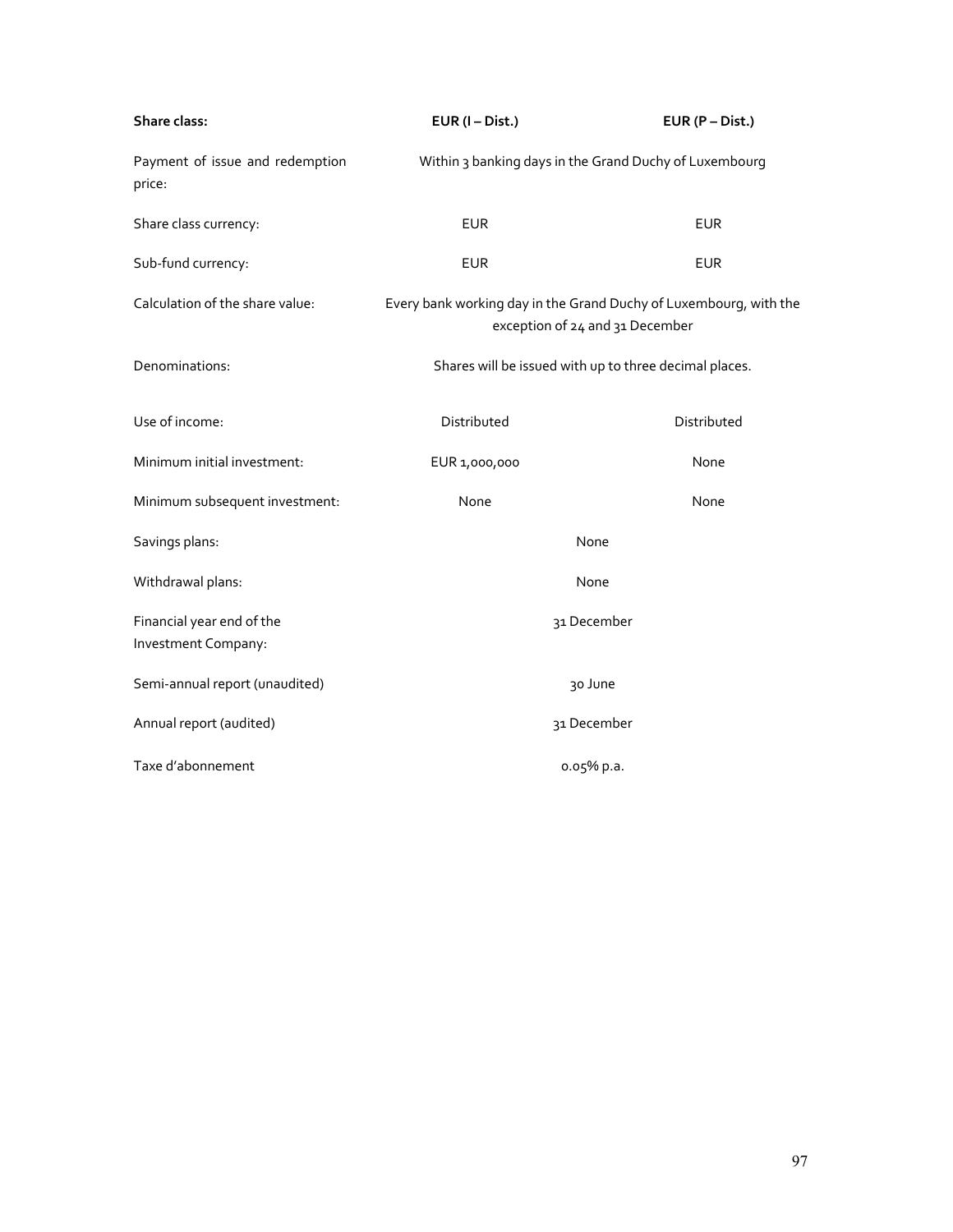| Share class: | EUR (I – Dist.) | EUR (P – Dist.) |
|---|---|---|
| Payment of issue and redemption price: | Within 3 banking days in the Grand Duchy of Luxembourg | |
| Share class currency: | EUR | EUR |
| Sub-fund currency: | EUR | EUR |
| Calculation of the share value: | Every bank working day in the Grand Duchy of Luxembourg, with the exception of 24 and 31 December | |
| Denominations: | Shares will be issued with up to three decimal places. | |
| Use of income: | Distributed | Distributed |
| Minimum initial investment: | EUR 1,000,000 | None |
| Minimum subsequent investment: | None | None |
| Savings plans: | None | |
| Withdrawal plans: | None | |
| Financial year end of the Investment Company: | 31 December | |
| Semi-annual report (unaudited) | 30 June | |
| Annual report (audited) | 31 December | |
| Taxe d'abonnement | 0.05% p.a. | |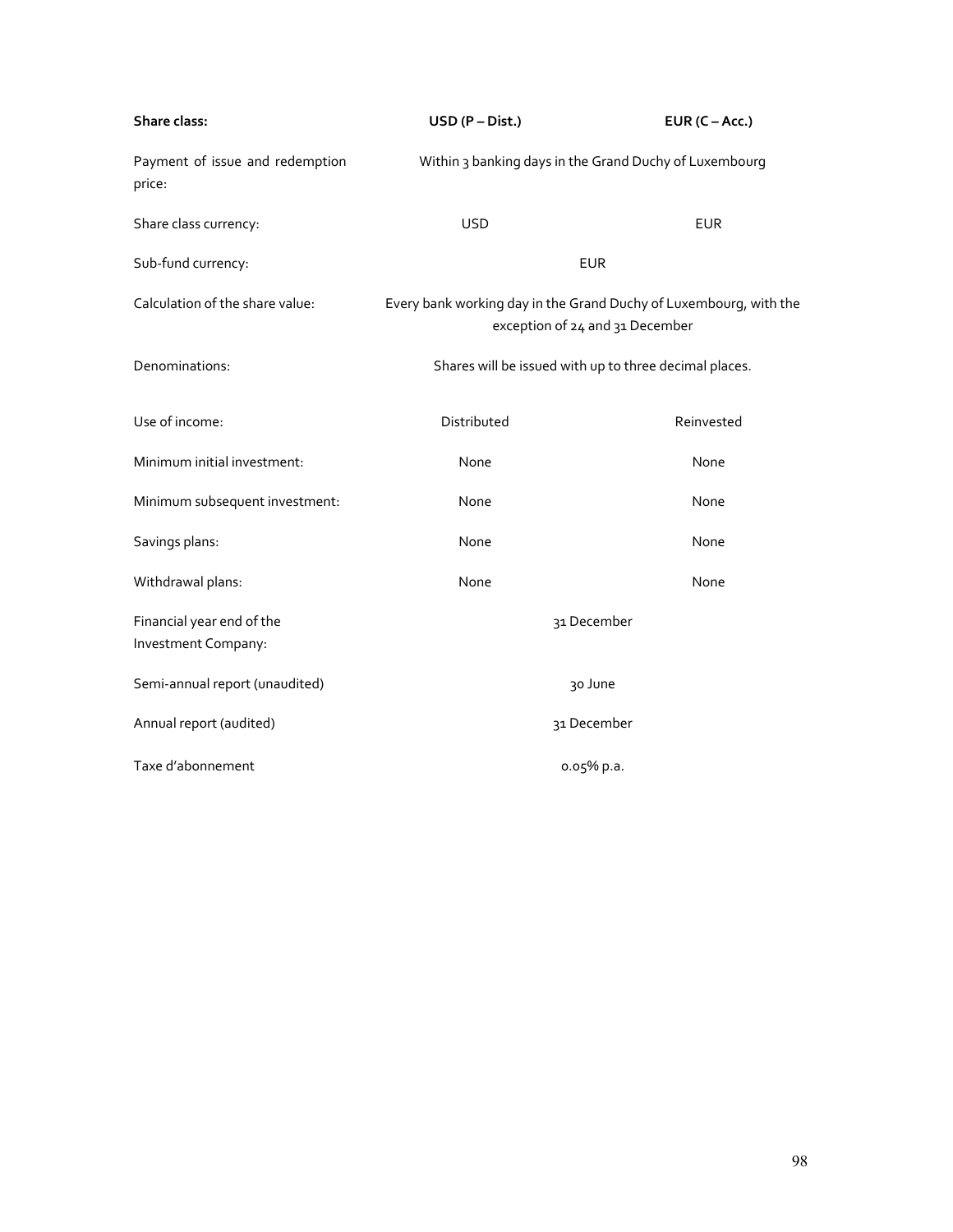| Share class: | USD (P – Dist.) | EUR (C – Acc.) |
|---|---|---|
| Payment of issue and redemption price: | Within 3 banking days in the Grand Duchy of Luxembourg | |
| Share class currency: | USD | EUR |
| Sub-fund currency: | EUR | |
| Calculation of the share value: | Every bank working day in the Grand Duchy of Luxembourg, with the exception of 24 and 31 December | |
| Denominations: | Shares will be issued with up to three decimal places. | |
| Use of income: | Distributed | Reinvested |
| Minimum initial investment: | None | None |
| Minimum subsequent investment: | None | None |
| Savings plans: | None | None |
| Withdrawal plans: | None | None |
| Financial year end of the Investment Company: | 31 December | |
| Semi-annual report (unaudited) | 30 June | |
| Annual report (audited) | 31 December | |
| Taxe d'abonnement | 0.05% p.a. | |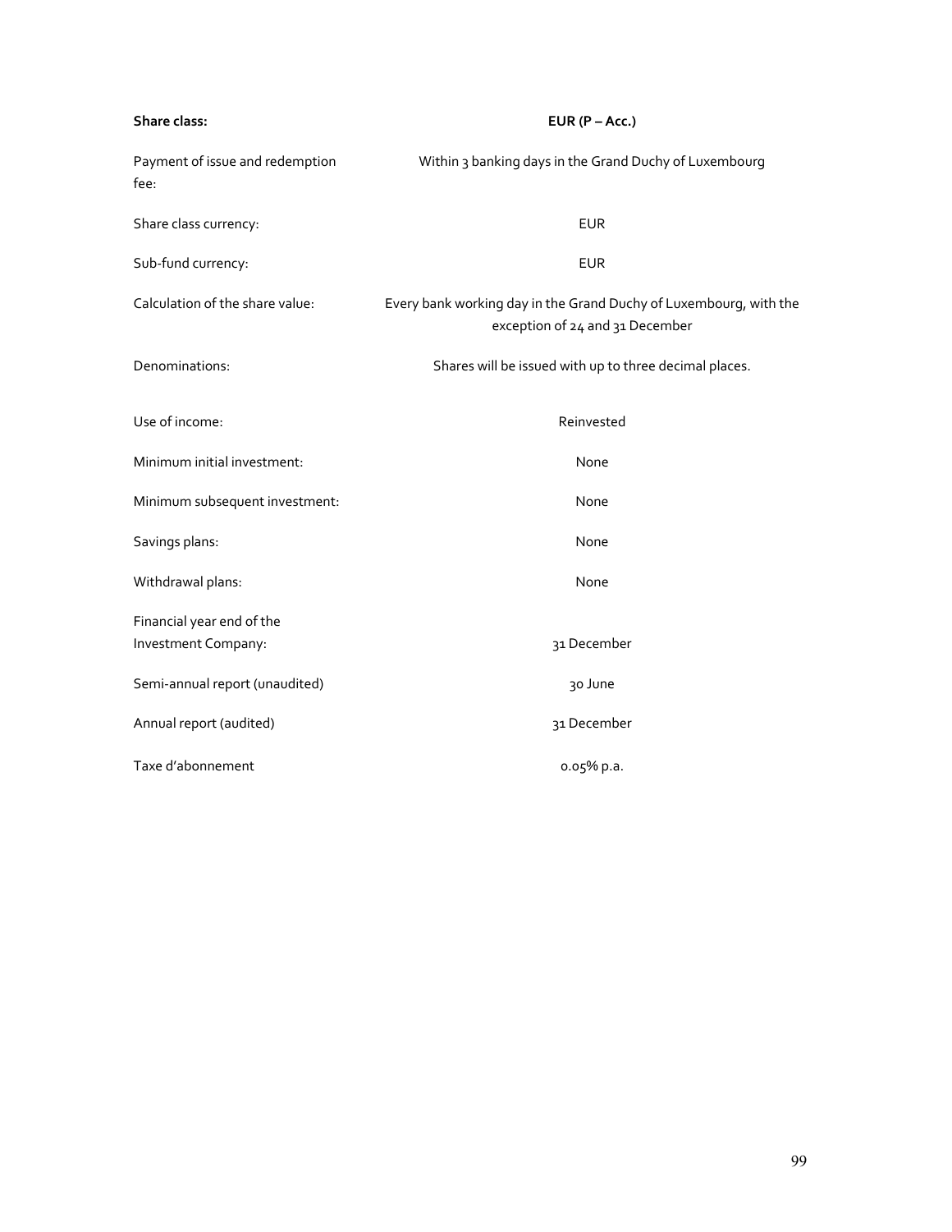| **Share class:** | **EUR (P – Acc.)** |
| --- | --- |
| Payment of issue and redemption fee: | Within 3 banking days in the Grand Duchy of Luxembourg |
| Share class currency: | EUR |
| Sub-fund currency: | EUR |
| Calculation of the share value: | Every bank working day in the Grand Duchy of Luxembourg, with the exception of 24 and 31 December |
| Denominations: | Shares will be issued with up to three decimal places. |
| Use of income: | Reinvested |
| Minimum initial investment: | None |
| Minimum subsequent investment: | None |
| Savings plans: | None |
| Withdrawal plans: | None |
| Financial year end of the Investment Company: | 31 December |
| Semi-annual report (unaudited) | 30 June |
| Annual report (audited) | 31 December |
| Taxe d'abonnement | 0.05% p.a. |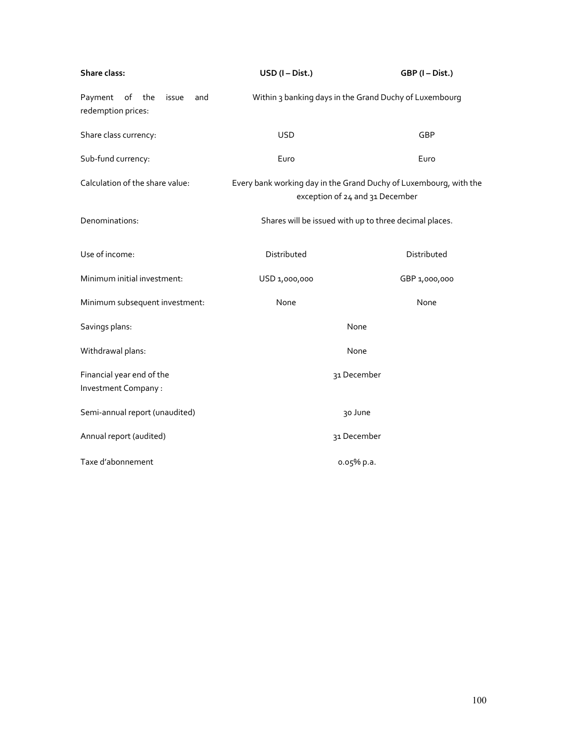| Share class: | USD (I – Dist.) | GBP (I – Dist.) |
|---|---|---|
| Payment of the issue and redemption prices: | Within 3 banking days in the Grand Duchy of Luxembourg | |
| Share class currency: | USD | GBP |
| Sub-fund currency: | Euro | Euro |
| Calculation of the share value: | Every bank working day in the Grand Duchy of Luxembourg, with the exception of 24 and 31 December | |
| Denominations: | Shares will be issued with up to three decimal places. | |
| Use of income: | Distributed | Distributed |
| Minimum initial investment: | USD 1,000,000 | GBP 1,000,000 |
| Minimum subsequent investment: | None | None |
| Savings plans: | None | |
| Withdrawal plans: | None | |
| Financial year end of the Investment Company : | 31 December | |
| Semi-annual report (unaudited) | 30 June | |
| Annual report (audited) | 31 December | |
| Taxe d'abonnement | 0.05% p.a. | |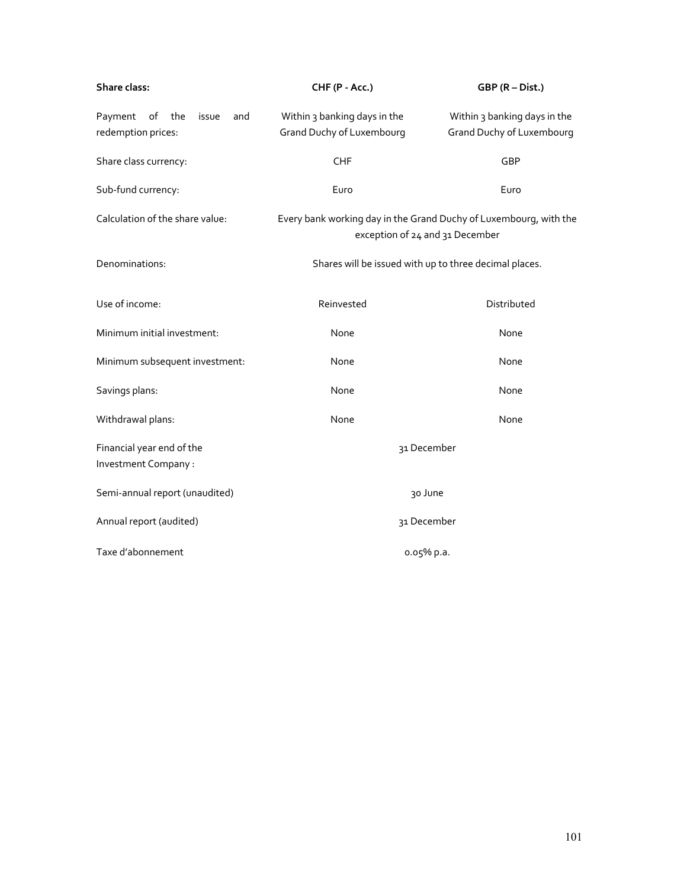| Share class: | CHF (P - Acc.) | GBP (R – Dist.) |
|---|---|---|
| Payment of the issue and redemption prices: | Within 3 banking days in the Grand Duchy of Luxembourg | Within 3 banking days in the Grand Duchy of Luxembourg |
| Share class currency: | CHF | GBP |
| Sub-fund currency: | Euro | Euro |
| Calculation of the share value: | Every bank working day in the Grand Duchy of Luxembourg, with the exception of 24 and 31 December | |
| Denominations: | Shares will be issued with up to three decimal places. | |
| Use of income: | Reinvested | Distributed |
| Minimum initial investment: | None | None |
| Minimum subsequent investment: | None | None |
| Savings plans: | None | None |
| Withdrawal plans: | None | None |
| Financial year end of the Investment Company : | 31 December | |
| Semi-annual report (unaudited) | 30 June | |
| Annual report (audited) | 31 December | |
| Taxe d'abonnement | 0.05% p.a. | |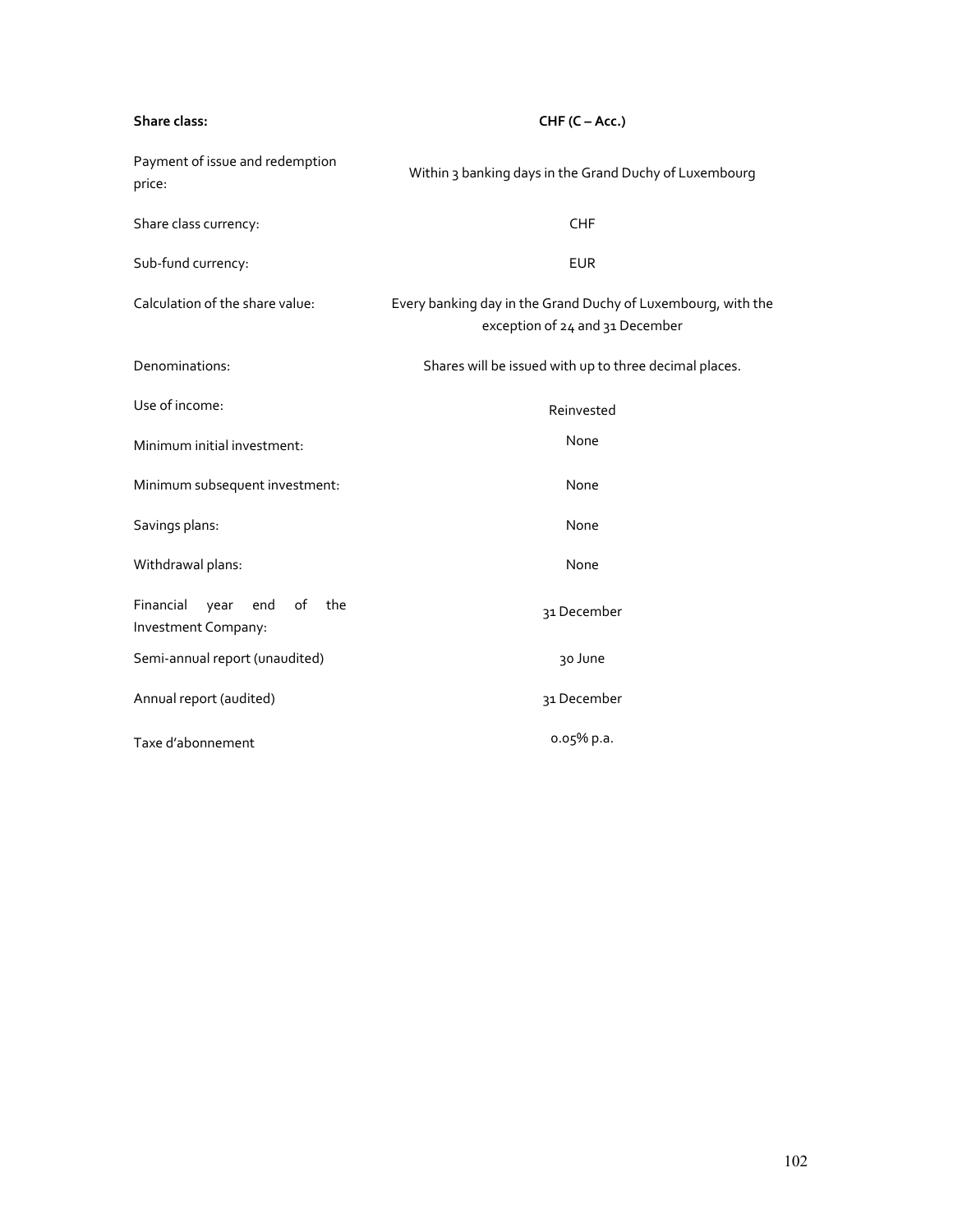| **Share class:** | **CHF (C – Acc.)** |
| --- | --- |
| Payment of issue and redemption price: | Within 3 banking days in the Grand Duchy of Luxembourg |
| Share class currency: | CHF |
| Sub-fund currency: | EUR |
| Calculation of the share value: | Every banking day in the Grand Duchy of Luxembourg, with the exception of 24 and 31 December |
| Denominations: | Shares will be issued with up to three decimal places. |
| Use of income: | Reinvested |
| Minimum initial investment: | None |
| Minimum subsequent investment: | None |
| Savings plans: | None |
| Withdrawal plans: | None |
| Financial year end of the Investment Company: | 31 December |
| Semi-annual report (unaudited) | 30 June |
| Annual report (audited) | 31 December |
| Taxe d'abonnement | 0.05% p.a. |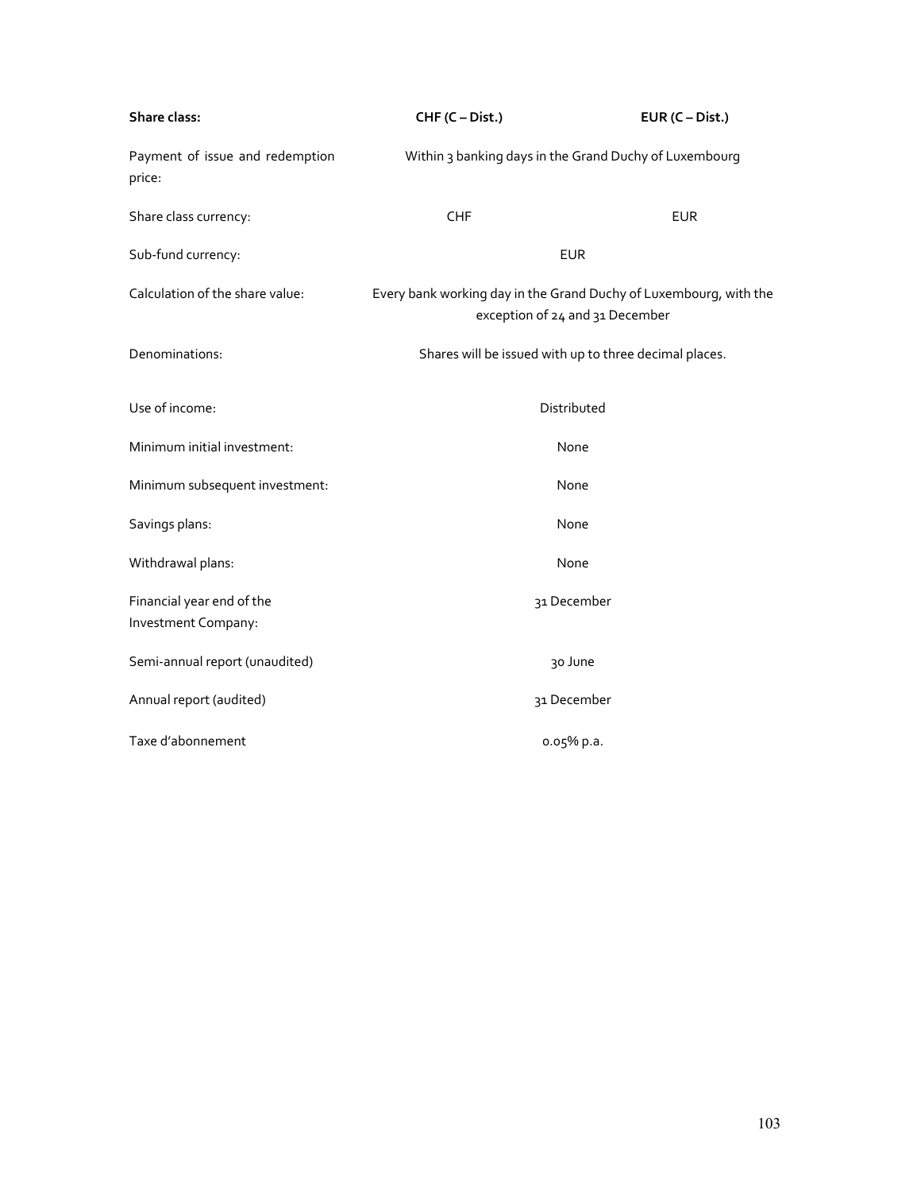| Share class: | CHF (C – Dist.) | EUR (C – Dist.) |
|---|---|---|
| Payment of issue and redemption price: | Within 3 banking days in the Grand Duchy of Luxembourg | |
| Share class currency: | CHF | EUR |
| Sub-fund currency: | EUR | |
| Calculation of the share value: | Every bank working day in the Grand Duchy of Luxembourg, with the exception of 24 and 31 December | |
| Denominations: | Shares will be issued with up to three decimal places. | |
| Use of income: | Distributed | |
| Minimum initial investment: | None | |
| Minimum subsequent investment: | None | |
| Savings plans: | None | |
| Withdrawal plans: | None | |
| Financial year end of the Investment Company: | 31 December | |
| Semi-annual report (unaudited) | 30 June | |
| Annual report (audited) | 31 December | |
| Taxe d'abonnement | 0.05% p.a. | |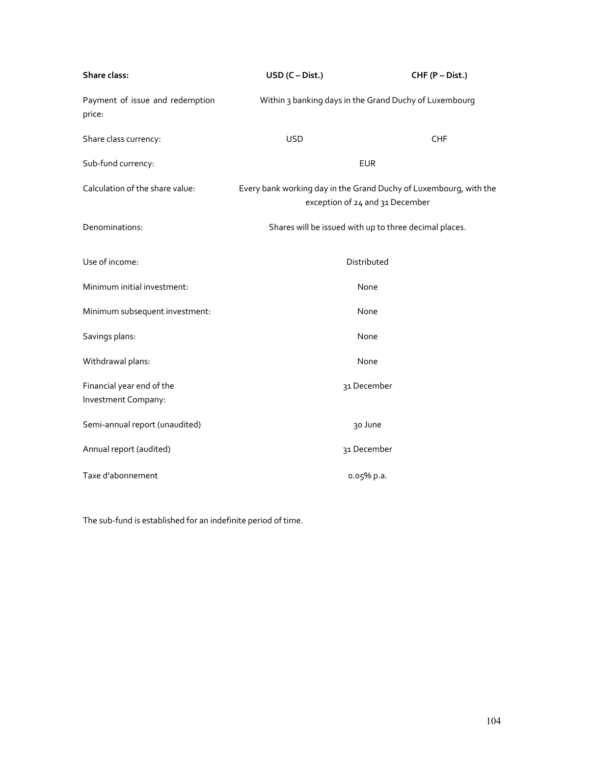| **Share class:** | **USD (C – Dist.)** | **CHF (P – Dist.)** |
|---|---|---|
| Payment of issue and redemption price: | Within 3 banking days in the Grand Duchy of Luxembourg | |
| Share class currency: | USD | CHF |
| Sub-fund currency: | EUR | |
| Calculation of the share value: | Every bank working day in the Grand Duchy of Luxembourg, with the exception of 24 and 31 December | |
| Denominations: | Shares will be issued with up to three decimal places. | |
| Use of income: | Distributed | |
| Minimum initial investment: | None | |
| Minimum subsequent investment: | None | |
| Savings plans: | None | |
| Withdrawal plans: | None | |
| Financial year end of the Investment Company: | 31 December | |
| Semi-annual report (unaudited) | 30 June | |
| Annual report (audited) | 31 December | |
| Taxe d'abonnement | 0.05% p.a. | |

The sub-fund is established for an indefinite period of time.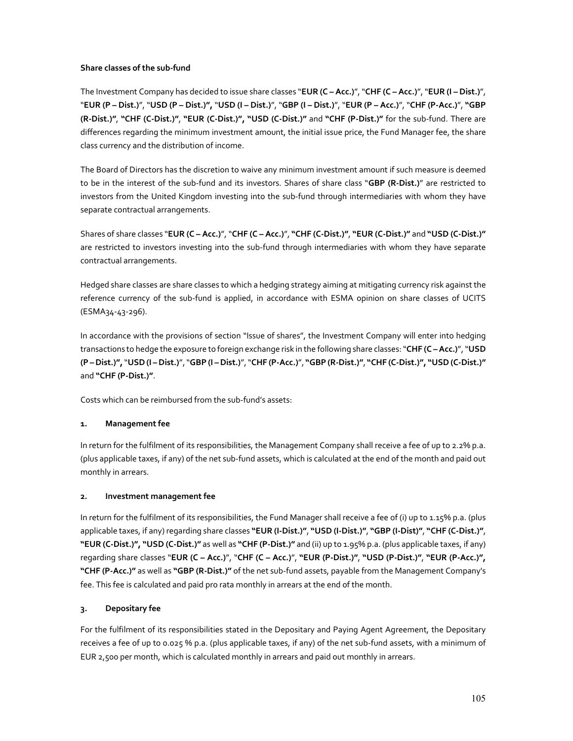**Share classes of the sub-fund**

The Investment Company has decided to issue share classes "**EUR (C – Acc.)**", "**CHF (C – Acc.)**", "**EUR (I – Dist.)**", "**EUR (P – Dist.)**", "**USD (P – Dist.)**", "**USD (I – Dist.)**", "**GBP (I – Dist.)**", "**EUR (P – Acc.)**", "**CHF (P-Acc.)**", **"GBP (R-Dist.)"**, **"CHF (C-Dist.)"**, **"EUR (C-Dist.)"**, **"USD (C-Dist.)"** and **"CHF (P-Dist.)"** for the sub-fund. There are differences regarding the minimum investment amount, the initial issue price, the Fund Manager fee, the share class currency and the distribution of income.

The Board of Directors has the discretion to waive any minimum investment amount if such measure is deemed to be in the interest of the sub-fund and its investors. Shares of share class "**GBP (R-Dist.)**" are restricted to investors from the United Kingdom investing into the sub-fund through intermediaries with whom they have separate contractual arrangements.

Shares of share classes "**EUR (C – Acc.)**", "**CHF (C – Acc.)**", **"CHF (C-Dist.)"**, **"EUR (C-Dist.)"** and **"USD (C-Dist.)"** are restricted to investors investing into the sub-fund through intermediaries with whom they have separate contractual arrangements.

Hedged share classes are share classes to which a hedging strategy aiming at mitigating currency risk against the reference currency of the sub-fund is applied, in accordance with ESMA opinion on share classes of UCITS (ESMA34-43-296).

In accordance with the provisions of section "Issue of shares", the Investment Company will enter into hedging transactions to hedge the exposure to foreign exchange risk in the following share classes: "**CHF (C – Acc.)**", "**USD (P – Dist.)**", "**USD (I – Dist.)**", "**GBP (I – Dist.)**", "**CHF (P-Acc.)**", **"GBP (R-Dist.)"**, **"CHF (C-Dist.)"**, **"USD (C-Dist.)"** and **"CHF (P-Dist.)"**.

Costs which can be reimbursed from the sub-fund's assets:

**1. Management fee**

In return for the fulfilment of its responsibilities, the Management Company shall receive a fee of up to 2.2% p.a. (plus applicable taxes, if any) of the net sub-fund assets, which is calculated at the end of the month and paid out monthly in arrears.

**2. Investment management fee**

In return for the fulfilment of its responsibilities, the Fund Manager shall receive a fee of (i) up to 1.15% p.a. (plus applicable taxes, if any) regarding share classes **"EUR (I-Dist.)"**, **"USD (I-Dist.)"**, **"GBP (I-Dist)"**, **"CHF (C-Dist.)"**, **"EUR (C-Dist.)"**, **"USD (C-Dist.)"** as well as **"CHF (P-Dist.)"** and (ii) up to 1.95% p.a. (plus applicable taxes, if any) regarding share classes "**EUR (C – Acc.)**", "**CHF (C – Acc.)**", **"EUR (P-Dist.)"**, **"USD (P-Dist.)"**, **"EUR (P-Acc.)"**, **"CHF (P-Acc.)"** as well as **"GBP (R-Dist.)"** of the net sub-fund assets, payable from the Management Company's fee. This fee is calculated and paid pro rata monthly in arrears at the end of the month.

**3. Depositary fee**

For the fulfilment of its responsibilities stated in the Depositary and Paying Agent Agreement, the Depositary receives a fee of up to 0.025 % p.a. (plus applicable taxes, if any) of the net sub-fund assets, with a minimum of EUR 2,500 per month, which is calculated monthly in arrears and paid out monthly in arrears.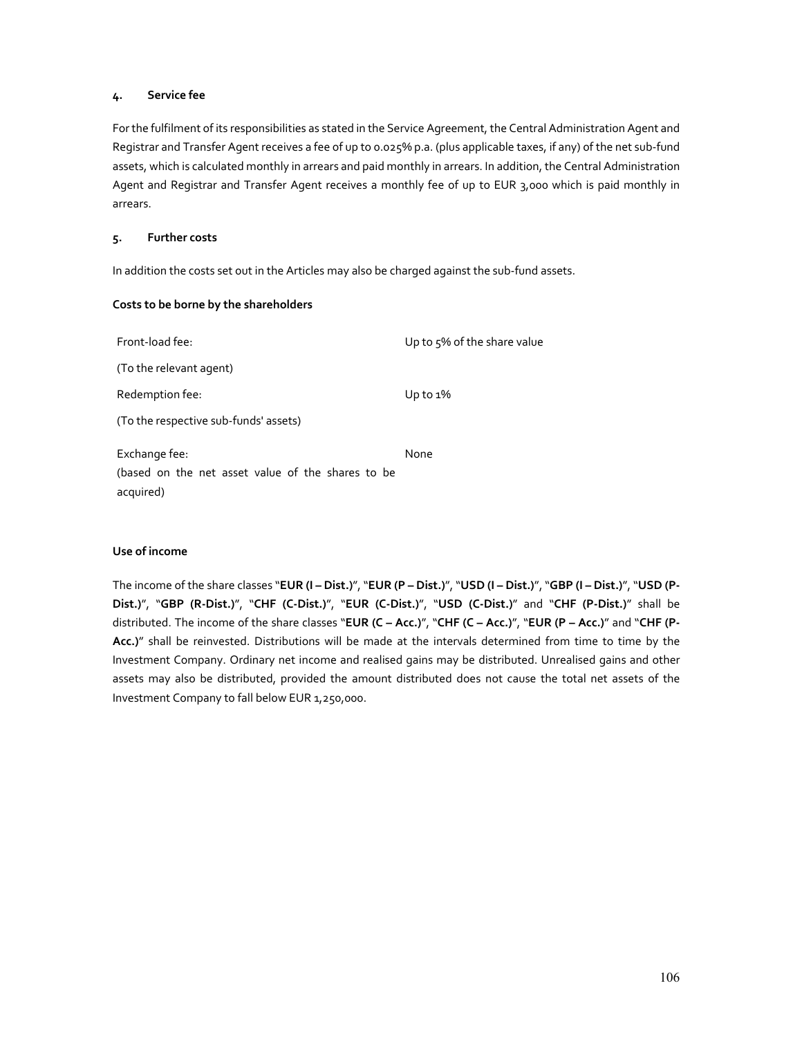#### 4. Service fee

For the fulfilment of its responsibilities as stated in the Service Agreement, the Central Administration Agent and Registrar and Transfer Agent receives a fee of up to 0.025% p.a. (plus applicable taxes, if any) of the net sub-fund assets, which is calculated monthly in arrears and paid monthly in arrears. In addition, the Central Administration Agent and Registrar and Transfer Agent receives a monthly fee of up to EUR 3,000 which is paid monthly in arrears.

#### 5. Further costs

In addition the costs set out in the Articles may also be charged against the sub-fund assets.

**Costs to be borne by the shareholders**

| | |
|---|---|
| Front-load fee:<br>(To the relevant agent) | Up to 5% of the share value |
| Redemption fee:<br>(To the respective sub-funds' assets) | Up to 1% |
| Exchange fee:<br>(based on the net asset value of the shares to be acquired) | None |

**Use of income**

The income of the share classes "**EUR (I – Dist.)**", "**EUR (P – Dist.)**", "**USD (I – Dist.)**", "**GBP (I – Dist.)**", "**USD (P-Dist.)**", "**GBP (R-Dist.)**", "**CHF (C-Dist.)**", "**EUR (C-Dist.)**", "**USD (C-Dist.)**" and "**CHF (P-Dist.)**" shall be distributed. The income of the share classes "**EUR (C – Acc.)**", "**CHF (C – Acc.)**", "**EUR (P – Acc.)**" and "**CHF (P-Acc.)**" shall be reinvested. Distributions will be made at the intervals determined from time to time by the Investment Company. Ordinary net income and realised gains may be distributed. Unrealised gains and other assets may also be distributed, provided the amount distributed does not cause the total net assets of the Investment Company to fall below EUR 1,250,000.